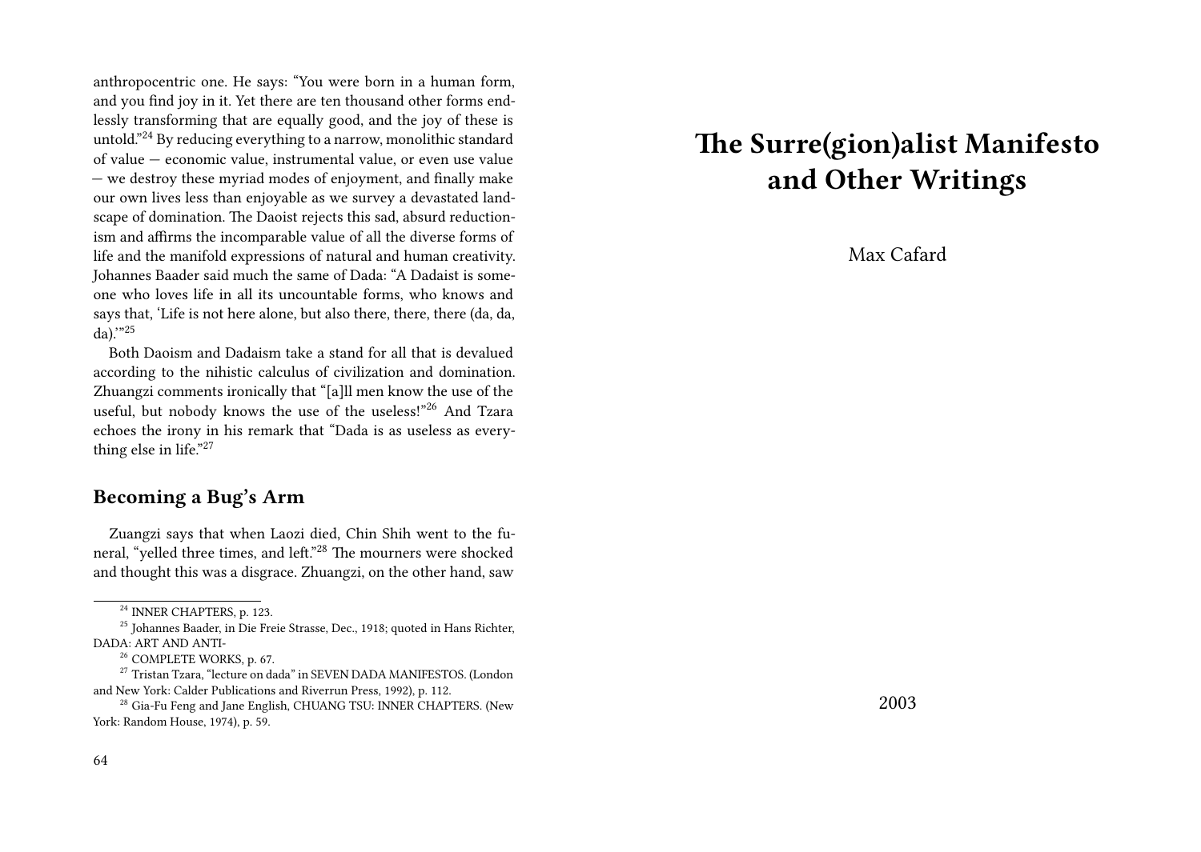anthropocentric one. He says: "You were born in a human form, and you find joy in it. Yet there are ten thousand other forms endlessly transforming that are equally good, and the joy of these is untold."[24] By reducing everything to a narrow, monolithic standard of value — economic value, instrumental value, or even use value — we destroy these myriad modes of enjoyment, and finally make our own lives less than enjoyable as we survey a devastated landscape of domination. The Daoist rejects this sad, absurd reductionism and affirms the incomparable value of all the diverse forms of life and the manifold expressions of natural and human creativity. Johannes Baader said much the same of Dada: "A Dadaist is someone who loves life in all its uncountable forms, who knows and says that, 'Life is not here alone, but also there, there, there (da, da, da).'"[25]

Both Daoism and Dadaism take a stand for all that is devalued according to the nihistic calculus of civilization and domination. Zhuangzi comments ironically that "[a]ll men know the use of the useful, but nobody knows the use of the useless!"[26] And Tzara echoes the irony in his remark that "Dada is as useless as everything else in life."[27]

## Becoming a Bug's Arm

Zuangzi says that when Laozi died, Chin Shih went to the funeral, "yelled three times, and left."[28] The mourners were shocked and thought this was a disgrace. Zhuangzi, on the other hand, saw

[24] INNER CHAPTERS, p. 123.

[25] Johannes Baader, in Die Freie Strasse, Dec., 1918; quoted in Hans Richter, DADA: ART AND ANTI-

[26] COMPLETE WORKS, p. 67.

[27] Tristan Tzara, "lecture on dada" in SEVEN DADA MANIFESTOS. (London and New York: Calder Publications and Riverrun Press, 1992), p. 112.

[28] Gia-Fu Feng and Jane English, CHUANG TSU: INNER CHAPTERS. (New York: Random House, 1974), p. 59.

# The Surre(gion)alist Manifesto and Other Writings

Max Cafard

2003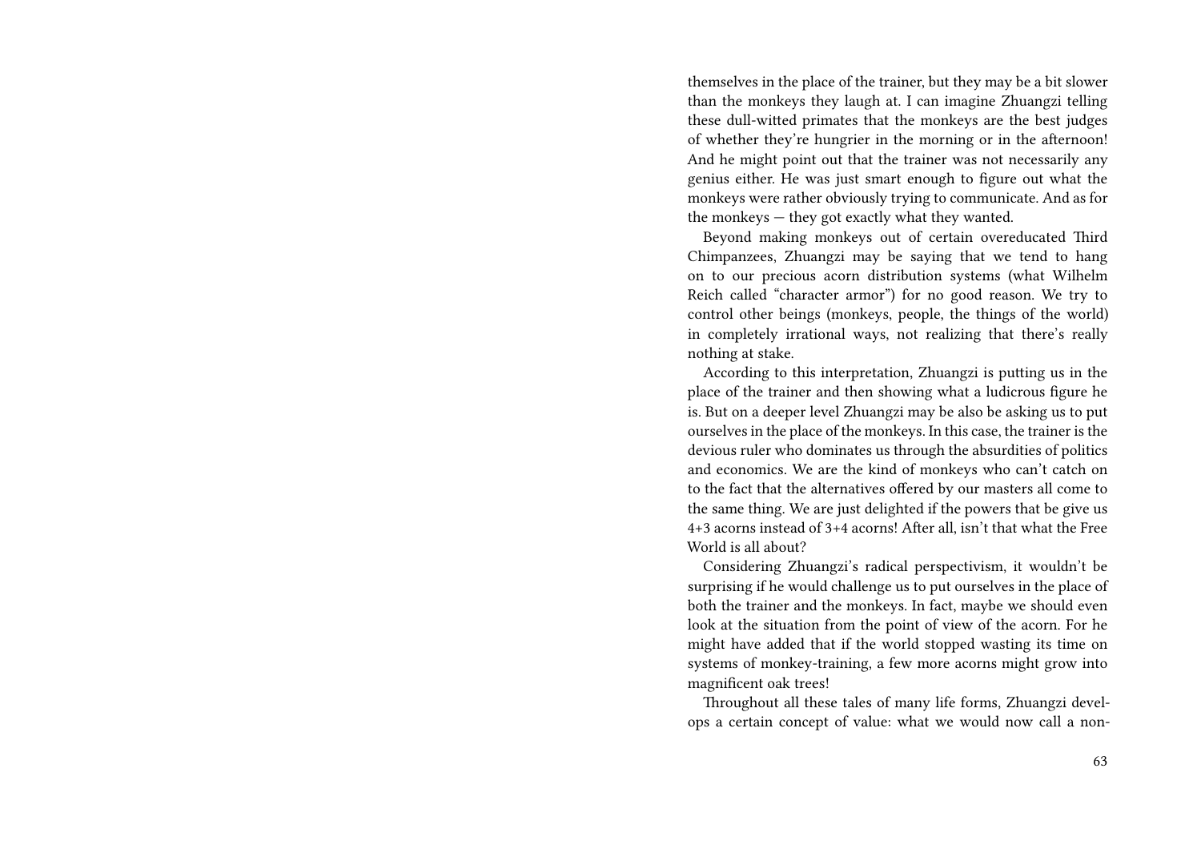themselves in the place of the trainer, but they may be a bit slower than the monkeys they laugh at. I can imagine Zhuangzi telling these dull-witted primates that the monkeys are the best judges of whether they're hungrier in the morning or in the afternoon! And he might point out that the trainer was not necessarily any genius either. He was just smart enough to figure out what the monkeys were rather obviously trying to communicate. And as for the monkeys — they got exactly what they wanted.

Beyond making monkeys out of certain overeducated Third Chimpanzees, Zhuangzi may be saying that we tend to hang on to our precious acorn distribution systems (what Wilhelm Reich called "character armor") for no good reason. We try to control other beings (monkeys, people, the things of the world) in completely irrational ways, not realizing that there's really nothing at stake.

According to this interpretation, Zhuangzi is putting us in the place of the trainer and then showing what a ludicrous figure he is. But on a deeper level Zhuangzi may be also be asking us to put ourselves in the place of the monkeys. In this case, the trainer is the devious ruler who dominates us through the absurdities of politics and economics. We are the kind of monkeys who can't catch on to the fact that the alternatives offered by our masters all come to the same thing. We are just delighted if the powers that be give us 4+3 acorns instead of 3+4 acorns! After all, isn't that what the Free World is all about?

Considering Zhuangzi's radical perspectivism, it wouldn't be surprising if he would challenge us to put ourselves in the place of both the trainer and the monkeys. In fact, maybe we should even look at the situation from the point of view of the acorn. For he might have added that if the world stopped wasting its time on systems of monkey-training, a few more acorns might grow into magnificent oak trees!

Throughout all these tales of many life forms, Zhuangzi develops a certain concept of value: what we would now call a non-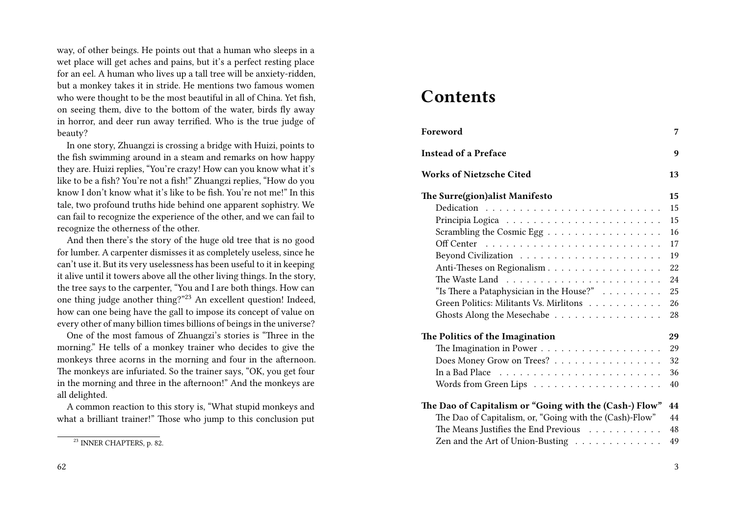way, of other beings. He points out that a human who sleeps in a wet place will get aches and pains, but it's a perfect resting place for an eel. A human who lives up a tall tree will be anxiety-ridden, but a monkey takes it in stride. He mentions two famous women who were thought to be the most beautiful in all of China. Yet fish, on seeing them, dive to the bottom of the water, birds fly away in horror, and deer run away terrified. Who is the true judge of beauty?

In one story, Zhuangzi is crossing a bridge with Huizi, points to the fish swimming around in a steam and remarks on how happy they are. Huizi replies, "You're crazy! How can you know what it's like to be a fish? You're not a fish!" Zhuangzi replies, "How do you know I don't know what it's like to be fish. You're not me!" In this tale, two profound truths hide behind one apparent sophistry. We can fail to recognize the experience of the other, and we can fail to recognize the otherness of the other.

And then there's the story of the huge old tree that is no good for lumber. A carpenter dismisses it as completely useless, since he can't use it. But its very uselessness has been useful to it in keeping it alive until it towers above all the other living things. In the story, the tree says to the carpenter, "You and I are both things. How can one thing judge another thing?"[23] An excellent question! Indeed, how can one being have the gall to impose its concept of value on every other of many billion times billions of beings in the universe?

One of the most famous of Zhuangzi's stories is "Three in the morning." He tells of a monkey trainer who decides to give the monkeys three acorns in the morning and four in the afternoon. The monkeys are infuriated. So the trainer says, "OK, you get four in the morning and three in the afternoon!" And the monkeys are all delighted.

A common reaction to this story is, "What stupid monkeys and what a brilliant trainer!" Those who jump to this conclusion put

[23] INNER CHAPTERS, p. 82.

# Contents

| | |
|---|---|
| **Foreword** | **7** |
| **Instead of a Preface** | **9** |
| **Works of Nietzsche Cited** | **13** |
| **The Surre(gion)alist Manifesto** | **15** |
| Dedication | 15 |
| Principia Logica | 15 |
| Scrambling the Cosmic Egg | 16 |
| Off Center | 17 |
| Beyond Civilization | 19 |
| Anti-Theses on Regionalism | 22 |
| The Waste Land | 24 |
| "Is There a Pataphysician in the House?" | 25 |
| Green Politics: Militants Vs. Mirlitons | 26 |
| Ghosts Along the Mesechabe | 28 |
| **The Politics of the Imagination** | **29** |
| The Imagination in Power | 29 |
| Does Money Grow on Trees? | 32 |
| In a Bad Place | 36 |
| Words from Green Lips | 40 |
| **The Dao of Capitalism or "Going with the (Cash-) Flow"** | **44** |
| The Dao of Capitalism, or, "Going with the (Cash)-Flow" | 44 |
| The Means Justifies the End Previous | 48 |
| Zen and the Art of Union-Busting | 49 |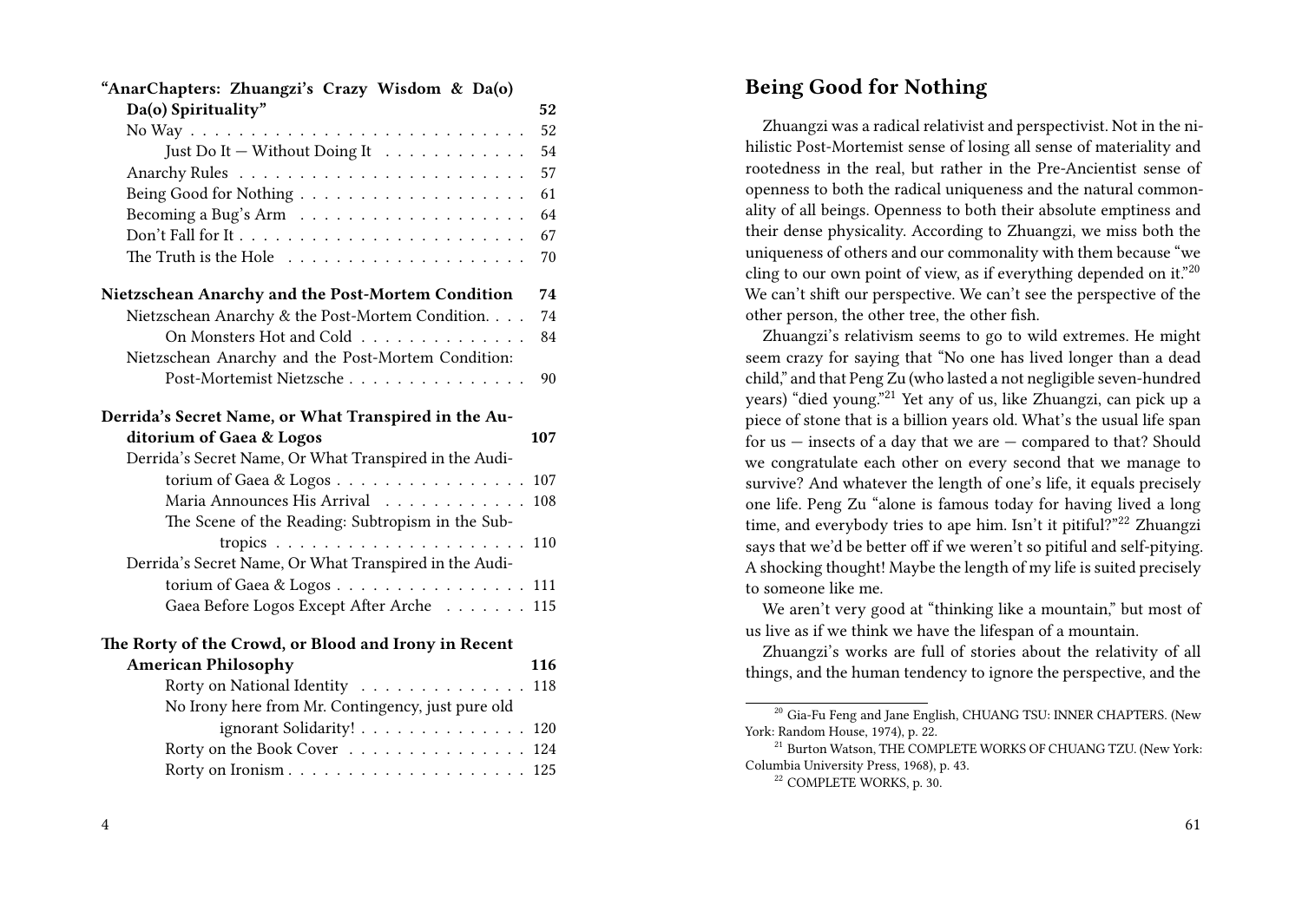"AnarChapters: Zhuangzi's Crazy Wisdom & Da(o) Da(o) Spirituality" 52
- No Way 52
  - Just Do It — Without Doing It 54
- Anarchy Rules 57
- Being Good for Nothing 61
- Becoming a Bug's Arm 64
- Don't Fall for It 67
- The Truth is the Hole 70

**Nietzschean Anarchy and the Post-Mortem Condition** 74
- Nietzschean Anarchy & the Post-Mortem Condition. 74
  - On Monsters Hot and Cold 84
- Nietzschean Anarchy and the Post-Mortem Condition: Post-Mortemist Nietzsche 90

**Derrida's Secret Name, or What Transpired in the Auditorium of Gaea & Logos** 107
- Derrida's Secret Name, Or What Transpired in the Auditorium of Gaea & Logos 107
  - Maria Announces His Arrival 108
  - The Scene of the Reading: Subtropism in the Subtropics 110
- Derrida's Secret Name, Or What Transpired in the Auditorium of Gaea & Logos 111
  - Gaea Before Logos Except After Arche 115

**The Rorty of the Crowd, or Blood and Irony in Recent American Philosophy** 116
- Rorty on National Identity 118
- No Irony here from Mr. Contingency, just pure old ignorant Solidarity! 120
- Rorty on the Book Cover 124
- Rorty on Ironism 125

## Being Good for Nothing

Zhuangzi was a radical relativist and perspectivist. Not in the nihilistic Post-Mortemist sense of losing all sense of materiality and rootedness in the real, but rather in the Pre-Ancientist sense of openness to both the radical uniqueness and the natural commonality of all beings. Openness to both their absolute emptiness and their dense physicality. According to Zhuangzi, we miss both the uniqueness of others and our commonality with them because "we cling to our own point of view, as if everything depended on it."[20] We can't shift our perspective. We can't see the perspective of the other person, the other tree, the other fish.

Zhuangzi's relativism seems to go to wild extremes. He might seem crazy for saying that "No one has lived longer than a dead child," and that Peng Zu (who lasted a not negligible seven-hundred years) "died young."[21] Yet any of us, like Zhuangzi, can pick up a piece of stone that is a billion years old. What's the usual life span for us — insects of a day that we are — compared to that? Should we congratulate each other on every second that we manage to survive? And whatever the length of one's life, it equals precisely one life. Peng Zu "alone is famous today for having lived a long time, and everybody tries to ape him. Isn't it pitiful?"[22] Zhuangzi says that we'd be better off if we weren't so pitiful and self-pitying. A shocking thought! Maybe the length of my life is suited precisely to someone like me.

We aren't very good at "thinking like a mountain," but most of us live as if we think we have the lifespan of a mountain.

Zhuangzi's works are full of stories about the relativity of all things, and the human tendency to ignore the perspective, and the

---

[20] Gia-Fu Feng and Jane English, CHUANG TSU: INNER CHAPTERS. (New York: Random House, 1974), p. 22.

[21] Burton Watson, THE COMPLETE WORKS OF CHUANG TZU. (New York: Columbia University Press, 1968), p. 43.

[22] COMPLETE WORKS, p. 30.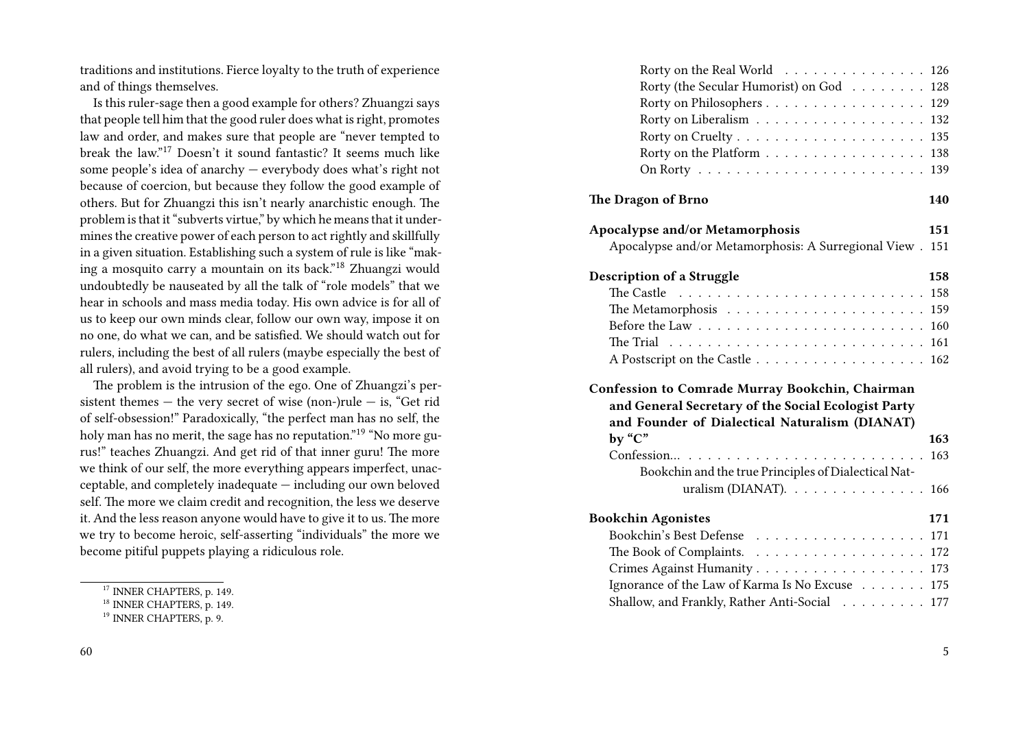traditions and institutions. Fierce loyalty to the truth of experience and of things themselves.

Is this ruler-sage then a good example for others? Zhuangzi says that people tell him that the good ruler does what is right, promotes law and order, and makes sure that people are "never tempted to break the law."[17] Doesn't it sound fantastic? It seems much like some people's idea of anarchy — everybody does what's right not because of coercion, but because they follow the good example of others. But for Zhuangzi this isn't nearly anarchistic enough. The problem is that it "subverts virtue," by which he means that it undermines the creative power of each person to act rightly and skillfully in a given situation. Establishing such a system of rule is like "making a mosquito carry a mountain on its back."[18] Zhuangzi would undoubtedly be nauseated by all the talk of "role models" that we hear in schools and mass media today. His own advice is for all of us to keep our own minds clear, follow our own way, impose it on no one, do what we can, and be satisfied. We should watch out for rulers, including the best of all rulers (maybe especially the best of all rulers), and avoid trying to be a good example.

The problem is the intrusion of the ego. One of Zhuangzi's persistent themes — the very secret of wise (non-)rule — is, "Get rid of self-obsession!" Paradoxically, "the perfect man has no self, the holy man has no merit, the sage has no reputation."[19] "No more gurus!" teaches Zhuangzi. And get rid of that inner guru! The more we think of our self, the more everything appears imperfect, unacceptable, and completely inadequate — including our own beloved self. The more we claim credit and recognition, the less we deserve it. And the less reason anyone would have to give it to us. The more we try to become heroic, self-asserting "individuals" the more we become pitiful puppets playing a ridiculous role.

[17] INNER CHAPTERS, p. 149.
[18] INNER CHAPTERS, p. 149.
[19] INNER CHAPTERS, p. 9.

- Rorty on the Real World . . . . . . . . . . . . . . . 126
- Rorty (the Secular Humorist) on God . . . . . . . . 128
- Rorty on Philosophers . . . . . . . . . . . . . . . . . 129
- Rorty on Liberalism . . . . . . . . . . . . . . . . . . 132
- Rorty on Cruelty . . . . . . . . . . . . . . . . . . . . 135
- Rorty on the Platform . . . . . . . . . . . . . . . . . 138
- On Rorty . . . . . . . . . . . . . . . . . . . . . . . . 139

**The Dragon of Brno** 140

**Apocalypse and/or Metamorphosis** 151
- Apocalypse and/or Metamorphosis: A Surregional View . 151

**Description of a Struggle** 158
- The Castle . . . . . . . . . . . . . . . . . . . . . . . 158
- The Metamorphosis . . . . . . . . . . . . . . . . . . . 159
- Before the Law . . . . . . . . . . . . . . . . . . . . . 160
- The Trial . . . . . . . . . . . . . . . . . . . . . . . . 161
- A Postscript on the Castle . . . . . . . . . . . . . . . 162

**Confession to Comrade Murray Bookchin, Chairman and General Secretary of the Social Ecologist Party and Founder of Dialectical Naturalism (DIANAT) by "C"** 163
- Confession… . . . . . . . . . . . . . . . . . . . . . . 163
  - Bookchin and the true Principles of Dialectical Naturalism (DIANAT). . . . . . . . . . . . . . . 166

**Bookchin Agonistes** 171
- Bookchin's Best Defense . . . . . . . . . . . . . . . . 171
- The Book of Complaints. . . . . . . . . . . . . . . . . 172
- Crimes Against Humanity . . . . . . . . . . . . . . . . 173
- Ignorance of the Law of Karma Is No Excuse . . . . . . 175
- Shallow, and Frankly, Rather Anti-Social . . . . . . . 177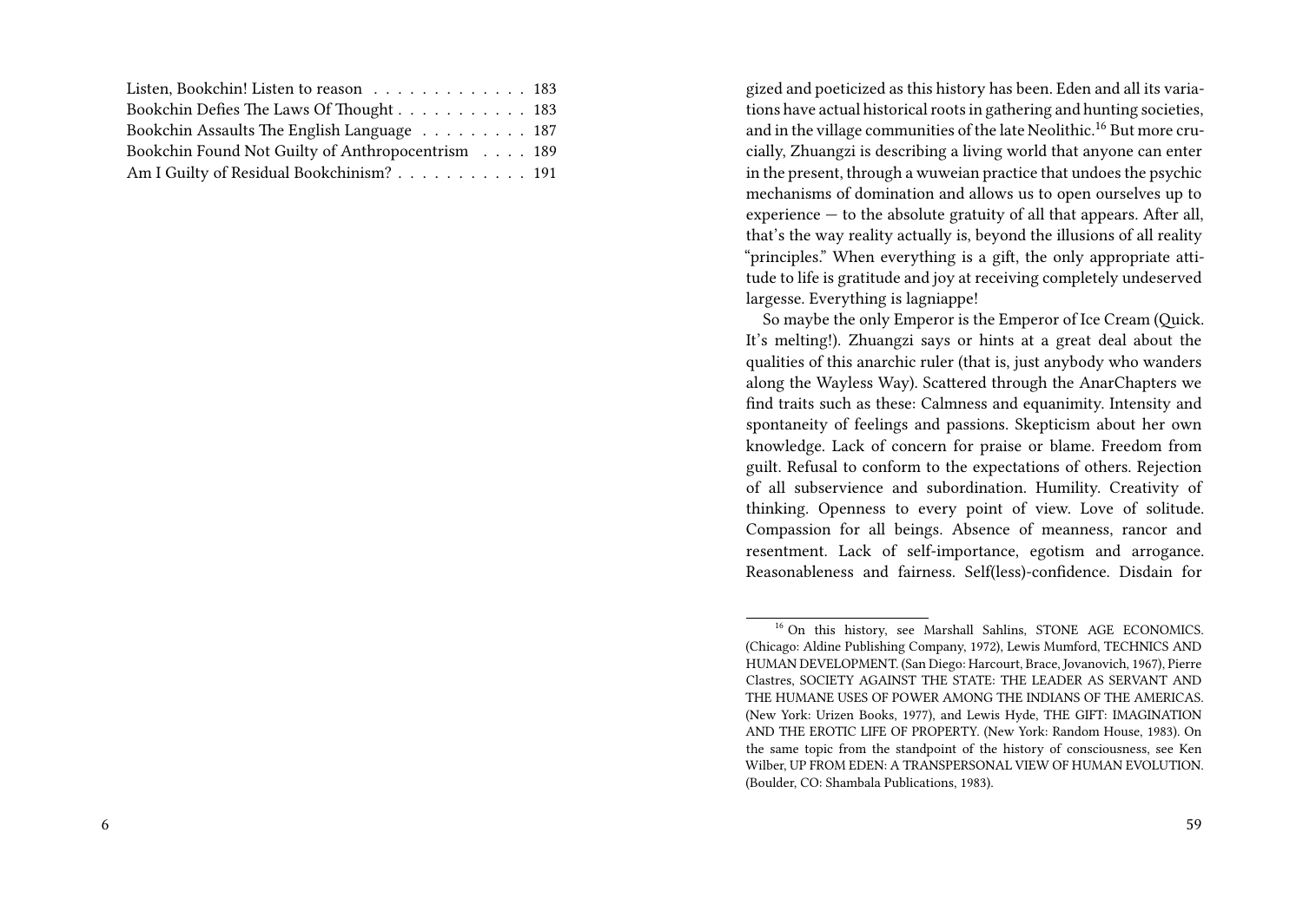| | |
|---|---|
| Listen, Bookchin! Listen to reason | 183 |
| Bookchin Defies The Laws Of Thought | 183 |
| Bookchin Assaults The English Language | 187 |
| Bookchin Found Not Guilty of Anthropocentrism | 189 |
| Am I Guilty of Residual Bookchinism? | 191 |

gized and poeticized as this history has been. Eden and all its variations have actual historical roots in gathering and hunting societies, and in the village communities of the late Neolithic.[16] But more crucially, Zhuangzi is describing a living world that anyone can enter in the present, through a wuweian practice that undoes the psychic mechanisms of domination and allows us to open ourselves up to experience — to the absolute gratuity of all that appears. After all, that's the way reality actually is, beyond the illusions of all reality "principles." When everything is a gift, the only appropriate attitude to life is gratitude and joy at receiving completely undeserved largesse. Everything is lagniappe!

So maybe the only Emperor is the Emperor of Ice Cream (Quick. It's melting!). Zhuangzi says or hints at a great deal about the qualities of this anarchic ruler (that is, just anybody who wanders along the Wayless Way). Scattered through the AnarChapters we find traits such as these: Calmness and equanimity. Intensity and spontaneity of feelings and passions. Skepticism about her own knowledge. Lack of concern for praise or blame. Freedom from guilt. Refusal to conform to the expectations of others. Rejection of all subservience and subordination. Humility. Creativity of thinking. Openness to every point of view. Love of solitude. Compassion for all beings. Absence of meanness, rancor and resentment. Lack of self-importance, egotism and arrogance. Reasonableness and fairness. Self(less)-confidence. Disdain for

[16] On this history, see Marshall Sahlins, STONE AGE ECONOMICS. (Chicago: Aldine Publishing Company, 1972), Lewis Mumford, TECHNICS AND HUMAN DEVELOPMENT. (San Diego: Harcourt, Brace, Jovanovich, 1967), Pierre Clastres, SOCIETY AGAINST THE STATE: THE LEADER AS SERVANT AND THE HUMANE USES OF POWER AMONG THE INDIANS OF THE AMERICAS. (New York: Urizen Books, 1977), and Lewis Hyde, THE GIFT: IMAGINATION AND THE EROTIC LIFE OF PROPERTY. (New York: Random House, 1983). On the same topic from the standpoint of the history of consciousness, see Ken Wilber, UP FROM EDEN: A TRANSPERSONAL VIEW OF HUMAN EVOLUTION. (Boulder, CO: Shambala Publications, 1983).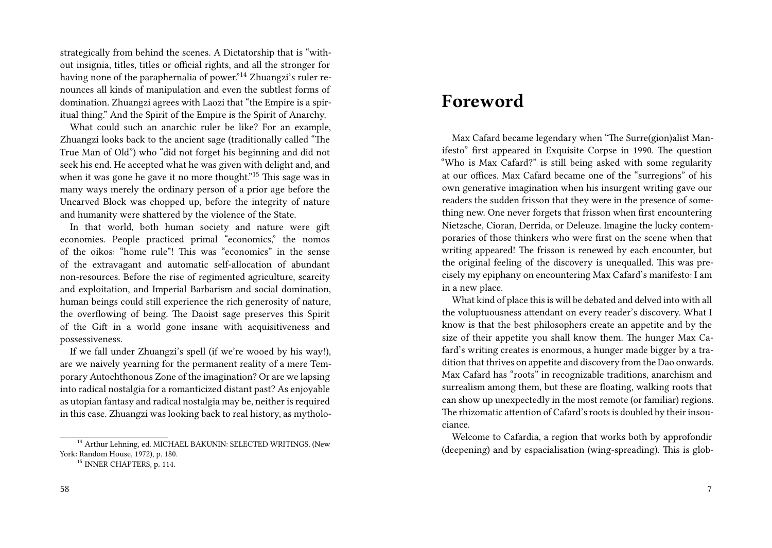strategically from behind the scenes. A Dictatorship that is "without insignia, titles, titles or official rights, and all the stronger for having none of the paraphernalia of power."[14] Zhuangzi's ruler renounces all kinds of manipulation and even the subtlest forms of domination. Zhuangzi agrees with Laozi that "the Empire is a spiritual thing." And the Spirit of the Empire is the Spirit of Anarchy.

What could such an anarchic ruler be like? For an example, Zhuangzi looks back to the ancient sage (traditionally called "The True Man of Old") who "did not forget his beginning and did not seek his end. He accepted what he was given with delight and, and when it was gone he gave it no more thought."[15] This sage was in many ways merely the ordinary person of a prior age before the Uncarved Block was chopped up, before the integrity of nature and humanity were shattered by the violence of the State.

In that world, both human society and nature were gift economies. People practiced primal "economics," the nomos of the oikos: "home rule"! This was "economics" in the sense of the extravagant and automatic self-allocation of abundant non-resources. Before the rise of regimented agriculture, scarcity and exploitation, and Imperial Barbarism and social domination, human beings could still experience the rich generosity of nature, the overflowing of being. The Daoist sage preserves this Spirit of the Gift in a world gone insane with acquisitiveness and possessiveness.

If we fall under Zhuangzi's spell (if we're wooed by his way!), are we naively yearning for the permanent reality of a mere Temporary Autochthonous Zone of the imagination? Or are we lapsing into radical nostalgia for a romanticized distant past? As enjoyable as utopian fantasy and radical nostalgia may be, neither is required in this case. Zhuangzi was looking back to real history, as mytholo-

[14] Arthur Lehning, ed. MICHAEL BAKUNIN: SELECTED WRITINGS. (New York: Random House, 1972), p. 180.

[15] INNER CHAPTERS, p. 114.

# Foreword

Max Cafard became legendary when "The Surre(gion)alist Manifesto" first appeared in Exquisite Corpse in 1990. The question "Who is Max Cafard?" is still being asked with some regularity at our offices. Max Cafard became one of the "surregions" of his own generative imagination when his insurgent writing gave our readers the sudden frisson that they were in the presence of something new. One never forgets that frisson when first encountering Nietzsche, Cioran, Derrida, or Deleuze. Imagine the lucky contemporaries of those thinkers who were first on the scene when that writing appeared! The frisson is renewed by each encounter, but the original feeling of the discovery is unequalled. This was precisely my epiphany on encountering Max Cafard's manifesto: I am in a new place.

What kind of place this is will be debated and delved into with all the voluptuousness attendant on every reader's discovery. What I know is that the best philosophers create an appetite and by the size of their appetite you shall know them. The hunger Max Cafard's writing creates is enormous, a hunger made bigger by a tradition that thrives on appetite and discovery from the Dao onwards. Max Cafard has "roots" in recognizable traditions, anarchism and surrealism among them, but these are floating, walking roots that can show up unexpectedly in the most remote (or familiar) regions. The rhizomatic attention of Cafard's roots is doubled by their insouciance.

Welcome to Cafardia, a region that works both by approfondir (deepening) and by espacialisation (wing-spreading). This is glob-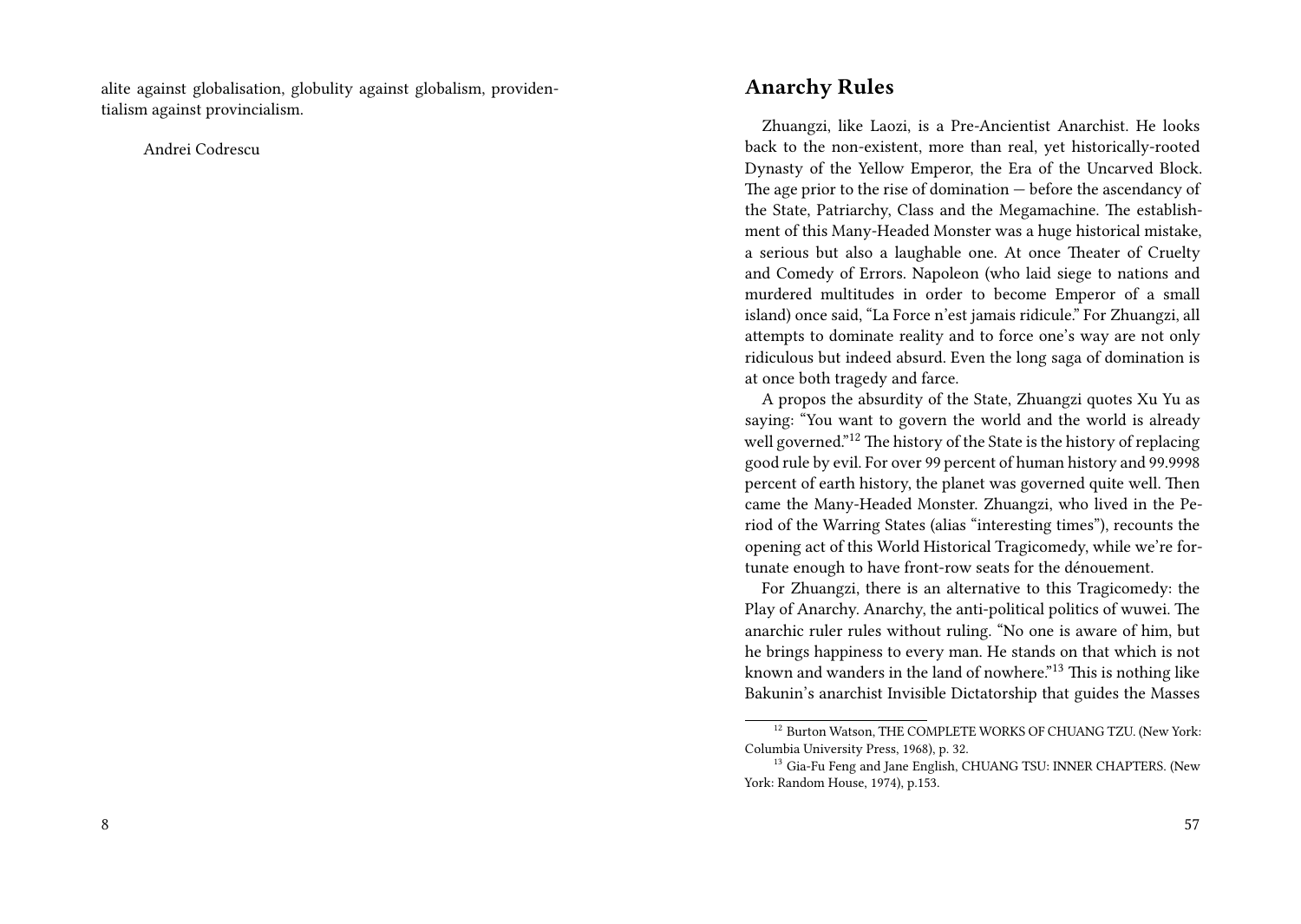alite against globalisation, globulity against globalism, providentialism against provincialism.

Andrei Codrescu

## Anarchy Rules

Zhuangzi, like Laozi, is a Pre-Ancientist Anarchist. He looks back to the non-existent, more than real, yet historically-rooted Dynasty of the Yellow Emperor, the Era of the Uncarved Block. The age prior to the rise of domination — before the ascendancy of the State, Patriarchy, Class and the Megamachine. The establishment of this Many-Headed Monster was a huge historical mistake, a serious but also a laughable one. At once Theater of Cruelty and Comedy of Errors. Napoleon (who laid siege to nations and murdered multitudes in order to become Emperor of a small island) once said, "La Force n'est jamais ridicule." For Zhuangzi, all attempts to dominate reality and to force one's way are not only ridiculous but indeed absurd. Even the long saga of domination is at once both tragedy and farce.

A propos the absurdity of the State, Zhuangzi quotes Xu Yu as saying: "You want to govern the world and the world is already well governed."[12] The history of the State is the history of replacing good rule by evil. For over 99 percent of human history and 99.9998 percent of earth history, the planet was governed quite well. Then came the Many-Headed Monster. Zhuangzi, who lived in the Period of the Warring States (alias "interesting times"), recounts the opening act of this World Historical Tragicomedy, while we're fortunate enough to have front-row seats for the dénouement.

For Zhuangzi, there is an alternative to this Tragicomedy: the Play of Anarchy. Anarchy, the anti-political politics of wuwei. The anarchic ruler rules without ruling. "No one is aware of him, but he brings happiness to every man. He stands on that which is not known and wanders in the land of nowhere."[13] This is nothing like Bakunin's anarchist Invisible Dictatorship that guides the Masses

[12] Burton Watson, THE COMPLETE WORKS OF CHUANG TZU. (New York: Columbia University Press, 1968), p. 32.

[13] Gia-Fu Feng and Jane English, CHUANG TSU: INNER CHAPTERS. (New York: Random House, 1974), p.153.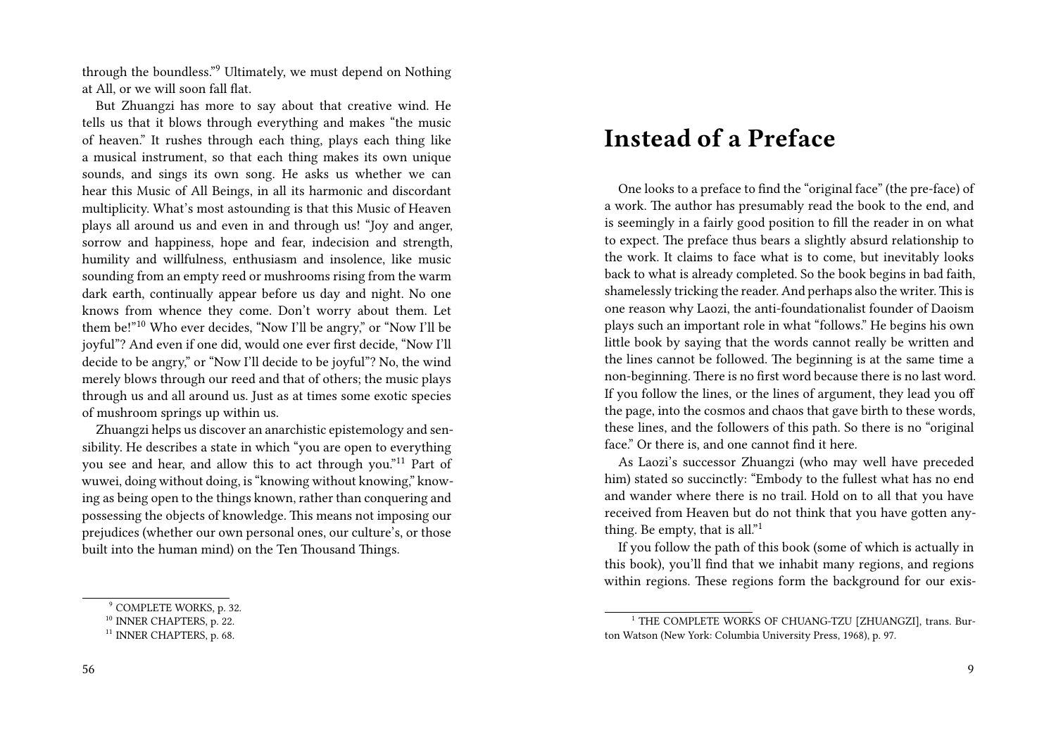through the boundless."[9] Ultimately, we must depend on Nothing at All, or we will soon fall flat.

But Zhuangzi has more to say about that creative wind. He tells us that it blows through everything and makes "the music of heaven." It rushes through each thing, plays each thing like a musical instrument, so that each thing makes its own unique sounds, and sings its own song. He asks us whether we can hear this Music of All Beings, in all its harmonic and discordant multiplicity. What's most astounding is that this Music of Heaven plays all around us and even in and through us! "Joy and anger, sorrow and happiness, hope and fear, indecision and strength, humility and willfulness, enthusiasm and insolence, like music sounding from an empty reed or mushrooms rising from the warm dark earth, continually appear before us day and night. No one knows from whence they come. Don't worry about them. Let them be!"[10] Who ever decides, "Now I'll be angry," or "Now I'll be joyful"? And even if one did, would one ever first decide, "Now I'll decide to be angry," or "Now I'll decide to be joyful"? No, the wind merely blows through our reed and that of others; the music plays through us and all around us. Just as at times some exotic species of mushroom springs up within us.

Zhuangzi helps us discover an anarchistic epistemology and sensibility. He describes a state in which "you are open to everything you see and hear, and allow this to act through you."[11] Part of wuwei, doing without doing, is "knowing without knowing," knowing as being open to the things known, rather than conquering and possessing the objects of knowledge. This means not imposing our prejudices (whether our own personal ones, our culture's, or those built into the human mind) on the Ten Thousand Things.

[9] COMPLETE WORKS, p. 32.

[10] INNER CHAPTERS, p. 22.

[11] INNER CHAPTERS, p. 68.

# Instead of a Preface

One looks to a preface to find the "original face" (the pre-face) of a work. The author has presumably read the book to the end, and is seemingly in a fairly good position to fill the reader in on what to expect. The preface thus bears a slightly absurd relationship to the work. It claims to face what is to come, but inevitably looks back to what is already completed. So the book begins in bad faith, shamelessly tricking the reader. And perhaps also the writer. This is one reason why Laozi, the anti-foundationalist founder of Daoism plays such an important role in what "follows." He begins his own little book by saying that the words cannot really be written and the lines cannot be followed. The beginning is at the same time a non-beginning. There is no first word because there is no last word. If you follow the lines, or the lines of argument, they lead you off the page, into the cosmos and chaos that gave birth to these words, these lines, and the followers of this path. So there is no "original face." Or there is, and one cannot find it here.

As Laozi's successor Zhuangzi (who may well have preceded him) stated so succinctly: "Embody to the fullest what has no end and wander where there is no trail. Hold on to all that you have received from Heaven but do not think that you have gotten anything. Be empty, that is all."[1]

If you follow the path of this book (some of which is actually in this book), you'll find that we inhabit many regions, and regions within regions. These regions form the background for our exis-

[1] THE COMPLETE WORKS OF CHUANG-TZU [ZHUANGZI], trans. Burton Watson (New York: Columbia University Press, 1968), p. 97.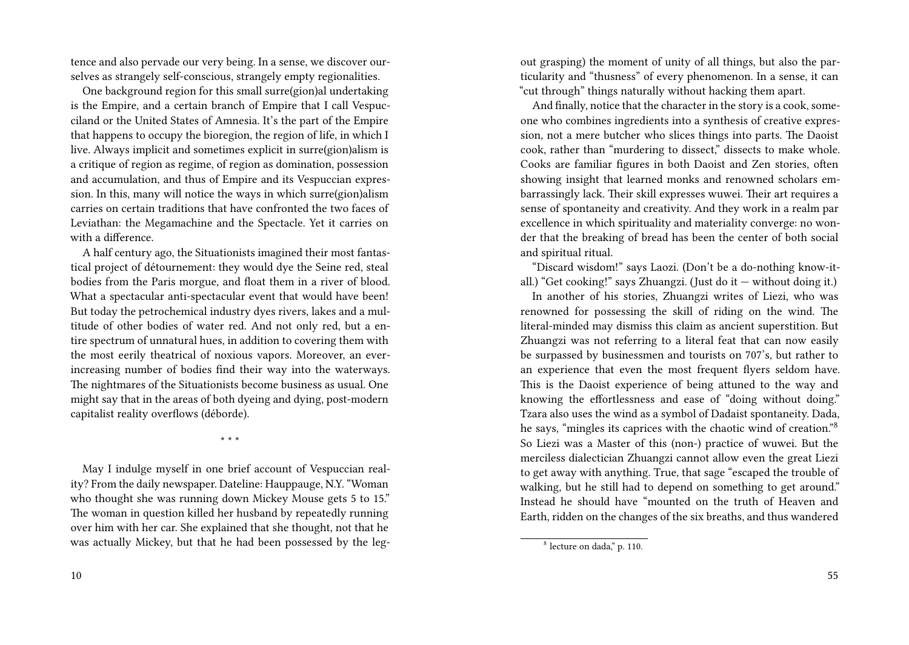tence and also pervade our very being. In a sense, we discover ourselves as strangely self-conscious, strangely empty regionalities.

One background region for this small surre(gion)al undertaking is the Empire, and a certain branch of Empire that I call Vespucciland or the United States of Amnesia. It's the part of the Empire that happens to occupy the bioregion, the region of life, in which I live. Always implicit and sometimes explicit in surre(gion)alism is a critique of region as regime, of region as domination, possession and accumulation, and thus of Empire and its Vespuccian expression. In this, many will notice the ways in which surre(gion)alism carries on certain traditions that have confronted the two faces of Leviathan: the Megamachine and the Spectacle. Yet it carries on with a difference.

A half century ago, the Situationists imagined their most fantastical project of détournement: they would dye the Seine red, steal bodies from the Paris morgue, and float them in a river of blood. What a spectacular anti-spectacular event that would have been! But today the petrochemical industry dyes rivers, lakes and a multitude of other bodies of water red. And not only red, but a entire spectrum of unnatural hues, in addition to covering them with the most eerily theatrical of noxious vapors. Moreover, an ever-increasing number of bodies find their way into the waterways. The nightmares of the Situationists become business as usual. One might say that in the areas of both dyeing and dying, post-modern capitalist reality overflows (déborde).

\* \* \*

May I indulge myself in one brief account of Vespuccian reality? From the daily newspaper. Dateline: Hauppauge, N.Y. "Woman who thought she was running down Mickey Mouse gets 5 to 15." The woman in question killed her husband by repeatedly running over him with her car. She explained that she thought, not that he was actually Mickey, but that he had been possessed by the leg-

out grasping) the moment of unity of all things, but also the particularity and "thusness" of every phenomenon. In a sense, it can "cut through" things naturally without hacking them apart.

And finally, notice that the character in the story is a cook, someone who combines ingredients into a synthesis of creative expression, not a mere butcher who slices things into parts. The Daoist cook, rather than "murdering to dissect," dissects to make whole. Cooks are familiar figures in both Daoist and Zen stories, often showing insight that learned monks and renowned scholars embarrassingly lack. Their skill expresses wuwei. Their art requires a sense of spontaneity and creativity. And they work in a realm par excellence in which spirituality and materiality converge: no wonder that the breaking of bread has been the center of both social and spiritual ritual.

"Discard wisdom!" says Laozi. (Don't be a do-nothing know-it-all.) "Get cooking!" says Zhuangzi. (Just do it — without doing it.)

In another of his stories, Zhuangzi writes of Liezi, who was renowned for possessing the skill of riding on the wind. The literal-minded may dismiss this claim as ancient superstition. But Zhuangzi was not referring to a literal feat that can now easily be surpassed by businessmen and tourists on 707's, but rather to an experience that even the most frequent flyers seldom have. This is the Daoist experience of being attuned to the way and knowing the effortlessness and ease of "doing without doing." Tzara also uses the wind as a symbol of Dadaist spontaneity. Dada, he says, "mingles its caprices with the chaotic wind of creation."[8] So Liezi was a Master of this (non-) practice of wuwei. But the merciless dialectician Zhuangzi cannot allow even the great Liezi to get away with anything. True, that sage "escaped the trouble of walking, but he still had to depend on something to get around." Instead he should have "mounted on the truth of Heaven and Earth, ridden on the changes of the six breaths, and thus wandered

[8] lecture on dada," p. 110.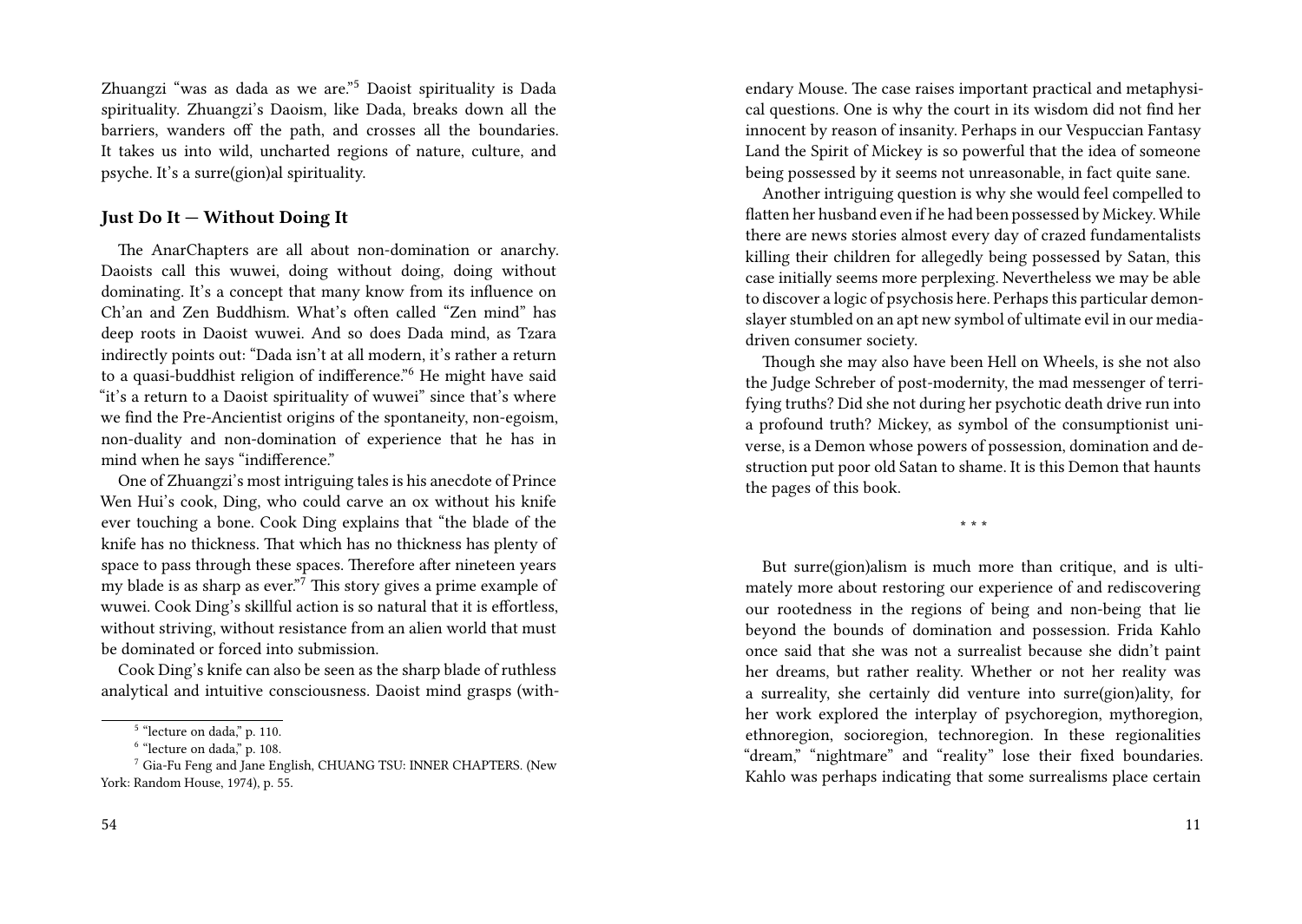Zhuangzi "was as dada as we are."[5] Daoist spirituality is Dada spirituality. Zhuangzi's Daoism, like Dada, breaks down all the barriers, wanders off the path, and crosses all the boundaries. It takes us into wild, uncharted regions of nature, culture, and psyche. It's a surre(gion)al spirituality.

### Just Do It — Without Doing It

The AnarChapters are all about non-domination or anarchy. Daoists call this wuwei, doing without doing, doing without dominating. It's a concept that many know from its influence on Ch'an and Zen Buddhism. What's often called "Zen mind" has deep roots in Daoist wuwei. And so does Dada mind, as Tzara indirectly points out: "Dada isn't at all modern, it's rather a return to a quasi-buddhist religion of indifference."[6] He might have said "it's a return to a Daoist spirituality of wuwei" since that's where we find the Pre-Ancientist origins of the spontaneity, non-egoism, non-duality and non-domination of experience that he has in mind when he says "indifference."

One of Zhuangzi's most intriguing tales is his anecdote of Prince Wen Hui's cook, Ding, who could carve an ox without his knife ever touching a bone. Cook Ding explains that "the blade of the knife has no thickness. That which has no thickness has plenty of space to pass through these spaces. Therefore after nineteen years my blade is as sharp as ever."[7] This story gives a prime example of wuwei. Cook Ding's skillful action is so natural that it is effortless, without striving, without resistance from an alien world that must be dominated or forced into submission.

Cook Ding's knife can also be seen as the sharp blade of ruthless analytical and intuitive consciousness. Daoist mind grasps (with-

[5] "lecture on dada," p. 110.

[6] "lecture on dada," p. 108.

[7] Gia-Fu Feng and Jane English, CHUANG TSU: INNER CHAPTERS. (New York: Random House, 1974), p. 55.

endary Mouse. The case raises important practical and metaphysical questions. One is why the court in its wisdom did not find her innocent by reason of insanity. Perhaps in our Vespuccian Fantasy Land the Spirit of Mickey is so powerful that the idea of someone being possessed by it seems not unreasonable, in fact quite sane.

Another intriguing question is why she would feel compelled to flatten her husband even if he had been possessed by Mickey. While there are news stories almost every day of crazed fundamentalists killing their children for allegedly being possessed by Satan, this case initially seems more perplexing. Nevertheless we may be able to discover a logic of psychosis here. Perhaps this particular demon-slayer stumbled on an apt new symbol of ultimate evil in our media-driven consumer society.

Though she may also have been Hell on Wheels, is she not also the Judge Schreber of post-modernity, the mad messenger of terrifying truths? Did she not during her psychotic death drive run into a profound truth? Mickey, as symbol of the consumptionist universe, is a Demon whose powers of possession, domination and destruction put poor old Satan to shame. It is this Demon that haunts the pages of this book.

\* \* \*

But surre(gion)alism is much more than critique, and is ultimately more about restoring our experience of and rediscovering our rootedness in the regions of being and non-being that lie beyond the bounds of domination and possession. Frida Kahlo once said that she was not a surrealist because she didn't paint her dreams, but rather reality. Whether or not her reality was a surreality, she certainly did venture into surre(gion)ality, for her work explored the interplay of psychoregion, mythoregion, ethnoregion, socioregion, technoregion. In these regionalities "dream," "nightmare" and "reality" lose their fixed boundaries. Kahlo was perhaps indicating that some surrealisms place certain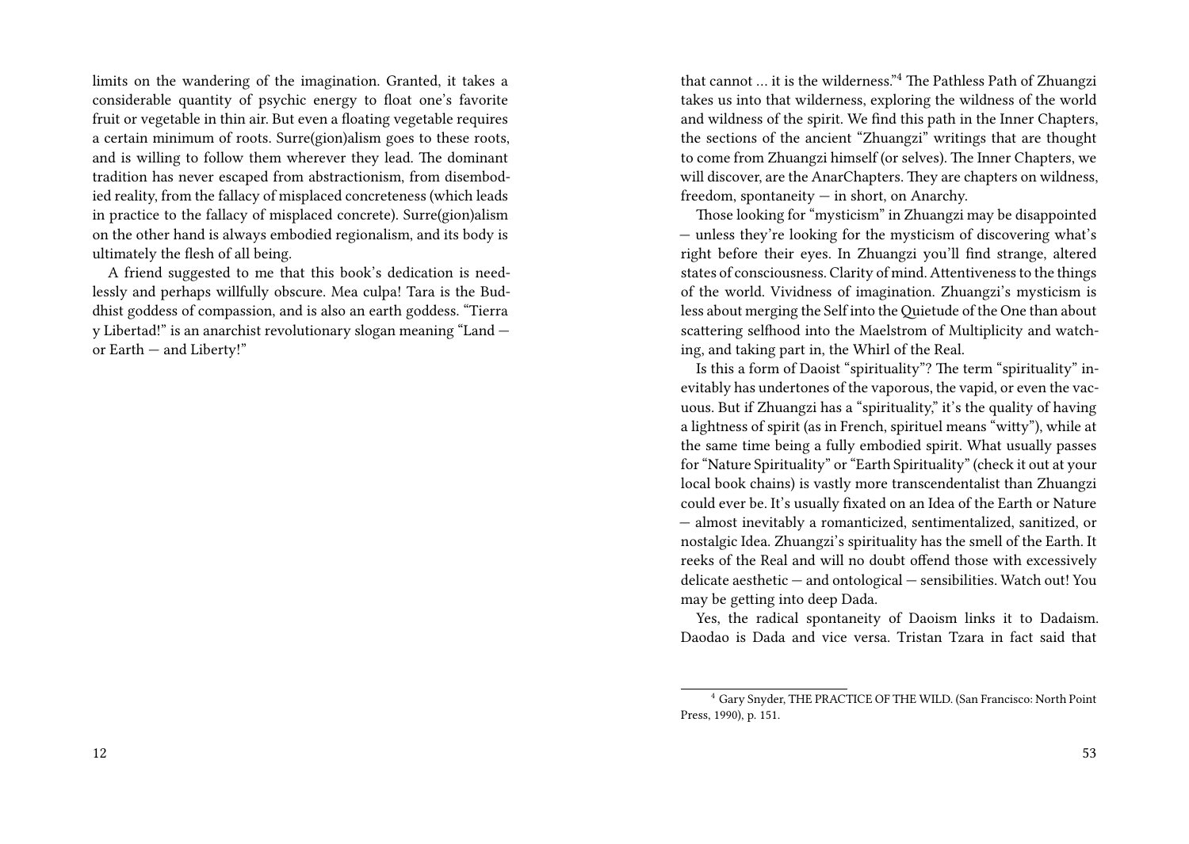limits on the wandering of the imagination. Granted, it takes a considerable quantity of psychic energy to float one's favorite fruit or vegetable in thin air. But even a floating vegetable requires a certain minimum of roots. Surre(gion)alism goes to these roots, and is willing to follow them wherever they lead. The dominant tradition has never escaped from abstractionism, from disembodied reality, from the fallacy of misplaced concreteness (which leads in practice to the fallacy of misplaced concrete). Surre(gion)alism on the other hand is always embodied regionalism, and its body is ultimately the flesh of all being.

A friend suggested to me that this book's dedication is needlessly and perhaps willfully obscure. Mea culpa! Tara is the Buddhist goddess of compassion, and is also an earth goddess. "Tierra y Libertad!" is an anarchist revolutionary slogan meaning "Land — or Earth — and Liberty!"

that cannot … it is the wilderness."[4] The Pathless Path of Zhuangzi takes us into that wilderness, exploring the wildness of the world and wildness of the spirit. We find this path in the Inner Chapters, the sections of the ancient "Zhuangzi" writings that are thought to come from Zhuangzi himself (or selves). The Inner Chapters, we will discover, are the AnarChapters. They are chapters on wildness, freedom, spontaneity — in short, on Anarchy.

Those looking for "mysticism" in Zhuangzi may be disappointed — unless they're looking for the mysticism of discovering what's right before their eyes. In Zhuangzi you'll find strange, altered states of consciousness. Clarity of mind. Attentiveness to the things of the world. Vividness of imagination. Zhuangzi's mysticism is less about merging the Self into the Quietude of the One than about scattering selfhood into the Maelstrom of Multiplicity and watching, and taking part in, the Whirl of the Real.

Is this a form of Daoist "spirituality"? The term "spirituality" inevitably has undertones of the vaporous, the vapid, or even the vacuous. But if Zhuangzi has a "spirituality," it's the quality of having a lightness of spirit (as in French, spirituel means "witty"), while at the same time being a fully embodied spirit. What usually passes for "Nature Spirituality" or "Earth Spirituality" (check it out at your local book chains) is vastly more transcendentalist than Zhuangzi could ever be. It's usually fixated on an Idea of the Earth or Nature — almost inevitably a romanticized, sentimentalized, sanitized, or nostalgic Idea. Zhuangzi's spirituality has the smell of the Earth. It reeks of the Real and will no doubt offend those with excessively delicate aesthetic — and ontological — sensibilities. Watch out! You may be getting into deep Dada.

Yes, the radical spontaneity of Daoism links it to Dadaism. Daodao is Dada and vice versa. Tristan Tzara in fact said that

[4] Gary Snyder, THE PRACTICE OF THE WILD. (San Francisco: North Point Press, 1990), p. 151.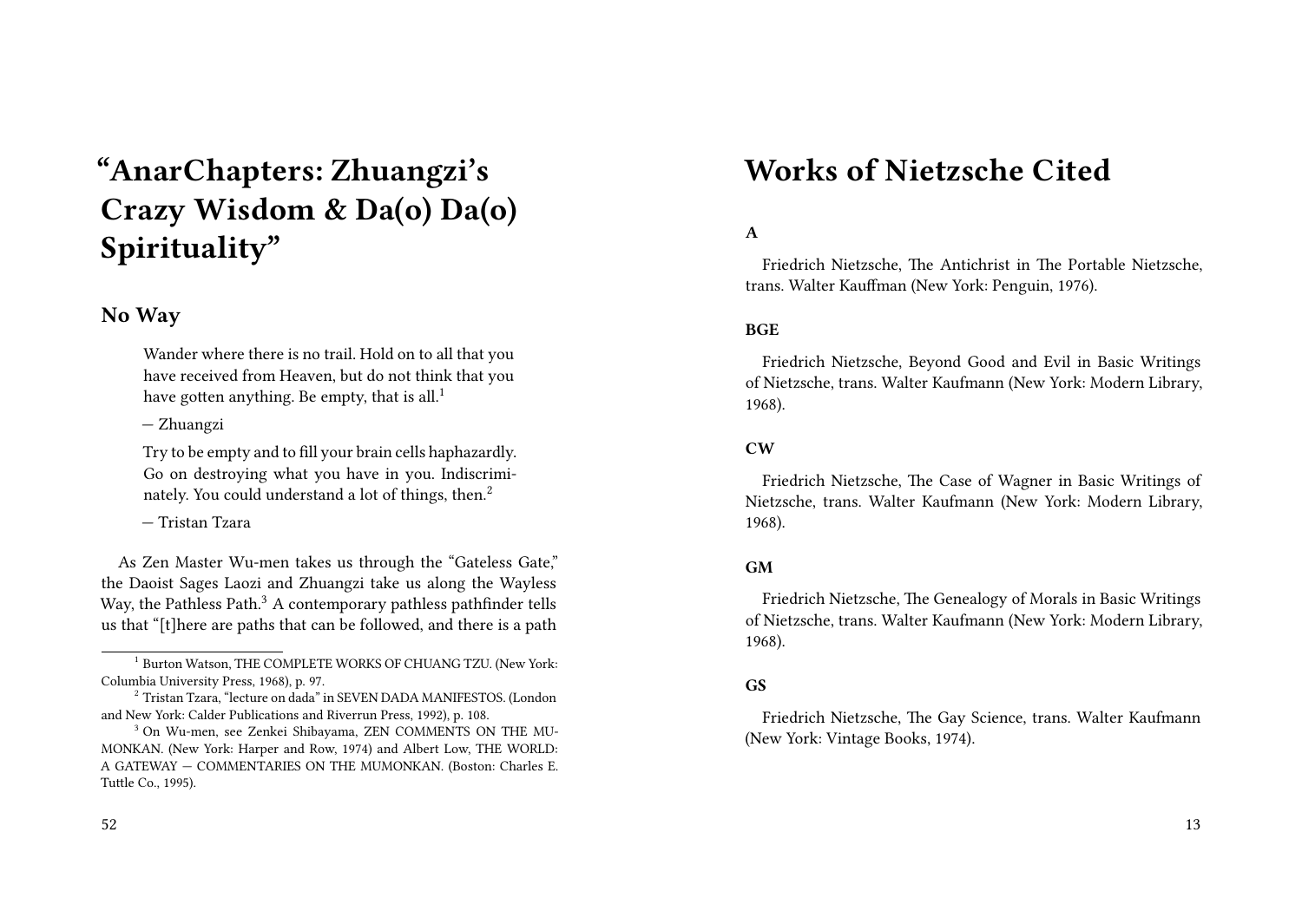# "AnarChapters: Zhuangzi's Crazy Wisdom & Da(o) Da(o) Spirituality"

## No Way

> Wander where there is no trail. Hold on to all that you have received from Heaven, but do not think that you have gotten anything. Be empty, that is all.[1]
>
> — Zhuangzi
>
> Try to be empty and to fill your brain cells haphazardly. Go on destroying what you have in you. Indiscriminately. You could understand a lot of things, then.[2]
>
> — Tristan Tzara

As Zen Master Wu-men takes us through the "Gateless Gate," the Daoist Sages Laozi and Zhuangzi take us along the Wayless Way, the Pathless Path.[3] A contemporary pathless pathfinder tells us that "[t]here are paths that can be followed, and there is a path

[1] Burton Watson, THE COMPLETE WORKS OF CHUANG TZU. (New York: Columbia University Press, 1968), p. 97.

[2] Tristan Tzara, "lecture on dada" in SEVEN DADA MANIFESTOS. (London and New York: Calder Publications and Riverrun Press, 1992), p. 108.

[3] On Wu-men, see Zenkei Shibayama, ZEN COMMENTS ON THE MUMONKAN. (New York: Harper and Row, 1974) and Albert Low, THE WORLD: A GATEWAY — COMMENTARIES ON THE MUMONKAN. (Boston: Charles E. Tuttle Co., 1995).

# Works of Nietzsche Cited

### A

Friedrich Nietzsche, The Antichrist in The Portable Nietzsche, trans. Walter Kauffman (New York: Penguin, 1976).

### BGE

Friedrich Nietzsche, Beyond Good and Evil in Basic Writings of Nietzsche, trans. Walter Kaufmann (New York: Modern Library, 1968).

### CW

Friedrich Nietzsche, The Case of Wagner in Basic Writings of Nietzsche, trans. Walter Kaufmann (New York: Modern Library, 1968).

### GM

Friedrich Nietzsche, The Genealogy of Morals in Basic Writings of Nietzsche, trans. Walter Kaufmann (New York: Modern Library, 1968).

### GS

Friedrich Nietzsche, The Gay Science, trans. Walter Kaufmann (New York: Vintage Books, 1974).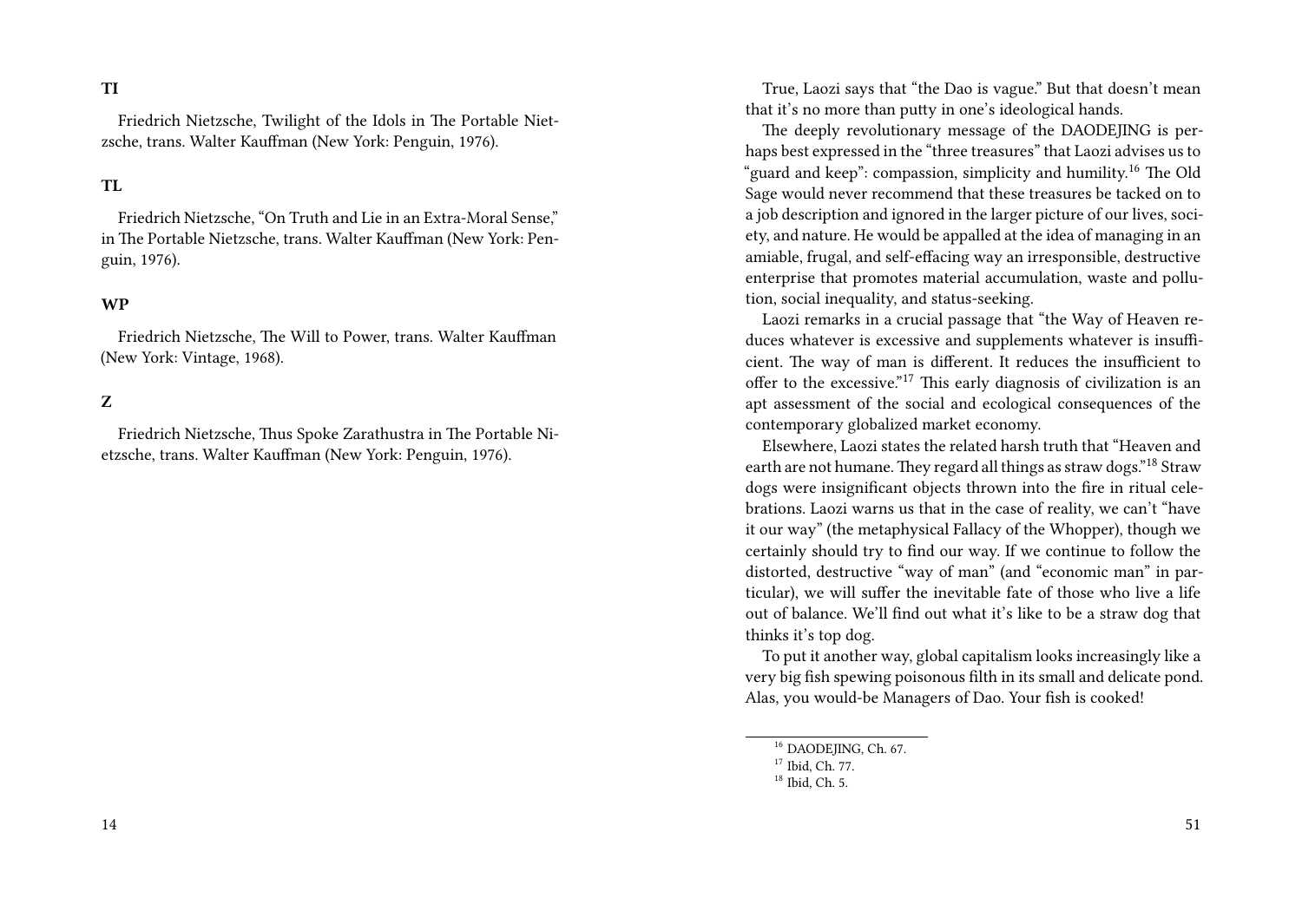**TI**

Friedrich Nietzsche, Twilight of the Idols in The Portable Nietzsche, trans. Walter Kauffman (New York: Penguin, 1976).

**TL**

Friedrich Nietzsche, "On Truth and Lie in an Extra-Moral Sense," in The Portable Nietzsche, trans. Walter Kauffman (New York: Penguin, 1976).

**WP**

Friedrich Nietzsche, The Will to Power, trans. Walter Kauffman (New York: Vintage, 1968).

**Z**

Friedrich Nietzsche, Thus Spoke Zarathustra in The Portable Nietzsche, trans. Walter Kauffman (New York: Penguin, 1976).

True, Laozi says that "the Dao is vague." But that doesn't mean that it's no more than putty in one's ideological hands.

The deeply revolutionary message of the DAODEJING is perhaps best expressed in the "three treasures" that Laozi advises us to "guard and keep": compassion, simplicity and humility.[16] The Old Sage would never recommend that these treasures be tacked on to a job description and ignored in the larger picture of our lives, society, and nature. He would be appalled at the idea of managing in an amiable, frugal, and self-effacing way an irresponsible, destructive enterprise that promotes material accumulation, waste and pollution, social inequality, and status-seeking.

Laozi remarks in a crucial passage that "the Way of Heaven reduces whatever is excessive and supplements whatever is insufficient. The way of man is different. It reduces the insufficient to offer to the excessive."[17] This early diagnosis of civilization is an apt assessment of the social and ecological consequences of the contemporary globalized market economy.

Elsewhere, Laozi states the related harsh truth that "Heaven and earth are not humane. They regard all things as straw dogs."[18] Straw dogs were insignificant objects thrown into the fire in ritual celebrations. Laozi warns us that in the case of reality, we can't "have it our way" (the metaphysical Fallacy of the Whopper), though we certainly should try to find our way. If we continue to follow the distorted, destructive "way of man" (and "economic man" in particular), we will suffer the inevitable fate of those who live a life out of balance. We'll find out what it's like to be a straw dog that thinks it's top dog.

To put it another way, global capitalism looks increasingly like a very big fish spewing poisonous filth in its small and delicate pond. Alas, you would-be Managers of Dao. Your fish is cooked!

[16] DAODEJING, Ch. 67.

[17] Ibid, Ch. 77.

[18] Ibid, Ch. 5.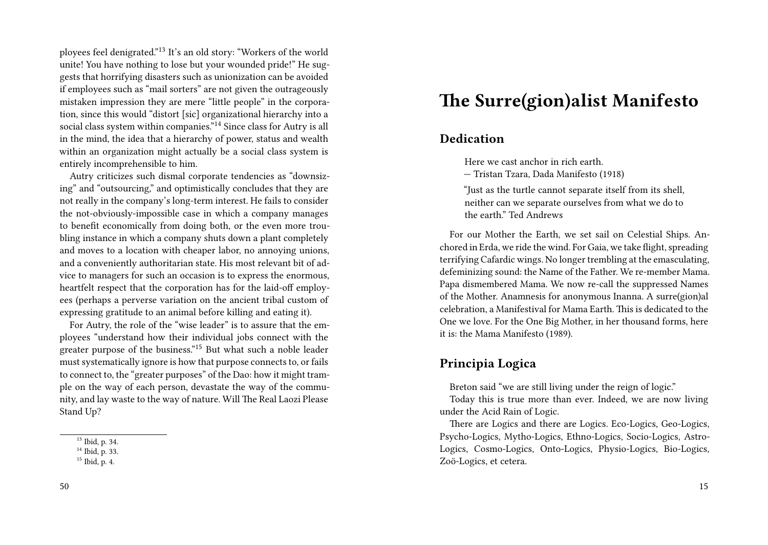ployees feel denigrated."[13] It's an old story: "Workers of the world unite! You have nothing to lose but your wounded pride!" He suggests that horrifying disasters such as unionization can be avoided if employees such as "mail sorters" are not given the outrageously mistaken impression they are mere "little people" in the corporation, since this would "distort [sic] organizational hierarchy into a social class system within companies."[14] Since class for Autry is all in the mind, the idea that a hierarchy of power, status and wealth within an organization might actually be a social class system is entirely incomprehensible to him.

Autry criticizes such dismal corporate tendencies as "downsizing" and "outsourcing," and optimistically concludes that they are not really in the company's long-term interest. He fails to consider the not-obviously-impossible case in which a company manages to benefit economically from doing both, or the even more troubling instance in which a company shuts down a plant completely and moves to a location with cheaper labor, no annoying unions, and a conveniently authoritarian state. His most relevant bit of advice to managers for such an occasion is to express the enormous, heartfelt respect that the corporation has for the laid-off employees (perhaps a perverse variation on the ancient tribal custom of expressing gratitude to an animal before killing and eating it).

For Autry, the role of the "wise leader" is to assure that the employees "understand how their individual jobs connect with the greater purpose of the business."[15] But what such a noble leader must systematically ignore is how that purpose connects to, or fails to connect to, the "greater purposes" of the Dao: how it might trample on the way of each person, devastate the way of the community, and lay waste to the way of nature. Will The Real Laozi Please Stand Up?

[13] Ibid, p. 34.

[14] Ibid, p. 33.

[15] Ibid, p. 4.

# The Surre(gion)alist Manifesto

## Dedication

> Here we cast anchor in rich earth.
> — Tristan Tzara, Dada Manifesto (1918)
>
> "Just as the turtle cannot separate itself from its shell, neither can we separate ourselves from what we do to the earth." Ted Andrews

For our Mother the Earth, we set sail on Celestial Ships. Anchored in Erda, we ride the wind. For Gaia, we take flight, spreading terrifying Cafardic wings. No longer trembling at the emasculating, defeminizing sound: the Name of the Father. We re-member Mama. Papa dismembered Mama. We now re-call the suppressed Names of the Mother. Anamnesis for anonymous Inanna. A surre(gion)al celebration, a Manifestival for Mama Earth. This is dedicated to the One we love. For the One Big Mother, in her thousand forms, here it is: the Mama Manifesto (1989).

## Principia Logica

Breton said "we are still living under the reign of logic."

Today this is true more than ever. Indeed, we are now living under the Acid Rain of Logic.

There are Logics and there are Logics. Eco-Logics, Geo-Logics, Psycho-Logics, Mytho-Logics, Ethno-Logics, Socio-Logics, Astro-Logics, Cosmo-Logics, Onto-Logics, Physio-Logics, Bio-Logics, Zoö-Logics, et cetera.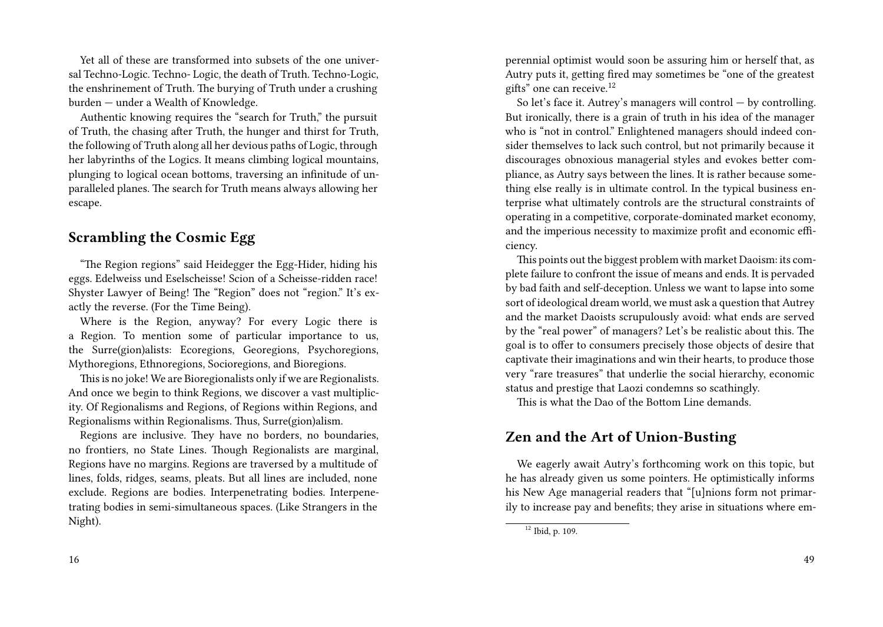Yet all of these are transformed into subsets of the one universal Techno-Logic. Techno- Logic, the death of Truth. Techno-Logic, the enshrinement of Truth. The burying of Truth under a crushing burden — under a Wealth of Knowledge.

Authentic knowing requires the "search for Truth," the pursuit of Truth, the chasing after Truth, the hunger and thirst for Truth, the following of Truth along all her devious paths of Logic, through her labyrinths of the Logics. It means climbing logical mountains, plunging to logical ocean bottoms, traversing an infinitude of unparalleled planes. The search for Truth means always allowing her escape.

## Scrambling the Cosmic Egg

"The Region regions" said Heidegger the Egg-Hider, hiding his eggs. Edelweiss und Eselscheisse! Scion of a Scheisse-ridden race! Shyster Lawyer of Being! The "Region" does not "region." It's exactly the reverse. (For the Time Being).

Where is the Region, anyway? For every Logic there is a Region. To mention some of particular importance to us, the Surre(gion)alists: Ecoregions, Georegions, Psychoregions, Mythoregions, Ethnoregions, Socioregions, and Bioregions.

This is no joke! We are Bioregionalists only if we are Regionalists. And once we begin to think Regions, we discover a vast multiplicity. Of Regionalisms and Regions, of Regions within Regions, and Regionalisms within Regionalisms. Thus, Surre(gion)alism.

Regions are inclusive. They have no borders, no boundaries, no frontiers, no State Lines. Though Regionalists are marginal, Regions have no margins. Regions are traversed by a multitude of lines, folds, ridges, seams, pleats. But all lines are included, none exclude. Regions are bodies. Interpenetrating bodies. Interpenetrating bodies in semi-simultaneous spaces. (Like Strangers in the Night).

perennial optimist would soon be assuring him or herself that, as Autry puts it, getting fired may sometimes be "one of the greatest gifts" one can receive.[12]

So let's face it. Autrey's managers will control — by controlling. But ironically, there is a grain of truth in his idea of the manager who is "not in control." Enlightened managers should indeed consider themselves to lack such control, but not primarily because it discourages obnoxious managerial styles and evokes better compliance, as Autry says between the lines. It is rather because something else really is in ultimate control. In the typical business enterprise what ultimately controls are the structural constraints of operating in a competitive, corporate-dominated market economy, and the imperious necessity to maximize profit and economic efficiency.

This points out the biggest problem with market Daoism: its complete failure to confront the issue of means and ends. It is pervaded by bad faith and self-deception. Unless we want to lapse into some sort of ideological dream world, we must ask a question that Autrey and the market Daoists scrupulously avoid: what ends are served by the "real power" of managers? Let's be realistic about this. The goal is to offer to consumers precisely those objects of desire that captivate their imaginations and win their hearts, to produce those very "rare treasures" that underlie the social hierarchy, economic status and prestige that Laozi condemns so scathingly.

This is what the Dao of the Bottom Line demands.

## Zen and the Art of Union-Busting

We eagerly await Autry's forthcoming work on this topic, but he has already given us some pointers. He optimistically informs his New Age managerial readers that "[u]nions form not primarily to increase pay and benefits; they arise in situations where em-

[12] Ibid, p. 109.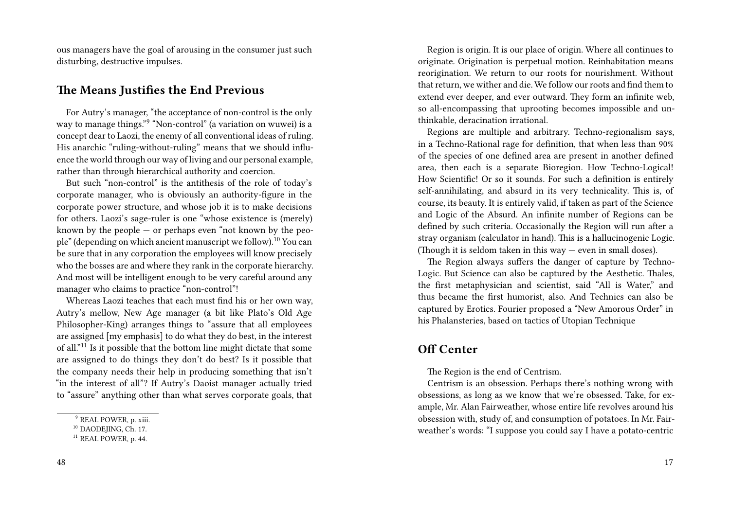ous managers have the goal of arousing in the consumer just such disturbing, destructive impulses.

## The Means Justifies the End Previous

For Autry's manager, "the acceptance of non-control is the only way to manage things."[9] "Non-control" (a variation on wuwei) is a concept dear to Laozi, the enemy of all conventional ideas of ruling. His anarchic "ruling-without-ruling" means that we should influence the world through our way of living and our personal example, rather than through hierarchical authority and coercion.

But such "non-control" is the antithesis of the role of today's corporate manager, who is obviously an authority-figure in the corporate power structure, and whose job it is to make decisions for others. Laozi's sage-ruler is one "whose existence is (merely) known by the people — or perhaps even "not known by the people" (depending on which ancient manuscript we follow).[10] You can be sure that in any corporation the employees will know precisely who the bosses are and where they rank in the corporate hierarchy. And most will be intelligent enough to be very careful around any manager who claims to practice "non-control"!

Whereas Laozi teaches that each must find his or her own way, Autry's mellow, New Age manager (a bit like Plato's Old Age Philosopher-King) arranges things to "assure that all employees are assigned [my emphasis] to do what they do best, in the interest of all."[11] Is it possible that the bottom line might dictate that some are assigned to do things they don't do best? Is it possible that the company needs their help in producing something that isn't "in the interest of all"? If Autry's Daoist manager actually tried to "assure" anything other than what serves corporate goals, that

[9] REAL POWER, p. xiii.

[10] DAODEJING, Ch. 17.

[11] REAL POWER, p. 44.

Region is origin. It is our place of origin. Where all continues to originate. Origination is perpetual motion. Reinhabitation means reorigination. We return to our roots for nourishment. Without that return, we wither and die. We follow our roots and find them to extend ever deeper, and ever outward. They form an infinite web, so all-encompassing that uprooting becomes impossible and unthinkable, deracination irrational.

Regions are multiple and arbitrary. Techno-regionalism says, in a Techno-Rational rage for definition, that when less than 90% of the species of one defined area are present in another defined area, then each is a separate Bioregion. How Techno-Logical! How Scientific! Or so it sounds. For such a definition is entirely self-annihilating, and absurd in its very technicality. This is, of course, its beauty. It is entirely valid, if taken as part of the Science and Logic of the Absurd. An infinite number of Regions can be defined by such criteria. Occasionally the Region will run after a stray organism (calculator in hand). This is a hallucinogenic Logic. (Though it is seldom taken in this way — even in small doses).

The Region always suffers the danger of capture by Techno-Logic. But Science can also be captured by the Aesthetic. Thales, the first metaphysician and scientist, said "All is Water," and thus became the first humorist, also. And Technics can also be captured by Erotics. Fourier proposed a "New Amorous Order" in his Phalansteries, based on tactics of Utopian Technique

## Off Center

The Region is the end of Centrism.

Centrism is an obsession. Perhaps there's nothing wrong with obsessions, as long as we know that we're obsessed. Take, for example, Mr. Alan Fairweather, whose entire life revolves around his obsession with, study of, and consumption of potatoes. In Mr. Fairweather's words: "I suppose you could say I have a potato-centric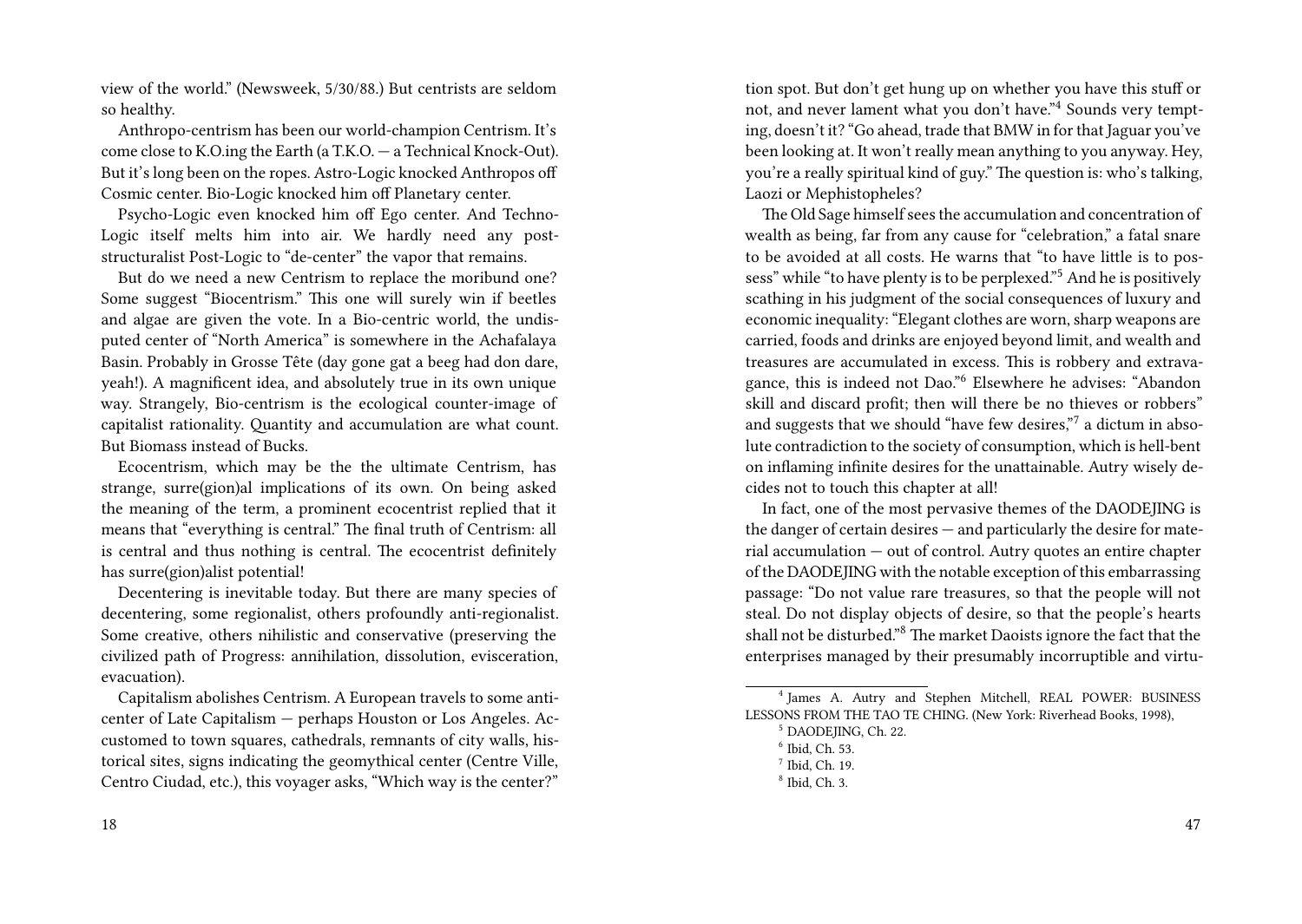view of the world." (Newsweek, 5/30/88.) But centrists are seldom so healthy.

Anthropo-centrism has been our world-champion Centrism. It's come close to K.O.ing the Earth (a T.K.O. — a Technical Knock-Out). But it's long been on the ropes. Astro-Logic knocked Anthropos off Cosmic center. Bio-Logic knocked him off Planetary center.

Psycho-Logic even knocked him off Ego center. And Techno-Logic itself melts him into air. We hardly need any post-structuralist Post-Logic to "de-center" the vapor that remains.

But do we need a new Centrism to replace the moribund one? Some suggest "Biocentrism." This one will surely win if beetles and algae are given the vote. In a Bio-centric world, the undisputed center of "North America" is somewhere in the Achafalaya Basin. Probably in Grosse Tête (day gone gat a beeg had don dare, yeah!). A magnificent idea, and absolutely true in its own unique way. Strangely, Bio-centrism is the ecological counter-image of capitalist rationality. Quantity and accumulation are what count. But Biomass instead of Bucks.

Ecocentrism, which may be the the ultimate Centrism, has strange, surre(gion)al implications of its own. On being asked the meaning of the term, a prominent ecocentrist replied that it means that "everything is central." The final truth of Centrism: all is central and thus nothing is central. The ecocentrist definitely has surre(gion)alist potential!

Decentering is inevitable today. But there are many species of decentering, some regionalist, others profoundly anti-regionalist. Some creative, others nihilistic and conservative (preserving the civilized path of Progress: annihilation, dissolution, evisceration, evacuation).

Capitalism abolishes Centrism. A European travels to some anti-center of Late Capitalism — perhaps Houston or Los Angeles. Accustomed to town squares, cathedrals, remnants of city walls, historical sites, signs indicating the geomythical center (Centre Ville, Centro Ciudad, etc.), this voyager asks, "Which way is the center?"

tion spot. But don't get hung up on whether you have this stuff or not, and never lament what you don't have."[4] Sounds very tempting, doesn't it? "Go ahead, trade that BMW in for that Jaguar you've been looking at. It won't really mean anything to you anyway. Hey, you're a really spiritual kind of guy." The question is: who's talking, Laozi or Mephistopheles?

The Old Sage himself sees the accumulation and concentration of wealth as being, far from any cause for "celebration," a fatal snare to be avoided at all costs. He warns that "to have little is to possess" while "to have plenty is to be perplexed."[5] And he is positively scathing in his judgment of the social consequences of luxury and economic inequality: "Elegant clothes are worn, sharp weapons are carried, foods and drinks are enjoyed beyond limit, and wealth and treasures are accumulated in excess. This is robbery and extravagance, this is indeed not Dao."[6] Elsewhere he advises: "Abandon skill and discard profit; then will there be no thieves or robbers" and suggests that we should "have few desires,"[7] a dictum in absolute contradiction to the society of consumption, which is hell-bent on inflaming infinite desires for the unattainable. Autry wisely decides not to touch this chapter at all!

In fact, one of the most pervasive themes of the DAODEJING is the danger of certain desires — and particularly the desire for material accumulation — out of control. Autry quotes an entire chapter of the DAODEJING with the notable exception of this embarrassing passage: "Do not value rare treasures, so that the people will not steal. Do not display objects of desire, so that the people's hearts shall not be disturbed."[8] The market Daoists ignore the fact that the enterprises managed by their presumably incorruptible and virtu-

[4] James A. Autry and Stephen Mitchell, REAL POWER: BUSINESS LESSONS FROM THE TAO TE CHING. (New York: Riverhead Books, 1998),

[5] DAODEJING, Ch. 22.

[6] Ibid, Ch. 53.

[7] Ibid, Ch. 19.

[8] Ibid, Ch. 3.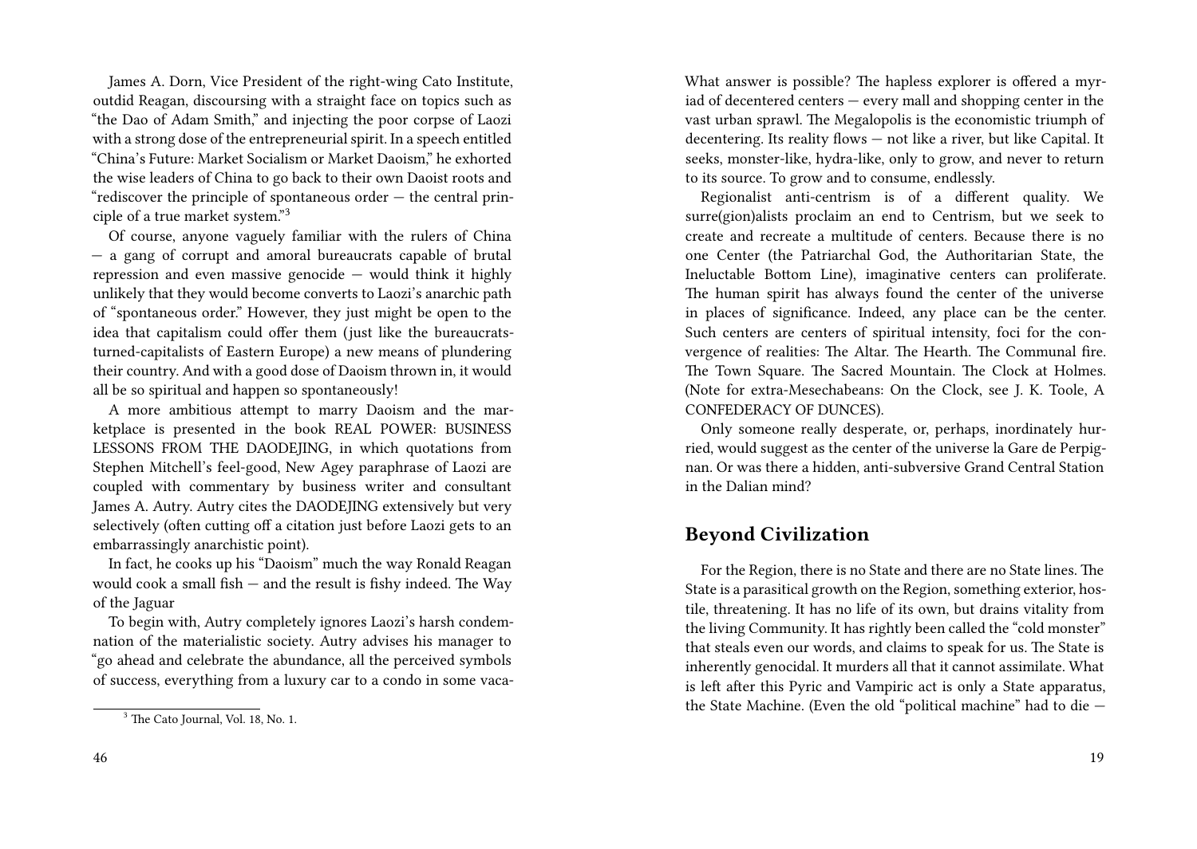James A. Dorn, Vice President of the right-wing Cato Institute, outdid Reagan, discoursing with a straight face on topics such as "the Dao of Adam Smith," and injecting the poor corpse of Laozi with a strong dose of the entrepreneurial spirit. In a speech entitled "China's Future: Market Socialism or Market Daoism," he exhorted the wise leaders of China to go back to their own Daoist roots and "rediscover the principle of spontaneous order — the central principle of a true market system."[3]

Of course, anyone vaguely familiar with the rulers of China — a gang of corrupt and amoral bureaucrats capable of brutal repression and even massive genocide — would think it highly unlikely that they would become converts to Laozi's anarchic path of "spontaneous order." However, they just might be open to the idea that capitalism could offer them (just like the bureaucrats-turned-capitalists of Eastern Europe) a new means of plundering their country. And with a good dose of Daoism thrown in, it would all be so spiritual and happen so spontaneously!

A more ambitious attempt to marry Daoism and the marketplace is presented in the book REAL POWER: BUSINESS LESSONS FROM THE DAODEJING, in which quotations from Stephen Mitchell's feel-good, New Agey paraphrase of Laozi are coupled with commentary by business writer and consultant James A. Autry. Autry cites the DAODEJING extensively but very selectively (often cutting off a citation just before Laozi gets to an embarrassingly anarchistic point).

In fact, he cooks up his "Daoism" much the way Ronald Reagan would cook a small fish — and the result is fishy indeed. The Way of the Jaguar

To begin with, Autry completely ignores Laozi's harsh condemnation of the materialistic society. Autry advises his manager to "go ahead and celebrate the abundance, all the perceived symbols of success, everything from a luxury car to a condo in some vaca-

[3] The Cato Journal, Vol. 18, No. 1.

What answer is possible? The hapless explorer is offered a myriad of decentered centers — every mall and shopping center in the vast urban sprawl. The Megalopolis is the economistic triumph of decentering. Its reality flows — not like a river, but like Capital. It seeks, monster-like, hydra-like, only to grow, and never to return to its source. To grow and to consume, endlessly.

Regionalist anti-centrism is of a different quality. We surre(gion)alists proclaim an end to Centrism, but we seek to create and recreate a multitude of centers. Because there is no one Center (the Patriarchal God, the Authoritarian State, the Ineluctable Bottom Line), imaginative centers can proliferate. The human spirit has always found the center of the universe in places of significance. Indeed, any place can be the center. Such centers are centers of spiritual intensity, foci for the convergence of realities: The Altar. The Hearth. The Communal fire. The Town Square. The Sacred Mountain. The Clock at Holmes. (Note for extra-Mesechabeans: On the Clock, see J. K. Toole, A CONFEDERACY OF DUNCES).

Only someone really desperate, or, perhaps, inordinately hurried, would suggest as the center of the universe la Gare de Perpignan. Or was there a hidden, anti-subversive Grand Central Station in the Dalian mind?

## Beyond Civilization

For the Region, there is no State and there are no State lines. The State is a parasitical growth on the Region, something exterior, hostile, threatening. It has no life of its own, but drains vitality from the living Community. It has rightly been called the "cold monster" that steals even our words, and claims to speak for us. The State is inherently genocidal. It murders all that it cannot assimilate. What is left after this Pyric and Vampiric act is only a State apparatus, the State Machine. (Even the old "political machine" had to die —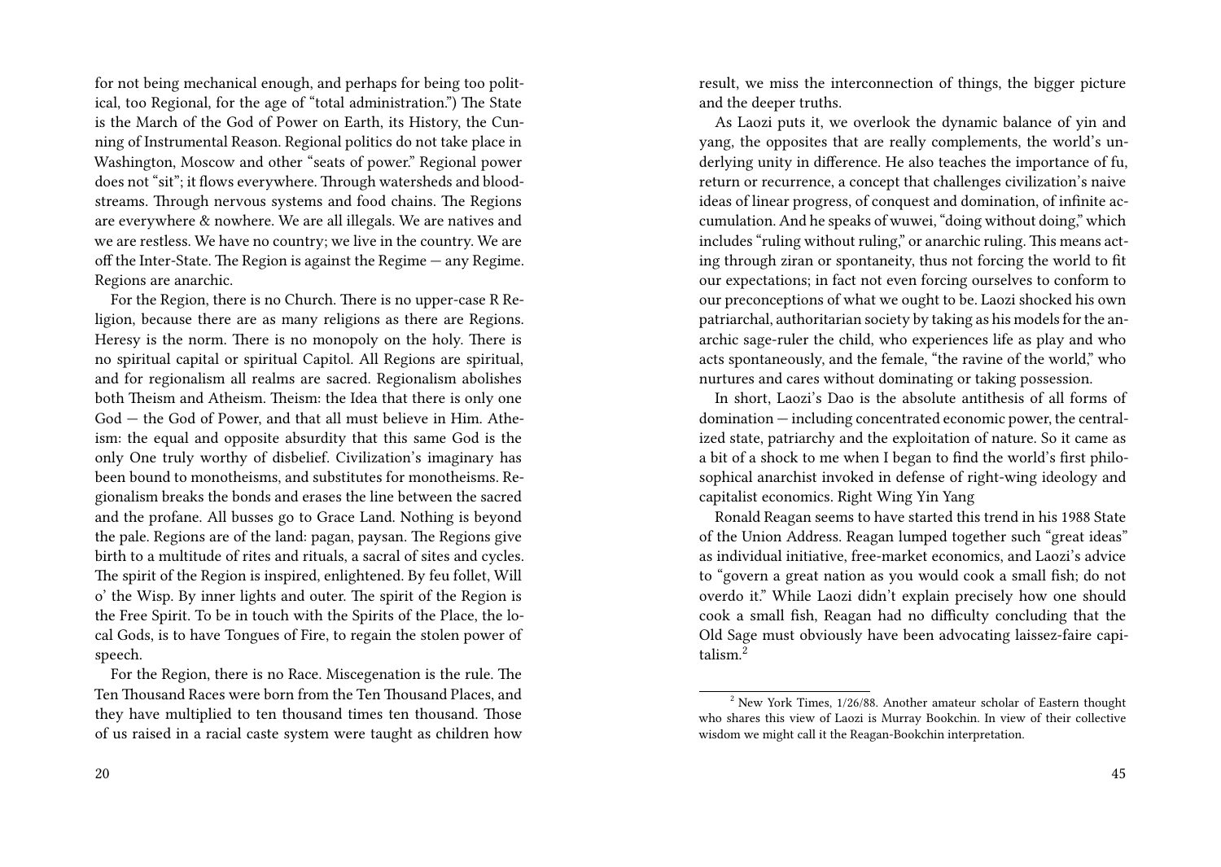for not being mechanical enough, and perhaps for being too political, too Regional, for the age of "total administration.") The State is the March of the God of Power on Earth, its History, the Cunning of Instrumental Reason. Regional politics do not take place in Washington, Moscow and other "seats of power." Regional power does not "sit"; it flows everywhere. Through watersheds and bloodstreams. Through nervous systems and food chains. The Regions are everywhere & nowhere. We are all illegals. We are natives and we are restless. We have no country; we live in the country. We are off the Inter-State. The Region is against the Regime — any Regime. Regions are anarchic.

For the Region, there is no Church. There is no upper-case R Religion, because there are as many religions as there are Regions. Heresy is the norm. There is no monopoly on the holy. There is no spiritual capital or spiritual Capitol. All Regions are spiritual, and for regionalism all realms are sacred. Regionalism abolishes both Theism and Atheism. Theism: the Idea that there is only one God — the God of Power, and that all must believe in Him. Atheism: the equal and opposite absurdity that this same God is the only One truly worthy of disbelief. Civilization's imaginary has been bound to monotheisms, and substitutes for monotheisms. Regionalism breaks the bonds and erases the line between the sacred and the profane. All busses go to Grace Land. Nothing is beyond the pale. Regions are of the land: pagan, paysan. The Regions give birth to a multitude of rites and rituals, a sacral of sites and cycles. The spirit of the Region is inspired, enlightened. By feu follet, Will o' the Wisp. By inner lights and outer. The spirit of the Region is the Free Spirit. To be in touch with the Spirits of the Place, the local Gods, is to have Tongues of Fire, to regain the stolen power of speech.

For the Region, there is no Race. Miscegenation is the rule. The Ten Thousand Races were born from the Ten Thousand Places, and they have multiplied to ten thousand times ten thousand. Those of us raised in a racial caste system were taught as children how

result, we miss the interconnection of things, the bigger picture and the deeper truths.

As Laozi puts it, we overlook the dynamic balance of yin and yang, the opposites that are really complements, the world's underlying unity in difference. He also teaches the importance of fu, return or recurrence, a concept that challenges civilization's naive ideas of linear progress, of conquest and domination, of infinite accumulation. And he speaks of wuwei, "doing without doing," which includes "ruling without ruling," or anarchic ruling. This means acting through ziran or spontaneity, thus not forcing the world to fit our expectations; in fact not even forcing ourselves to conform to our preconceptions of what we ought to be. Laozi shocked his own patriarchal, authoritarian society by taking as his models for the anarchic sage-ruler the child, who experiences life as play and who acts spontaneously, and the female, "the ravine of the world," who nurtures and cares without dominating or taking possession.

In short, Laozi's Dao is the absolute antithesis of all forms of domination — including concentrated economic power, the centralized state, patriarchy and the exploitation of nature. So it came as a bit of a shock to me when I began to find the world's first philosophical anarchist invoked in defense of right-wing ideology and capitalist economics. Right Wing Yin Yang

Ronald Reagan seems to have started this trend in his 1988 State of the Union Address. Reagan lumped together such "great ideas" as individual initiative, free-market economics, and Laozi's advice to "govern a great nation as you would cook a small fish; do not overdo it." While Laozi didn't explain precisely how one should cook a small fish, Reagan had no difficulty concluding that the Old Sage must obviously have been advocating laissez-faire capitalism.[2]

[2] New York Times, 1/26/88. Another amateur scholar of Eastern thought who shares this view of Laozi is Murray Bookchin. In view of their collective wisdom we might call it the Reagan-Bookchin interpretation.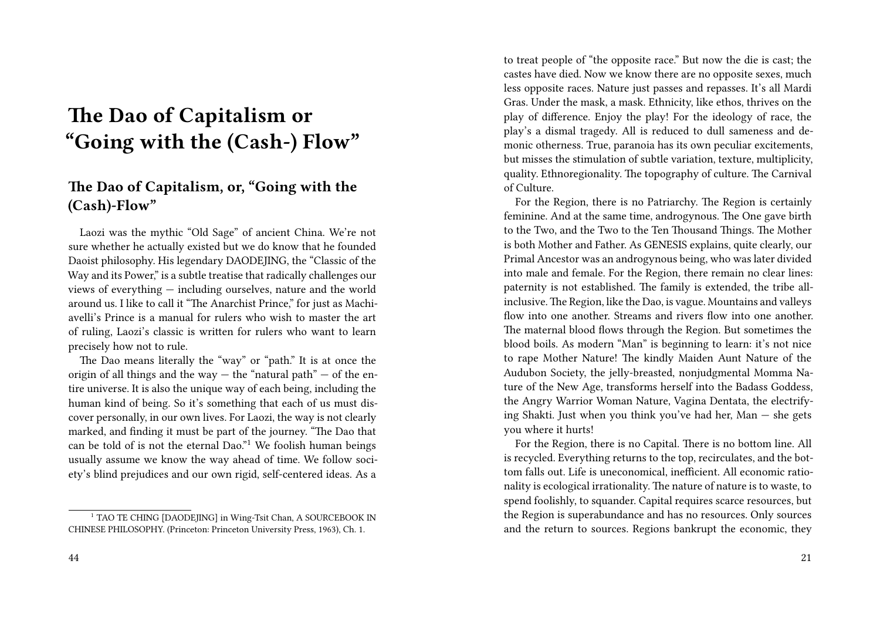# The Dao of Capitalism or "Going with the (Cash-) Flow"

## The Dao of Capitalism, or, "Going with the (Cash)-Flow"

Laozi was the mythic "Old Sage" of ancient China. We're not sure whether he actually existed but we do know that he founded Daoist philosophy. His legendary DAODEJING, the "Classic of the Way and its Power," is a subtle treatise that radically challenges our views of everything — including ourselves, nature and the world around us. I like to call it "The Anarchist Prince," for just as Machiavelli's Prince is a manual for rulers who wish to master the art of ruling, Laozi's classic is written for rulers who want to learn precisely how not to rule.

The Dao means literally the "way" or "path." It is at once the origin of all things and the way — the "natural path" — of the entire universe. It is also the unique way of each being, including the human kind of being. So it's something that each of us must discover personally, in our own lives. For Laozi, the way is not clearly marked, and finding it must be part of the journey. "The Dao that can be told of is not the eternal Dao."[1] We foolish human beings usually assume we know the way ahead of time. We follow society's blind prejudices and our own rigid, self-centered ideas. As a

[1] TAO TE CHING [DAODEJING] in Wing-Tsit Chan, A SOURCEBOOK IN CHINESE PHILOSOPHY. (Princeton: Princeton University Press, 1963), Ch. 1.

to treat people of "the opposite race." But now the die is cast; the castes have died. Now we know there are no opposite sexes, much less opposite races. Nature just passes and repasses. It's all Mardi Gras. Under the mask, a mask. Ethnicity, like ethos, thrives on the play of difference. Enjoy the play! For the ideology of race, the play's a dismal tragedy. All is reduced to dull sameness and demonic otherness. True, paranoia has its own peculiar excitements, but misses the stimulation of subtle variation, texture, multiplicity, quality. Ethnoregionality. The topography of culture. The Carnival of Culture.

For the Region, there is no Patriarchy. The Region is certainly feminine. And at the same time, androgynous. The One gave birth to the Two, and the Two to the Ten Thousand Things. The Mother is both Mother and Father. As GENESIS explains, quite clearly, our Primal Ancestor was an androgynous being, who was later divided into male and female. For the Region, there remain no clear lines: paternity is not established. The family is extended, the tribe all-inclusive. The Region, like the Dao, is vague. Mountains and valleys flow into one another. Streams and rivers flow into one another. The maternal blood flows through the Region. But sometimes the blood boils. As modern "Man" is beginning to learn: it's not nice to rape Mother Nature! The kindly Maiden Aunt Nature of the Audubon Society, the jelly-breasted, nonjudgmental Momma Nature of the New Age, transforms herself into the Badass Goddess, the Angry Warrior Woman Nature, Vagina Dentata, the electrifying Shakti. Just when you think you've had her, Man — she gets you where it hurts!

For the Region, there is no Capital. There is no bottom line. All is recycled. Everything returns to the top, recirculates, and the bottom falls out. Life is uneconomical, inefficient. All economic rationality is ecological irrationality. The nature of nature is to waste, to spend foolishly, to squander. Capital requires scarce resources, but the Region is superabundance and has no resources. Only sources and the return to sources. Regions bankrupt the economic, they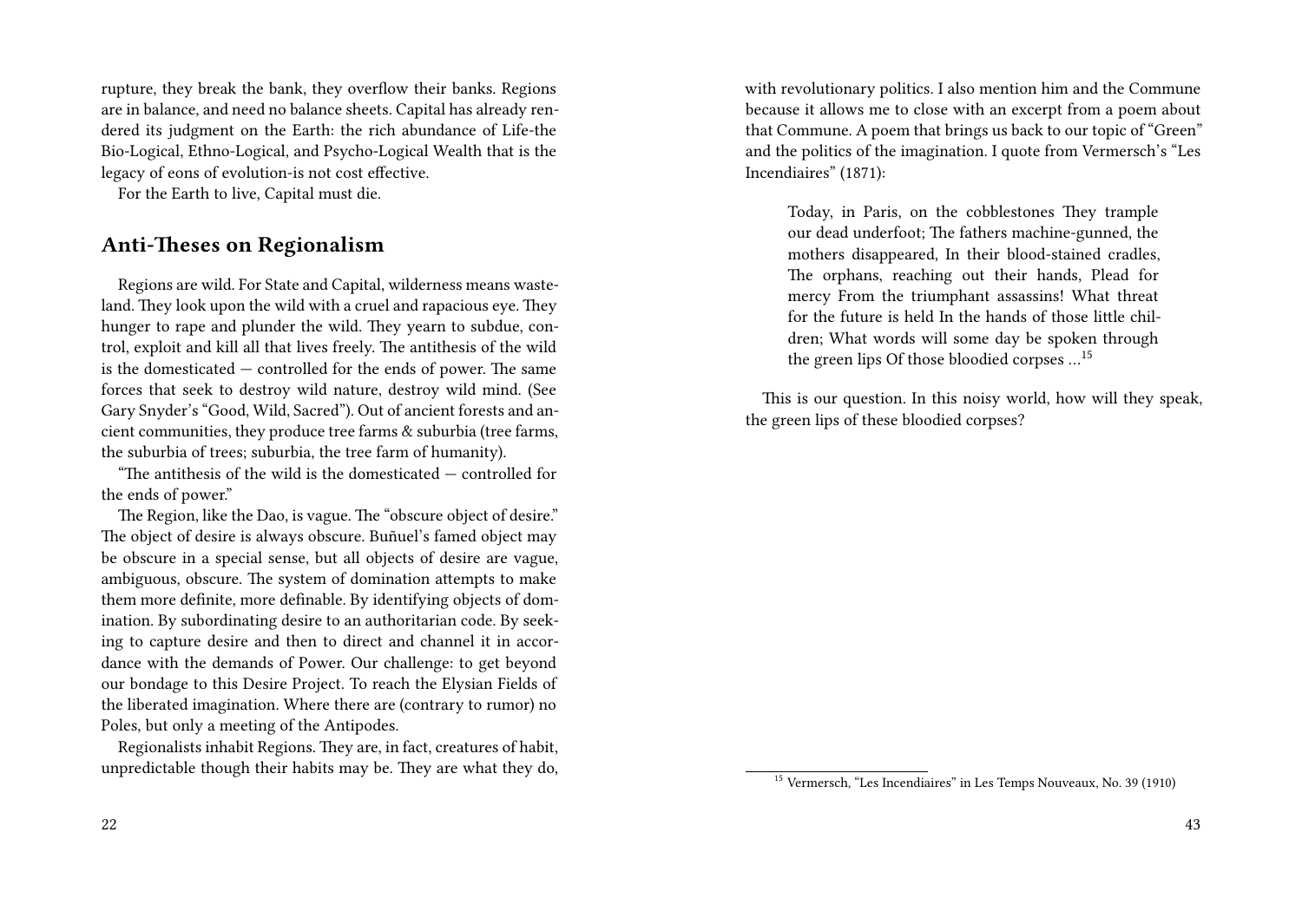rupture, they break the bank, they overflow their banks. Regions are in balance, and need no balance sheets. Capital has already rendered its judgment on the Earth: the rich abundance of Life-the Bio-Logical, Ethno-Logical, and Psycho-Logical Wealth that is the legacy of eons of evolution-is not cost effective.

For the Earth to live, Capital must die.

## Anti-Theses on Regionalism

Regions are wild. For State and Capital, wilderness means wasteland. They look upon the wild with a cruel and rapacious eye. They hunger to rape and plunder the wild. They yearn to subdue, control, exploit and kill all that lives freely. The antithesis of the wild is the domesticated — controlled for the ends of power. The same forces that seek to destroy wild nature, destroy wild mind. (See Gary Snyder's "Good, Wild, Sacred"). Out of ancient forests and ancient communities, they produce tree farms & suburbia (tree farms, the suburbia of trees; suburbia, the tree farm of humanity).

"The antithesis of the wild is the domesticated — controlled for the ends of power."

The Region, like the Dao, is vague. The "obscure object of desire." The object of desire is always obscure. Buñuel's famed object may be obscure in a special sense, but all objects of desire are vague, ambiguous, obscure. The system of domination attempts to make them more definite, more definable. By identifying objects of domination. By subordinating desire to an authoritarian code. By seeking to capture desire and then to direct and channel it in accordance with the demands of Power. Our challenge: to get beyond our bondage to this Desire Project. To reach the Elysian Fields of the liberated imagination. Where there are (contrary to rumor) no Poles, but only a meeting of the Antipodes.

Regionalists inhabit Regions. They are, in fact, creatures of habit, unpredictable though their habits may be. They are what they do,

with revolutionary politics. I also mention him and the Commune because it allows me to close with an excerpt from a poem about that Commune. A poem that brings us back to our topic of "Green" and the politics of the imagination. I quote from Vermersch's "Les Incendiaires" (1871):

> Today, in Paris, on the cobblestones They trample our dead underfoot; The fathers machine-gunned, the mothers disappeared, In their blood-stained cradles, The orphans, reaching out their hands, Plead for mercy From the triumphant assassins! What threat for the future is held In the hands of those little children; What words will some day be spoken through the green lips Of those bloodied corpses ...[15]

This is our question. In this noisy world, how will they speak, the green lips of these bloodied corpses?

[15] Vermersch, "Les Incendiaires" in Les Temps Nouveaux, No. 39 (1910)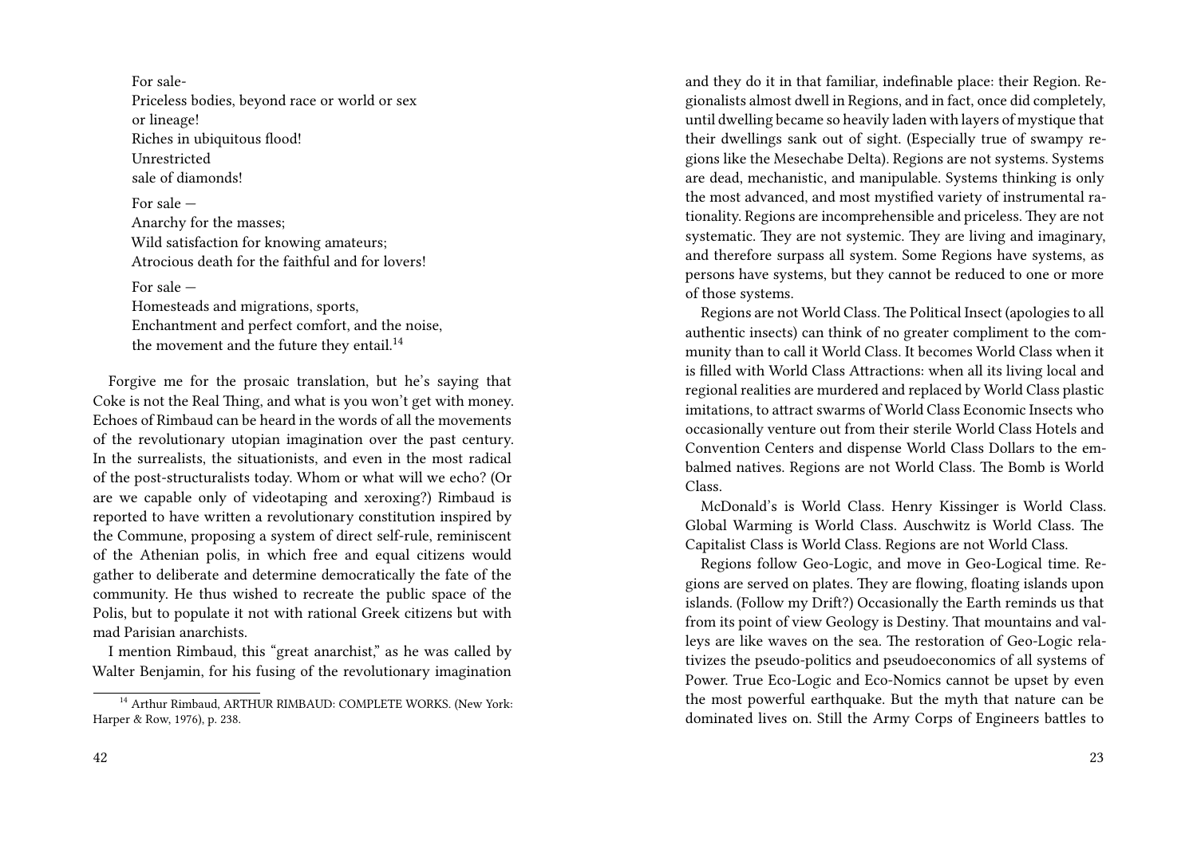For sale-
Priceless bodies, beyond race or world or sex
or lineage!
Riches in ubiquitous flood!
Unrestricted
sale of diamonds!

For sale —
Anarchy for the masses;
Wild satisfaction for knowing amateurs;
Atrocious death for the faithful and for lovers!

For sale —
Homesteads and migrations, sports,
Enchantment and perfect comfort, and the noise,
the movement and the future they entail.[14]

Forgive me for the prosaic translation, but he's saying that Coke is not the Real Thing, and what is you won't get with money. Echoes of Rimbaud can be heard in the words of all the movements of the revolutionary utopian imagination over the past century. In the surrealists, the situationists, and even in the most radical of the post-structuralists today. Whom or what will we echo? (Or are we capable only of videotaping and xeroxing?) Rimbaud is reported to have written a revolutionary constitution inspired by the Commune, proposing a system of direct self-rule, reminiscent of the Athenian polis, in which free and equal citizens would gather to deliberate and determine democratically the fate of the community. He thus wished to recreate the public space of the Polis, but to populate it not with rational Greek citizens but with mad Parisian anarchists.

I mention Rimbaud, this "great anarchist," as he was called by Walter Benjamin, for his fusing of the revolutionary imagination

[14] Arthur Rimbaud, ARTHUR RIMBAUD: COMPLETE WORKS. (New York: Harper & Row, 1976), p. 238.

and they do it in that familiar, indefinable place: their Region. Regionalists almost dwell in Regions, and in fact, once did completely, until dwelling became so heavily laden with layers of mystique that their dwellings sank out of sight. (Especially true of swampy regions like the Mesechabe Delta). Regions are not systems. Systems are dead, mechanistic, and manipulable. Systems thinking is only the most advanced, and most mystified variety of instrumental rationality. Regions are incomprehensible and priceless. They are not systematic. They are not systemic. They are living and imaginary, and therefore surpass all system. Some Regions have systems, as persons have systems, but they cannot be reduced to one or more of those systems.

Regions are not World Class. The Political Insect (apologies to all authentic insects) can think of no greater compliment to the community than to call it World Class. It becomes World Class when it is filled with World Class Attractions: when all its living local and regional realities are murdered and replaced by World Class plastic imitations, to attract swarms of World Class Economic Insects who occasionally venture out from their sterile World Class Hotels and Convention Centers and dispense World Class Dollars to the embalmed natives. Regions are not World Class. The Bomb is World Class.

McDonald's is World Class. Henry Kissinger is World Class. Global Warming is World Class. Auschwitz is World Class. The Capitalist Class is World Class. Regions are not World Class.

Regions follow Geo-Logic, and move in Geo-Logical time. Regions are served on plates. They are flowing, floating islands upon islands. (Follow my Drift?) Occasionally the Earth reminds us that from its point of view Geology is Destiny. That mountains and valleys are like waves on the sea. The restoration of Geo-Logic relativizes the pseudo-politics and pseudoeconomics of all systems of Power. True Eco-Logic and Eco-Nomics cannot be upset by even the most powerful earthquake. But the myth that nature can be dominated lives on. Still the Army Corps of Engineers battles to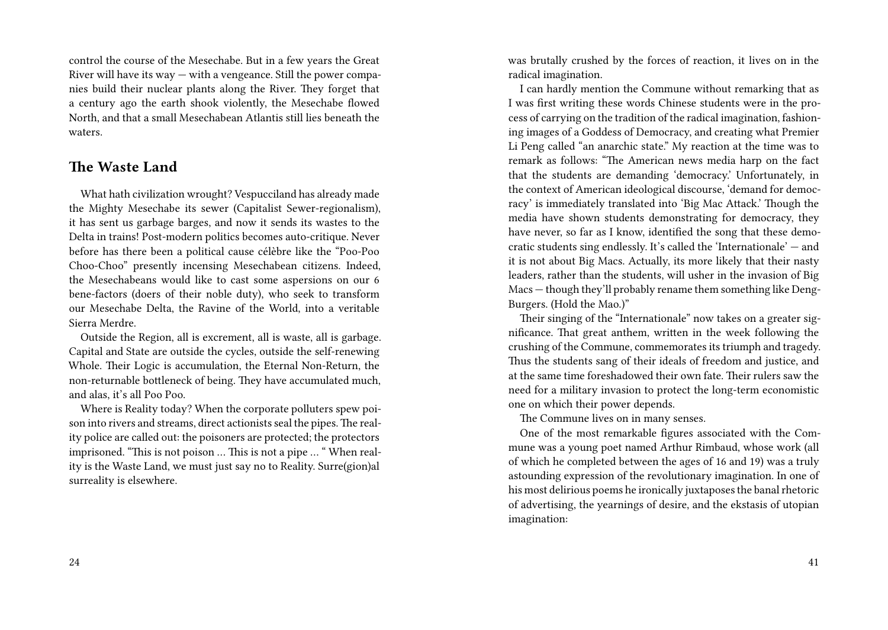control the course of the Mesechabe. But in a few years the Great River will have its way — with a vengeance. Still the power companies build their nuclear plants along the River. They forget that a century ago the earth shook violently, the Mesechabe flowed North, and that a small Mesechabean Atlantis still lies beneath the waters.

## The Waste Land

What hath civilization wrought? Vespucciland has already made the Mighty Mesechabe its sewer (Capitalist Sewer-regionalism), it has sent us garbage barges, and now it sends its wastes to the Delta in trains! Post-modern politics becomes auto-critique. Never before has there been a political cause célèbre like the "Poo-Poo Choo-Choo" presently incensing Mesechabean citizens. Indeed, the Mesechabeans would like to cast some aspersions on our 6 bene-factors (doers of their noble duty), who seek to transform our Mesechabe Delta, the Ravine of the World, into a veritable Sierra Merdre.

Outside the Region, all is excrement, all is waste, all is garbage. Capital and State are outside the cycles, outside the self-renewing Whole. Their Logic is accumulation, the Eternal Non-Return, the non-returnable bottleneck of being. They have accumulated much, and alas, it's all Poo Poo.

Where is Reality today? When the corporate polluters spew poison into rivers and streams, direct actionists seal the pipes. The reality police are called out: the poisoners are protected; the protectors imprisoned. "This is not poison … This is not a pipe … " When reality is the Waste Land, we must just say no to Reality. Surre(gion)al surreality is elsewhere.

was brutally crushed by the forces of reaction, it lives on in the radical imagination.

I can hardly mention the Commune without remarking that as I was first writing these words Chinese students were in the process of carrying on the tradition of the radical imagination, fashioning images of a Goddess of Democracy, and creating what Premier Li Peng called "an anarchic state." My reaction at the time was to remark as follows: "The American news media harp on the fact that the students are demanding 'democracy.' Unfortunately, in the context of American ideological discourse, 'demand for democracy' is immediately translated into 'Big Mac Attack.' Though the media have shown students demonstrating for democracy, they have never, so far as I know, identified the song that these democratic students sing endlessly. It's called the 'Internationale' — and it is not about Big Macs. Actually, its more likely that their nasty leaders, rather than the students, will usher in the invasion of Big Macs — though they'll probably rename them something like Deng-Burgers. (Hold the Mao.)"

Their singing of the "Internationale" now takes on a greater significance. That great anthem, written in the week following the crushing of the Commune, commemorates its triumph and tragedy. Thus the students sang of their ideals of freedom and justice, and at the same time foreshadowed their own fate. Their rulers saw the need for a military invasion to protect the long-term economistic one on which their power depends.

The Commune lives on in many senses.

One of the most remarkable figures associated with the Commune was a young poet named Arthur Rimbaud, whose work (all of which he completed between the ages of 16 and 19) was a truly astounding expression of the revolutionary imagination. In one of his most delirious poems he ironically juxtaposes the banal rhetoric of advertising, the yearnings of desire, and the ekstasis of utopian imagination: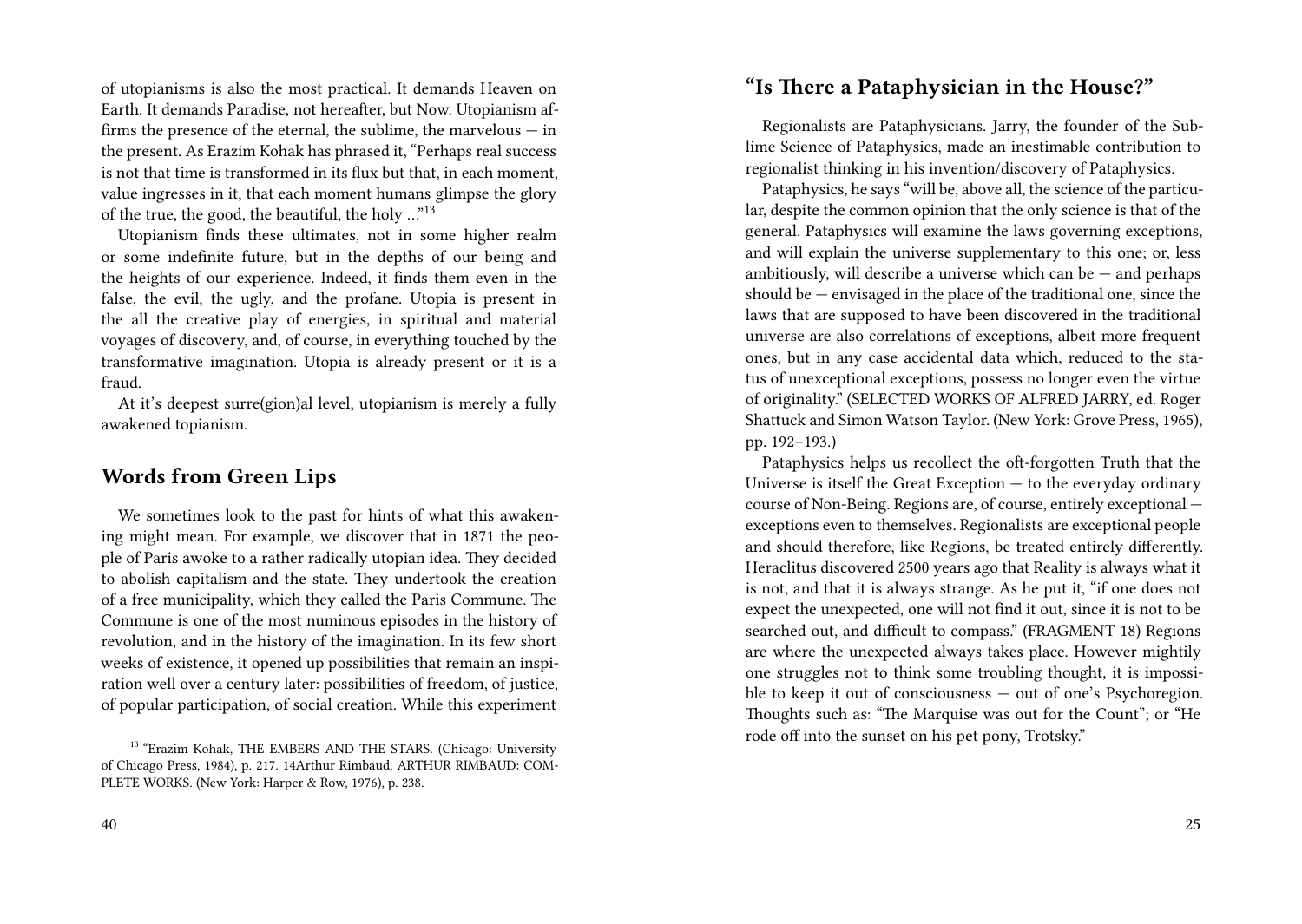of utopianisms is also the most practical. It demands Heaven on Earth. It demands Paradise, not hereafter, but Now. Utopianism affirms the presence of the eternal, the sublime, the marvelous — in the present. As Erazim Kohak has phrased it, "Perhaps real success is not that time is transformed in its flux but that, in each moment, value ingresses in it, that each moment humans glimpse the glory of the true, the good, the beautiful, the holy …"[13]

Utopianism finds these ultimates, not in some higher realm or some indefinite future, but in the depths of our being and the heights of our experience. Indeed, it finds them even in the false, the evil, the ugly, and the profane. Utopia is present in the all the creative play of energies, in spiritual and material voyages of discovery, and, of course, in everything touched by the transformative imagination. Utopia is already present or it is a fraud.

At it's deepest surre(gion)al level, utopianism is merely a fully awakened topianism.

## Words from Green Lips

We sometimes look to the past for hints of what this awakening might mean. For example, we discover that in 1871 the people of Paris awoke to a rather radically utopian idea. They decided to abolish capitalism and the state. They undertook the creation of a free municipality, which they called the Paris Commune. The Commune is one of the most numinous episodes in the history of revolution, and in the history of the imagination. In its few short weeks of existence, it opened up possibilities that remain an inspiration well over a century later: possibilities of freedom, of justice, of popular participation, of social creation. While this experiment

[13] "Erazim Kohak, THE EMBERS AND THE STARS. (Chicago: University of Chicago Press, 1984), p. 217. 14Arthur Rimbaud, ARTHUR RIMBAUD: COMPLETE WORKS. (New York: Harper & Row, 1976), p. 238.

## "Is There a Pataphysician in the House?"

Regionalists are Pataphysicians. Jarry, the founder of the Sublime Science of Pataphysics, made an inestimable contribution to regionalist thinking in his invention/discovery of Pataphysics.

Pataphysics, he says "will be, above all, the science of the particular, despite the common opinion that the only science is that of the general. Pataphysics will examine the laws governing exceptions, and will explain the universe supplementary to this one; or, less ambitiously, will describe a universe which can be — and perhaps should be — envisaged in the place of the traditional one, since the laws that are supposed to have been discovered in the traditional universe are also correlations of exceptions, albeit more frequent ones, but in any case accidental data which, reduced to the status of unexceptional exceptions, possess no longer even the virtue of originality." (SELECTED WORKS OF ALFRED JARRY, ed. Roger Shattuck and Simon Watson Taylor. (New York: Grove Press, 1965), pp. 192–193.)

Pataphysics helps us recollect the oft-forgotten Truth that the Universe is itself the Great Exception — to the everyday ordinary course of Non-Being. Regions are, of course, entirely exceptional — exceptions even to themselves. Regionalists are exceptional people and should therefore, like Regions, be treated entirely differently. Heraclitus discovered 2500 years ago that Reality is always what it is not, and that it is always strange. As he put it, "if one does not expect the unexpected, one will not find it out, since it is not to be searched out, and difficult to compass." (FRAGMENT 18) Regions are where the unexpected always takes place. However mightily one struggles not to think some troubling thought, it is impossible to keep it out of consciousness — out of one's Psychoregion. Thoughts such as: "The Marquise was out for the Count"; or "He rode off into the sunset on his pet pony, Trotsky."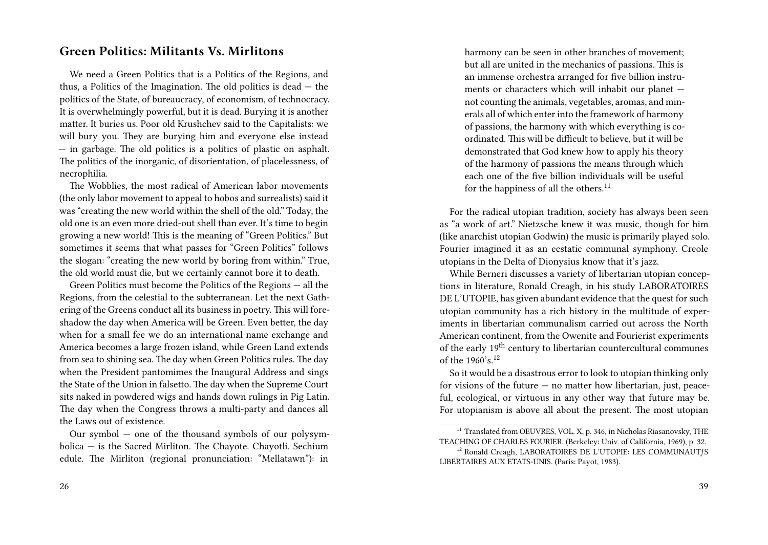## Green Politics: Militants Vs. Mirlitons

We need a Green Politics that is a Politics of the Regions, and thus, a Politics of the Imagination. The old politics is dead — the politics of the State, of bureaucracy, of economism, of technocracy. It is overwhelmingly powerful, but it is dead. Burying it is another matter. It buries us. Poor old Krushchev said to the Capitalists: we will bury you. They are burying him and everyone else instead — in garbage. The old politics is a politics of plastic on asphalt. The politics of the inorganic, of disorientation, of placelessness, of necrophilia.

The Wobblies, the most radical of American labor movements (the only labor movement to appeal to hobos and surrealists) said it was "creating the new world within the shell of the old." Today, the old one is an even more dried-out shell than ever. It's time to begin growing a new world! This is the meaning of "Green Politics." But sometimes it seems that what passes for "Green Politics" follows the slogan: "creating the new world by boring from within." True, the old world must die, but we certainly cannot bore it to death.

Green Politics must become the Politics of the Regions — all the Regions, from the celestial to the subterranean. Let the next Gathering of the Greens conduct all its business in poetry. This will foreshadow the day when America will be Green. Even better, the day when for a small fee we do an international name exchange and America becomes a large frozen island, while Green Land extends from sea to shining sea. The day when Green Politics rules. The day when the President pantomimes the Inaugural Address and sings the State of the Union in falsetto. The day when the Supreme Court sits naked in powdered wigs and hands down rulings in Pig Latin. The day when the Congress throws a multi-party and dances all the Laws out of existence.

Our symbol — one of the thousand symbols of our polysymbolica — is the Sacred Mirliton. The Chayote. Chayotli. Sechium edule. The Mirliton (regional pronunciation: "Mellatawn"): in

> harmony can be seen in other branches of movement; but all are united in the mechanics of passions. This is an immense orchestra arranged for five billion instruments or characters which will inhabit our planet — not counting the animals, vegetables, aromas, and minerals all of which enter into the framework of harmony of passions, the harmony with which everything is coordinated. This will be difficult to believe, but it will be demonstrated that God knew how to apply his theory of the harmony of passions the means through which each one of the five billion individuals will be useful for the happiness of all the others.[11]

For the radical utopian tradition, society has always been seen as "a work of art." Nietzsche knew it was music, though for him (like anarchist utopian Godwin) the music is primarily played solo. Fourier imagined it as an ecstatic communal symphony. Creole utopians in the Delta of Dionysius know that it's jazz.

While Berneri discusses a variety of libertarian utopian conceptions in literature, Ronald Creagh, in his study LABORATOIRES DE L'UTOPIE, has given abundant evidence that the quest for such utopian community has a rich history in the multitude of experiments in libertarian communalism carried out across the North American continent, from the Owenite and Fourierist experiments of the early 19th century to libertarian countercultural communes of the 1960's.[12]

So it would be a disastrous error to look to utopian thinking only for visions of the future — no matter how libertarian, just, peaceful, ecological, or virtuous in any other way that future may be. For utopianism is above all about the present. The most utopian

[11] Translated from OEUVRES, VOL. X, p. 346, in Nicholas Riasanovsky, THE TEACHING OF CHARLES FOURIER. (Berkeley: Univ. of California, 1969), p. 32.

[12] Ronald Creagh, LABORATOIRES DE L'UTOPIE: LES COMMUNAUTfS LIBERTAIRES AUX ETATS-UNIS. (Paris: Payot, 1983).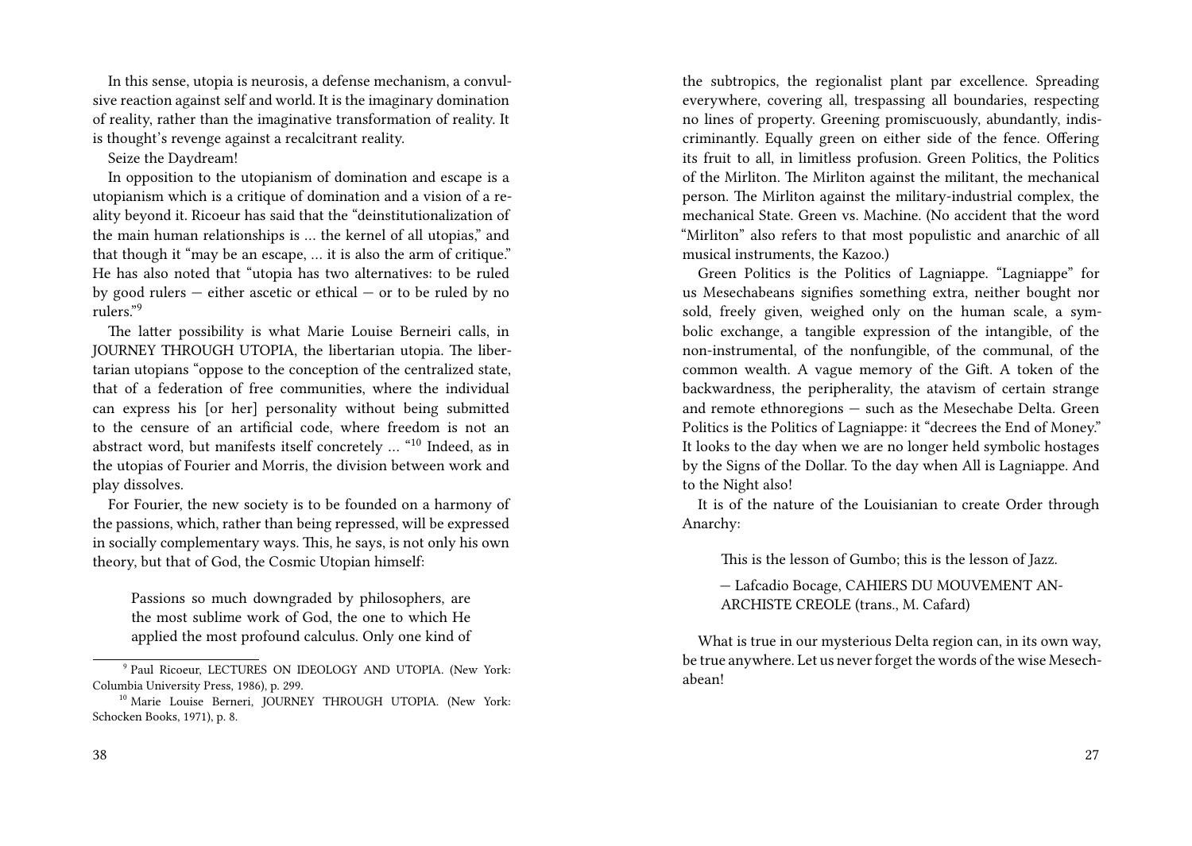In this sense, utopia is neurosis, a defense mechanism, a convulsive reaction against self and world. It is the imaginary domination of reality, rather than the imaginative transformation of reality. It is thought's revenge against a recalcitrant reality.

Seize the Daydream!

In opposition to the utopianism of domination and escape is a utopianism which is a critique of domination and a vision of a reality beyond it. Ricoeur has said that the "deinstitutionalization of the main human relationships is … the kernel of all utopias," and that though it "may be an escape, … it is also the arm of critique." He has also noted that "utopia has two alternatives: to be ruled by good rulers — either ascetic or ethical — or to be ruled by no rulers."[9]

The latter possibility is what Marie Louise Berneiri calls, in JOURNEY THROUGH UTOPIA, the libertarian utopia. The libertarian utopians "oppose to the conception of the centralized state, that of a federation of free communities, where the individual can express his [or her] personality without being submitted to the censure of an artificial code, where freedom is not an abstract word, but manifests itself concretely … "[10] Indeed, as in the utopias of Fourier and Morris, the division between work and play dissolves.

For Fourier, the new society is to be founded on a harmony of the passions, which, rather than being repressed, will be expressed in socially complementary ways. This, he says, is not only his own theory, but that of God, the Cosmic Utopian himself:

> Passions so much downgraded by philosophers, are the most sublime work of God, the one to which He applied the most profound calculus. Only one kind of

[9] Paul Ricoeur, LECTURES ON IDEOLOGY AND UTOPIA. (New York: Columbia University Press, 1986), p. 299.

[10] Marie Louise Berneri, JOURNEY THROUGH UTOPIA. (New York: Schocken Books, 1971), p. 8.

the subtropics, the regionalist plant par excellence. Spreading everywhere, covering all, trespassing all boundaries, respecting no lines of property. Greening promiscuously, abundantly, indiscriminantly. Equally green on either side of the fence. Offering its fruit to all, in limitless profusion. Green Politics, the Politics of the Mirliton. The Mirliton against the militant, the mechanical person. The Mirliton against the military-industrial complex, the mechanical State. Green vs. Machine. (No accident that the word "Mirliton" also refers to that most populistic and anarchic of all musical instruments, the Kazoo.)

Green Politics is the Politics of Lagniappe. "Lagniappe" for us Mesechabeans signifies something extra, neither bought nor sold, freely given, weighed only on the human scale, a symbolic exchange, a tangible expression of the intangible, of the non-instrumental, of the nonfungible, of the communal, of the common wealth. A vague memory of the Gift. A token of the backwardness, the peripherality, the atavism of certain strange and remote ethnoregions — such as the Mesechabe Delta. Green Politics is the Politics of Lagniappe: it "decrees the End of Money." It looks to the day when we are no longer held symbolic hostages by the Signs of the Dollar. To the day when All is Lagniappe. And to the Night also!

It is of the nature of the Louisianian to create Order through Anarchy:

> This is the lesson of Gumbo; this is the lesson of Jazz.
>
> — Lafcadio Bocage, CAHIERS DU MOUVEMENT ANARCHISTE CREOLE (trans., M. Cafard)

What is true in our mysterious Delta region can, in its own way, be true anywhere. Let us never forget the words of the wise Mesechabean!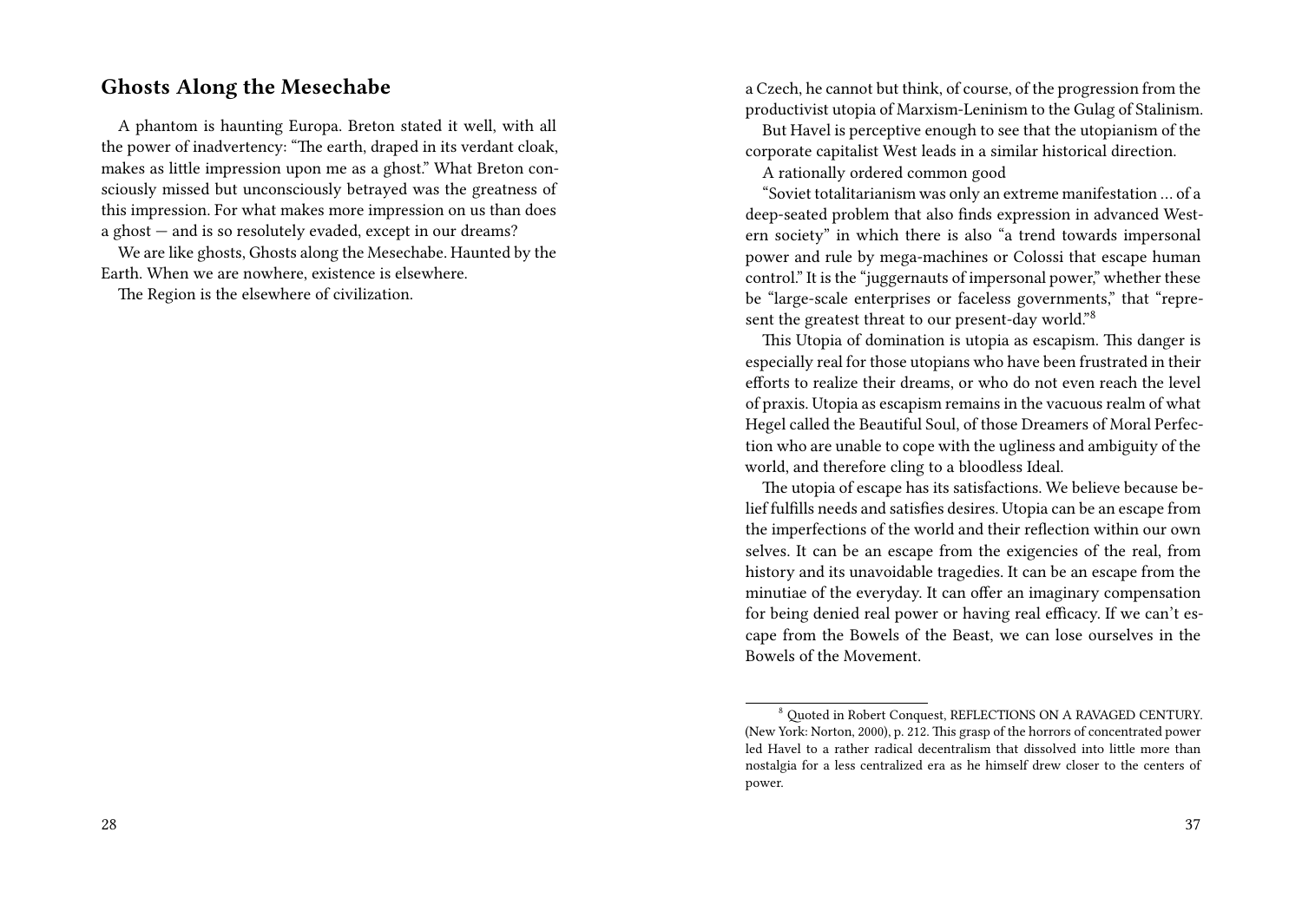## Ghosts Along the Mesechabe

A phantom is haunting Europa. Breton stated it well, with all the power of inadvertency: "The earth, draped in its verdant cloak, makes as little impression upon me as a ghost." What Breton consciously missed but unconsciously betrayed was the greatness of this impression. For what makes more impression on us than does a ghost — and is so resolutely evaded, except in our dreams?

We are like ghosts, Ghosts along the Mesechabe. Haunted by the Earth. When we are nowhere, existence is elsewhere.

The Region is the elsewhere of civilization.

a Czech, he cannot but think, of course, of the progression from the productivist utopia of Marxism-Leninism to the Gulag of Stalinism.

But Havel is perceptive enough to see that the utopianism of the corporate capitalist West leads in a similar historical direction.

A rationally ordered common good

"Soviet totalitarianism was only an extreme manifestation … of a deep-seated problem that also finds expression in advanced Western society" in which there is also "a trend towards impersonal power and rule by mega-machines or Colossi that escape human control." It is the "juggernauts of impersonal power," whether these be "large-scale enterprises or faceless governments," that "represent the greatest threat to our present-day world."[8]

This Utopia of domination is utopia as escapism. This danger is especially real for those utopians who have been frustrated in their efforts to realize their dreams, or who do not even reach the level of praxis. Utopia as escapism remains in the vacuous realm of what Hegel called the Beautiful Soul, of those Dreamers of Moral Perfection who are unable to cope with the ugliness and ambiguity of the world, and therefore cling to a bloodless Ideal.

The utopia of escape has its satisfactions. We believe because belief fulfills needs and satisfies desires. Utopia can be an escape from the imperfections of the world and their reflection within our own selves. It can be an escape from the exigencies of the real, from history and its unavoidable tragedies. It can be an escape from the minutiae of the everyday. It can offer an imaginary compensation for being denied real power or having real efficacy. If we can't escape from the Bowels of the Beast, we can lose ourselves in the Bowels of the Movement.

[8] Quoted in Robert Conquest, REFLECTIONS ON A RAVAGED CENTURY. (New York: Norton, 2000), p. 212. This grasp of the horrors of concentrated power led Havel to a rather radical decentralism that dissolved into little more than nostalgia for a less centralized era as he himself drew closer to the centers of power.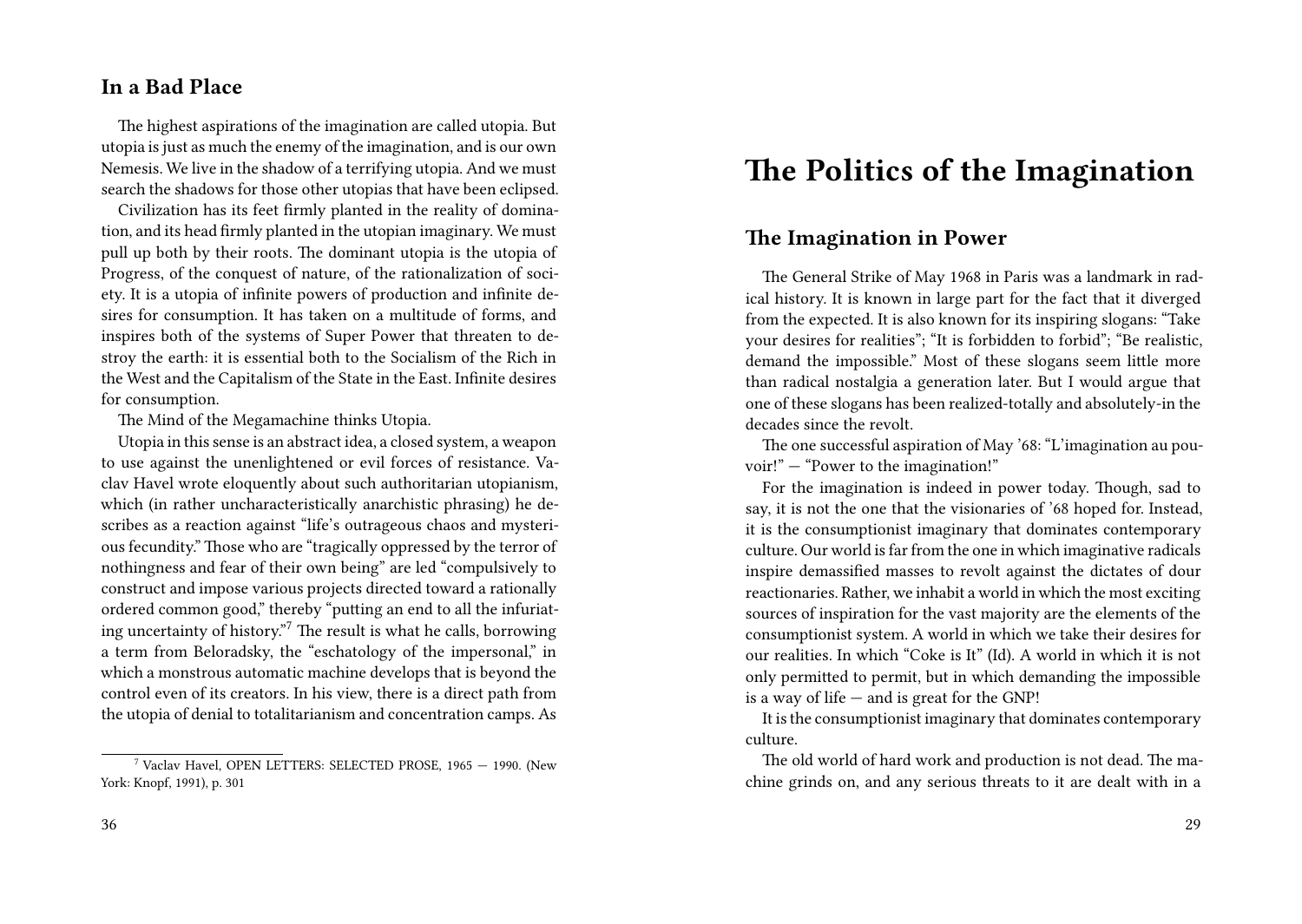## In a Bad Place

The highest aspirations of the imagination are called utopia. But utopia is just as much the enemy of the imagination, and is our own Nemesis. We live in the shadow of a terrifying utopia. And we must search the shadows for those other utopias that have been eclipsed.

Civilization has its feet firmly planted in the reality of domination, and its head firmly planted in the utopian imaginary. We must pull up both by their roots. The dominant utopia is the utopia of Progress, of the conquest of nature, of the rationalization of society. It is a utopia of infinite powers of production and infinite desires for consumption. It has taken on a multitude of forms, and inspires both of the systems of Super Power that threaten to destroy the earth: it is essential both to the Socialism of the Rich in the West and the Capitalism of the State in the East. Infinite desires for consumption.

The Mind of the Megamachine thinks Utopia.

Utopia in this sense is an abstract idea, a closed system, a weapon to use against the unenlightened or evil forces of resistance. Vaclav Havel wrote eloquently about such authoritarian utopianism, which (in rather uncharacteristically anarchistic phrasing) he describes as a reaction against "life's outrageous chaos and mysterious fecundity." Those who are "tragically oppressed by the terror of nothingness and fear of their own being" are led "compulsively to construct and impose various projects directed toward a rationally ordered common good," thereby "putting an end to all the infuriating uncertainty of history."[7] The result is what he calls, borrowing a term from Beloradsky, the "eschatology of the impersonal," in which a monstrous automatic machine develops that is beyond the control even of its creators. In his view, there is a direct path from the utopia of denial to totalitarianism and concentration camps. As

[7] Vaclav Havel, OPEN LETTERS: SELECTED PROSE, 1965 — 1990. (New York: Knopf, 1991), p. 301

# The Politics of the Imagination

## The Imagination in Power

The General Strike of May 1968 in Paris was a landmark in radical history. It is known in large part for the fact that it diverged from the expected. It is also known for its inspiring slogans: "Take your desires for realities"; "It is forbidden to forbid"; "Be realistic, demand the impossible." Most of these slogans seem little more than radical nostalgia a generation later. But I would argue that one of these slogans has been realized-totally and absolutely-in the decades since the revolt.

The one successful aspiration of May '68: "L'imagination au pouvoir!" — "Power to the imagination!"

For the imagination is indeed in power today. Though, sad to say, it is not the one that the visionaries of '68 hoped for. Instead, it is the consumptionist imaginary that dominates contemporary culture. Our world is far from the one in which imaginative radicals inspire demassified masses to revolt against the dictates of dour reactionaries. Rather, we inhabit a world in which the most exciting sources of inspiration for the vast majority are the elements of the consumptionist system. A world in which we take their desires for our realities. In which "Coke is It" (Id). A world in which it is not only permitted to permit, but in which demanding the impossible is a way of life — and is great for the GNP!

It is the consumptionist imaginary that dominates contemporary culture.

The old world of hard work and production is not dead. The machine grinds on, and any serious threats to it are dealt with in a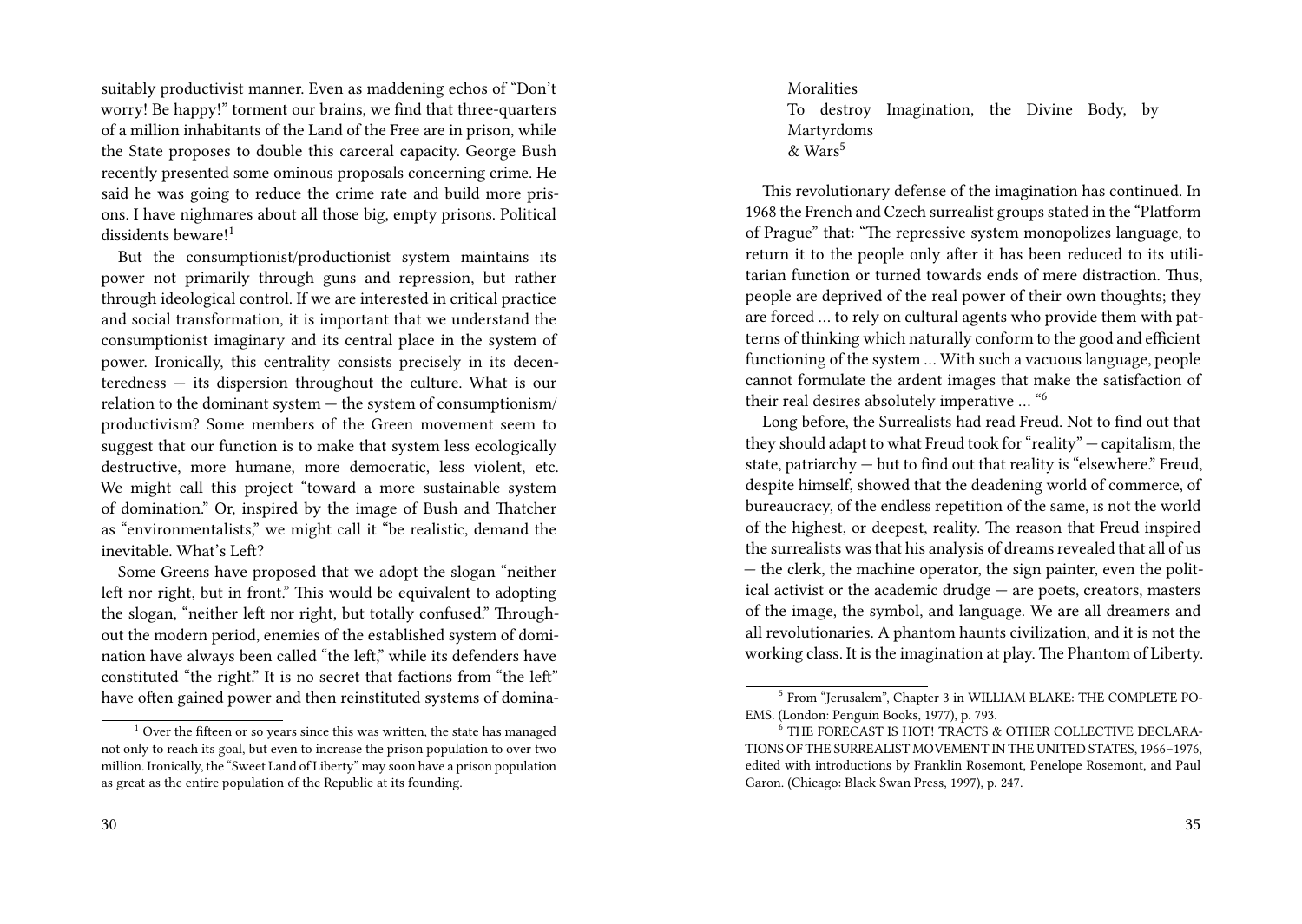suitably productivist manner. Even as maddening echos of "Don't worry! Be happy!" torment our brains, we find that three-quarters of a million inhabitants of the Land of the Free are in prison, while the State proposes to double this carceral capacity. George Bush recently presented some ominous proposals concerning crime. He said he was going to reduce the crime rate and build more prisons. I have nighmares about all those big, empty prisons. Political dissidents beware![1]

But the consumptionist/productionist system maintains its power not primarily through guns and repression, but rather through ideological control. If we are interested in critical practice and social transformation, it is important that we understand the consumptionist imaginary and its central place in the system of power. Ironically, this centrality consists precisely in its decenteredness — its dispersion throughout the culture. What is our relation to the dominant system — the system of consumptionism/productivism? Some members of the Green movement seem to suggest that our function is to make that system less ecologically destructive, more humane, more democratic, less violent, etc. We might call this project "toward a more sustainable system of domination." Or, inspired by the image of Bush and Thatcher as "environmentalists," we might call it "be realistic, demand the inevitable. What's Left?

Some Greens have proposed that we adopt the slogan "neither left nor right, but in front." This would be equivalent to adopting the slogan, "neither left nor right, but totally confused." Throughout the modern period, enemies of the established system of domination have always been called "the left," while its defenders have constituted "the right." It is no secret that factions from "the left" have often gained power and then reinstituted systems of domina-

[1] Over the fifteen or so years since this was written, the state has managed not only to reach its goal, but even to increase the prison population to over two million. Ironically, the "Sweet Land of Liberty" may soon have a prison population as great as the entire population of the Republic at its founding.

Moralities
To destroy Imagination, the Divine Body, by Martyrdoms
& Wars[5]

This revolutionary defense of the imagination has continued. In 1968 the French and Czech surrealist groups stated in the "Platform of Prague" that: "The repressive system monopolizes language, to return it to the people only after it has been reduced to its utilitarian function or turned towards ends of mere distraction. Thus, people are deprived of the real power of their own thoughts; they are forced … to rely on cultural agents who provide them with patterns of thinking which naturally conform to the good and efficient functioning of the system … With such a vacuous language, people cannot formulate the ardent images that make the satisfaction of their real desires absolutely imperative … "[6]

Long before, the Surrealists had read Freud. Not to find out that they should adapt to what Freud took for "reality" — capitalism, the state, patriarchy — but to find out that reality is "elsewhere." Freud, despite himself, showed that the deadening world of commerce, of bureaucracy, of the endless repetition of the same, is not the world of the highest, or deepest, reality. The reason that Freud inspired the surrealists was that his analysis of dreams revealed that all of us — the clerk, the machine operator, the sign painter, even the political activist or the academic drudge — are poets, creators, masters of the image, the symbol, and language. We are all dreamers and all revolutionaries. A phantom haunts civilization, and it is not the working class. It is the imagination at play. The Phantom of Liberty.

[5] From "Jerusalem", Chapter 3 in WILLIAM BLAKE: THE COMPLETE POEMS. (London: Penguin Books, 1977), p. 793.

[6] THE FORECAST IS HOT! TRACTS & OTHER COLLECTIVE DECLARATIONS OF THE SURREALIST MOVEMENT IN THE UNITED STATES, 1966–1976, edited with introductions by Franklin Rosemont, Penelope Rosemont, and Paul Garon. (Chicago: Black Swan Press, 1997), p. 247.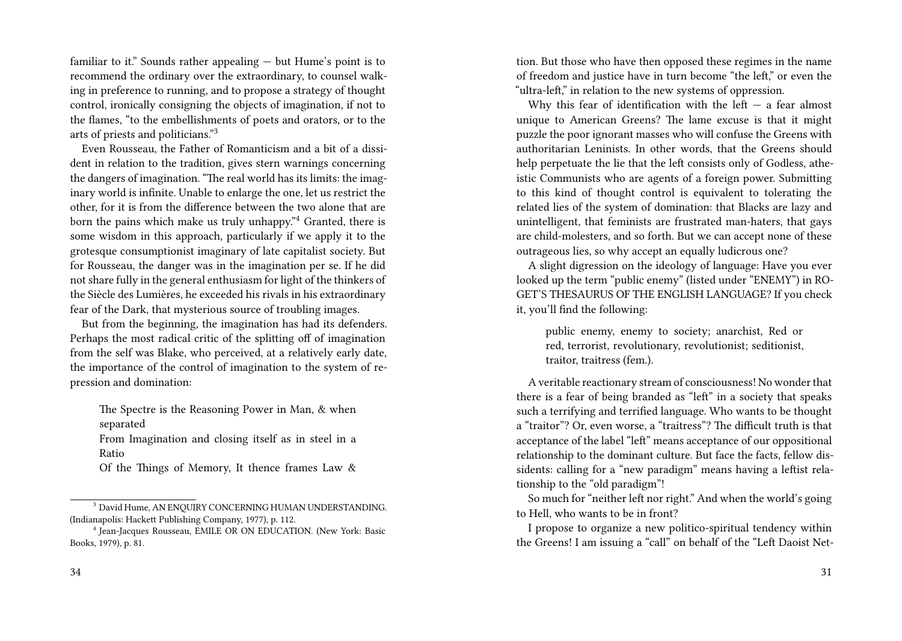familiar to it." Sounds rather appealing — but Hume's point is to recommend the ordinary over the extraordinary, to counsel walking in preference to running, and to propose a strategy of thought control, ironically consigning the objects of imagination, if not to the flames, "to the embellishments of poets and orators, or to the arts of priests and politicians."[3]

Even Rousseau, the Father of Romanticism and a bit of a dissident in relation to the tradition, gives stern warnings concerning the dangers of imagination. "The real world has its limits: the imaginary world is infinite. Unable to enlarge the one, let us restrict the other, for it is from the difference between the two alone that are born the pains which make us truly unhappy."[4] Granted, there is some wisdom in this approach, particularly if we apply it to the grotesque consumptionist imaginary of late capitalist society. But for Rousseau, the danger was in the imagination per se. If he did not share fully in the general enthusiasm for light of the thinkers of the Siècle des Lumières, he exceeded his rivals in his extraordinary fear of the Dark, that mysterious source of troubling images.

But from the beginning, the imagination has had its defenders. Perhaps the most radical critic of the splitting off of imagination from the self was Blake, who perceived, at a relatively early date, the importance of the control of imagination to the system of repression and domination:

> The Spectre is the Reasoning Power in Man, & when separated
> From Imagination and closing itself as in steel in a Ratio
> Of the Things of Memory, It thence frames Law &

[3] David Hume, AN ENQUIRY CONCERNING HUMAN UNDERSTANDING. (Indianapolis: Hackett Publishing Company, 1977), p. 112.

[4] Jean-Jacques Rousseau, EMILE OR ON EDUCATION. (New York: Basic Books, 1979), p. 81.

tion. But those who have then opposed these regimes in the name of freedom and justice have in turn become "the left," or even the "ultra-left," in relation to the new systems of oppression.

Why this fear of identification with the left — a fear almost unique to American Greens? The lame excuse is that it might puzzle the poor ignorant masses who will confuse the Greens with authoritarian Leninists. In other words, that the Greens should help perpetuate the lie that the left consists only of Godless, atheistic Communists who are agents of a foreign power. Submitting to this kind of thought control is equivalent to tolerating the related lies of the system of domination: that Blacks are lazy and unintelligent, that feminists are frustrated man-haters, that gays are child-molesters, and so forth. But we can accept none of these outrageous lies, so why accept an equally ludicrous one?

A slight digression on the ideology of language: Have you ever looked up the term "public enemy" (listed under "ENEMY") in ROGET'S THESAURUS OF THE ENGLISH LANGUAGE? If you check it, you'll find the following:

> public enemy, enemy to society; anarchist, Red or red, terrorist, revolutionary, revolutionist; seditionist, traitor, traitress (fem.).

A veritable reactionary stream of consciousness! No wonder that there is a fear of being branded as "left" in a society that speaks such a terrifying and terrified language. Who wants to be thought a "traitor"? Or, even worse, a "traitress"? The difficult truth is that acceptance of the label "left" means acceptance of our oppositional relationship to the dominant culture. But face the facts, fellow dissidents: calling for a "new paradigm" means having a leftist relationship to the "old paradigm"!

So much for "neither left nor right." And when the world's going to Hell, who wants to be in front?

I propose to organize a new politico-spiritual tendency within the Greens! I am issuing a "call" on behalf of the "Left Daoist Net-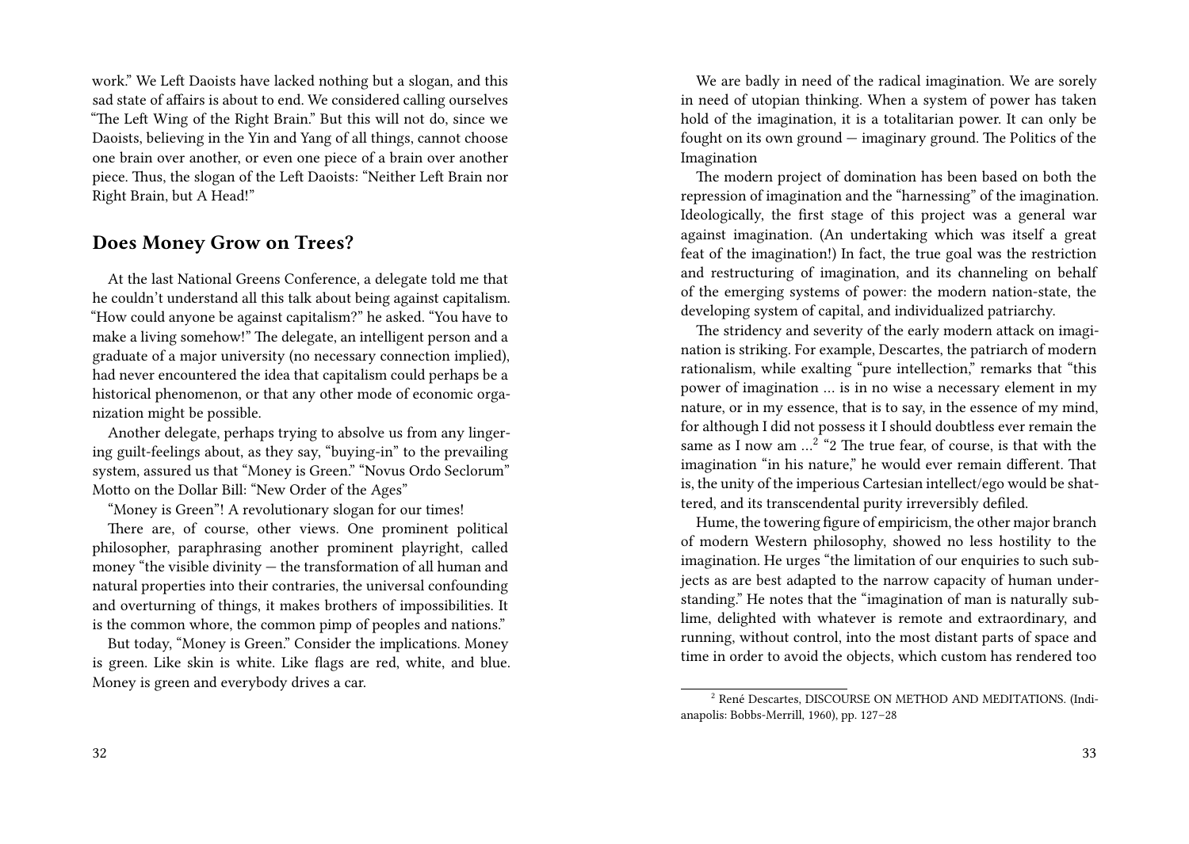work." We Left Daoists have lacked nothing but a slogan, and this sad state of affairs is about to end. We considered calling ourselves "The Left Wing of the Right Brain." But this will not do, since we Daoists, believing in the Yin and Yang of all things, cannot choose one brain over another, or even one piece of a brain over another piece. Thus, the slogan of the Left Daoists: "Neither Left Brain nor Right Brain, but A Head!"

## Does Money Grow on Trees?

At the last National Greens Conference, a delegate told me that he couldn't understand all this talk about being against capitalism. "How could anyone be against capitalism?" he asked. "You have to make a living somehow!" The delegate, an intelligent person and a graduate of a major university (no necessary connection implied), had never encountered the idea that capitalism could perhaps be a historical phenomenon, or that any other mode of economic organization might be possible.

Another delegate, perhaps trying to absolve us from any lingering guilt-feelings about, as they say, "buying-in" to the prevailing system, assured us that "Money is Green." "Novus Ordo Seclorum" Motto on the Dollar Bill: "New Order of the Ages"

"Money is Green"! A revolutionary slogan for our times!

There are, of course, other views. One prominent political philosopher, paraphrasing another prominent playright, called money "the visible divinity — the transformation of all human and natural properties into their contraries, the universal confounding and overturning of things, it makes brothers of impossibilities. It is the common whore, the common pimp of peoples and nations."

But today, "Money is Green." Consider the implications. Money is green. Like skin is white. Like flags are red, white, and blue. Money is green and everybody drives a car.

We are badly in need of the radical imagination. We are sorely in need of utopian thinking. When a system of power has taken hold of the imagination, it is a totalitarian power. It can only be fought on its own ground — imaginary ground. The Politics of the Imagination

The modern project of domination has been based on both the repression of imagination and the "harnessing" of the imagination. Ideologically, the first stage of this project was a general war against imagination. (An undertaking which was itself a great feat of the imagination!) In fact, the true goal was the restriction and restructuring of imagination, and its channeling on behalf of the emerging systems of power: the modern nation-state, the developing system of capital, and individualized patriarchy.

The stridency and severity of the early modern attack on imagination is striking. For example, Descartes, the patriarch of modern rationalism, while exalting "pure intellection," remarks that "this power of imagination … is in no wise a necessary element in my nature, or in my essence, that is to say, in the essence of my mind, for although I did not possess it I should doubtless ever remain the same as I now am …[2] "2 The true fear, of course, is that with the imagination "in his nature," he would ever remain different. That is, the unity of the imperious Cartesian intellect/ego would be shattered, and its transcendental purity irreversibly defiled.

Hume, the towering figure of empiricism, the other major branch of modern Western philosophy, showed no less hostility to the imagination. He urges "the limitation of our enquiries to such subjects as are best adapted to the narrow capacity of human understanding." He notes that the "imagination of man is naturally sublime, delighted with whatever is remote and extraordinary, and running, without control, into the most distant parts of space and time in order to avoid the objects, which custom has rendered too

[2] René Descartes, DISCOURSE ON METHOD AND MEDITATIONS. (Indianapolis: Bobbs-Merrill, 1960), pp. 127–28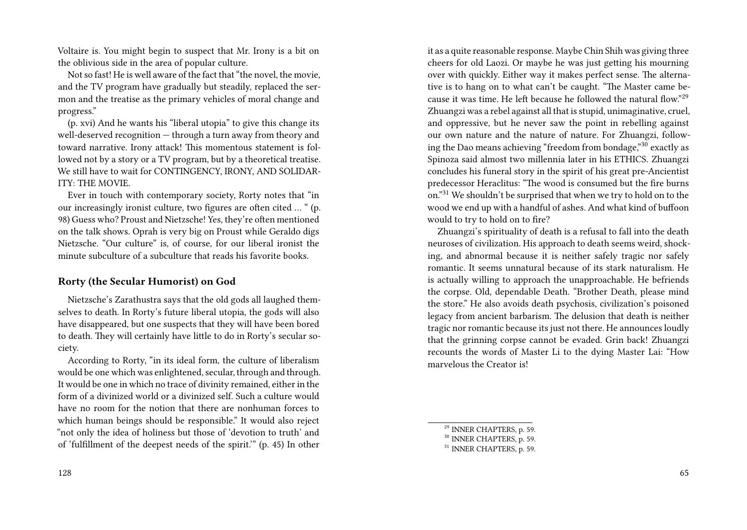Voltaire is. You might begin to suspect that Mr. Irony is a bit on the oblivious side in the area of popular culture.

Not so fast! He is well aware of the fact that "the novel, the movie, and the TV program have gradually but steadily, replaced the sermon and the treatise as the primary vehicles of moral change and progress."

(p. xvi) And he wants his "liberal utopia" to give this change its well-deserved recognition — through a turn away from theory and toward narrative. Irony attack! This momentous statement is followed not by a story or a TV program, but by a theoretical treatise. We still have to wait for CONTINGENCY, IRONY, AND SOLIDARITY: THE MOVIE.

Ever in touch with contemporary society, Rorty notes that "in our increasingly ironist culture, two figures are often cited … " (p. 98) Guess who? Proust and Nietzsche! Yes, they're often mentioned on the talk shows. Oprah is very big on Proust while Geraldo digs Nietzsche. "Our culture" is, of course, for our liberal ironist the minute subculture of a subculture that reads his favorite books.

### Rorty (the Secular Humorist) on God

Nietzsche's Zarathustra says that the old gods all laughed themselves to death. In Rorty's future liberal utopia, the gods will also have disappeared, but one suspects that they will have been bored to death. They will certainly have little to do in Rorty's secular society.

According to Rorty, "in its ideal form, the culture of liberalism would be one which was enlightened, secular, through and through. It would be one in which no trace of divinity remained, either in the form of a divinized world or a divinized self. Such a culture would have no room for the notion that there are nonhuman forces to which human beings should be responsible." It would also reject "not only the idea of holiness but those of 'devotion to truth' and of 'fulfillment of the deepest needs of the spirit.'" (p. 45) In other

it as a quite reasonable response. Maybe Chin Shih was giving three cheers for old Laozi. Or maybe he was just getting his mourning over with quickly. Either way it makes perfect sense. The alternative is to hang on to what can't be caught. "The Master came because it was time. He left because he followed the natural flow."[29] Zhuangzi was a rebel against all that is stupid, unimaginative, cruel, and oppressive, but he never saw the point in rebelling against our own nature and the nature of nature. For Zhuangzi, following the Dao means achieving "freedom from bondage,"[30] exactly as Spinoza said almost two millennia later in his ETHICS. Zhuangzi concludes his funeral story in the spirit of his great pre-Ancientist predecessor Heraclitus: "The wood is consumed but the fire burns on."[31] We shouldn't be surprised that when we try to hold on to the wood we end up with a handful of ashes. And what kind of buffoon would to try to hold on to fire?

Zhuangzi's spirituality of death is a refusal to fall into the death neuroses of civilization. His approach to death seems weird, shocking, and abnormal because it is neither safely tragic nor safely romantic. It seems unnatural because of its stark naturalism. He is actually willing to approach the unapproachable. He befriends the corpse. Old, dependable Death. "Brother Death, please mind the store." He also avoids death psychosis, civilization's poisoned legacy from ancient barbarism. The delusion that death is neither tragic nor romantic because its just not there. He announces loudly that the grinning corpse cannot be evaded. Grin back! Zhuangzi recounts the words of Master Li to the dying Master Lai: "How marvelous the Creator is!

[29] INNER CHAPTERS, p. 59.

[30] INNER CHAPTERS, p. 59.

[31] INNER CHAPTERS, p. 59.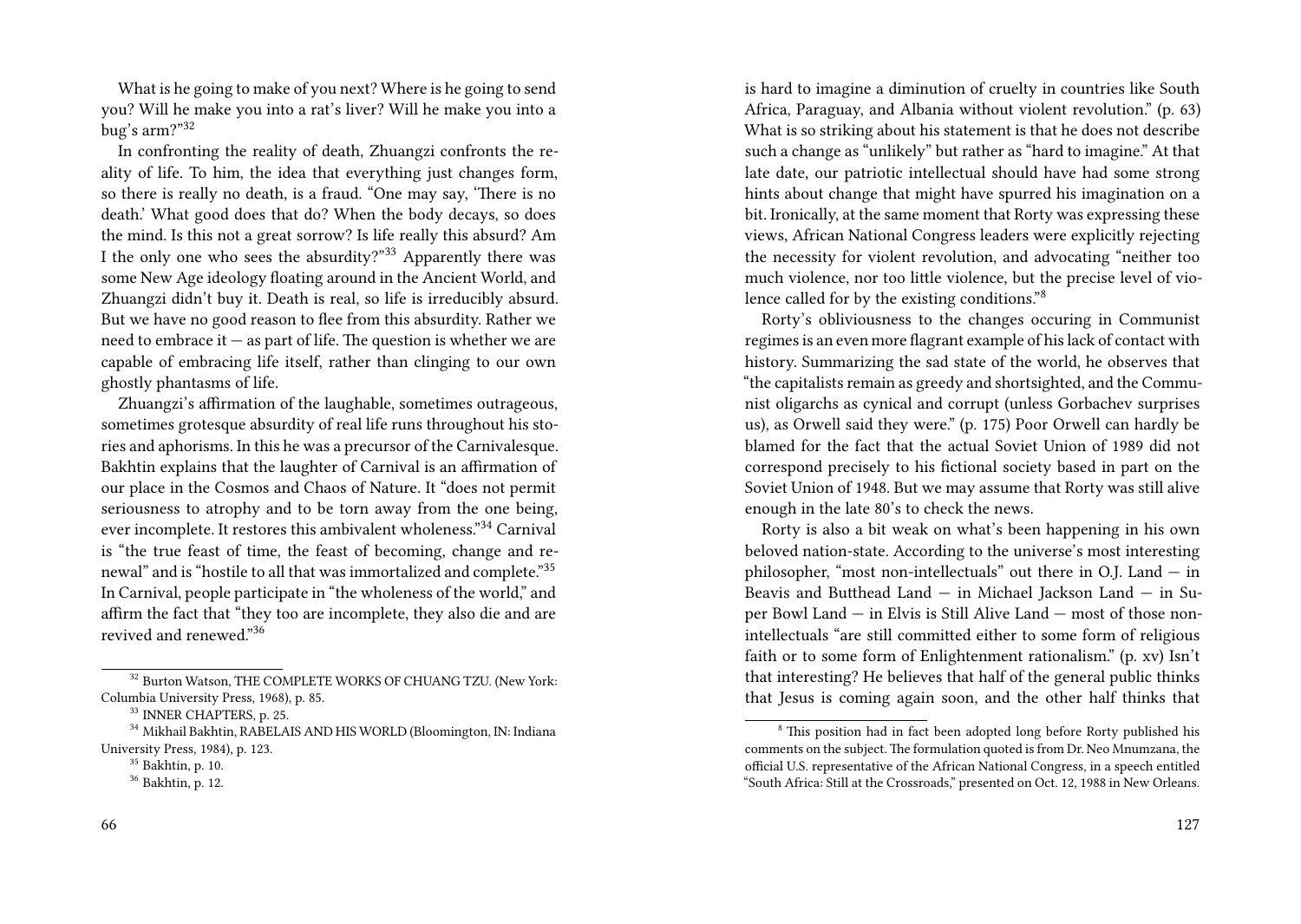What is he going to make of you next? Where is he going to send you? Will he make you into a rat's liver? Will he make you into a bug's arm?"[32]

In confronting the reality of death, Zhuangzi confronts the reality of life. To him, the idea that everything just changes form, so there is really no death, is a fraud. "One may say, 'There is no death.' What good does that do? When the body decays, so does the mind. Is this not a great sorrow? Is life really this absurd? Am I the only one who sees the absurdity?"[33] Apparently there was some New Age ideology floating around in the Ancient World, and Zhuangzi didn't buy it. Death is real, so life is irreducibly absurd. But we have no good reason to flee from this absurdity. Rather we need to embrace it — as part of life. The question is whether we are capable of embracing life itself, rather than clinging to our own ghostly phantasms of life.

Zhuangzi's affirmation of the laughable, sometimes outrageous, sometimes grotesque absurdity of real life runs throughout his stories and aphorisms. In this he was a precursor of the Carnivalesque. Bakhtin explains that the laughter of Carnival is an affirmation of our place in the Cosmos and Chaos of Nature. It "does not permit seriousness to atrophy and to be torn away from the one being, ever incomplete. It restores this ambivalent wholeness."[34] Carnival is "the true feast of time, the feast of becoming, change and renewal" and is "hostile to all that was immortalized and complete."[35] In Carnival, people participate in "the wholeness of the world," and affirm the fact that "they too are incomplete, they also die and are revived and renewed."[36]

[32] Burton Watson, THE COMPLETE WORKS OF CHUANG TZU. (New York: Columbia University Press, 1968), p. 85.

[33] INNER CHAPTERS, p. 25.

[34] Mikhail Bakhtin, RABELAIS AND HIS WORLD (Bloomington, IN: Indiana University Press, 1984), p. 123.

[35] Bakhtin, p. 10.

[36] Bakhtin, p. 12.

is hard to imagine a diminution of cruelty in countries like South Africa, Paraguay, and Albania without violent revolution." (p. 63) What is so striking about his statement is that he does not describe such a change as "unlikely" but rather as "hard to imagine." At that late date, our patriotic intellectual should have had some strong hints about change that might have spurred his imagination on a bit. Ironically, at the same moment that Rorty was expressing these views, African National Congress leaders were explicitly rejecting the necessity for violent revolution, and advocating "neither too much violence, nor too little violence, but the precise level of violence called for by the existing conditions."[8]

Rorty's obliviousness to the changes occuring in Communist regimes is an even more flagrant example of his lack of contact with history. Summarizing the sad state of the world, he observes that "the capitalists remain as greedy and shortsighted, and the Communist oligarchs as cynical and corrupt (unless Gorbachev surprises us), as Orwell said they were." (p. 175) Poor Orwell can hardly be blamed for the fact that the actual Soviet Union of 1989 did not correspond precisely to his fictional society based in part on the Soviet Union of 1948. But we may assume that Rorty was still alive enough in the late 80's to check the news.

Rorty is also a bit weak on what's been happening in his own beloved nation-state. According to the universe's most interesting philosopher, "most non-intellectuals" out there in O.J. Land — in Beavis and Butthead Land — in Michael Jackson Land — in Super Bowl Land — in Elvis is Still Alive Land — most of those non-intellectuals "are still committed either to some form of religious faith or to some form of Enlightenment rationalism." (p. xv) Isn't that interesting? He believes that half of the general public thinks that Jesus is coming again soon, and the other half thinks that

[8] This position had in fact been adopted long before Rorty published his comments on the subject. The formulation quoted is from Dr. Neo Mnumzana, the official U.S. representative of the African National Congress, in a speech entitled "South Africa: Still at the Crossroads," presented on Oct. 12, 1988 in New Orleans.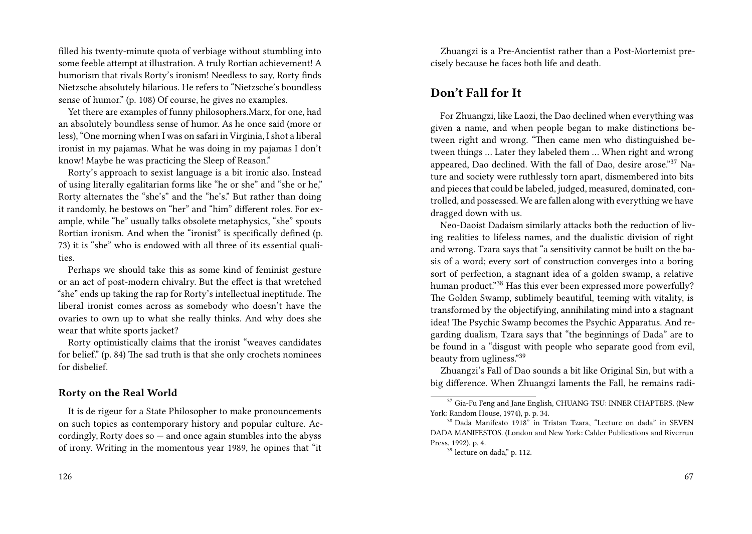filled his twenty-minute quota of verbiage without stumbling into some feeble attempt at illustration. A truly Rortian achievement! A humorism that rivals Rorty's ironism! Needless to say, Rorty finds Nietzsche absolutely hilarious. He refers to "Nietzsche's boundless sense of humor." (p. 108) Of course, he gives no examples.

Yet there are examples of funny philosophers.Marx, for one, had an absolutely boundless sense of humor. As he once said (more or less), "One morning when I was on safari in Virginia, I shot a liberal ironist in my pajamas. What he was doing in my pajamas I don't know! Maybe he was practicing the Sleep of Reason."

Rorty's approach to sexist language is a bit ironic also. Instead of using literally egalitarian forms like "he or she" and "she or he," Rorty alternates the "she's" and the "he's." But rather than doing it randomly, he bestows on "her" and "him" different roles. For example, while "he" usually talks obsolete metaphysics, "she" spouts Rortian ironism. And when the "ironist" is specifically defined (p. 73) it is "she" who is endowed with all three of its essential qualities.

Perhaps we should take this as some kind of feminist gesture or an act of post-modern chivalry. But the effect is that wretched "she" ends up taking the rap for Rorty's intellectual ineptitude. The liberal ironist comes across as somebody who doesn't have the ovaries to own up to what she really thinks. And why does she wear that white sports jacket?

Rorty optimistically claims that the ironist "weaves candidates for belief." (p. 84) The sad truth is that she only crochets nominees for disbelief.

### Rorty on the Real World

It is de rigeur for a State Philosopher to make pronouncements on such topics as contemporary history and popular culture. Accordingly, Rorty does so — and once again stumbles into the abyss of irony. Writing in the momentous year 1989, he opines that "it

Zhuangzi is a Pre-Ancientist rather than a Post-Mortemist precisely because he faces both life and death.

## Don't Fall for It

For Zhuangzi, like Laozi, the Dao declined when everything was given a name, and when people began to make distinctions between right and wrong. "Then came men who distinguished between things … Later they labeled them … When right and wrong appeared, Dao declined. With the fall of Dao, desire arose."[37] Nature and society were ruthlessly torn apart, dismembered into bits and pieces that could be labeled, judged, measured, dominated, controlled, and possessed. We are fallen along with everything we have dragged down with us.

Neo-Daoist Dadaism similarly attacks both the reduction of living realities to lifeless names, and the dualistic division of right and wrong. Tzara says that "a sensitivity cannot be built on the basis of a word; every sort of construction converges into a boring sort of perfection, a stagnant idea of a golden swamp, a relative human product."[38] Has this ever been expressed more powerfully? The Golden Swamp, sublimely beautiful, teeming with vitality, is transformed by the objectifying, annihilating mind into a stagnant idea! The Psychic Swamp becomes the Psychic Apparatus. And regarding dualism, Tzara says that "the beginnings of Dada" are to be found in a "disgust with people who separate good from evil, beauty from ugliness."[39]

Zhuangzi's Fall of Dao sounds a bit like Original Sin, but with a big difference. When Zhuangzi laments the Fall, he remains radi-

[37] Gia-Fu Feng and Jane English, CHUANG TSU: INNER CHAPTERS. (New York: Random House, 1974), p. p. 34.

[38] Dada Manifesto 1918" in Tristan Tzara, "Lecture on dada" in SEVEN DADA MANIFESTOS. (London and New York: Calder Publications and Riverrun Press, 1992), p. 4.

[39] lecture on dada," p. 112.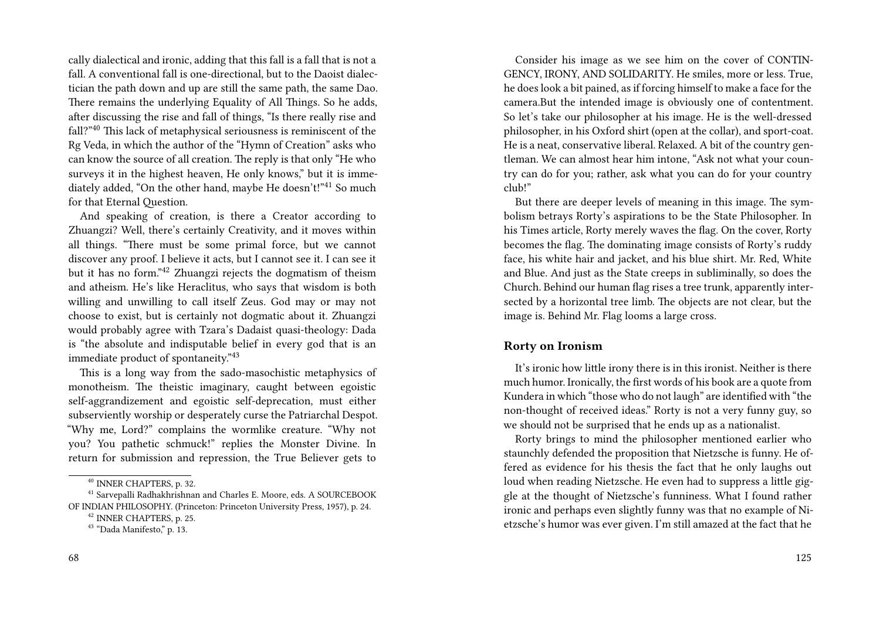cally dialectical and ironic, adding that this fall is a fall that is not a fall. A conventional fall is one-directional, but to the Daoist dialectician the path down and up are still the same path, the same Dao. There remains the underlying Equality of All Things. So he adds, after discussing the rise and fall of things, "Is there really rise and fall?"[40] This lack of metaphysical seriousness is reminiscent of the Rg Veda, in which the author of the "Hymn of Creation" asks who can know the source of all creation. The reply is that only "He who surveys it in the highest heaven, He only knows," but it is immediately added, "On the other hand, maybe He doesn't!"[41] So much for that Eternal Question.

And speaking of creation, is there a Creator according to Zhuangzi? Well, there's certainly Creativity, and it moves within all things. "There must be some primal force, but we cannot discover any proof. I believe it acts, but I cannot see it. I can see it but it has no form."[42] Zhuangzi rejects the dogmatism of theism and atheism. He's like Heraclitus, who says that wisdom is both willing and unwilling to call itself Zeus. God may or may not choose to exist, but is certainly not dogmatic about it. Zhuangzi would probably agree with Tzara's Dadaist quasi-theology: Dada is "the absolute and indisputable belief in every god that is an immediate product of spontaneity."[43]

This is a long way from the sado-masochistic metaphysics of monotheism. The theistic imaginary, caught between egoistic self-aggrandizement and egoistic self-deprecation, must either subserviently worship or desperately curse the Patriarchal Despot. "Why me, Lord?" complains the wormlike creature. "Why not you? You pathetic schmuck!" replies the Monster Divine. In return for submission and repression, the True Believer gets to

[40] INNER CHAPTERS, p. 32.

[41] Sarvepalli Radhakhrishnan and Charles E. Moore, eds. A SOURCEBOOK OF INDIAN PHILOSOPHY. (Princeton: Princeton University Press, 1957), p. 24.

[42] INNER CHAPTERS, p. 25.

[43] "Dada Manifesto," p. 13.

Consider his image as we see him on the cover of CONTINGENCY, IRONY, AND SOLIDARITY. He smiles, more or less. True, he does look a bit pained, as if forcing himself to make a face for the camera.But the intended image is obviously one of contentment. So let's take our philosopher at his image. He is the well-dressed philosopher, in his Oxford shirt (open at the collar), and sport-coat. He is a neat, conservative liberal. Relaxed. A bit of the country gentleman. We can almost hear him intone, "Ask not what your country can do for you; rather, ask what you can do for your country club!"

But there are deeper levels of meaning in this image. The symbolism betrays Rorty's aspirations to be the State Philosopher. In his Times article, Rorty merely waves the flag. On the cover, Rorty becomes the flag. The dominating image consists of Rorty's ruddy face, his white hair and jacket, and his blue shirt. Mr. Red, White and Blue. And just as the State creeps in subliminally, so does the Church. Behind our human flag rises a tree trunk, apparently intersected by a horizontal tree limb. The objects are not clear, but the image is. Behind Mr. Flag looms a large cross.

### Rorty on Ironism

It's ironic how little irony there is in this ironist. Neither is there much humor. Ironically, the first words of his book are a quote from Kundera in which "those who do not laugh" are identified with "the non-thought of received ideas." Rorty is not a very funny guy, so we should not be surprised that he ends up as a nationalist.

Rorty brings to mind the philosopher mentioned earlier who staunchly defended the proposition that Nietzsche is funny. He offered as evidence for his thesis the fact that he only laughs out loud when reading Nietzsche. He even had to suppress a little giggle at the thought of Nietzsche's funniness. What I found rather ironic and perhaps even slightly funny was that no example of Nietzsche's humor was ever given. I'm still amazed at the fact that he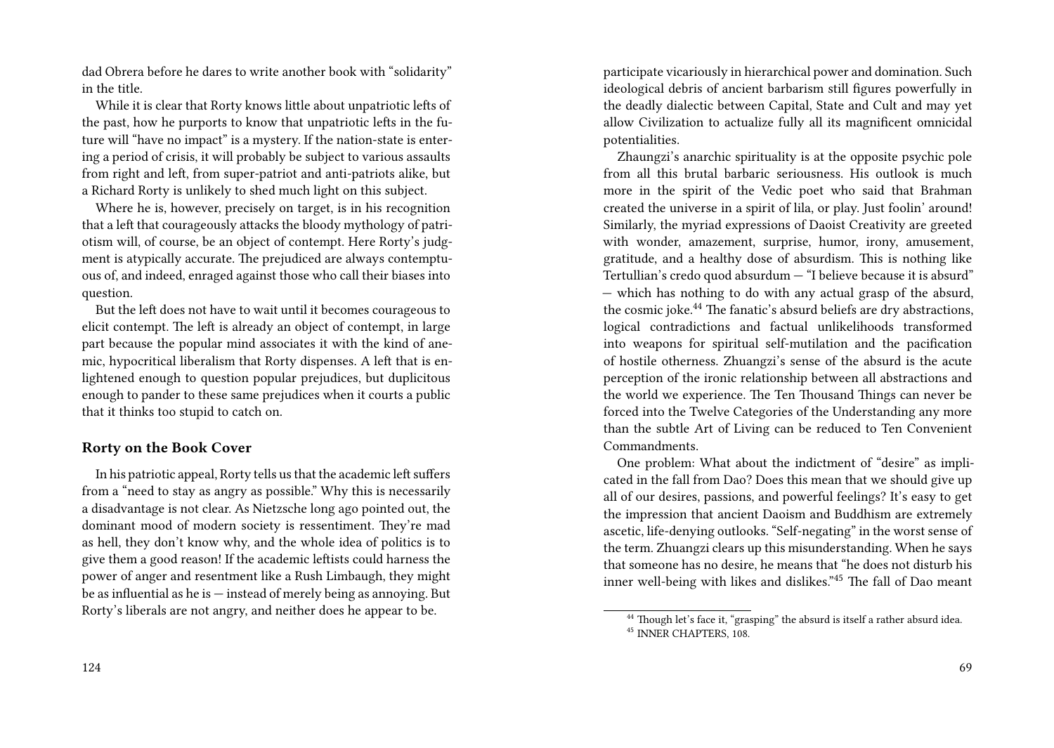dad Obrera before he dares to write another book with "solidarity" in the title.

While it is clear that Rorty knows little about unpatriotic lefts of the past, how he purports to know that unpatriotic lefts in the future will "have no impact" is a mystery. If the nation-state is entering a period of crisis, it will probably be subject to various assaults from right and left, from super-patriot and anti-patriots alike, but a Richard Rorty is unlikely to shed much light on this subject.

Where he is, however, precisely on target, is in his recognition that a left that courageously attacks the bloody mythology of patriotism will, of course, be an object of contempt. Here Rorty's judgment is atypically accurate. The prejudiced are always contemptuous of, and indeed, enraged against those who call their biases into question.

But the left does not have to wait until it becomes courageous to elicit contempt. The left is already an object of contempt, in large part because the popular mind associates it with the kind of anemic, hypocritical liberalism that Rorty dispenses. A left that is enlightened enough to question popular prejudices, but duplicitous enough to pander to these same prejudices when it courts a public that it thinks too stupid to catch on.

### Rorty on the Book Cover

In his patriotic appeal, Rorty tells us that the academic left suffers from a "need to stay as angry as possible." Why this is necessarily a disadvantage is not clear. As Nietzsche long ago pointed out, the dominant mood of modern society is ressentiment. They're mad as hell, they don't know why, and the whole idea of politics is to give them a good reason! If the academic leftists could harness the power of anger and resentment like a Rush Limbaugh, they might be as influential as he is — instead of merely being as annoying. But Rorty's liberals are not angry, and neither does he appear to be.

participate vicariously in hierarchical power and domination. Such ideological debris of ancient barbarism still figures powerfully in the deadly dialectic between Capital, State and Cult and may yet allow Civilization to actualize fully all its magnificent omnicidal potentialities.

Zhaungzi's anarchic spirituality is at the opposite psychic pole from all this brutal barbaric seriousness. His outlook is much more in the spirit of the Vedic poet who said that Brahman created the universe in a spirit of lila, or play. Just foolin' around! Similarly, the myriad expressions of Daoist Creativity are greeted with wonder, amazement, surprise, humor, irony, amusement, gratitude, and a healthy dose of absurdism. This is nothing like Tertullian's credo quod absurdum — "I believe because it is absurd" — which has nothing to do with any actual grasp of the absurd, the cosmic joke.[44] The fanatic's absurd beliefs are dry abstractions, logical contradictions and factual unlikelihoods transformed into weapons for spiritual self-mutilation and the pacification of hostile otherness. Zhuangzi's sense of the absurd is the acute perception of the ironic relationship between all abstractions and the world we experience. The Ten Thousand Things can never be forced into the Twelve Categories of the Understanding any more than the subtle Art of Living can be reduced to Ten Convenient Commandments.

One problem: What about the indictment of "desire" as implicated in the fall from Dao? Does this mean that we should give up all of our desires, passions, and powerful feelings? It's easy to get the impression that ancient Daoism and Buddhism are extremely ascetic, life-denying outlooks. "Self-negating" in the worst sense of the term. Zhuangzi clears up this misunderstanding. When he says that someone has no desire, he means that "he does not disturb his inner well-being with likes and dislikes."[45] The fall of Dao meant

[44] Though let's face it, "grasping" the absurd is itself a rather absurd idea.

[45] INNER CHAPTERS, 108.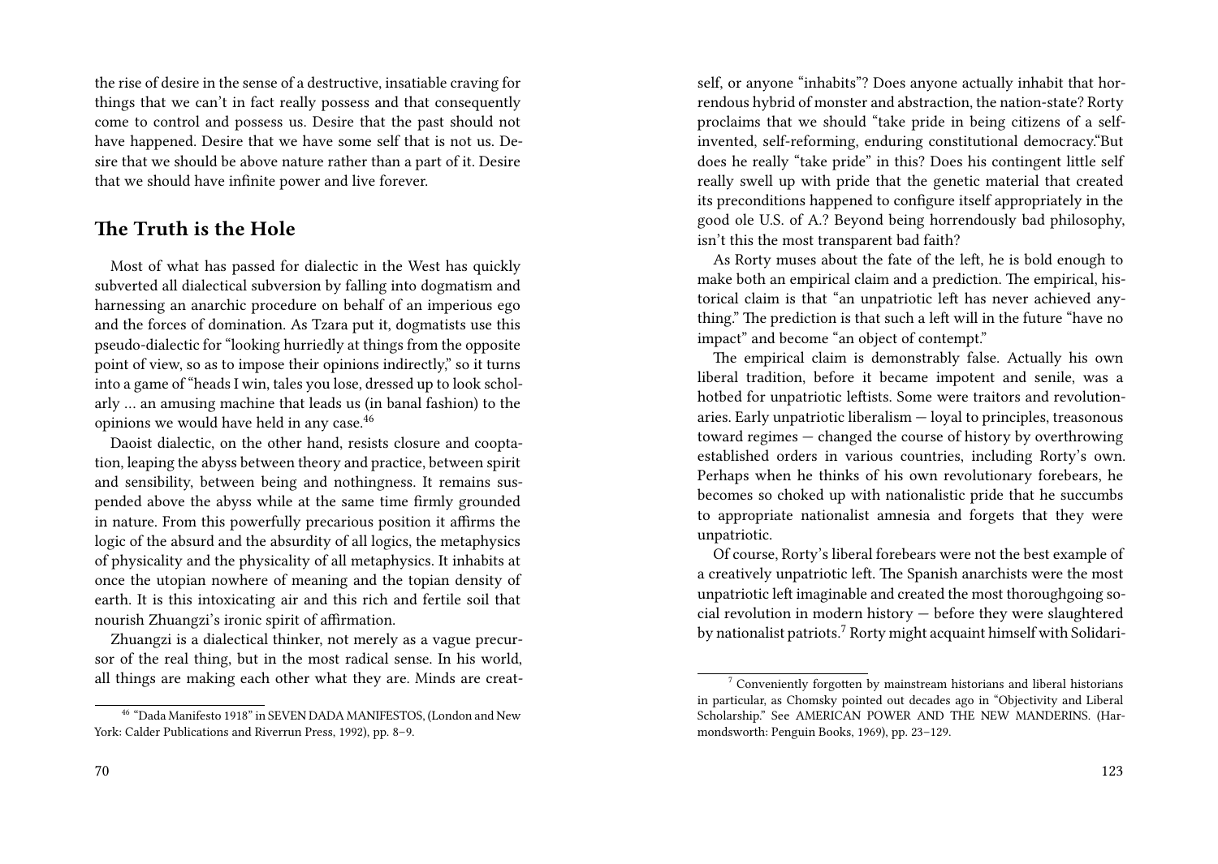the rise of desire in the sense of a destructive, insatiable craving for things that we can't in fact really possess and that consequently come to control and possess us. Desire that the past should not have happened. Desire that we have some self that is not us. Desire that we should be above nature rather than a part of it. Desire that we should have infinite power and live forever.

## The Truth is the Hole

Most of what has passed for dialectic in the West has quickly subverted all dialectical subversion by falling into dogmatism and harnessing an anarchic procedure on behalf of an imperious ego and the forces of domination. As Tzara put it, dogmatists use this pseudo-dialectic for "looking hurriedly at things from the opposite point of view, so as to impose their opinions indirectly," so it turns into a game of "heads I win, tales you lose, dressed up to look scholarly … an amusing machine that leads us (in banal fashion) to the opinions we would have held in any case.[46]

Daoist dialectic, on the other hand, resists closure and cooptation, leaping the abyss between theory and practice, between spirit and sensibility, between being and nothingness. It remains suspended above the abyss while at the same time firmly grounded in nature. From this powerfully precarious position it affirms the logic of the absurd and the absurdity of all logics, the metaphysics of physicality and the physicality of all metaphysics. It inhabits at once the utopian nowhere of meaning and the topian density of earth. It is this intoxicating air and this rich and fertile soil that nourish Zhuangzi's ironic spirit of affirmation.

Zhuangzi is a dialectical thinker, not merely as a vague precursor of the real thing, but in the most radical sense. In his world, all things are making each other what they are. Minds are creat-

[46] "Dada Manifesto 1918" in SEVEN DADA MANIFESTOS, (London and New York: Calder Publications and Riverrun Press, 1992), pp. 8–9.

self, or anyone "inhabits"? Does anyone actually inhabit that horrendous hybrid of monster and abstraction, the nation-state? Rorty proclaims that we should "take pride in being citizens of a self-invented, self-reforming, enduring constitutional democracy."But does he really "take pride" in this? Does his contingent little self really swell up with pride that the genetic material that created its preconditions happened to configure itself appropriately in the good ole U.S. of A.? Beyond being horrendously bad philosophy, isn't this the most transparent bad faith?

As Rorty muses about the fate of the left, he is bold enough to make both an empirical claim and a prediction. The empirical, historical claim is that "an unpatriotic left has never achieved anything." The prediction is that such a left will in the future "have no impact" and become "an object of contempt."

The empirical claim is demonstrably false. Actually his own liberal tradition, before it became impotent and senile, was a hotbed for unpatriotic leftists. Some were traitors and revolutionaries. Early unpatriotic liberalism — loyal to principles, treasonous toward regimes — changed the course of history by overthrowing established orders in various countries, including Rorty's own. Perhaps when he thinks of his own revolutionary forebears, he becomes so choked up with nationalistic pride that he succumbs to appropriate nationalist amnesia and forgets that they were unpatriotic.

Of course, Rorty's liberal forebears were not the best example of a creatively unpatriotic left. The Spanish anarchists were the most unpatriotic left imaginable and created the most thoroughgoing social revolution in modern history — before they were slaughtered by nationalist patriots.[7] Rorty might acquaint himself with Solidari-

[7] Conveniently forgotten by mainstream historians and liberal historians in particular, as Chomsky pointed out decades ago in "Objectivity and Liberal Scholarship." See AMERICAN POWER AND THE NEW MANDERINS. (Harmondsworth: Penguin Books, 1969), pp. 23–129.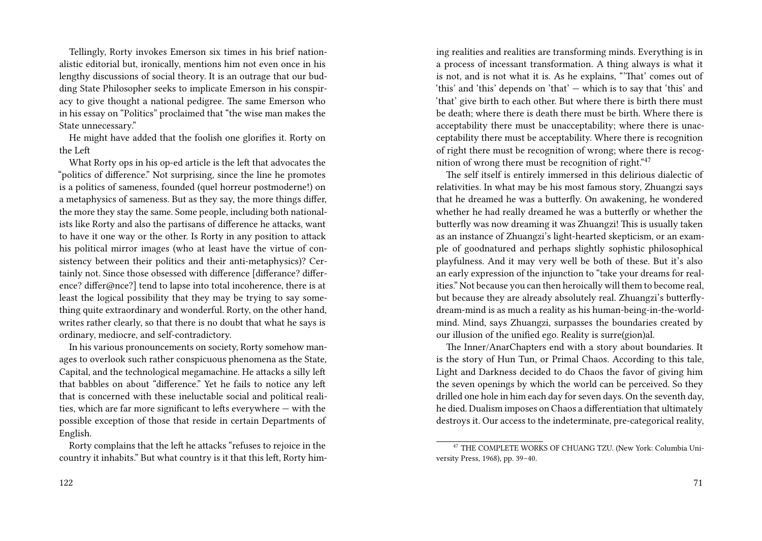Tellingly, Rorty invokes Emerson six times in his brief nationalistic editorial but, ironically, mentions him not even once in his lengthy discussions of social theory. It is an outrage that our budding State Philosopher seeks to implicate Emerson in his conspiracy to give thought a national pedigree. The same Emerson who in his essay on "Politics" proclaimed that "the wise man makes the State unnecessary."

He might have added that the foolish one glorifies it. Rorty on the Left

What Rorty ops in his op-ed article is the left that advocates the "politics of difference." Not surprising, since the line he promotes is a politics of sameness, founded (quel horreur postmoderne!) on a metaphysics of sameness. But as they say, the more things differ, the more they stay the same. Some people, including both nationalists like Rorty and also the partisans of difference he attacks, want to have it one way or the other. Is Rorty in any position to attack his political mirror images (who at least have the virtue of consistency between their politics and their anti-metaphysics)? Certainly not. Since those obsessed with difference [differance? difference? differ@nce?] tend to lapse into total incoherence, there is at least the logical possibility that they may be trying to say something quite extraordinary and wonderful. Rorty, on the other hand, writes rather clearly, so that there is no doubt that what he says is ordinary, mediocre, and self-contradictory.

In his various pronouncements on society, Rorty somehow manages to overlook such rather conspicuous phenomena as the State, Capital, and the technological megamachine. He attacks a silly left that babbles on about "difference." Yet he fails to notice any left that is concerned with these ineluctable social and political realities, which are far more significant to lefts everywhere — with the possible exception of those that reside in certain Departments of English.

Rorty complains that the left he attacks "refuses to rejoice in the country it inhabits." But what country is it that this left, Rorty him-

ing realities and realities are transforming minds. Everything is in a process of incessant transformation. A thing always is what it is not, and is not what it is. As he explains, "'That' comes out of 'this' and 'this' depends on 'that' — which is to say that 'this' and 'that' give birth to each other. But where there is birth there must be death; where there is death there must be birth. Where there is acceptability there must be unacceptability; where there is unacceptability there must be acceptability. Where there is recognition of right there must be recognition of wrong; where there is recognition of wrong there must be recognition of right."[47]

The self itself is entirely immersed in this delirious dialectic of relativities. In what may be his most famous story, Zhuangzi says that he dreamed he was a butterfly. On awakening, he wondered whether he had really dreamed he was a butterfly or whether the butterfly was now dreaming it was Zhuangzi! This is usually taken as an instance of Zhuangzi's light-hearted skepticism, or an example of goodnatured and perhaps slightly sophistic philosophical playfulness. And it may very well be both of these. But it's also an early expression of the injunction to "take your dreams for realities." Not because you can then heroically will them to become real, but because they are already absolutely real. Zhuangzi's butterfly-dream-mind is as much a reality as his human-being-in-the-world-mind. Mind, says Zhuangzi, surpasses the boundaries created by our illusion of the unified ego. Reality is surre(gion)al.

The Inner/AnarChapters end with a story about boundaries. It is the story of Hun Tun, or Primal Chaos. According to this tale, Light and Darkness decided to do Chaos the favor of giving him the seven openings by which the world can be perceived. So they drilled one hole in him each day for seven days. On the seventh day, he died. Dualism imposes on Chaos a differentiation that ultimately destroys it. Our access to the indeterminate, pre-categorical reality,

[47] THE COMPLETE WORKS OF CHUANG TZU. (New York: Columbia University Press, 1968), pp. 39–40.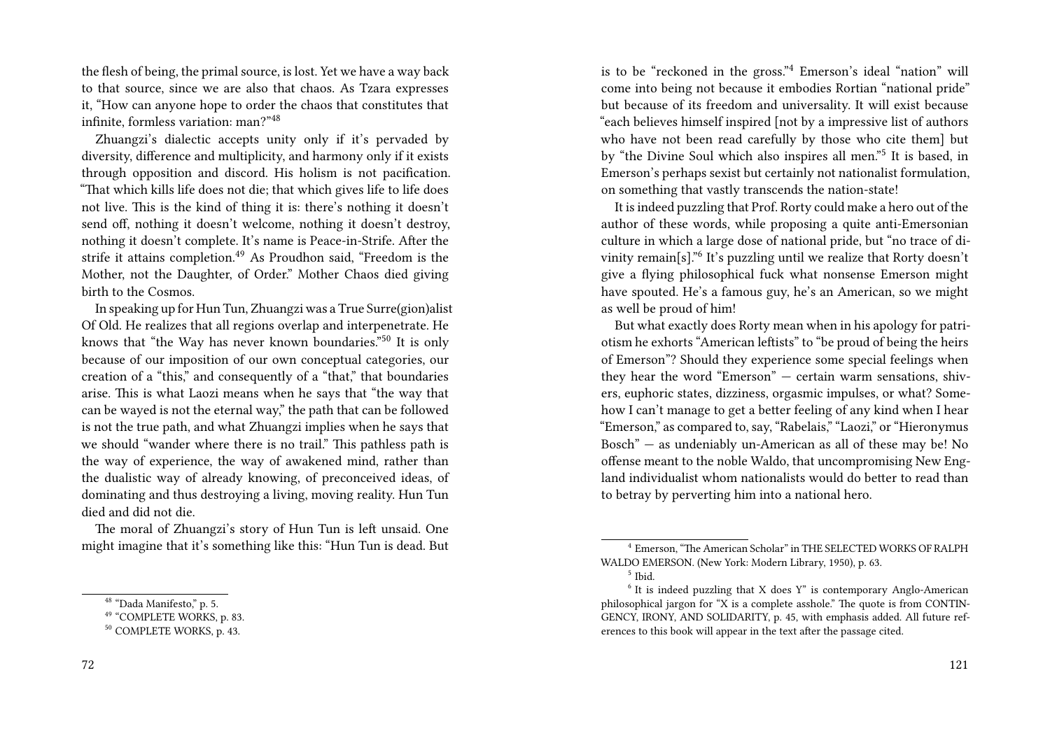the flesh of being, the primal source, is lost. Yet we have a way back to that source, since we are also that chaos. As Tzara expresses it, "How can anyone hope to order the chaos that constitutes that infinite, formless variation: man?"[48]

Zhuangzi's dialectic accepts unity only if it's pervaded by diversity, difference and multiplicity, and harmony only if it exists through opposition and discord. His holism is not pacification. "That which kills life does not die; that which gives life to life does not live. This is the kind of thing it is: there's nothing it doesn't send off, nothing it doesn't welcome, nothing it doesn't destroy, nothing it doesn't complete. It's name is Peace-in-Strife. After the strife it attains completion.[49] As Proudhon said, "Freedom is the Mother, not the Daughter, of Order." Mother Chaos died giving birth to the Cosmos.

In speaking up for Hun Tun, Zhuangzi was a True Surre(gion)alist Of Old. He realizes that all regions overlap and interpenetrate. He knows that "the Way has never known boundaries."[50] It is only because of our imposition of our own conceptual categories, our creation of a "this," and consequently of a "that," that boundaries arise. This is what Laozi means when he says that "the way that can be wayed is not the eternal way," the path that can be followed is not the true path, and what Zhuangzi implies when he says that we should "wander where there is no trail." This pathless path is the way of experience, the way of awakened mind, rather than the dualistic way of already knowing, of preconceived ideas, of dominating and thus destroying a living, moving reality. Hun Tun died and did not die.

The moral of Zhuangzi's story of Hun Tun is left unsaid. One might imagine that it's something like this: "Hun Tun is dead. But

[48] "Dada Manifesto," p. 5.

[49] "COMPLETE WORKS, p. 83.

[50] COMPLETE WORKS, p. 43.

is to be "reckoned in the gross."[4] Emerson's ideal "nation" will come into being not because it embodies Rortian "national pride" but because of its freedom and universality. It will exist because "each believes himself inspired [not by a impressive list of authors who have not been read carefully by those who cite them] but by "the Divine Soul which also inspires all men."[5] It is based, in Emerson's perhaps sexist but certainly not nationalist formulation, on something that vastly transcends the nation-state!

It is indeed puzzling that Prof. Rorty could make a hero out of the author of these words, while proposing a quite anti-Emersonian culture in which a large dose of national pride, but "no trace of divinity remain[s]."[6] It's puzzling until we realize that Rorty doesn't give a flying philosophical fuck what nonsense Emerson might have spouted. He's a famous guy, he's an American, so we might as well be proud of him!

But what exactly does Rorty mean when in his apology for patriotism he exhorts "American leftists" to "be proud of being the heirs of Emerson"? Should they experience some special feelings when they hear the word "Emerson" — certain warm sensations, shivers, euphoric states, dizziness, orgasmic impulses, or what? Somehow I can't manage to get a better feeling of any kind when I hear "Emerson," as compared to, say, "Rabelais," "Laozi," or "Hieronymus Bosch" — as undeniably un-American as all of these may be! No offense meant to the noble Waldo, that uncompromising New England individualist whom nationalists would do better to read than to betray by perverting him into a national hero.

[4] Emerson, "The American Scholar" in THE SELECTED WORKS OF RALPH WALDO EMERSON. (New York: Modern Library, 1950), p. 63.

[5] Ibid.

[6] It is indeed puzzling that X does Y" is contemporary Anglo-American philosophical jargon for "X is a complete asshole." The quote is from CONTINGENCY, IRONY, AND SOLIDARITY, p. 45, with emphasis added. All future references to this book will appear in the text after the passage cited.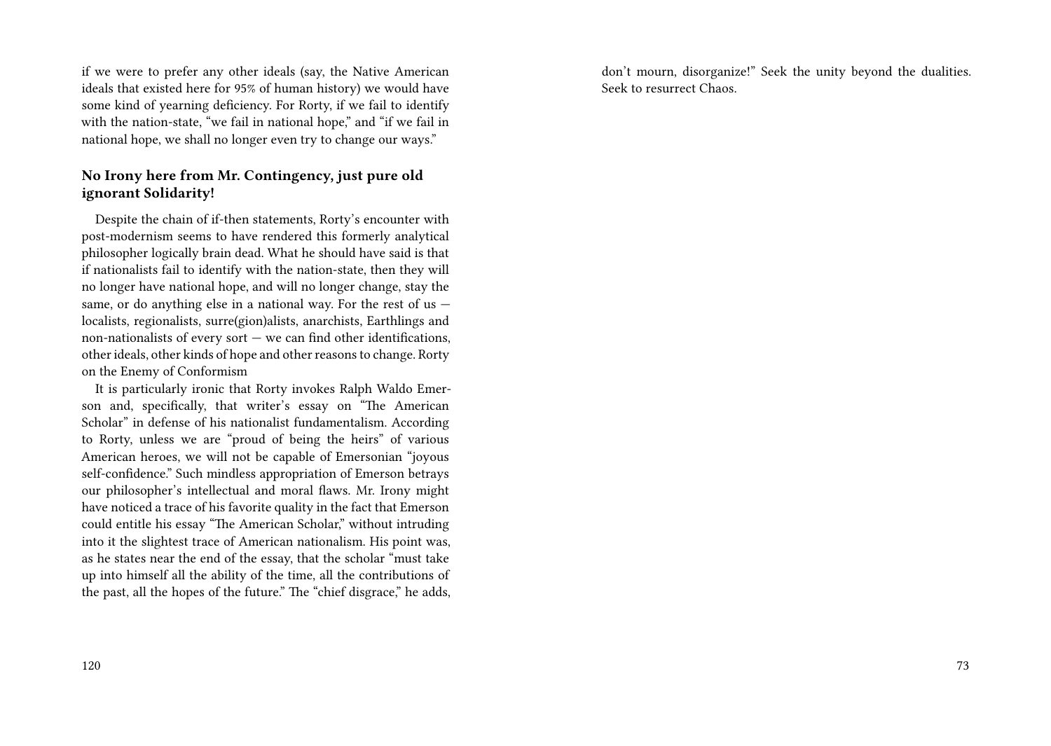if we were to prefer any other ideals (say, the Native American ideals that existed here for 95% of human history) we would have some kind of yearning deficiency. For Rorty, if we fail to identify with the nation-state, "we fail in national hope," and "if we fail in national hope, we shall no longer even try to change our ways."

### No Irony here from Mr. Contingency, just pure old ignorant Solidarity!

Despite the chain of if-then statements, Rorty's encounter with post-modernism seems to have rendered this formerly analytical philosopher logically brain dead. What he should have said is that if nationalists fail to identify with the nation-state, then they will no longer have national hope, and will no longer change, stay the same, or do anything else in a national way. For the rest of us — localists, regionalists, surre(gion)alists, anarchists, Earthlings and non-nationalists of every sort — we can find other identifications, other ideals, other kinds of hope and other reasons to change. Rorty on the Enemy of Conformism

It is particularly ironic that Rorty invokes Ralph Waldo Emerson and, specifically, that writer's essay on "The American Scholar" in defense of his nationalist fundamentalism. According to Rorty, unless we are "proud of being the heirs" of various American heroes, we will not be capable of Emersonian "joyous self-confidence." Such mindless appropriation of Emerson betrays our philosopher's intellectual and moral flaws. Mr. Irony might have noticed a trace of his favorite quality in the fact that Emerson could entitle his essay "The American Scholar," without intruding into it the slightest trace of American nationalism. His point was, as he states near the end of the essay, that the scholar "must take up into himself all the ability of the time, all the contributions of the past, all the hopes of the future." The "chief disgrace," he adds,

don't mourn, disorganize!" Seek the unity beyond the dualities. Seek to resurrect Chaos.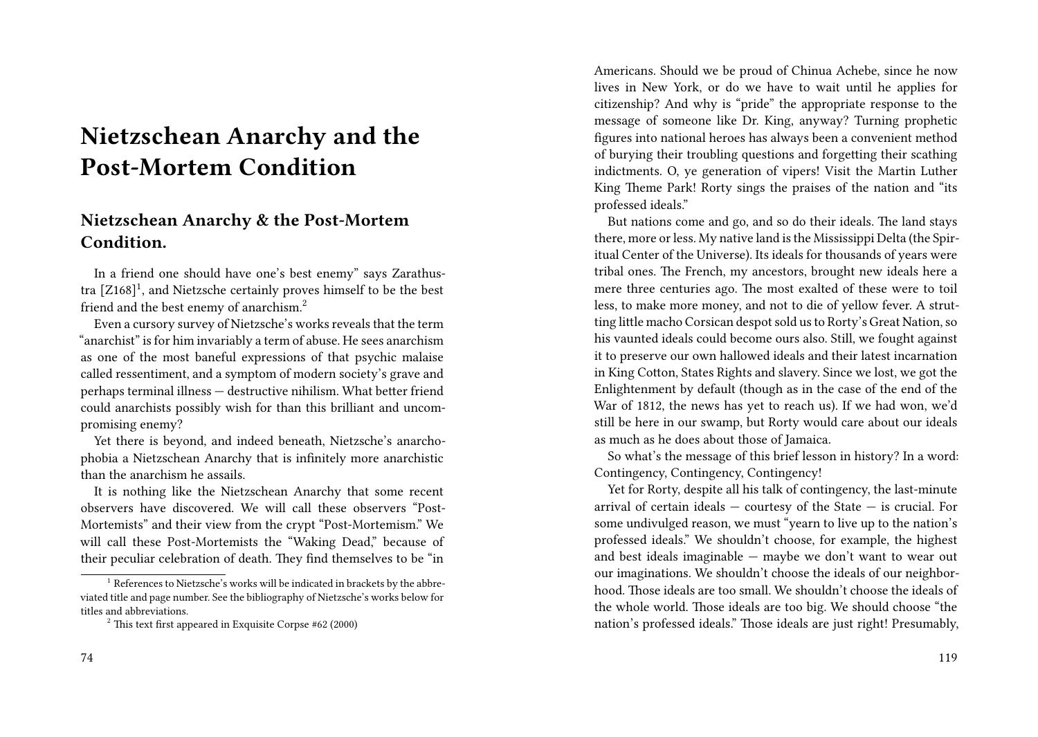# Nietzschean Anarchy and the Post-Mortem Condition

## Nietzschean Anarchy & the Post-Mortem Condition.

In a friend one should have one's best enemy" says Zarathustra [Z168][1], and Nietzsche certainly proves himself to be the best friend and the best enemy of anarchism.[2]

Even a cursory survey of Nietzsche's works reveals that the term "anarchist" is for him invariably a term of abuse. He sees anarchism as one of the most baneful expressions of that psychic malaise called ressentiment, and a symptom of modern society's grave and perhaps terminal illness — destructive nihilism. What better friend could anarchists possibly wish for than this brilliant and uncompromising enemy?

Yet there is beyond, and indeed beneath, Nietzsche's anarchophobia a Nietzschean Anarchy that is infinitely more anarchistic than the anarchism he assails.

It is nothing like the Nietzschean Anarchy that some recent observers have discovered. We will call these observers "Post-Mortemists" and their view from the crypt "Post-Mortemism." We will call these Post-Mortemists the "Waking Dead," because of their peculiar celebration of death. They find themselves to be "in

[1] References to Nietzsche's works will be indicated in brackets by the abbreviated title and page number. See the bibliography of Nietzsche's works below for titles and abbreviations.

[2] This text first appeared in Exquisite Corpse #62 (2000)

Americans. Should we be proud of Chinua Achebe, since he now lives in New York, or do we have to wait until he applies for citizenship? And why is "pride" the appropriate response to the message of someone like Dr. King, anyway? Turning prophetic figures into national heroes has always been a convenient method of burying their troubling questions and forgetting their scathing indictments. O, ye generation of vipers! Visit the Martin Luther King Theme Park! Rorty sings the praises of the nation and "its professed ideals."

But nations come and go, and so do their ideals. The land stays there, more or less. My native land is the Mississippi Delta (the Spiritual Center of the Universe). Its ideals for thousands of years were tribal ones. The French, my ancestors, brought new ideals here a mere three centuries ago. The most exalted of these were to toil less, to make more money, and not to die of yellow fever. A strutting little macho Corsican despot sold us to Rorty's Great Nation, so his vaunted ideals could become ours also. Still, we fought against it to preserve our own hallowed ideals and their latest incarnation in King Cotton, States Rights and slavery. Since we lost, we got the Enlightenment by default (though as in the case of the end of the War of 1812, the news has yet to reach us). If we had won, we'd still be here in our swamp, but Rorty would care about our ideals as much as he does about those of Jamaica.

So what's the message of this brief lesson in history? In a word: Contingency, Contingency, Contingency!

Yet for Rorty, despite all his talk of contingency, the last-minute arrival of certain ideals — courtesy of the State — is crucial. For some undivulged reason, we must "yearn to live up to the nation's professed ideals." We shouldn't choose, for example, the highest and best ideals imaginable — maybe we don't want to wear out our imaginations. We shouldn't choose the ideals of our neighborhood. Those ideals are too small. We shouldn't choose the ideals of the whole world. Those ideals are too big. We should choose "the nation's professed ideals." Those ideals are just right! Presumably,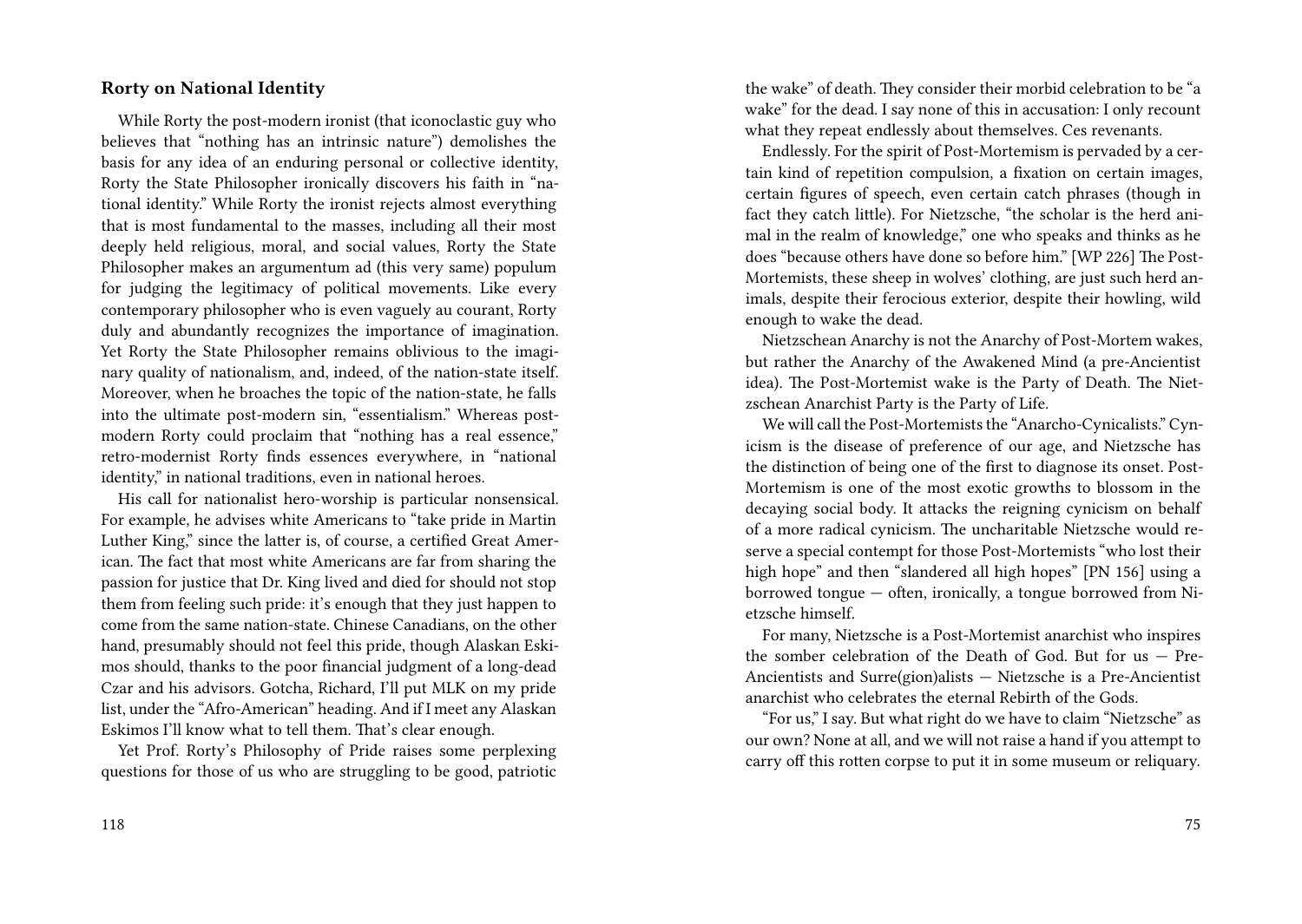## Rorty on National Identity

While Rorty the post-modern ironist (that iconoclastic guy who believes that "nothing has an intrinsic nature") demolishes the basis for any idea of an enduring personal or collective identity, Rorty the State Philosopher ironically discovers his faith in "national identity." While Rorty the ironist rejects almost everything that is most fundamental to the masses, including all their most deeply held religious, moral, and social values, Rorty the State Philosopher makes an argumentum ad (this very same) populum for judging the legitimacy of political movements. Like every contemporary philosopher who is even vaguely au courant, Rorty duly and abundantly recognizes the importance of imagination. Yet Rorty the State Philosopher remains oblivious to the imaginary quality of nationalism, and, indeed, of the nation-state itself. Moreover, when he broaches the topic of the nation-state, he falls into the ultimate post-modern sin, "essentialism." Whereas post-modern Rorty could proclaim that "nothing has a real essence," retro-modernist Rorty finds essences everywhere, in "national identity," in national traditions, even in national heroes.

His call for nationalist hero-worship is particular nonsensical. For example, he advises white Americans to "take pride in Martin Luther King," since the latter is, of course, a certified Great American. The fact that most white Americans are far from sharing the passion for justice that Dr. King lived and died for should not stop them from feeling such pride: it's enough that they just happen to come from the same nation-state. Chinese Canadians, on the other hand, presumably should not feel this pride, though Alaskan Eskimos should, thanks to the poor financial judgment of a long-dead Czar and his advisors. Gotcha, Richard, I'll put MLK on my pride list, under the "Afro-American" heading. And if I meet any Alaskan Eskimos I'll know what to tell them. That's clear enough.

Yet Prof. Rorty's Philosophy of Pride raises some perplexing questions for those of us who are struggling to be good, patriotic

the wake" of death. They consider their morbid celebration to be "a wake" for the dead. I say none of this in accusation: I only recount what they repeat endlessly about themselves. Ces revenants.

Endlessly. For the spirit of Post-Mortemism is pervaded by a certain kind of repetition compulsion, a fixation on certain images, certain figures of speech, even certain catch phrases (though in fact they catch little). For Nietzsche, "the scholar is the herd animal in the realm of knowledge," one who speaks and thinks as he does "because others have done so before him." [WP 226] The Post-Mortemists, these sheep in wolves' clothing, are just such herd animals, despite their ferocious exterior, despite their howling, wild enough to wake the dead.

Nietzschean Anarchy is not the Anarchy of Post-Mortem wakes, but rather the Anarchy of the Awakened Mind (a pre-Ancientist idea). The Post-Mortemist wake is the Party of Death. The Nietzschean Anarchist Party is the Party of Life.

We will call the Post-Mortemists the "Anarcho-Cynicalists." Cynicism is the disease of preference of our age, and Nietzsche has the distinction of being one of the first to diagnose its onset. Post-Mortemism is one of the most exotic growths to blossom in the decaying social body. It attacks the reigning cynicism on behalf of a more radical cynicism. The uncharitable Nietzsche would reserve a special contempt for those Post-Mortemists "who lost their high hope" and then "slandered all high hopes" [PN 156] using a borrowed tongue — often, ironically, a tongue borrowed from Nietzsche himself.

For many, Nietzsche is a Post-Mortemist anarchist who inspires the somber celebration of the Death of God. But for us — Pre-Ancientists and Surre(gion)alists — Nietzsche is a Pre-Ancientist anarchist who celebrates the eternal Rebirth of the Gods.

"For us," I say. But what right do we have to claim "Nietzsche" as our own? None at all, and we will not raise a hand if you attempt to carry off this rotten corpse to put it in some museum or reliquary.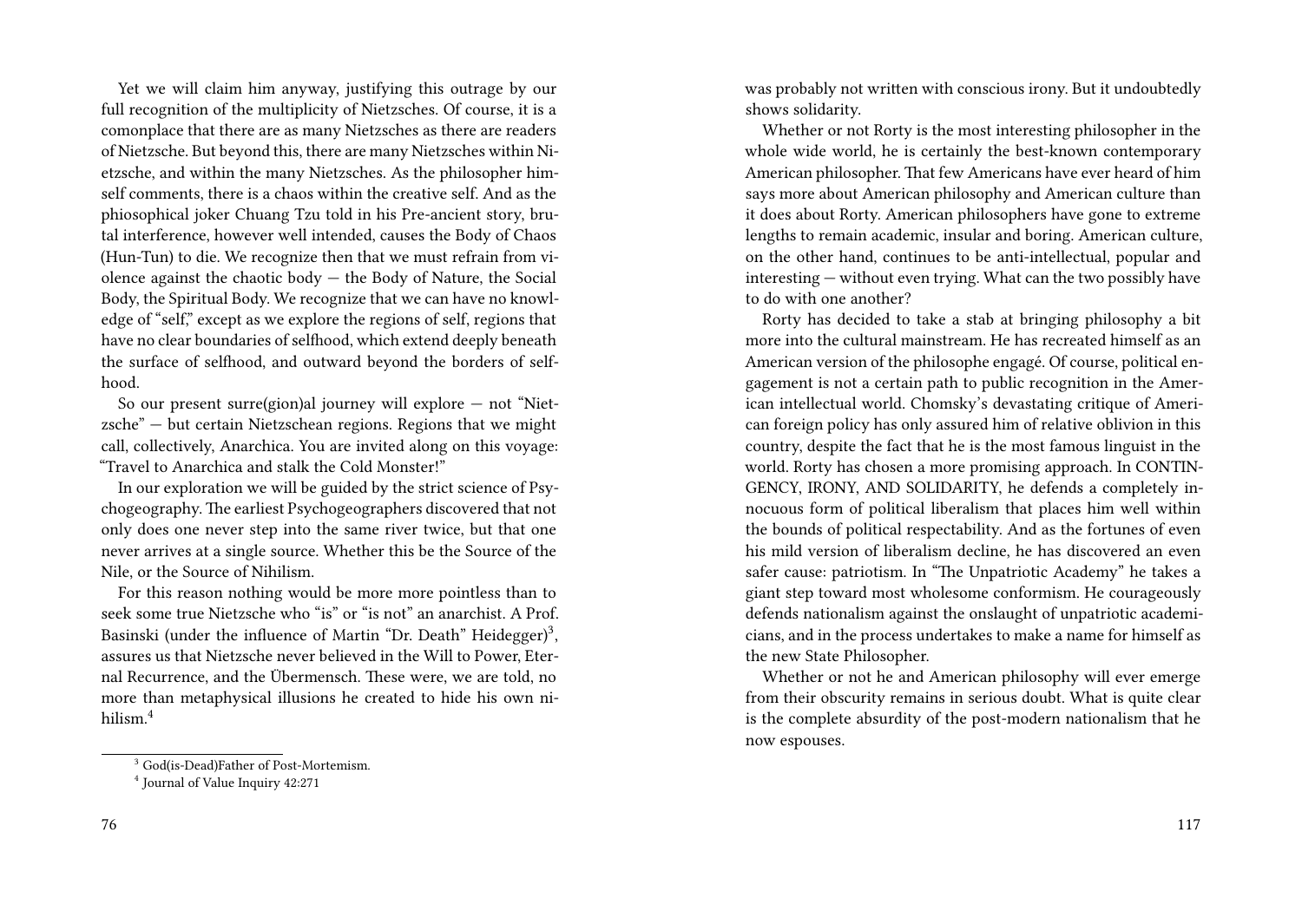Yet we will claim him anyway, justifying this outrage by our full recognition of the multiplicity of Nietzsches. Of course, it is a comonplace that there are as many Nietzsches as there are readers of Nietzsche. But beyond this, there are many Nietzsches within Nietzsche, and within the many Nietzsches. As the philosopher himself comments, there is a chaos within the creative self. And as the phiosophical joker Chuang Tzu told in his Pre-ancient story, brutal interference, however well intended, causes the Body of Chaos (Hun-Tun) to die. We recognize then that we must refrain from violence against the chaotic body — the Body of Nature, the Social Body, the Spiritual Body. We recognize that we can have no knowledge of "self," except as we explore the regions of self, regions that have no clear boundaries of selfhood, which extend deeply beneath the surface of selfhood, and outward beyond the borders of selfhood.

So our present surre(gion)al journey will explore — not "Nietzsche" — but certain Nietzschean regions. Regions that we might call, collectively, Anarchica. You are invited along on this voyage: "Travel to Anarchica and stalk the Cold Monster!"

In our exploration we will be guided by the strict science of Psychogeography. The earliest Psychogeographers discovered that not only does one never step into the same river twice, but that one never arrives at a single source. Whether this be the Source of the Nile, or the Source of Nihilism.

For this reason nothing would be more more pointless than to seek some true Nietzsche who "is" or "is not" an anarchist. A Prof. Basinski (under the influence of Martin "Dr. Death" Heidegger)[3], assures us that Nietzsche never believed in the Will to Power, Eternal Recurrence, and the Übermensch. These were, we are told, no more than metaphysical illusions he created to hide his own nihilism.[4]

[3] God(is-Dead)Father of Post-Mortemism.

[4] Journal of Value Inquiry 42:271

was probably not written with conscious irony. But it undoubtedly shows solidarity.

Whether or not Rorty is the most interesting philosopher in the whole wide world, he is certainly the best-known contemporary American philosopher. That few Americans have ever heard of him says more about American philosophy and American culture than it does about Rorty. American philosophers have gone to extreme lengths to remain academic, insular and boring. American culture, on the other hand, continues to be anti-intellectual, popular and interesting — without even trying. What can the two possibly have to do with one another?

Rorty has decided to take a stab at bringing philosophy a bit more into the cultural mainstream. He has recreated himself as an American version of the philosophe engagé. Of course, political engagement is not a certain path to public recognition in the American intellectual world. Chomsky's devastating critique of American foreign policy has only assured him of relative oblivion in this country, despite the fact that he is the most famous linguist in the world. Rorty has chosen a more promising approach. In CONTINGENCY, IRONY, AND SOLIDARITY, he defends a completely innocuous form of political liberalism that places him well within the bounds of political respectability. And as the fortunes of even his mild version of liberalism decline, he has discovered an even safer cause: patriotism. In "The Unpatriotic Academy" he takes a giant step toward most wholesome conformism. He courageously defends nationalism against the onslaught of unpatriotic academicians, and in the process undertakes to make a name for himself as the new State Philosopher.

Whether or not he and American philosophy will ever emerge from their obscurity remains in serious doubt. What is quite clear is the complete absurdity of the post-modern nationalism that he now espouses.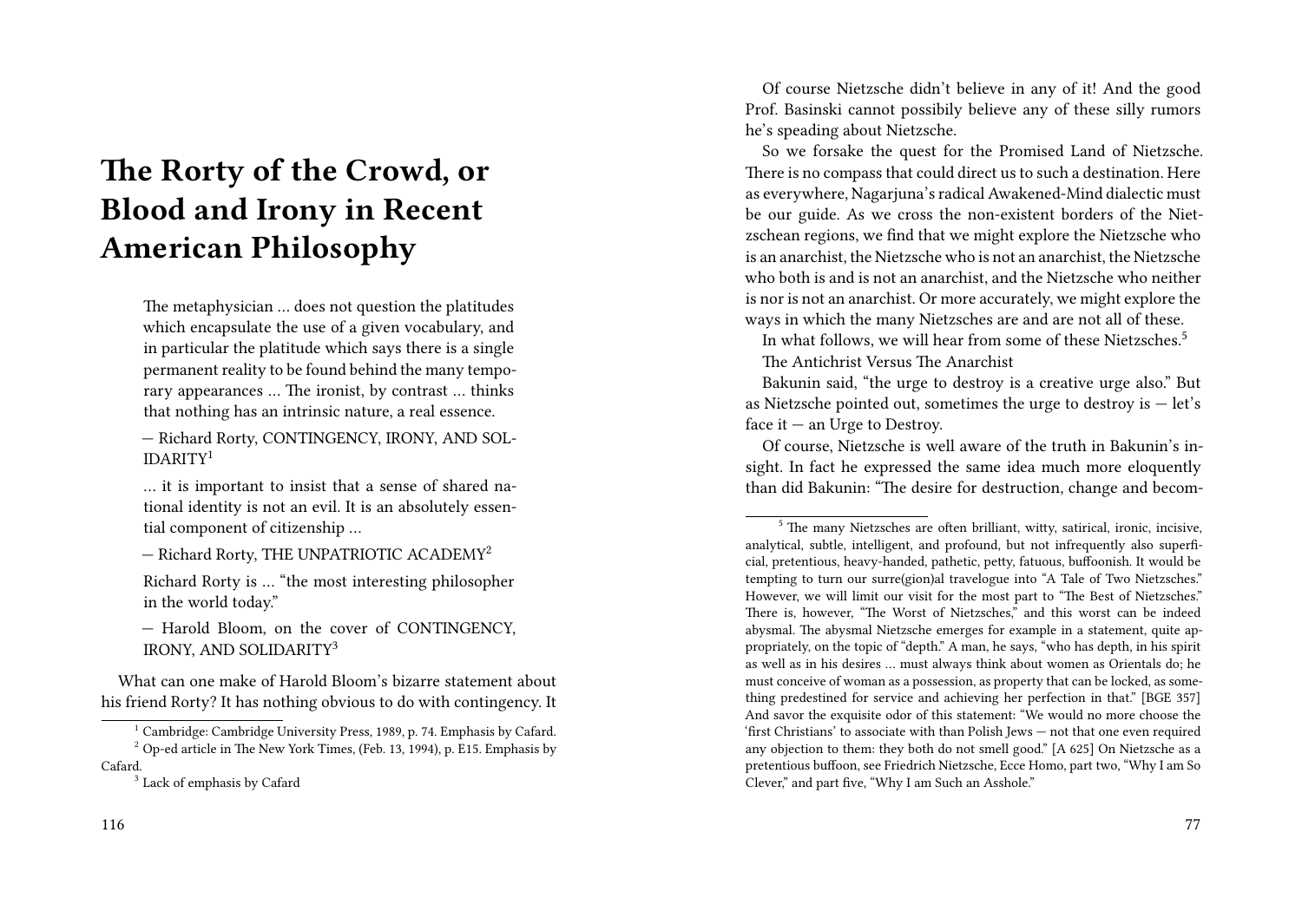# The Rorty of the Crowd, or Blood and Irony in Recent American Philosophy

> The metaphysician … does not question the platitudes which encapsulate the use of a given vocabulary, and in particular the platitude which says there is a single permanent reality to be found behind the many temporary appearances … The ironist, by contrast … thinks that nothing has an intrinsic nature, a real essence.
>
> — Richard Rorty, CONTINGENCY, IRONY, AND SOLIDARITY[1]
>
> … it is important to insist that a sense of shared national identity is not an evil. It is an absolutely essential component of citizenship …
>
> — Richard Rorty, THE UNPATRIOTIC ACADEMY[2]
>
> Richard Rorty is … "the most interesting philosopher in the world today."
>
> — Harold Bloom, on the cover of CONTINGENCY, IRONY, AND SOLIDARITY[3]

What can one make of Harold Bloom's bizarre statement about his friend Rorty? It has nothing obvious to do with contingency. It

[1] Cambridge: Cambridge University Press, 1989, p. 74. Emphasis by Cafard.

[2] Op-ed article in The New York Times, (Feb. 13, 1994), p. E15. Emphasis by Cafard.

[3] Lack of emphasis by Cafard

Of course Nietzsche didn't believe in any of it! And the good Prof. Basinski cannot possibily believe any of these silly rumors he's speading about Nietzsche.

So we forsake the quest for the Promised Land of Nietzsche. There is no compass that could direct us to such a destination. Here as everywhere, Nagarjuna's radical Awakened-Mind dialectic must be our guide. As we cross the non-existent borders of the Nietzschean regions, we find that we might explore the Nietzsche who is an anarchist, the Nietzsche who is not an anarchist, the Nietzsche who both is and is not an anarchist, and the Nietzsche who neither is nor is not an anarchist. Or more accurately, we might explore the ways in which the many Nietzsches are and are not all of these.

In what follows, we will hear from some of these Nietzsches.[5]

The Antichrist Versus The Anarchist

Bakunin said, "the urge to destroy is a creative urge also." But as Nietzsche pointed out, sometimes the urge to destroy is — let's face it — an Urge to Destroy.

Of course, Nietzsche is well aware of the truth in Bakunin's insight. In fact he expressed the same idea much more eloquently than did Bakunin: "The desire for destruction, change and becom-

[5] The many Nietzsches are often brilliant, witty, satirical, ironic, incisive, analytical, subtle, intelligent, and profound, but not infrequently also superficial, pretentious, heavy-handed, pathetic, petty, fatuous, buffoonish. It would be tempting to turn our surre(gion)al travelogue into "A Tale of Two Nietzsches." However, we will limit our visit for the most part to "The Best of Nietzsches." There is, however, "The Worst of Nietzsches," and this worst can be indeed abysmal. The abysmal Nietzsche emerges for example in a statement, quite appropriately, on the topic of "depth." A man, he says, "who has depth, in his spirit as well as in his desires … must always think about women as Orientals do; he must conceive of woman as a possession, as property that can be locked, as something predestined for service and achieving her perfection in that." [BGE 357] And savor the exquisite odor of this statement: "We would no more choose the 'first Christians' to associate with than Polish Jews — not that one even required any objection to them: they both do not smell good." [A 625] On Nietzsche as a pretentious buffoon, see Friedrich Nietzsche, Ecce Homo, part two, "Why I am So Clever," and part five, "Why I am Such an Asshole."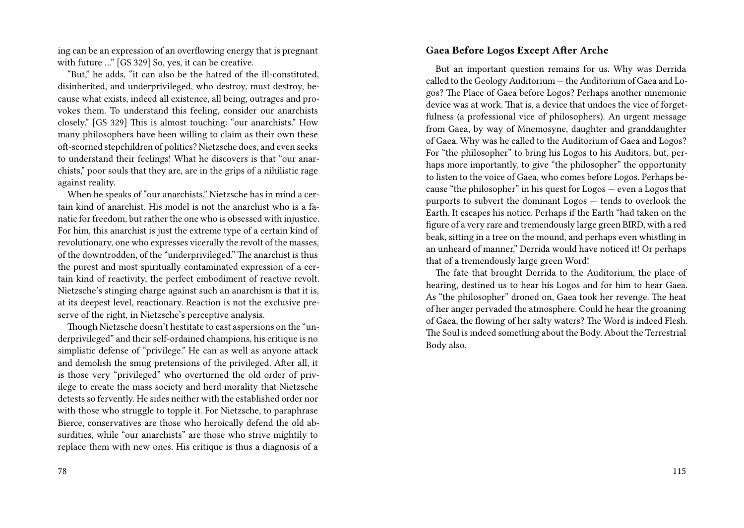ing can be an expression of an overflowing energy that is pregnant with future …" [GS 329] So, yes, it can be creative.

"But," he adds, "it can also be the hatred of the ill-constituted, disinherited, and underprivileged, who destroy, must destroy, because what exists, indeed all existence, all being, outrages and provokes them. To understand this feeling, consider our anarchists closely." [GS 329] This is almost touching: "our anarchists." How many philosophers have been willing to claim as their own these oft-scorned stepchildren of politics? Nietzsche does, and even seeks to understand their feelings! What he discovers is that "our anarchists," poor souls that they are, are in the grips of a nihilistic rage against reality.

When he speaks of "our anarchists," Nietzsche has in mind a certain kind of anarchist. His model is not the anarchist who is a fanatic for freedom, but rather the one who is obsessed with injustice. For him, this anarchist is just the extreme type of a certain kind of revolutionary, one who expresses vicerally the revolt of the masses, of the downtrodden, of the "underprivileged." The anarchist is thus the purest and most spiritually contaminated expression of a certain kind of reactivity, the perfect embodiment of reactive revolt. Nietzsche's stinging charge against such an anarchism is that it is, at its deepest level, reactionary. Reaction is not the exclusive preserve of the right, in Nietzsche's perceptive analysis.

Though Nietzsche doesn't hestitate to cast aspersions on the "underprivileged" and their self-ordained champions, his critique is no simplistic defense of "privilege." He can as well as anyone attack and demolish the smug pretensions of the privileged. After all, it is those very "privileged" who overturned the old order of privilege to create the mass society and herd morality that Nietzsche detests so fervently. He sides neither with the established order nor with those who struggle to topple it. For Nietzsche, to paraphrase Bierce, conservatives are those who heroically defend the old absurdities, while "our anarchists" are those who strive mightily to replace them with new ones. His critique is thus a diagnosis of a

### Gaea Before Logos Except After Arche

But an important question remains for us. Why was Derrida called to the Geology Auditorium — the Auditorium of Gaea and Logos? The Place of Gaea before Logos? Perhaps another mnemonic device was at work. That is, a device that undoes the vice of forgetfulness (a professional vice of philosophers). An urgent message from Gaea, by way of Mnemosyne, daughter and granddaughter of Gaea. Why was he called to the Auditorium of Gaea and Logos? For "the philosopher" to bring his Logos to his Auditors, but, perhaps more importantly, to give "the philosopher" the opportunity to listen to the voice of Gaea, who comes before Logos. Perhaps because "the philosopher" in his quest for Logos — even a Logos that purports to subvert the dominant Logos — tends to overlook the Earth. It escapes his notice. Perhaps if the Earth "had taken on the figure of a very rare and tremendously large green BIRD, with a red beak, sitting in a tree on the mound, and perhaps even whistling in an unheard of manner," Derrida would have noticed it! Or perhaps that of a tremendously large green Word!

The fate that brought Derrida to the Auditorium, the place of hearing, destined us to hear his Logos and for him to hear Gaea. As "the philosopher" droned on, Gaea took her revenge. The heat of her anger pervaded the atmosphere. Could he hear the groaning of Gaea, the flowing of her salty waters? The Word is indeed Flesh. The Soul is indeed something about the Body. About the Terrestrial Body also.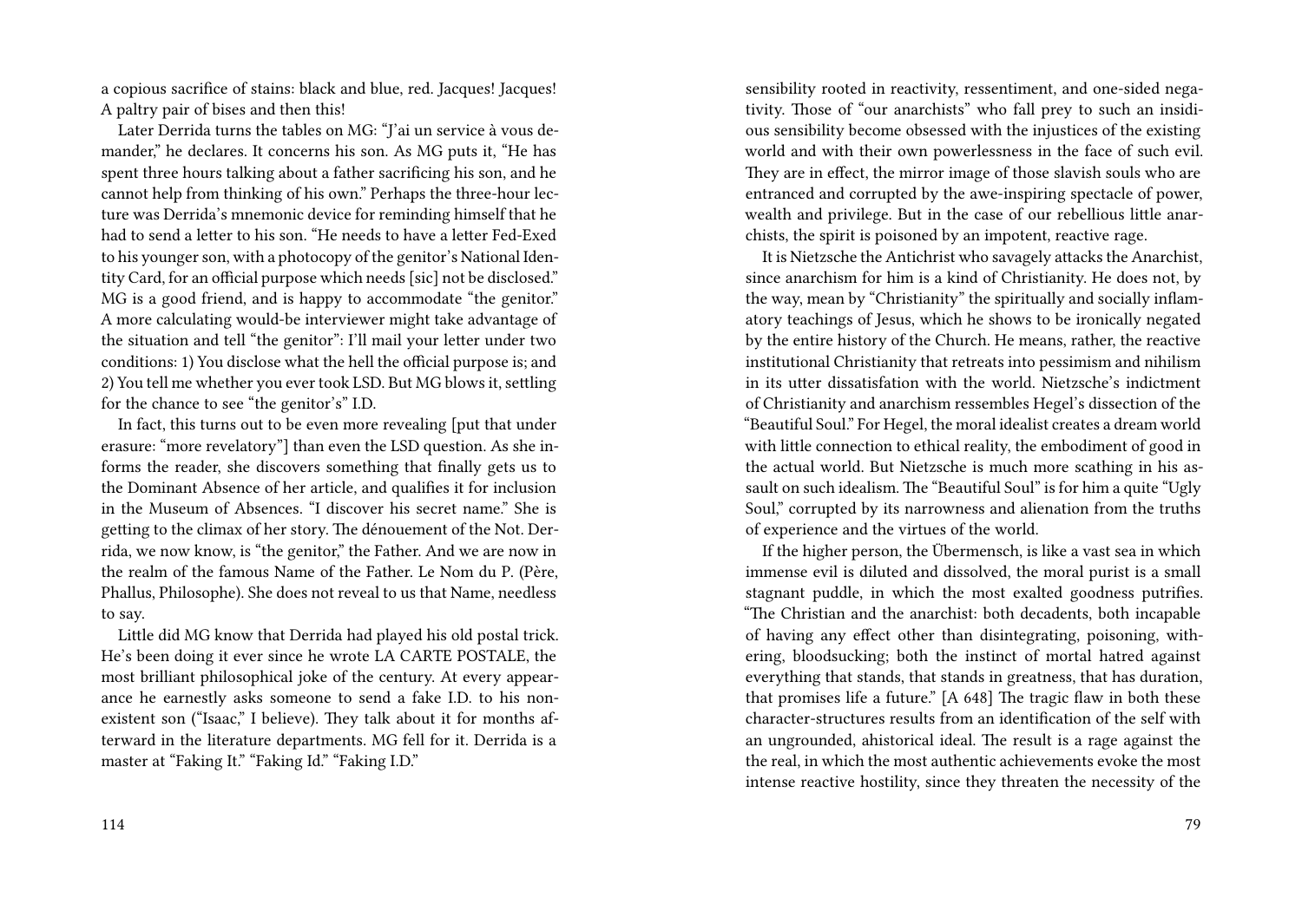a copious sacrifice of stains: black and blue, red. Jacques! Jacques! A paltry pair of bises and then this!

Later Derrida turns the tables on MG: "J'ai un service à vous demander," he declares. It concerns his son. As MG puts it, "He has spent three hours talking about a father sacrificing his son, and he cannot help from thinking of his own." Perhaps the three-hour lecture was Derrida's mnemonic device for reminding himself that he had to send a letter to his son. "He needs to have a letter Fed-Exed to his younger son, with a photocopy of the genitor's National Identity Card, for an official purpose which needs [sic] not be disclosed." MG is a good friend, and is happy to accommodate "the genitor." A more calculating would-be interviewer might take advantage of the situation and tell "the genitor": I'll mail your letter under two conditions: 1) You disclose what the hell the official purpose is; and 2) You tell me whether you ever took LSD. But MG blows it, settling for the chance to see "the genitor's" I.D.

In fact, this turns out to be even more revealing [put that under erasure: "more revelatory"] than even the LSD question. As she informs the reader, she discovers something that finally gets us to the Dominant Absence of her article, and qualifies it for inclusion in the Museum of Absences. "I discover his secret name." She is getting to the climax of her story. The dénouement of the Not. Derrida, we now know, is "the genitor," the Father. And we are now in the realm of the famous Name of the Father. Le Nom du P. (Père, Phallus, Philosophe). She does not reveal to us that Name, needless to say.

Little did MG know that Derrida had played his old postal trick. He's been doing it ever since he wrote LA CARTE POSTALE, the most brilliant philosophical joke of the century. At every appearance he earnestly asks someone to send a fake I.D. to his nonexistent son ("Isaac," I believe). They talk about it for months afterward in the literature departments. MG fell for it. Derrida is a master at "Faking It." "Faking Id." "Faking I.D."

sensibility rooted in reactivity, ressentiment, and one-sided negativity. Those of "our anarchists" who fall prey to such an insidious sensibility become obsessed with the injustices of the existing world and with their own powerlessness in the face of such evil. They are in effect, the mirror image of those slavish souls who are entranced and corrupted by the awe-inspiring spectacle of power, wealth and privilege. But in the case of our rebellious little anarchists, the spirit is poisoned by an impotent, reactive rage.

It is Nietzsche the Antichrist who savagely attacks the Anarchist, since anarchism for him is a kind of Christianity. He does not, by the way, mean by "Christianity" the spiritually and socially inflammatory teachings of Jesus, which he shows to be ironically negated by the entire history of the Church. He means, rather, the reactive institutional Christianity that retreats into pessimism and nihilism in its utter dissatisfation with the world. Nietzsche's indictment of Christianity and anarchism ressembles Hegel's dissection of the "Beautiful Soul." For Hegel, the moral idealist creates a dream world with little connection to ethical reality, the embodiment of good in the actual world. But Nietzsche is much more scathing in his assault on such idealism. The "Beautiful Soul" is for him a quite "Ugly Soul," corrupted by its narrowness and alienation from the truths of experience and the virtues of the world.

If the higher person, the Übermensch, is like a vast sea in which immense evil is diluted and dissolved, the moral purist is a small stagnant puddle, in which the most exalted goodness putrifies. "The Christian and the anarchist: both decadents, both incapable of having any effect other than disintegrating, poisoning, withering, bloodsucking; both the instinct of mortal hatred against everything that stands, that stands in greatness, that has duration, that promises life a future." [A 648] The tragic flaw in both these character-structures results from an identification of the self with an ungrounded, ahistorical ideal. The result is a rage against the the real, in which the most authentic achievements evoke the most intense reactive hostility, since they threaten the necessity of the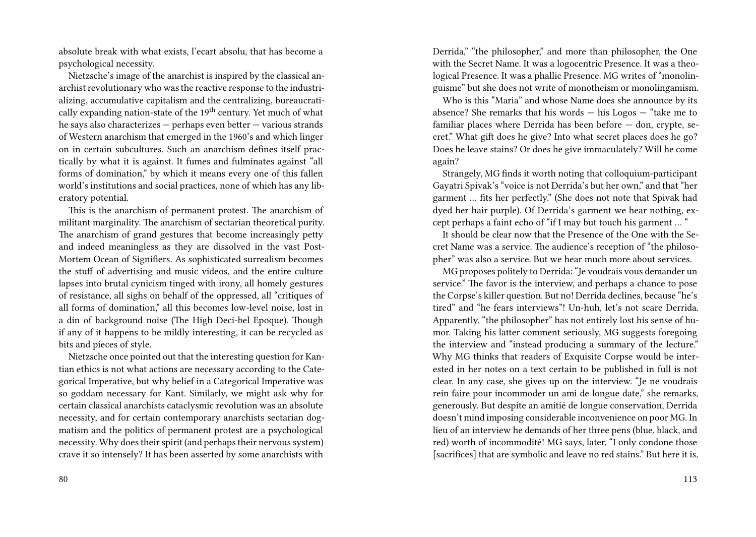absolute break with what exists, l'ecart absolu, that has become a psychological necessity.

Nietzsche's image of the anarchist is inspired by the classical anarchist revolutionary who was the reactive response to the industrializing, accumulative capitalism and the centralizing, bureaucratically expanding nation-state of the 19th century. Yet much of what he says also characterizes — perhaps even better — various strands of Western anarchism that emerged in the 1960's and which linger on in certain subcultures. Such an anarchism defines itself practically by what it is against. It fumes and fulminates against "all forms of domination," by which it means every one of this fallen world's institutions and social practices, none of which has any liberatory potential.

This is the anarchism of permanent protest. The anarchism of militant marginality. The anarchism of sectarian theoretical purity. The anarchism of grand gestures that become increasingly petty and indeed meaningless as they are dissolved in the vast Post-Mortem Ocean of Signifiers. As sophisticated surrealism becomes the stuff of advertising and music videos, and the entire culture lapses into brutal cynicism tinged with irony, all homely gestures of resistance, all sighs on behalf of the oppressed, all "critiques of all forms of domination," all this becomes low-level noise, lost in a din of background noise (The High Deci-bel Epoque). Though if any of it happens to be mildly interesting, it can be recycled as bits and pieces of style.

Nietzsche once pointed out that the interesting question for Kantian ethics is not what actions are necessary according to the Categorical Imperative, but why belief in a Categorical Imperative was so goddam necessary for Kant. Similarly, we might ask why for certain classical anarchists cataclysmic revolution was an absolute necessity, and for certain contemporary anarchists sectarian dogmatism and the politics of permanent protest are a psychological necessity. Why does their spirit (and perhaps their nervous system) crave it so intensely? It has been asserted by some anarchists with

Derrida," "the philosopher," and more than philosopher, the One with the Secret Name. It was a logocentric Presence. It was a theological Presence. It was a phallic Presence. MG writes of "monolinguisme" but she does not write of monotheism or monolingamism.

Who is this "Maria" and whose Name does she announce by its absence? She remarks that his words — his Logos — "take me to familiar places where Derrida has been before — don, crypte, secret." What gift does he give? Into what secret places does he go? Does he leave stains? Or does he give immaculately? Will he come again?

Strangely, MG finds it worth noting that colloquium-participant Gayatri Spivak's "voice is not Derrida's but her own," and that "her garment … fits her perfectly." (She does not note that Spivak had dyed her hair purple). Of Derrida's garment we hear nothing, except perhaps a faint echo of "if I may but touch his garment … "

It should be clear now that the Presence of the One with the Secret Name was a service. The audience's reception of "the philosopher" was also a service. But we hear much more about services.

MG proposes politely to Derrida: "Je voudrais vous demander un service." The favor is the interview, and perhaps a chance to pose the Corpse's killer question. But no! Derrida declines, because "he's tired" and "he fears interviews"! Un-huh, let's not scare Derrida. Apparently, "the philosopher" has not entirely lost his sense of humor. Taking his latter comment seriously, MG suggests foregoing the interview and "instead producing a summary of the lecture." Why MG thinks that readers of Exquisite Corpse would be interested in her notes on a text certain to be published in full is not clear. In any case, she gives up on the interview. "Je ne voudrais rein faire pour incommoder un ami de longue date," she remarks, generously. But despite an amitié de longue conservation, Derrida doesn't mind imposing considerable inconvenience on poor MG. In lieu of an interview he demands of her three pens (blue, black, and red) worth of incommodité! MG says, later, "I only condone those [sacrifices] that are symbolic and leave no red stains." But here it is,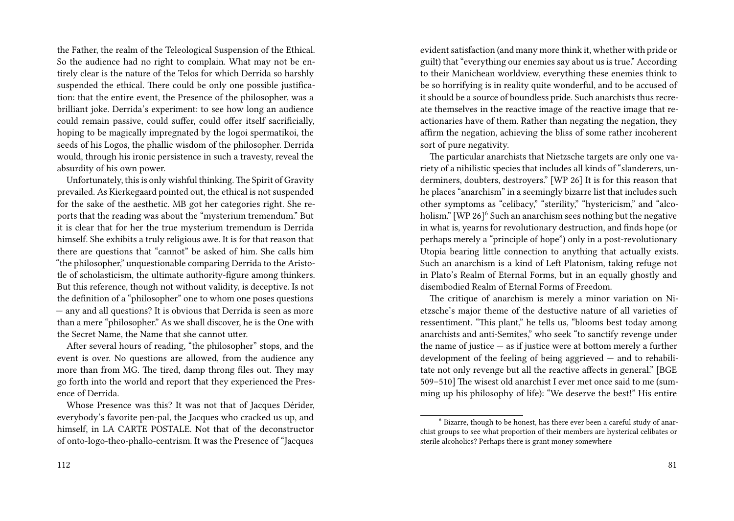the Father, the realm of the Teleological Suspension of the Ethical. So the audience had no right to complain. What may not be entirely clear is the nature of the Telos for which Derrida so harshly suspended the ethical. There could be only one possible justification: that the entire event, the Presence of the philosopher, was a brilliant joke. Derrida's experiment: to see how long an audience could remain passive, could suffer, could offer itself sacrificially, hoping to be magically impregnated by the logoi spermatikoi, the seeds of his Logos, the phallic wisdom of the philosopher. Derrida would, through his ironic persistence in such a travesty, reveal the absurdity of his own power.

Unfortunately, this is only wishful thinking. The Spirit of Gravity prevailed. As Kierkegaard pointed out, the ethical is not suspended for the sake of the aesthetic. MB got her categories right. She reports that the reading was about the "mysterium tremendum." But it is clear that for her the true mysterium tremendum is Derrida himself. She exhibits a truly religious awe. It is for that reason that there are questions that "cannot" be asked of him. She calls him "the philosopher," unquestionable comparing Derrida to the Aristotle of scholasticism, the ultimate authority-figure among thinkers. But this reference, though not without validity, is deceptive. Is not the definition of a "philosopher" one to whom one poses questions — any and all questions? It is obvious that Derrida is seen as more than a mere "philosopher." As we shall discover, he is the One with the Secret Name, the Name that she cannot utter.

After several hours of reading, "the philosopher" stops, and the event is over. No questions are allowed, from the audience any more than from MG. The tired, damp throng files out. They may go forth into the world and report that they experienced the Presence of Derrida.

Whose Presence was this? It was not that of Jacques Dérider, everybody's favorite pen-pal, the Jacques who cracked us up, and himself, in LA CARTE POSTALE. Not that of the deconstructor of onto-logo-theo-phallo-centrism. It was the Presence of "Jacques

evident satisfaction (and many more think it, whether with pride or guilt) that "everything our enemies say about us is true." According to their Manichean worldview, everything these enemies think to be so horrifying is in reality quite wonderful, and to be accused of it should be a source of boundless pride. Such anarchists thus recreate themselves in the reactive image of the reactive image that reactionaries have of them. Rather than negating the negation, they affirm the negation, achieving the bliss of some rather incoherent sort of pure negativity.

The particular anarchists that Nietzsche targets are only one variety of a nihilistic species that includes all kinds of "slanderers, underminers, doubters, destroyers." [WP 26] It is for this reason that he places "anarchism" in a seemingly bizarre list that includes such other symptoms as "celibacy," "sterility," "hystericism," and "alcoholism." [WP 26][6] Such an anarchism sees nothing but the negative in what is, yearns for revolutionary destruction, and finds hope (or perhaps merely a "principle of hope") only in a post-revolutionary Utopia bearing little connection to anything that actually exists. Such an anarchism is a kind of Left Platonism, taking refuge not in Plato's Realm of Eternal Forms, but in an equally ghostly and disembodied Realm of Eternal Forms of Freedom.

The critique of anarchism is merely a minor variation on Nietzsche's major theme of the destuctive nature of all varieties of ressentiment. "This plant," he tells us, "blooms best today among anarchists and anti-Semites," who seek "to sanctify revenge under the name of justice — as if justice were at bottom merely a further development of the feeling of being aggrieved — and to rehabilitate not only revenge but all the reactive affects in general." [BGE 509–510] The wisest old anarchist I ever met once said to me (summing up his philosophy of life): "We deserve the best!" His entire

[6] Bizarre, though to be honest, has there ever been a careful study of anarchist groups to see what proportion of their members are hysterical celibates or sterile alcoholics? Perhaps there is grant money somewhere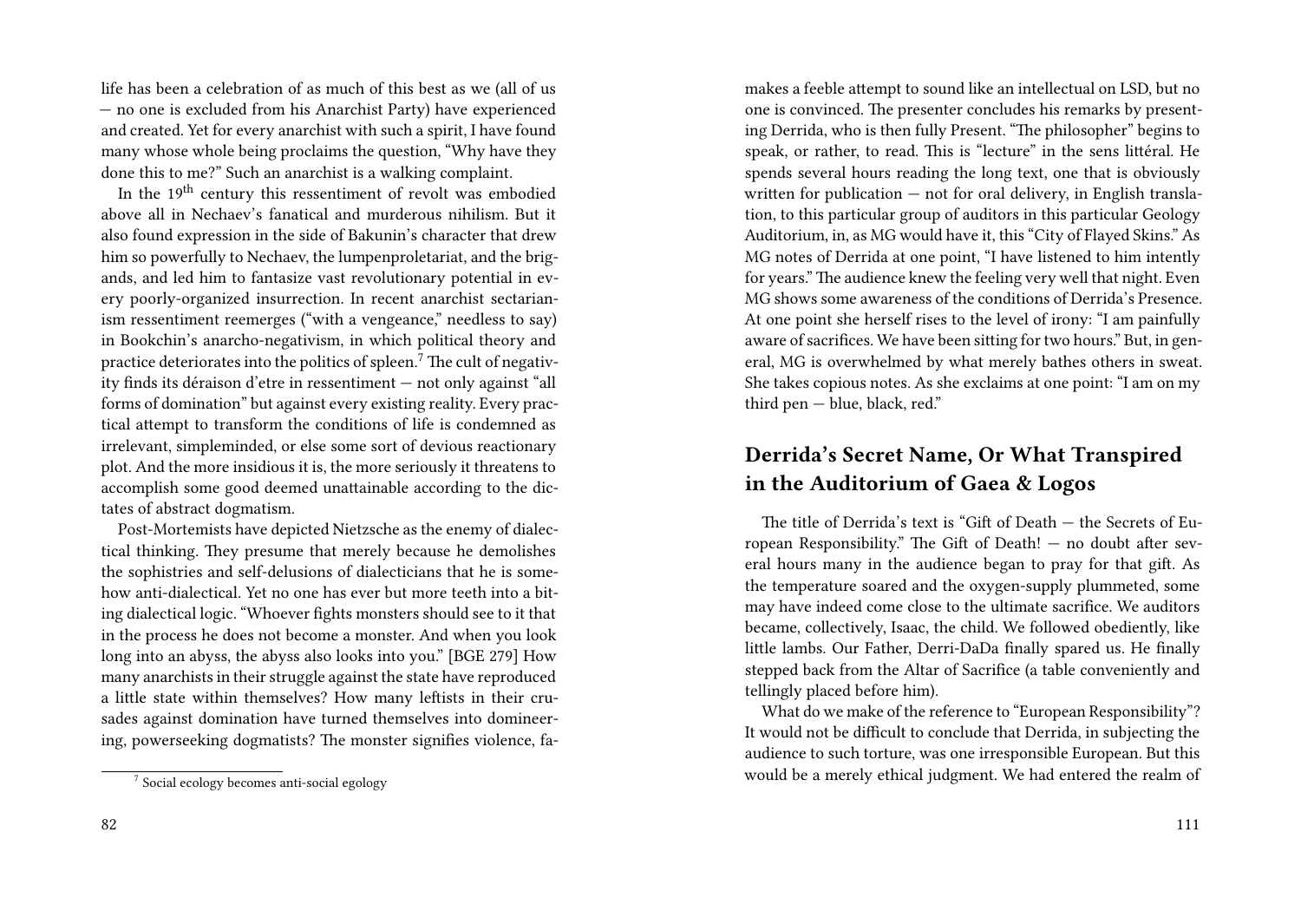life has been a celebration of as much of this best as we (all of us — no one is excluded from his Anarchist Party) have experienced and created. Yet for every anarchist with such a spirit, I have found many whose whole being proclaims the question, "Why have they done this to me?" Such an anarchist is a walking complaint.

In the 19th century this ressentiment of revolt was embodied above all in Nechaev's fanatical and murderous nihilism. But it also found expression in the side of Bakunin's character that drew him so powerfully to Nechaev, the lumpenproletariat, and the brigands, and led him to fantasize vast revolutionary potential in every poorly-organized insurrection. In recent anarchist sectarianism ressentiment reemerges ("with a vengeance," needless to say) in Bookchin's anarcho-negativism, in which political theory and practice deteriorates into the politics of spleen.[7] The cult of negativity finds its déraison d'etre in ressentiment — not only against "all forms of domination" but against every existing reality. Every practical attempt to transform the conditions of life is condemned as irrelevant, simpleminded, or else some sort of devious reactionary plot. And the more insidious it is, the more seriously it threatens to accomplish some good deemed unattainable according to the dictates of abstract dogmatism.

Post-Mortemists have depicted Nietzsche as the enemy of dialectical thinking. They presume that merely because he demolishes the sophistries and self-delusions of dialecticians that he is somehow anti-dialectical. Yet no one has ever but more teeth into a biting dialectical logic. "Whoever fights monsters should see to it that in the process he does not become a monster. And when you look long into an abyss, the abyss also looks into you." [BGE 279] How many anarchists in their struggle against the state have reproduced a little state within themselves? How many leftists in their crusades against domination have turned themselves into domineering, powerseeking dogmatists? The monster signifies violence, fa-

[7] Social ecology becomes anti-social egology

makes a feeble attempt to sound like an intellectual on LSD, but no one is convinced. The presenter concludes his remarks by presenting Derrida, who is then fully Present. "The philosopher" begins to speak, or rather, to read. This is "lecture" in the sens littéral. He spends several hours reading the long text, one that is obviously written for publication — not for oral delivery, in English translation, to this particular group of auditors in this particular Geology Auditorium, in, as MG would have it, this "City of Flayed Skins." As MG notes of Derrida at one point, "I have listened to him intently for years." The audience knew the feeling very well that night. Even MG shows some awareness of the conditions of Derrida's Presence. At one point she herself rises to the level of irony: "I am painfully aware of sacrifices. We have been sitting for two hours." But, in general, MG is overwhelmed by what merely bathes others in sweat. She takes copious notes. As she exclaims at one point: "I am on my third pen — blue, black, red."

## Derrida's Secret Name, Or What Transpired in the Auditorium of Gaea & Logos

The title of Derrida's text is "Gift of Death — the Secrets of European Responsibility." The Gift of Death! — no doubt after several hours many in the audience began to pray for that gift. As the temperature soared and the oxygen-supply plummeted, some may have indeed come close to the ultimate sacrifice. We auditors became, collectively, Isaac, the child. We followed obediently, like little lambs. Our Father, Derri-DaDa finally spared us. He finally stepped back from the Altar of Sacrifice (a table conveniently and tellingly placed before him).

What do we make of the reference to "European Responsibility"? It would not be difficult to conclude that Derrida, in subjecting the audience to such torture, was one irresponsible European. But this would be a merely ethical judgment. We had entered the realm of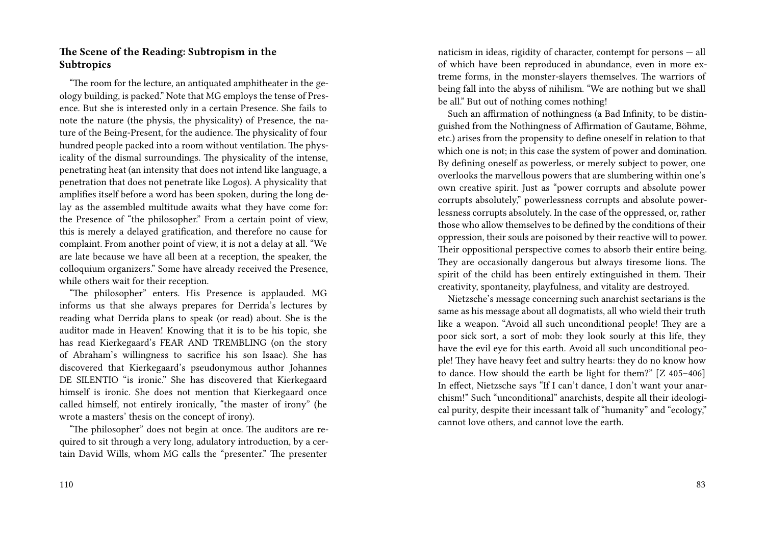## The Scene of the Reading: Subtropism in the Subtropics

"The room for the lecture, an antiquated amphitheater in the geology building, is packed." Note that MG employs the tense of Presence. But she is interested only in a certain Presence. She fails to note the nature (the physis, the physicality) of Presence, the nature of the Being-Present, for the audience. The physicality of four hundred people packed into a room without ventilation. The physicality of the dismal surroundings. The physicality of the intense, penetrating heat (an intensity that does not intend like language, a penetration that does not penetrate like Logos). A physicality that amplifies itself before a word has been spoken, during the long delay as the assembled multitude awaits what they have come for: the Presence of "the philosopher." From a certain point of view, this is merely a delayed gratification, and therefore no cause for complaint. From another point of view, it is not a delay at all. "We are late because we have all been at a reception, the speaker, the colloquium organizers." Some have already received the Presence, while others wait for their reception.

"The philosopher" enters. His Presence is applauded. MG informs us that she always prepares for Derrida's lectures by reading what Derrida plans to speak (or read) about. She is the auditor made in Heaven! Knowing that it is to be his topic, she has read Kierkegaard's FEAR AND TREMBLING (on the story of Abraham's willingness to sacrifice his son Isaac). She has discovered that Kierkegaard's pseudonymous author Johannes DE SILENTIO "is ironic." She has discovered that Kierkegaard himself is ironic. She does not mention that Kierkegaard once called himself, not entirely ironically, "the master of irony" (he wrote a masters' thesis on the concept of irony).

"The philosopher" does not begin at once. The auditors are required to sit through a very long, adulatory introduction, by a certain David Wills, whom MG calls the "presenter." The presenter

naticism in ideas, rigidity of character, contempt for persons — all of which have been reproduced in abundance, even in more extreme forms, in the monster-slayers themselves. The warriors of being fall into the abyss of nihilism. "We are nothing but we shall be all." But out of nothing comes nothing!

Such an affirmation of nothingness (a Bad Infinity, to be distinguished from the Nothingness of Affirmation of Gautame, Böhme, etc.) arises from the propensity to define oneself in relation to that which one is not; in this case the system of power and domination. By defining oneself as powerless, or merely subject to power, one overlooks the marvellous powers that are slumbering within one's own creative spirit. Just as "power corrupts and absolute power corrupts absolutely," powerlessness corrupts and absolute powerlessness corrupts absolutely. In the case of the oppressed, or, rather those who allow themselves to be defined by the conditions of their oppression, their souls are poisoned by their reactive will to power. Their oppositional perspective comes to absorb their entire being. They are occasionally dangerous but always tiresome lions. The spirit of the child has been entirely extinguished in them. Their creativity, spontaneity, playfulness, and vitality are destroyed.

Nietzsche's message concerning such anarchist sectarians is the same as his message about all dogmatists, all who wield their truth like a weapon. "Avoid all such unconditional people! They are a poor sick sort, a sort of mob: they look sourly at this life, they have the evil eye for this earth. Avoid all such unconditional people! They have heavy feet and sultry hearts: they do no know how to dance. How should the earth be light for them?" [Z 405–406] In effect, Nietzsche says "If I can't dance, I don't want your anarchism!" Such "unconditional" anarchists, despite all their ideological purity, despite their incessant talk of "humanity" and "ecology," cannot love others, and cannot love the earth.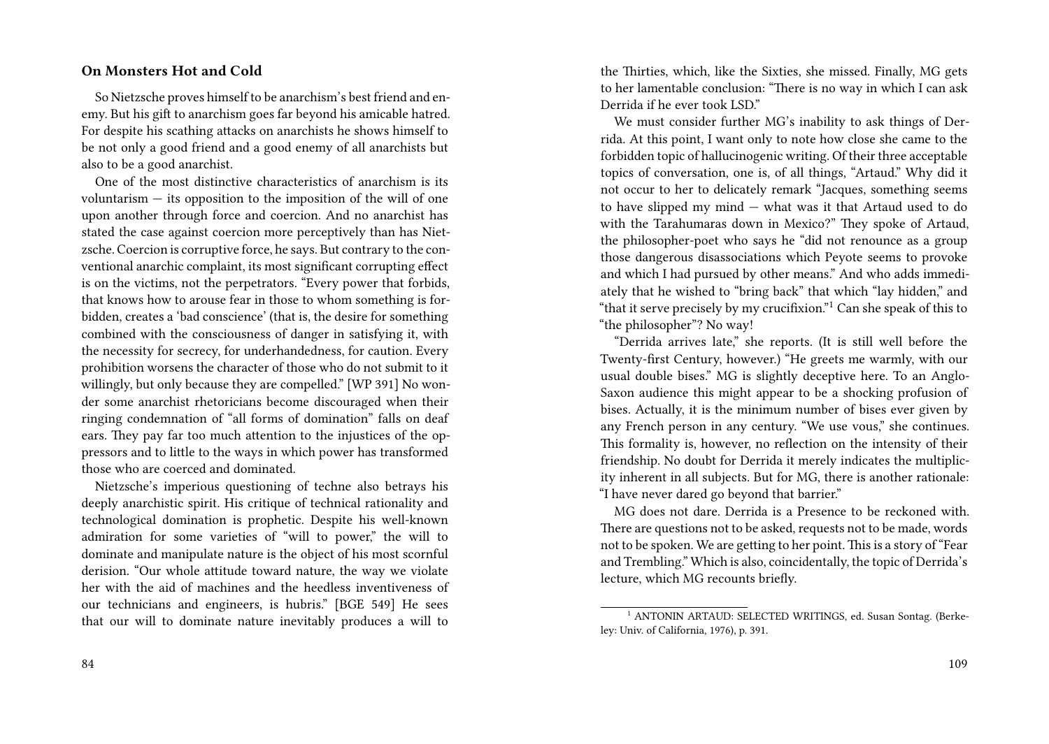## On Monsters Hot and Cold

So Nietzsche proves himself to be anarchism's best friend and enemy. But his gift to anarchism goes far beyond his amicable hatred. For despite his scathing attacks on anarchists he shows himself to be not only a good friend and a good enemy of all anarchists but also to be a good anarchist.

One of the most distinctive characteristics of anarchism is its voluntarism — its opposition to the imposition of the will of one upon another through force and coercion. And no anarchist has stated the case against coercion more perceptively than has Nietzsche. Coercion is corruptive force, he says. But contrary to the conventional anarchic complaint, its most significant corrupting effect is on the victims, not the perpetrators. "Every power that forbids, that knows how to arouse fear in those to whom something is forbidden, creates a 'bad conscience' (that is, the desire for something combined with the consciousness of danger in satisfying it, with the necessity for secrecy, for underhandedness, for caution. Every prohibition worsens the character of those who do not submit to it willingly, but only because they are compelled." [WP 391] No wonder some anarchist rhetoricians become discouraged when their ringing condemnation of "all forms of domination" falls on deaf ears. They pay far too much attention to the injustices of the oppressors and to little to the ways in which power has transformed those who are coerced and dominated.

Nietzsche's imperious questioning of techne also betrays his deeply anarchistic spirit. His critique of technical rationality and technological domination is prophetic. Despite his well-known admiration for some varieties of "will to power," the will to dominate and manipulate nature is the object of his most scornful derision. "Our whole attitude toward nature, the way we violate her with the aid of machines and the heedless inventiveness of our technicians and engineers, is hubris." [BGE 549] He sees that our will to dominate nature inevitably produces a will to

the Thirties, which, like the Sixties, she missed. Finally, MG gets to her lamentable conclusion: "There is no way in which I can ask Derrida if he ever took LSD."

We must consider further MG's inability to ask things of Derrida. At this point, I want only to note how close she came to the forbidden topic of hallucinogenic writing. Of their three acceptable topics of conversation, one is, of all things, "Artaud." Why did it not occur to her to delicately remark "Jacques, something seems to have slipped my mind — what was it that Artaud used to do with the Tarahumaras down in Mexico?" They spoke of Artaud, the philosopher-poet who says he "did not renounce as a group those dangerous disassociations which Peyote seems to provoke and which I had pursued by other means." And who adds immediately that he wished to "bring back" that which "lay hidden," and "that it serve precisely by my crucifixion."[1] Can she speak of this to "the philosopher"? No way!

"Derrida arrives late," she reports. (It is still well before the Twenty-first Century, however.) "He greets me warmly, with our usual double bises." MG is slightly deceptive here. To an Anglo-Saxon audience this might appear to be a shocking profusion of bises. Actually, it is the minimum number of bises ever given by any French person in any century. "We use vous," she continues. This formality is, however, no reflection on the intensity of their friendship. No doubt for Derrida it merely indicates the multiplicity inherent in all subjects. But for MG, there is another rationale: "I have never dared go beyond that barrier."

MG does not dare. Derrida is a Presence to be reckoned with. There are questions not to be asked, requests not to be made, words not to be spoken. We are getting to her point. This is a story of "Fear and Trembling." Which is also, coincidentally, the topic of Derrida's lecture, which MG recounts briefly.

[1] ANTONIN ARTAUD: SELECTED WRITINGS, ed. Susan Sontag. (Berkeley: Univ. of California, 1976), p. 391.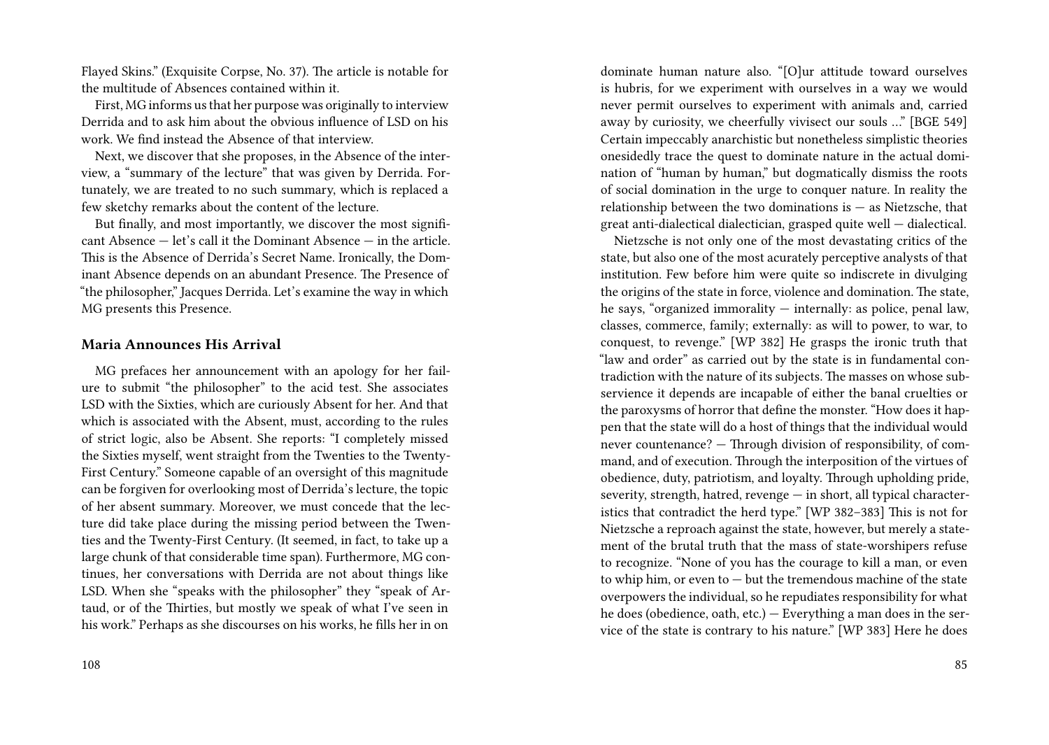Flayed Skins." (Exquisite Corpse, No. 37). The article is notable for the multitude of Absences contained within it.

First, MG informs us that her purpose was originally to interview Derrida and to ask him about the obvious influence of LSD on his work. We find instead the Absence of that interview.

Next, we discover that she proposes, in the Absence of the interview, a "summary of the lecture" that was given by Derrida. Fortunately, we are treated to no such summary, which is replaced a few sketchy remarks about the content of the lecture.

But finally, and most importantly, we discover the most significant Absence — let's call it the Dominant Absence — in the article. This is the Absence of Derrida's Secret Name. Ironically, the Dominant Absence depends on an abundant Presence. The Presence of "the philosopher," Jacques Derrida. Let's examine the way in which MG presents this Presence.

### Maria Announces His Arrival

MG prefaces her announcement with an apology for her failure to submit "the philosopher" to the acid test. She associates LSD with the Sixties, which are curiously Absent for her. And that which is associated with the Absent, must, according to the rules of strict logic, also be Absent. She reports: "I completely missed the Sixties myself, went straight from the Twenties to the Twenty-First Century." Someone capable of an oversight of this magnitude can be forgiven for overlooking most of Derrida's lecture, the topic of her absent summary. Moreover, we must concede that the lecture did take place during the missing period between the Twenties and the Twenty-First Century. (It seemed, in fact, to take up a large chunk of that considerable time span). Furthermore, MG continues, her conversations with Derrida are not about things like LSD. When she "speaks with the philosopher" they "speak of Artaud, or of the Thirties, but mostly we speak of what I've seen in his work." Perhaps as she discourses on his works, he fills her in on

dominate human nature also. "[O]ur attitude toward ourselves is hubris, for we experiment with ourselves in a way we would never permit ourselves to experiment with animals and, carried away by curiosity, we cheerfully vivisect our souls …" [BGE 549] Certain impeccably anarchistic but nonetheless simplistic theories onesidedly trace the quest to dominate nature in the actual domination of "human by human," but dogmatically dismiss the roots of social domination in the urge to conquer nature. In reality the relationship between the two dominations is — as Nietzsche, that great anti-dialectical dialectician, grasped quite well — dialectical.

Nietzsche is not only one of the most devastating critics of the state, but also one of the most acurately perceptive analysts of that institution. Few before him were quite so indiscrete in divulging the origins of the state in force, violence and domination. The state, he says, "organized immorality — internally: as police, penal law, classes, commerce, family; externally: as will to power, to war, to conquest, to revenge." [WP 382] He grasps the ironic truth that "law and order" as carried out by the state is in fundamental contradiction with the nature of its subjects. The masses on whose subservience it depends are incapable of either the banal cruelties or the paroxysms of horror that define the monster. "How does it happen that the state will do a host of things that the individual would never countenance? — Through division of responsibility, of command, and of execution. Through the interposition of the virtues of obedience, duty, patriotism, and loyalty. Through upholding pride, severity, strength, hatred, revenge — in short, all typical characteristics that contradict the herd type." [WP 382–383] This is not for Nietzsche a reproach against the state, however, but merely a statement of the brutal truth that the mass of state-worshipers refuse to recognize. "None of you has the courage to kill a man, or even to whip him, or even to — but the tremendous machine of the state overpowers the individual, so he repudiates responsibility for what he does (obedience, oath, etc.) — Everything a man does in the service of the state is contrary to his nature." [WP 383] Here he does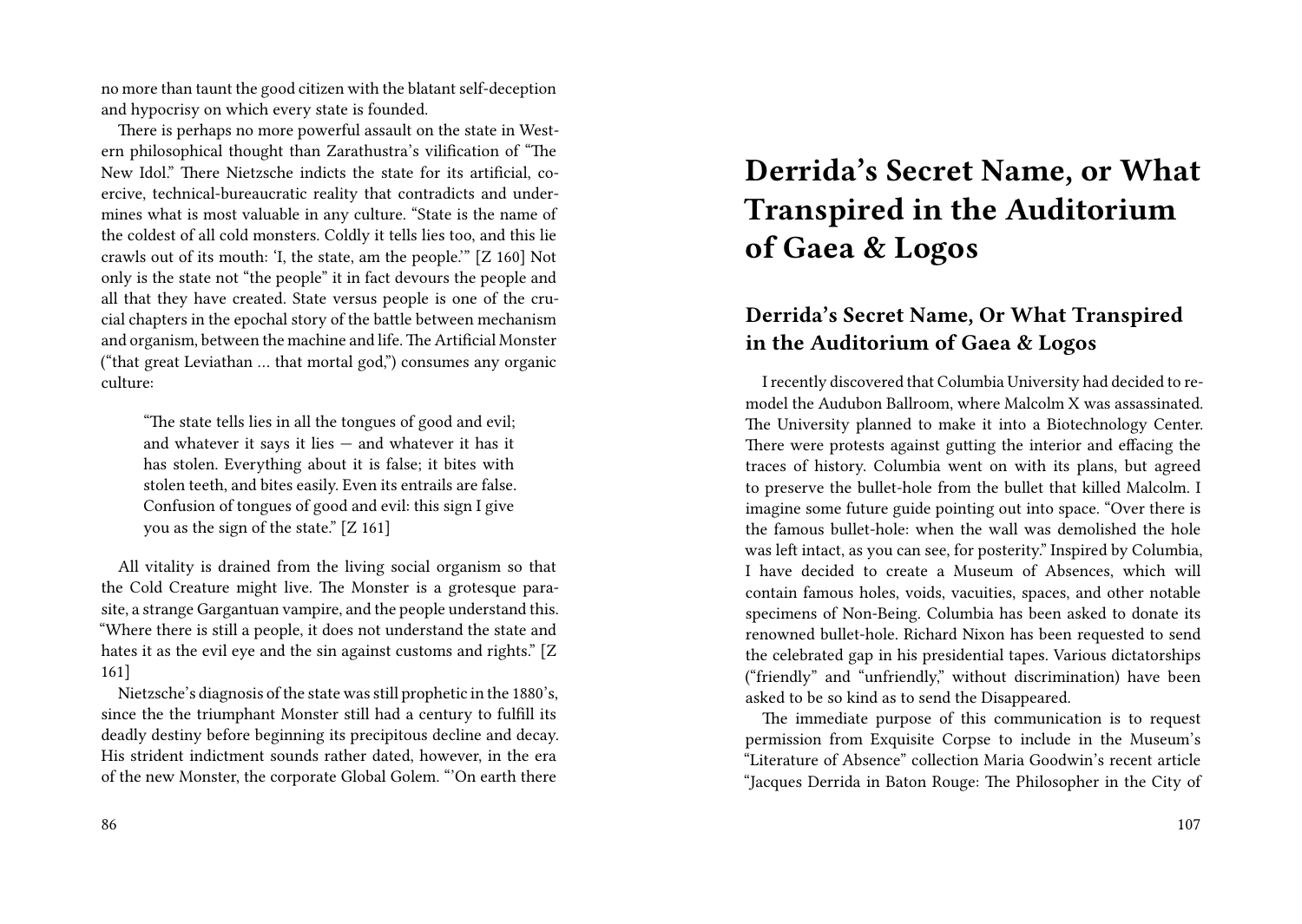no more than taunt the good citizen with the blatant self-deception and hypocrisy on which every state is founded.

There is perhaps no more powerful assault on the state in Western philosophical thought than Zarathustra's vilification of "The New Idol." There Nietzsche indicts the state for its artificial, coercive, technical-bureaucratic reality that contradicts and undermines what is most valuable in any culture. "State is the name of the coldest of all cold monsters. Coldly it tells lies too, and this lie crawls out of its mouth: 'I, the state, am the people.'" [Z 160] Not only is the state not "the people" it in fact devours the people and all that they have created. State versus people is one of the crucial chapters in the epochal story of the battle between mechanism and organism, between the machine and life. The Artificial Monster ("that great Leviathan … that mortal god,") consumes any organic culture:

> "The state tells lies in all the tongues of good and evil; and whatever it says it lies — and whatever it has it has stolen. Everything about it is false; it bites with stolen teeth, and bites easily. Even its entrails are false. Confusion of tongues of good and evil: this sign I give you as the sign of the state." [Z 161]

All vitality is drained from the living social organism so that the Cold Creature might live. The Monster is a grotesque parasite, a strange Gargantuan vampire, and the people understand this. "Where there is still a people, it does not understand the state and hates it as the evil eye and the sin against customs and rights." [Z 161]

Nietzsche's diagnosis of the state was still prophetic in the 1880's, since the the triumphant Monster still had a century to fulfill its deadly destiny before beginning its precipitous decline and decay. His strident indictment sounds rather dated, however, in the era of the new Monster, the corporate Global Golem. "'On earth there

# Derrida's Secret Name, or What Transpired in the Auditorium of Gaea & Logos

## Derrida's Secret Name, Or What Transpired in the Auditorium of Gaea & Logos

I recently discovered that Columbia University had decided to remodel the Audubon Ballroom, where Malcolm X was assassinated. The University planned to make it into a Biotechnology Center. There were protests against gutting the interior and effacing the traces of history. Columbia went on with its plans, but agreed to preserve the bullet-hole from the bullet that killed Malcolm. I imagine some future guide pointing out into space. "Over there is the famous bullet-hole: when the wall was demolished the hole was left intact, as you can see, for posterity." Inspired by Columbia, I have decided to create a Museum of Absences, which will contain famous holes, voids, vacuities, spaces, and other notable specimens of Non-Being. Columbia has been asked to donate its renowned bullet-hole. Richard Nixon has been requested to send the celebrated gap in his presidential tapes. Various dictatorships ("friendly" and "unfriendly," without discrimination) have been asked to be so kind as to send the Disappeared.

The immediate purpose of this communication is to request permission from Exquisite Corpse to include in the Museum's "Literature of Absence" collection Maria Goodwin's recent article "Jacques Derrida in Baton Rouge: The Philosopher in the City of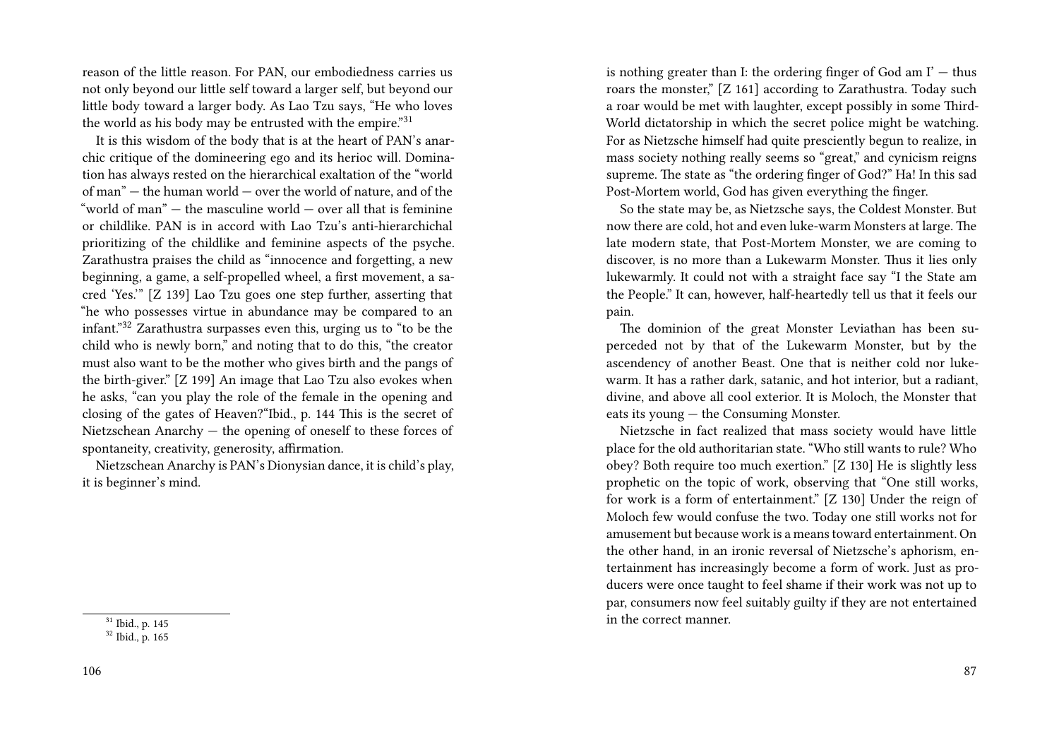reason of the little reason. For PAN, our embodiedness carries us not only beyond our little self toward a larger self, but beyond our little body toward a larger body. As Lao Tzu says, "He who loves the world as his body may be entrusted with the empire."[31]

It is this wisdom of the body that is at the heart of PAN's anarchic critique of the domineering ego and its herioc will. Domination has always rested on the hierarchical exaltation of the "world of man" — the human world — over the world of nature, and of the "world of man" — the masculine world — over all that is feminine or childlike. PAN is in accord with Lao Tzu's anti-hierarchichal prioritizing of the childlike and feminine aspects of the psyche. Zarathustra praises the child as "innocence and forgetting, a new beginning, a game, a self-propelled wheel, a first movement, a sacred 'Yes.'" [Z 139] Lao Tzu goes one step further, asserting that "he who possesses virtue in abundance may be compared to an infant."[32] Zarathustra surpasses even this, urging us to "to be the child who is newly born," and noting that to do this, "the creator must also want to be the mother who gives birth and the pangs of the birth-giver." [Z 199] An image that Lao Tzu also evokes when he asks, "can you play the role of the female in the opening and closing of the gates of Heaven?"Ibid., p. 144 This is the secret of Nietzschean Anarchy — the opening of oneself to these forces of spontaneity, creativity, generosity, affirmation.

Nietzschean Anarchy is PAN's Dionysian dance, it is child's play, it is beginner's mind.

[31] Ibid., p. 145

[32] Ibid., p. 165

is nothing greater than I: the ordering finger of God am I' — thus roars the monster," [Z 161] according to Zarathustra. Today such a roar would be met with laughter, except possibly in some Third-World dictatorship in which the secret police might be watching. For as Nietzsche himself had quite presciently begun to realize, in mass society nothing really seems so "great," and cynicism reigns supreme. The state as "the ordering finger of God?" Ha! In this sad Post-Mortem world, God has given everything the finger.

So the state may be, as Nietzsche says, the Coldest Monster. But now there are cold, hot and even luke-warm Monsters at large. The late modern state, that Post-Mortem Monster, we are coming to discover, is no more than a Lukewarm Monster. Thus it lies only lukewarmly. It could not with a straight face say "I the State am the People." It can, however, half-heartedly tell us that it feels our pain.

The dominion of the great Monster Leviathan has been superceded not by that of the Lukewarm Monster, but by the ascendency of another Beast. One that is neither cold nor lukewarm. It has a rather dark, satanic, and hot interior, but a radiant, divine, and above all cool exterior. It is Moloch, the Monster that eats its young — the Consuming Monster.

Nietzsche in fact realized that mass society would have little place for the old authoritarian state. "Who still wants to rule? Who obey? Both require too much exertion." [Z 130] He is slightly less prophetic on the topic of work, observing that "One still works, for work is a form of entertainment." [Z 130] Under the reign of Moloch few would confuse the two. Today one still works not for amusement but because work is a means toward entertainment. On the other hand, in an ironic reversal of Nietzsche's aphorism, entertainment has increasingly become a form of work. Just as producers were once taught to feel shame if their work was not up to par, consumers now feel suitably guilty if they are not entertained in the correct manner.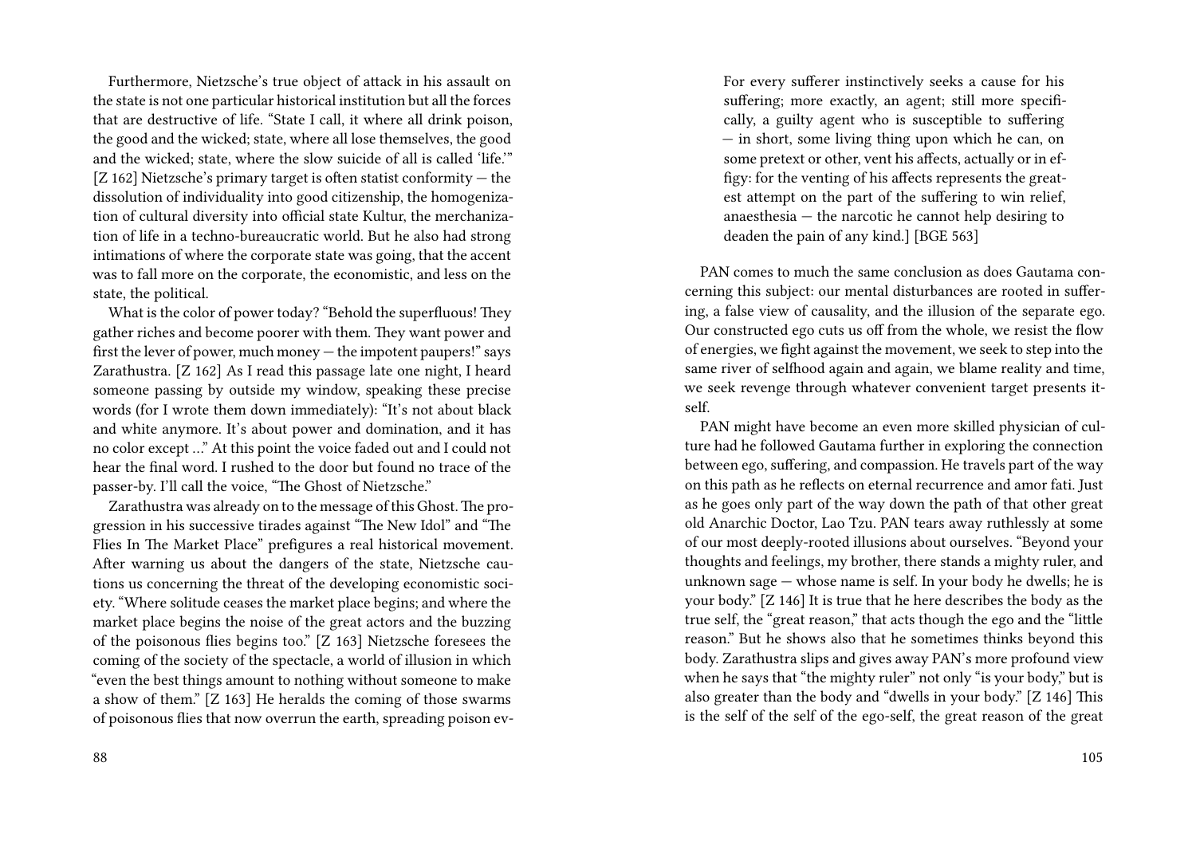Furthermore, Nietzsche's true object of attack in his assault on the state is not one particular historical institution but all the forces that are destructive of life. "State I call, it where all drink poison, the good and the wicked; state, where all lose themselves, the good and the wicked; state, where the slow suicide of all is called 'life.'" [Z 162] Nietzsche's primary target is often statist conformity — the dissolution of individuality into good citizenship, the homogenization of cultural diversity into official state Kultur, the merchanization of life in a techno-bureaucratic world. But he also had strong intimations of where the corporate state was going, that the accent was to fall more on the corporate, the economistic, and less on the state, the political.

What is the color of power today? "Behold the superfluous! They gather riches and become poorer with them. They want power and first the lever of power, much money — the impotent paupers!" says Zarathustra. [Z 162] As I read this passage late one night, I heard someone passing by outside my window, speaking these precise words (for I wrote them down immediately): "It's not about black and white anymore. It's about power and domination, and it has no color except …" At this point the voice faded out and I could not hear the final word. I rushed to the door but found no trace of the passer-by. I'll call the voice, "The Ghost of Nietzsche."

Zarathustra was already on to the message of this Ghost. The progression in his successive tirades against "The New Idol" and "The Flies In The Market Place" prefigures a real historical movement. After warning us about the dangers of the state, Nietzsche cautions us concerning the threat of the developing economistic society. "Where solitude ceases the market place begins; and where the market place begins the noise of the great actors and the buzzing of the poisonous flies begins too." [Z 163] Nietzsche foresees the coming of the society of the spectacle, a world of illusion in which "even the best things amount to nothing without someone to make a show of them." [Z 163] He heralds the coming of those swarms of poisonous flies that now overrun the earth, spreading poison ev-

> For every sufferer instinctively seeks a cause for his suffering; more exactly, an agent; still more specifically, a guilty agent who is susceptible to suffering — in short, some living thing upon which he can, on some pretext or other, vent his affects, actually or in effigy: for the venting of his affects represents the greatest attempt on the part of the suffering to win relief, anaesthesia — the narcotic he cannot help desiring to deaden the pain of any kind.] [BGE 563]

PAN comes to much the same conclusion as does Gautama concerning this subject: our mental disturbances are rooted in suffering, a false view of causality, and the illusion of the separate ego. Our constructed ego cuts us off from the whole, we resist the flow of energies, we fight against the movement, we seek to step into the same river of selfhood again and again, we blame reality and time, we seek revenge through whatever convenient target presents itself.

PAN might have become an even more skilled physician of culture had he followed Gautama further in exploring the connection between ego, suffering, and compassion. He travels part of the way on this path as he reflects on eternal recurrence and amor fati. Just as he goes only part of the way down the path of that other great old Anarchic Doctor, Lao Tzu. PAN tears away ruthlessly at some of our most deeply-rooted illusions about ourselves. "Beyond your thoughts and feelings, my brother, there stands a mighty ruler, and unknown sage — whose name is self. In your body he dwells; he is your body." [Z 146] It is true that he here describes the body as the true self, the "great reason," that acts though the ego and the "little reason." But he shows also that he sometimes thinks beyond this body. Zarathustra slips and gives away PAN's more profound view when he says that "the mighty ruler" not only "is your body," but is also greater than the body and "dwells in your body." [Z 146] This is the self of the self of the ego-self, the great reason of the great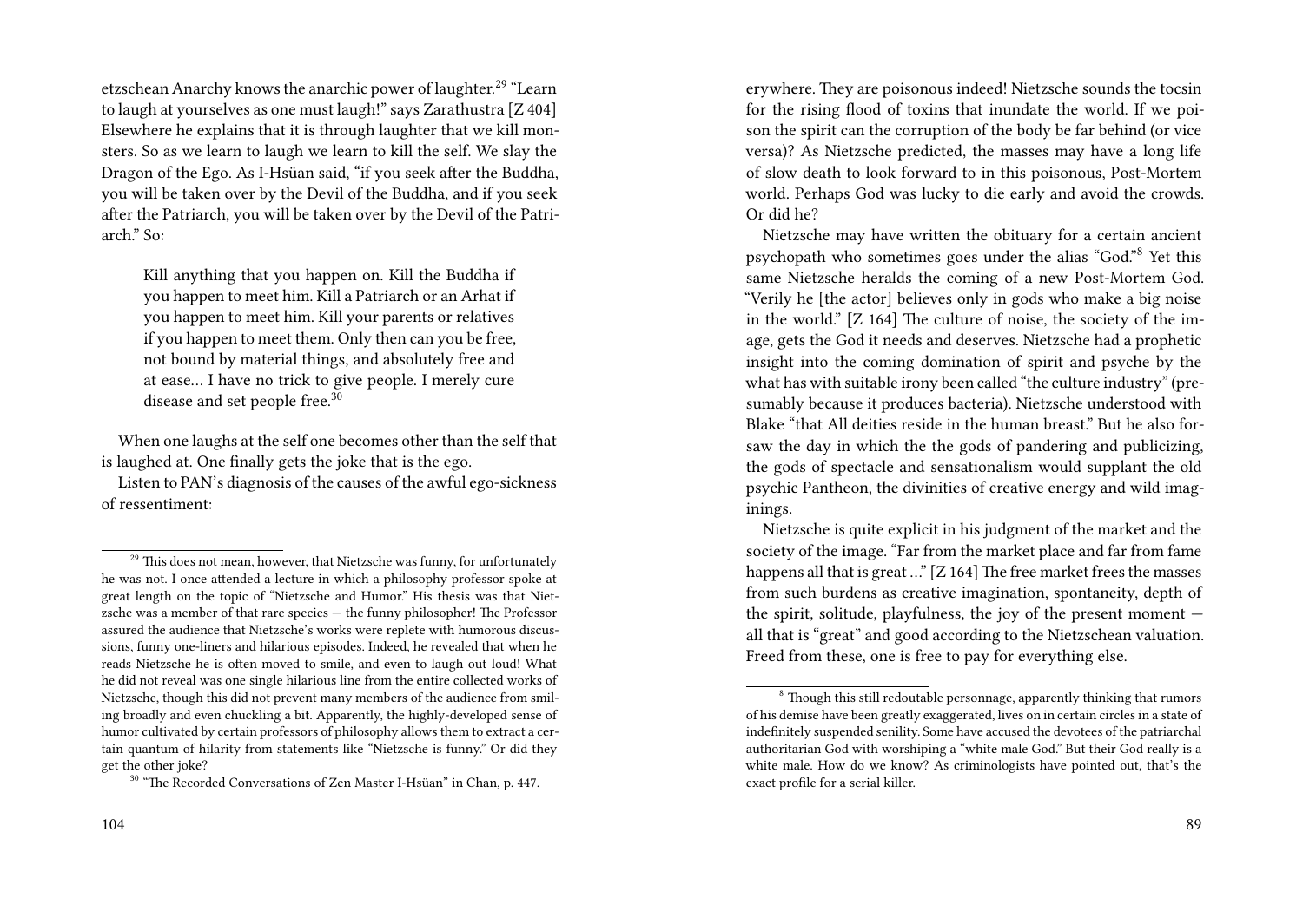etzschean Anarchy knows the anarchic power of laughter.[29] "Learn to laugh at yourselves as one must laugh!" says Zarathustra [Z 404] Elsewhere he explains that it is through laughter that we kill monsters. So as we learn to laugh we learn to kill the self. We slay the Dragon of the Ego. As I-Hsüan said, "if you seek after the Buddha, you will be taken over by the Devil of the Buddha, and if you seek after the Patriarch, you will be taken over by the Devil of the Patriarch." So:

> Kill anything that you happen on. Kill the Buddha if you happen to meet him. Kill a Patriarch or an Arhat if you happen to meet him. Kill your parents or relatives if you happen to meet them. Only then can you be free, not bound by material things, and absolutely free and at ease… I have no trick to give people. I merely cure disease and set people free.[30]

When one laughs at the self one becomes other than the self that is laughed at. One finally gets the joke that is the ego.

Listen to PAN's diagnosis of the causes of the awful ego-sickness of ressentiment:

[29] This does not mean, however, that Nietzsche was funny, for unfortunately he was not. I once attended a lecture in which a philosophy professor spoke at great length on the topic of "Nietzsche and Humor." His thesis was that Nietzsche was a member of that rare species — the funny philosopher! The Professor assured the audience that Nietzsche's works were replete with humorous discussions, funny one-liners and hilarious episodes. Indeed, he revealed that when he reads Nietzsche he is often moved to smile, and even to laugh out loud! What he did not reveal was one single hilarious line from the entire collected works of Nietzsche, though this did not prevent many members of the audience from smiling broadly and even chuckling a bit. Apparently, the highly-developed sense of humor cultivated by certain professors of philosophy allows them to extract a certain quantum of hilarity from statements like "Nietzsche is funny." Or did they get the other joke?

[30] "The Recorded Conversations of Zen Master I-Hsüan" in Chan, p. 447.

erywhere. They are poisonous indeed! Nietzsche sounds the tocsin for the rising flood of toxins that inundate the world. If we poison the spirit can the corruption of the body be far behind (or vice versa)? As Nietzsche predicted, the masses may have a long life of slow death to look forward to in this poisonous, Post-Mortem world. Perhaps God was lucky to die early and avoid the crowds. Or did he?

Nietzsche may have written the obituary for a certain ancient psychopath who sometimes goes under the alias "God."[8] Yet this same Nietzsche heralds the coming of a new Post-Mortem God. "Verily he [the actor] believes only in gods who make a big noise in the world." [Z 164] The culture of noise, the society of the image, gets the God it needs and deserves. Nietzsche had a prophetic insight into the coming domination of spirit and psyche by the what has with suitable irony been called "the culture industry" (presumably because it produces bacteria). Nietzsche understood with Blake "that All deities reside in the human breast." But he also forsaw the day in which the the gods of pandering and publicizing, the gods of spectacle and sensationalism would supplant the old psychic Pantheon, the divinities of creative energy and wild imaginings.

Nietzsche is quite explicit in his judgment of the market and the society of the image. "Far from the market place and far from fame happens all that is great …" [Z 164] The free market frees the masses from such burdens as creative imagination, spontaneity, depth of the spirit, solitude, playfulness, the joy of the present moment — all that is "great" and good according to the Nietzschean valuation. Freed from these, one is free to pay for everything else.

[8] Though this still redoutable personnage, apparently thinking that rumors of his demise have been greatly exaggerated, lives on in certain circles in a state of indefinitely suspended senility. Some have accused the devotees of the patriarchal authoritarian God with worshiping a "white male God." But their God really is a white male. How do we know? As criminologists have pointed out, that's the exact profile for a serial killer.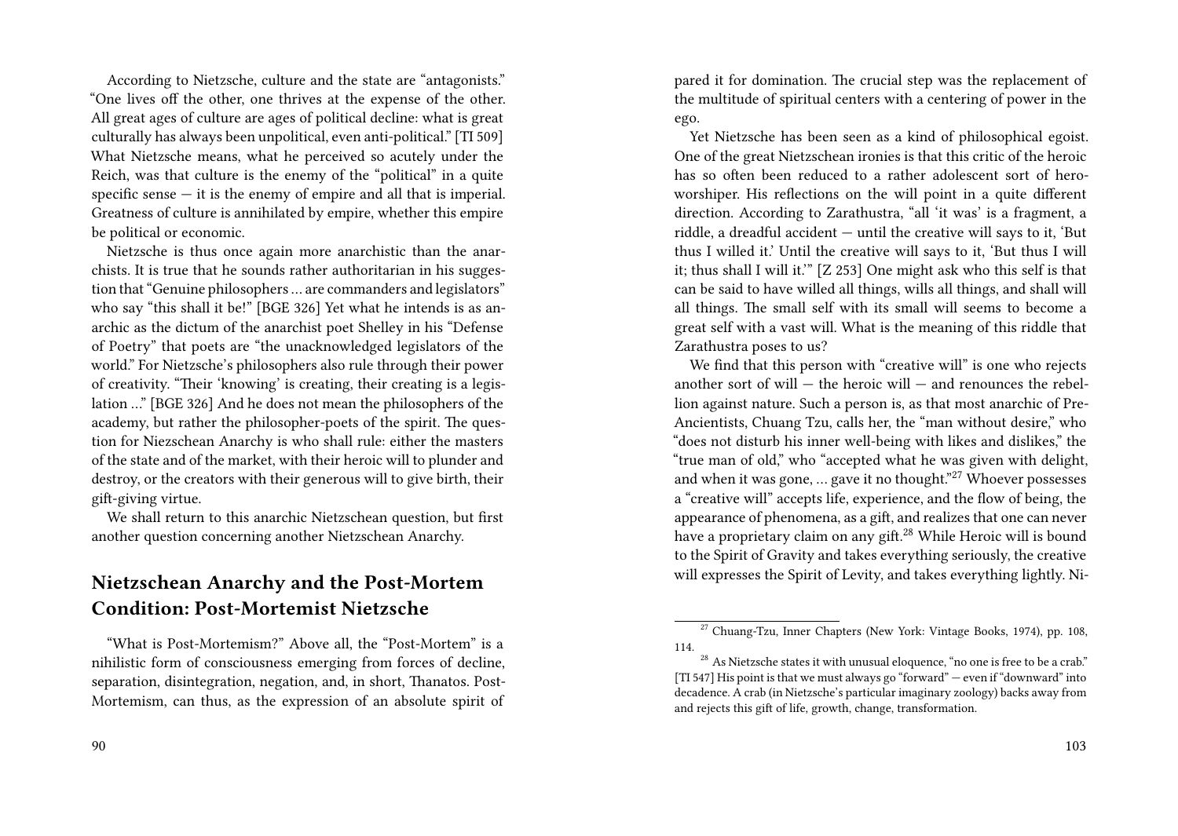According to Nietzsche, culture and the state are "antagonists." "One lives off the other, one thrives at the expense of the other. All great ages of culture are ages of political decline: what is great culturally has always been unpolitical, even anti-political." [TI 509] What Nietzsche means, what he perceived so acutely under the Reich, was that culture is the enemy of the "political" in a quite specific sense — it is the enemy of empire and all that is imperial. Greatness of culture is annihilated by empire, whether this empire be political or economic.

Nietzsche is thus once again more anarchistic than the anarchists. It is true that he sounds rather authoritarian in his suggestion that "Genuine philosophers … are commanders and legislators" who say "this shall it be!" [BGE 326] Yet what he intends is as anarchic as the dictum of the anarchist poet Shelley in his "Defense of Poetry" that poets are "the unacknowledged legislators of the world." For Nietzsche's philosophers also rule through their power of creativity. "Their 'knowing' is creating, their creating is a legislation …" [BGE 326] And he does not mean the philosophers of the academy, but rather the philosopher-poets of the spirit. The question for Niezschean Anarchy is who shall rule: either the masters of the state and of the market, with their heroic will to plunder and destroy, or the creators with their generous will to give birth, their gift-giving virtue.

We shall return to this anarchic Nietzschean question, but first another question concerning another Nietzschean Anarchy.

## Nietzschean Anarchy and the Post-Mortem Condition: Post-Mortemist Nietzsche

"What is Post-Mortemism?" Above all, the "Post-Mortem" is a nihilistic form of consciousness emerging from forces of decline, separation, disintegration, negation, and, in short, Thanatos. Post-Mortemism, can thus, as the expression of an absolute spirit of

pared it for domination. The crucial step was the replacement of the multitude of spiritual centers with a centering of power in the ego.

Yet Nietzsche has been seen as a kind of philosophical egoist. One of the great Nietzschean ironies is that this critic of the heroic has so often been reduced to a rather adolescent sort of hero-worshiper. His reflections on the will point in a quite different direction. According to Zarathustra, "all 'it was' is a fragment, a riddle, a dreadful accident — until the creative will says to it, 'But thus I willed it.' Until the creative will says to it, 'But thus I will it; thus shall I will it.'" [Z 253] One might ask who this self is that can be said to have willed all things, wills all things, and shall will all things. The small self with its small will seems to become a great self with a vast will. What is the meaning of this riddle that Zarathustra poses to us?

We find that this person with "creative will" is one who rejects another sort of will — the heroic will — and renounces the rebellion against nature. Such a person is, as that most anarchic of Pre-Ancientists, Chuang Tzu, calls her, the "man without desire," who "does not disturb his inner well-being with likes and dislikes," the "true man of old," who "accepted what he was given with delight, and when it was gone, … gave it no thought."[27] Whoever possesses a "creative will" accepts life, experience, and the flow of being, the appearance of phenomena, as a gift, and realizes that one can never have a proprietary claim on any gift.[28] While Heroic will is bound to the Spirit of Gravity and takes everything seriously, the creative will expresses the Spirit of Levity, and takes everything lightly. Ni-

[27] Chuang-Tzu, Inner Chapters (New York: Vintage Books, 1974), pp. 108, 114.

[28] As Nietzsche states it with unusual eloquence, "no one is free to be a crab." [TI 547] His point is that we must always go "forward" — even if "downward" into decadence. A crab (in Nietzsche's particular imaginary zoology) backs away from and rejects this gift of life, growth, change, transformation.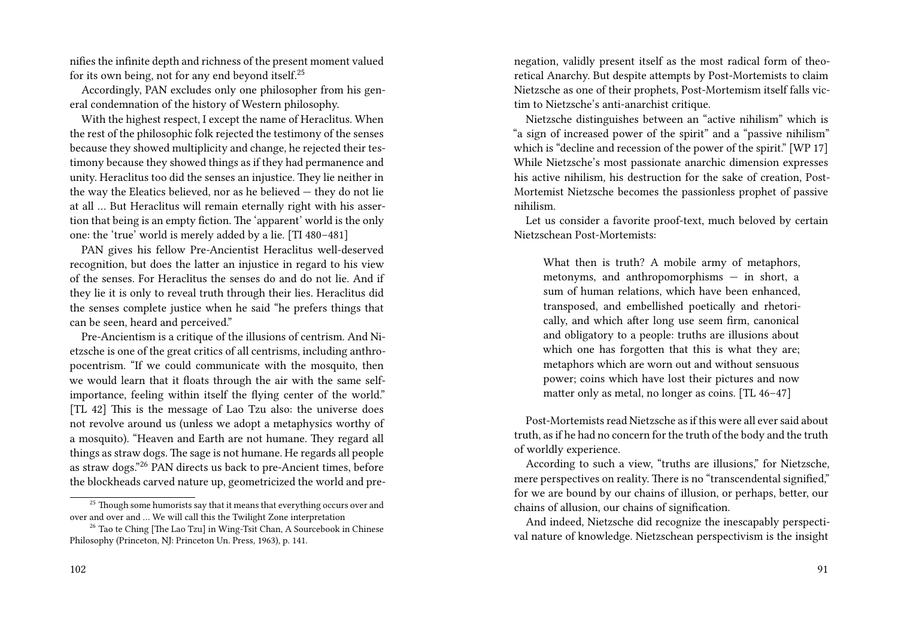nifies the infinite depth and richness of the present moment valued for its own being, not for any end beyond itself.[25]

Accordingly, PAN excludes only one philosopher from his general condemnation of the history of Western philosophy.

With the highest respect, I except the name of Heraclitus. When the rest of the philosophic folk rejected the testimony of the senses because they showed multiplicity and change, he rejected their testimony because they showed things as if they had permanence and unity. Heraclitus too did the senses an injustice. They lie neither in the way the Eleatics believed, nor as he believed — they do not lie at all … But Heraclitus will remain eternally right with his assertion that being is an empty fiction. The 'apparent' world is the only one: the 'true' world is merely added by a lie. [TI 480–481]

PAN gives his fellow Pre-Ancientist Heraclitus well-deserved recognition, but does the latter an injustice in regard to his view of the senses. For Heraclitus the senses do and do not lie. And if they lie it is only to reveal truth through their lies. Heraclitus did the senses complete justice when he said "he prefers things that can be seen, heard and perceived."

Pre-Ancientism is a critique of the illusions of centrism. And Nietzsche is one of the great critics of all centrisms, including anthropocentrism. "If we could communicate with the mosquito, then we would learn that it floats through the air with the same self-importance, feeling within itself the flying center of the world." [TL 42] This is the message of Lao Tzu also: the universe does not revolve around us (unless we adopt a metaphysics worthy of a mosquito). "Heaven and Earth are not humane. They regard all things as straw dogs. The sage is not humane. He regards all people as straw dogs."[26] PAN directs us back to pre-Ancient times, before the blockheads carved nature up, geometricized the world and pre-

[25] Though some humorists say that it means that everything occurs over and over and over and … We will call this the Twilight Zone interpretation

[26] Tao te Ching [The Lao Tzu] in Wing-Tsit Chan, A Sourcebook in Chinese Philosophy (Princeton, NJ: Princeton Un. Press, 1963), p. 141.

negation, validly present itself as the most radical form of theoretical Anarchy. But despite attempts by Post-Mortemists to claim Nietzsche as one of their prophets, Post-Mortemism itself falls victim to Nietzsche's anti-anarchist critique.

Nietzsche distinguishes between an "active nihilism" which is "a sign of increased power of the spirit" and a "passive nihilism" which is "decline and recession of the power of the spirit." [WP 17] While Nietzsche's most passionate anarchic dimension expresses his active nihilism, his destruction for the sake of creation, Post-Mortemist Nietzsche becomes the passionless prophet of passive nihilism.

Let us consider a favorite proof-text, much beloved by certain Nietzschean Post-Mortemists:

> What then is truth? A mobile army of metaphors, metonyms, and anthropomorphisms — in short, a sum of human relations, which have been enhanced, transposed, and embellished poetically and rhetorically, and which after long use seem firm, canonical and obligatory to a people: truths are illusions about which one has forgotten that this is what they are; metaphors which are worn out and without sensuous power; coins which have lost their pictures and now matter only as metal, no longer as coins. [TL 46–47]

Post-Mortemists read Nietzsche as if this were all ever said about truth, as if he had no concern for the truth of the body and the truth of worldly experience.

According to such a view, "truths are illusions," for Nietzsche, mere perspectives on reality. There is no "transcendental signified," for we are bound by our chains of illusion, or perhaps, better, our chains of allusion, our chains of signification.

And indeed, Nietzsche did recognize the inescapably perspectival nature of knowledge. Nietzschean perspectivism is the insight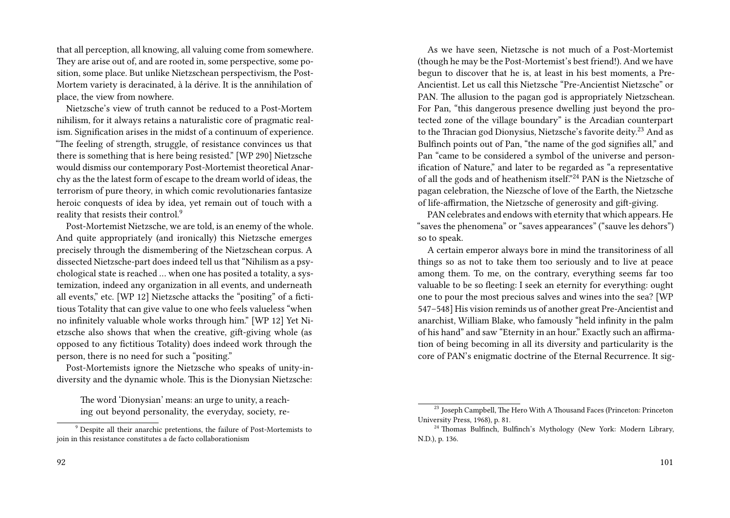that all perception, all knowing, all valuing come from somewhere. They are arise out of, and are rooted in, some perspective, some position, some place. But unlike Nietzschean perspectivism, the Post-Mortem variety is deracinated, à la dérive. It is the annihilation of place, the view from nowhere.

Nietzsche's view of truth cannot be reduced to a Post-Mortem nihilism, for it always retains a naturalistic core of pragmatic realism. Signification arises in the midst of a continuum of experience. "The feeling of strength, struggle, of resistance convinces us that there is something that is here being resisted." [WP 290] Nietzsche would dismiss our contemporary Post-Mortemist theoretical Anarchy as the the latest form of escape to the dream world of ideas, the terrorism of pure theory, in which comic revolutionaries fantasize heroic conquests of idea by idea, yet remain out of touch with a reality that resists their control.[9]

Post-Mortemist Nietzsche, we are told, is an enemy of the whole. And quite appropriately (and ironically) this Nietzsche emerges precisely through the dismembering of the Nietzschean corpus. A dissected Nietzsche-part does indeed tell us that "Nihilism as a psychological state is reached … when one has posited a totality, a systemization, indeed any organization in all events, and underneath all events," etc. [WP 12] Nietzsche attacks the "positing" of a fictitious Totality that can give value to one who feels valueless "when no infinitely valuable whole works through him." [WP 12] Yet Nietzsche also shows that when the creative, gift-giving whole (as opposed to any fictitious Totality) does indeed work through the person, there is no need for such a "positing."

Post-Mortemists ignore the Nietzsche who speaks of unity-in-diversity and the dynamic whole. This is the Dionysian Nietzsche:

> The word 'Dionysian' means: an urge to unity, a reaching out beyond personality, the everyday, society, re-

[9] Despite all their anarchic pretentions, the failure of Post-Mortemists to join in this resistance constitutes a de facto collaborationism

As we have seen, Nietzsche is not much of a Post-Mortemist (though he may be the Post-Mortemist's best friend!). And we have begun to discover that he is, at least in his best moments, a Pre-Ancientist. Let us call this Nietzsche "Pre-Ancientist Nietzsche" or PAN. The allusion to the pagan god is appropriately Nietzschean. For Pan, "this dangerous presence dwelling just beyond the protected zone of the village boundary" is the Arcadian counterpart to the Thracian god Dionysius, Nietzsche's favorite deity.[23] And as Bulfinch points out of Pan, "the name of the god signifies all," and Pan "came to be considered a symbol of the universe and personification of Nature," and later to be regarded as "a representative of all the gods and of heathenism itself."[24] PAN is the Nietzsche of pagan celebration, the Niezsche of love of the Earth, the Nietzsche of life-affirmation, the Nietzsche of generosity and gift-giving.

PAN celebrates and endows with eternity that which appears. He "saves the phenomena" or "saves appearances" ("sauve les dehors") so to speak.

A certain emperor always bore in mind the transitoriness of all things so as not to take them too seriously and to live at peace among them. To me, on the contrary, everything seems far too valuable to be so fleeting: I seek an eternity for everything: ought one to pour the most precious salves and wines into the sea? [WP 547–548] His vision reminds us of another great Pre-Ancientist and anarchist, William Blake, who famously "held infinity in the palm of his hand" and saw "Eternity in an hour." Exactly such an affirmation of being becoming in all its diversity and particularity is the core of PAN's enigmatic doctrine of the Eternal Recurrence. It sig-

[23] Joseph Campbell, The Hero With A Thousand Faces (Princeton: Princeton University Press, 1968), p. 81.

[24] Thomas Bulfinch, Bulfinch's Mythology (New York: Modern Library, N.D.), p. 136.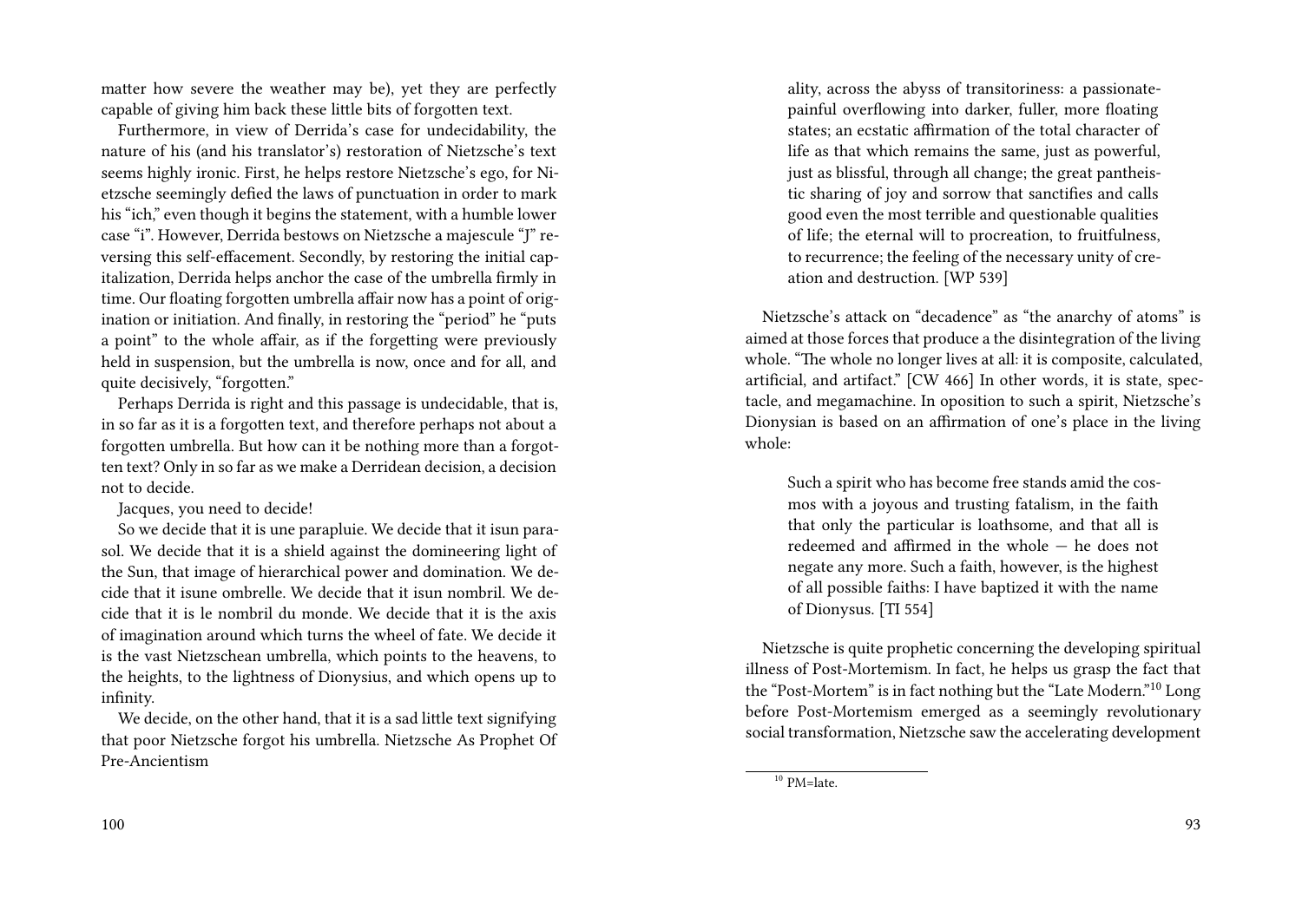matter how severe the weather may be), yet they are perfectly capable of giving him back these little bits of forgotten text.

Furthermore, in view of Derrida's case for undecidability, the nature of his (and his translator's) restoration of Nietzsche's text seems highly ironic. First, he helps restore Nietzsche's ego, for Nietzsche seemingly defied the laws of punctuation in order to mark his "ich," even though it begins the statement, with a humble lower case "i". However, Derrida bestows on Nietzsche a majescule "J" reversing this self-effacement. Secondly, by restoring the initial capitalization, Derrida helps anchor the case of the umbrella firmly in time. Our floating forgotten umbrella affair now has a point of origination or initiation. And finally, in restoring the "period" he "puts a point" to the whole affair, as if the forgetting were previously held in suspension, but the umbrella is now, once and for all, and quite decisively, "forgotten."

Perhaps Derrida is right and this passage is undecidable, that is, in so far as it is a forgotten text, and therefore perhaps not about a forgotten umbrella. But how can it be nothing more than a forgotten text? Only in so far as we make a Derridean decision, a decision not to decide.

Jacques, you need to decide!

So we decide that it is une parapluie. We decide that it isun parasol. We decide that it is a shield against the domineering light of the Sun, that image of hierarchical power and domination. We decide that it isune ombrelle. We decide that it isun nombril. We decide that it is le nombril du monde. We decide that it is the axis of imagination around which turns the wheel of fate. We decide it is the vast Nietzschean umbrella, which points to the heavens, to the heights, to the lightness of Dionysius, and which opens up to infinity.

We decide, on the other hand, that it is a sad little text signifying that poor Nietzsche forgot his umbrella. Nietzsche As Prophet Of Pre-Ancientism

> ality, across the abyss of transitoriness: a passionate-painful overflowing into darker, fuller, more floating states; an ecstatic affirmation of the total character of life as that which remains the same, just as powerful, just as blissful, through all change; the great pantheistic sharing of joy and sorrow that sanctifies and calls good even the most terrible and questionable qualities of life; the eternal will to procreation, to fruitfulness, to recurrence; the feeling of the necessary unity of creation and destruction. [WP 539]

Nietzsche's attack on "decadence" as "the anarchy of atoms" is aimed at those forces that produce a the disintegration of the living whole. "The whole no longer lives at all: it is composite, calculated, artificial, and artifact." [CW 466] In other words, it is state, spectacle, and megamachine. In oposition to such a spirit, Nietzsche's Dionysian is based on an affirmation of one's place in the living whole:

> Such a spirit who has become free stands amid the cosmos with a joyous and trusting fatalism, in the faith that only the particular is loathsome, and that all is redeemed and affirmed in the whole — he does not negate any more. Such a faith, however, is the highest of all possible faiths: I have baptized it with the name of Dionysus. [TI 554]

Nietzsche is quite prophetic concerning the developing spiritual illness of Post-Mortemism. In fact, he helps us grasp the fact that the "Post-Mortem" is in fact nothing but the "Late Modern."[10] Long before Post-Mortemism emerged as a seemingly revolutionary social transformation, Nietzsche saw the accelerating development

[10] PM=late.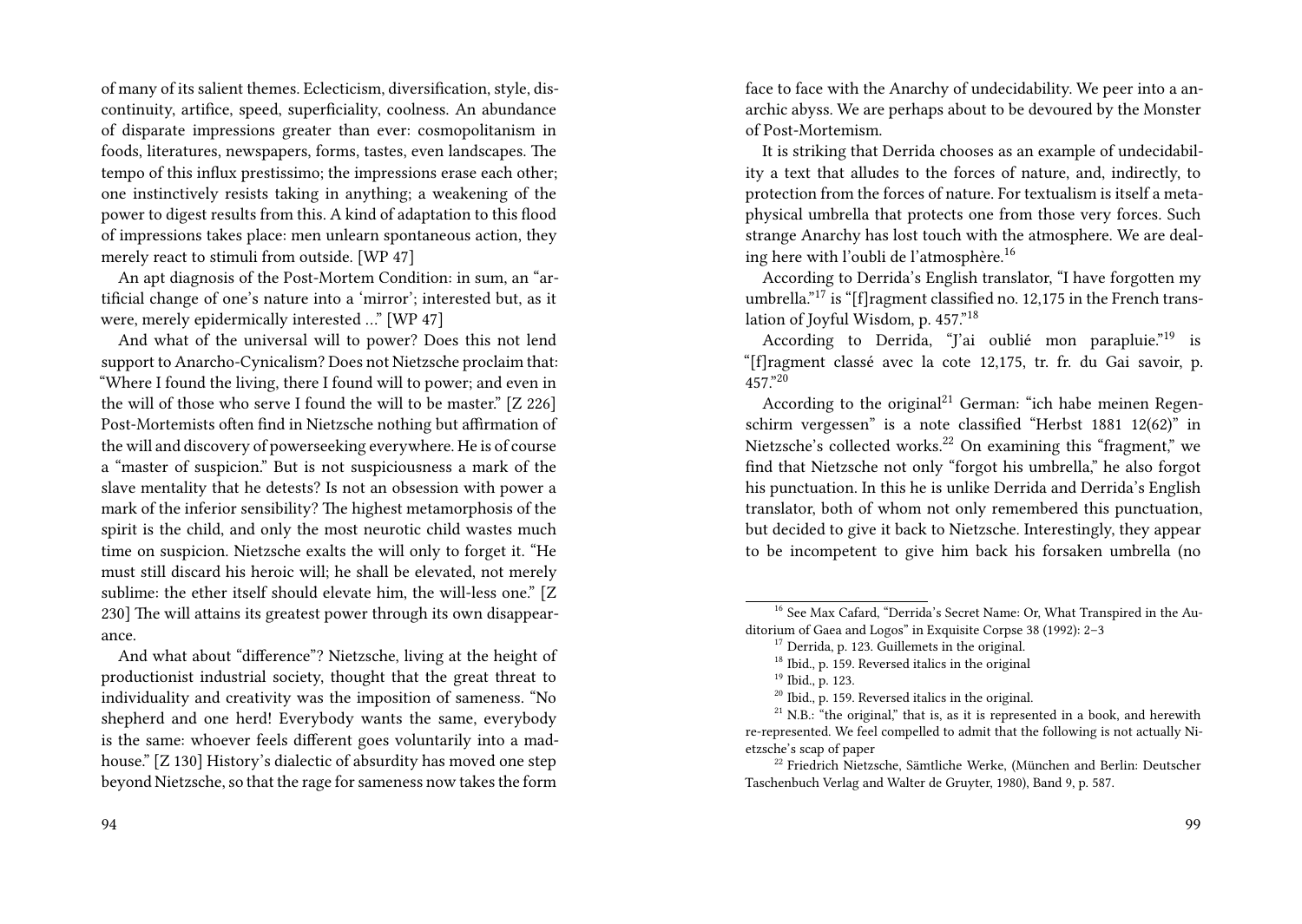of many of its salient themes. Eclecticism, diversification, style, discontinuity, artifice, speed, superficiality, coolness. An abundance of disparate impressions greater than ever: cosmopolitanism in foods, literatures, newspapers, forms, tastes, even landscapes. The tempo of this influx prestissimo; the impressions erase each other; one instinctively resists taking in anything; a weakening of the power to digest results from this. A kind of adaptation to this flood of impressions takes place: men unlearn spontaneous action, they merely react to stimuli from outside. [WP 47]

An apt diagnosis of the Post-Mortem Condition: in sum, an "artificial change of one's nature into a 'mirror'; interested but, as it were, merely epidermically interested …" [WP 47]

And what of the universal will to power? Does this not lend support to Anarcho-Cynicalism? Does not Nietzsche proclaim that: "Where I found the living, there I found will to power; and even in the will of those who serve I found the will to be master." [Z 226] Post-Mortemists often find in Nietzsche nothing but affirmation of the will and discovery of powerseeking everywhere. He is of course a "master of suspicion." But is not suspiciousness a mark of the slave mentality that he detests? Is not an obsession with power a mark of the inferior sensibility? The highest metamorphosis of the spirit is the child, and only the most neurotic child wastes much time on suspicion. Nietzsche exalts the will only to forget it. "He must still discard his heroic will; he shall be elevated, not merely sublime: the ether itself should elevate him, the will-less one." [Z 230] The will attains its greatest power through its own disappearance.

And what about "difference"? Nietzsche, living at the height of productionist industrial society, thought that the great threat to individuality and creativity was the imposition of sameness. "No shepherd and one herd! Everybody wants the same, everybody is the same: whoever feels different goes voluntarily into a madhouse." [Z 130] History's dialectic of absurdity has moved one step beyond Nietzsche, so that the rage for sameness now takes the form

face to face with the Anarchy of undecidability. We peer into an anarchic abyss. We are perhaps about to be devoured by the Monster of Post-Mortemism.

It is striking that Derrida chooses as an example of undecidability a text that alludes to the forces of nature, and, indirectly, to protection from the forces of nature. For textualism is itself a metaphysical umbrella that protects one from those very forces. Such strange Anarchy has lost touch with the atmosphere. We are dealing here with l'oubli de l'atmosphère.[16]

According to Derrida's English translator, "I have forgotten my umbrella."[17] is "[f]ragment classified no. 12,175 in the French translation of Joyful Wisdom, p. 457."[18]

According to Derrida, "J'ai oublié mon parapluie."[19] is "[f]ragment classé avec la cote 12,175, tr. fr. du Gai savoir, p. 457."[20]

According to the original[21] German: "ich habe meinen Regenschirm vergessen" is a note classified "Herbst 1881 12(62)" in Nietzsche's collected works.[22] On examining this "fragment," we find that Nietzsche not only "forgot his umbrella," he also forgot his punctuation. In this he is unlike Derrida and Derrida's English translator, both of whom not only remembered this punctuation, but decided to give it back to Nietzsche. Interestingly, they appear to be incompetent to give him back his forsaken umbrella (no

---

[16] See Max Cafard, "Derrida's Secret Name: Or, What Transpired in the Auditorium of Gaea and Logos" in Exquisite Corpse 38 (1992): 2–3

[17] Derrida, p. 123. Guillemets in the original.

[18] Ibid., p. 159. Reversed italics in the original

[19] Ibid., p. 123.

[20] Ibid., p. 159. Reversed italics in the original.

[21] N.B.: "the original," that is, as it is represented in a book, and herewith re-represented. We feel compelled to admit that the following is not actually Nietzsche's scap of paper

[22] Friedrich Nietzsche, Sämtliche Werke, (München and Berlin: Deutscher Taschenbuch Verlag and Walter de Gruyter, 1980), Band 9, p. 587.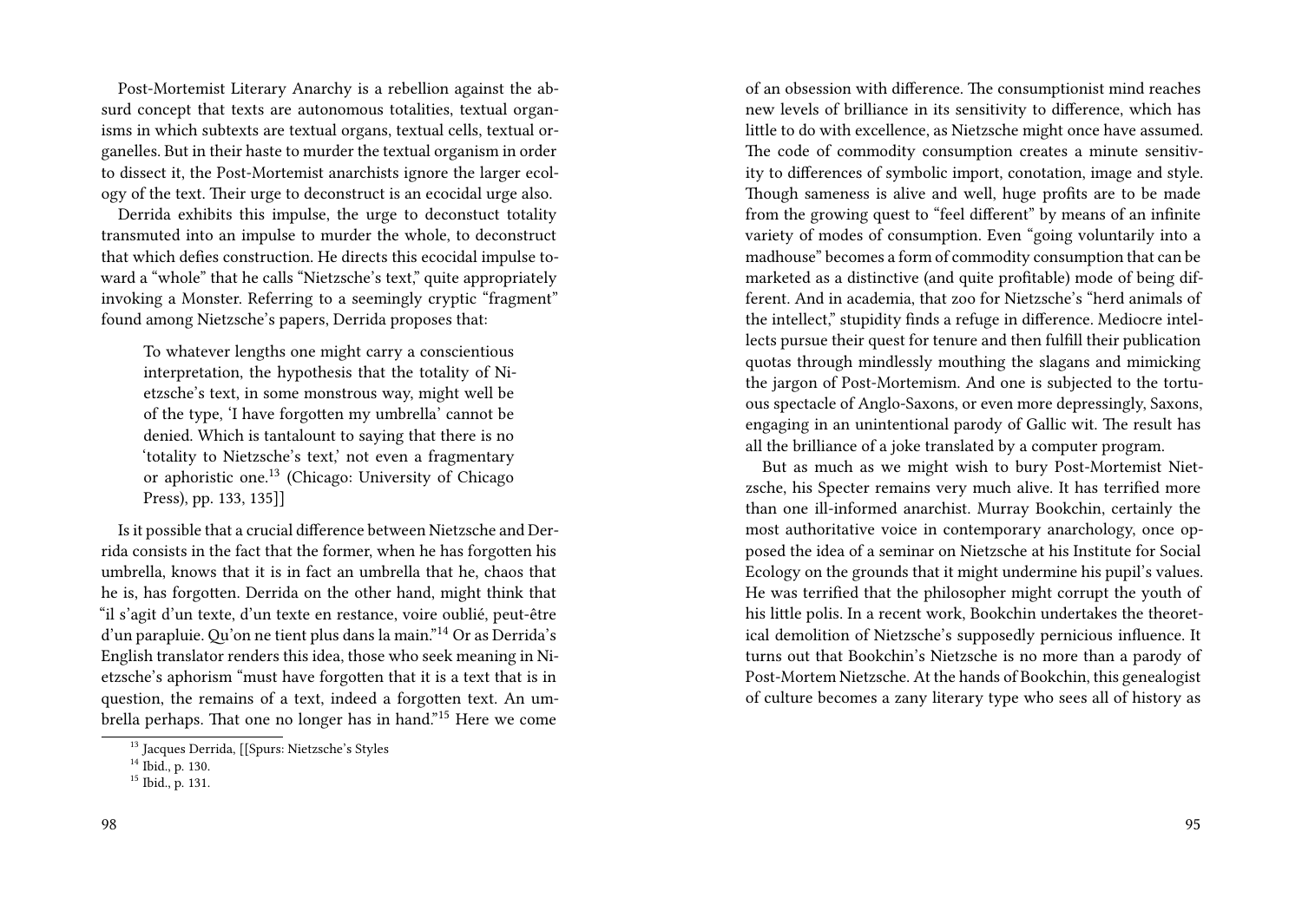Post-Mortemist Literary Anarchy is a rebellion against the absurd concept that texts are autonomous totalities, textual organisms in which subtexts are textual organs, textual cells, textual organelles. But in their haste to murder the textual organism in order to dissect it, the Post-Mortemist anarchists ignore the larger ecology of the text. Their urge to deconstruct is an ecocidal urge also.

Derrida exhibits this impulse, the urge to deconstuct totality transmuted into an impulse to murder the whole, to deconstruct that which defies construction. He directs this ecocidal impulse toward a "whole" that he calls "Nietzsche's text," quite appropriately invoking a Monster. Referring to a seemingly cryptic "fragment" found among Nietzsche's papers, Derrida proposes that:

> To whatever lengths one might carry a conscientious interpretation, the hypothesis that the totality of Nietzsche's text, in some monstrous way, might well be of the type, 'I have forgotten my umbrella' cannot be denied. Which is tantalount to saying that there is no 'totality to Nietzsche's text,' not even a fragmentary or aphoristic one.[13] (Chicago: University of Chicago Press), pp. 133, 135]]

Is it possible that a crucial difference between Nietzsche and Derrida consists in the fact that the former, when he has forgotten his umbrella, knows that it is in fact an umbrella that he, chaos that he is, has forgotten. Derrida on the other hand, might think that "il s'agit d'un texte, d'un texte en restance, voire oublié, peut-être d'un parapluie. Qu'on ne tient plus dans la main."[14] Or as Derrida's English translator renders this idea, those who seek meaning in Nietzsche's aphorism "must have forgotten that it is a text that is in question, the remains of a text, indeed a forgotten text. An umbrella perhaps. That one no longer has in hand."[15] Here we come

[13] Jacques Derrida, [[Spurs: Nietzsche's Styles

[14] Ibid., p. 130.

[15] Ibid., p. 131.

of an obsession with difference. The consumptionist mind reaches new levels of brilliance in its sensitivity to difference, which has little to do with excellence, as Nietzsche might once have assumed. The code of commodity consumption creates a minute sensitivity to differences of symbolic import, conotation, image and style. Though sameness is alive and well, huge profits are to be made from the growing quest to "feel different" by means of an infinite variety of modes of consumption. Even "going voluntarily into a madhouse" becomes a form of commodity consumption that can be marketed as a distinctive (and quite profitable) mode of being different. And in academia, that zoo for Nietzsche's "herd animals of the intellect," stupidity finds a refuge in difference. Mediocre intellects pursue their quest for tenure and then fulfill their publication quotas through mindlessly mouthing the slagans and mimicking the jargon of Post-Mortemism. And one is subjected to the tortuous spectacle of Anglo-Saxons, or even more depressingly, Saxons, engaging in an unintentional parody of Gallic wit. The result has all the brilliance of a joke translated by a computer program.

But as much as we might wish to bury Post-Mortemist Nietzsche, his Specter remains very much alive. It has terrified more than one ill-informed anarchist. Murray Bookchin, certainly the most authoritative voice in contemporary anarchology, once opposed the idea of a seminar on Nietzsche at his Institute for Social Ecology on the grounds that it might undermine his pupil's values. He was terrified that the philosopher might corrupt the youth of his little polis. In a recent work, Bookchin undertakes the theoretical demolition of Nietzsche's supposedly pernicious influence. It turns out that Bookchin's Nietzsche is no more than a parody of Post-Mortem Nietzsche. At the hands of Bookchin, this genealogist of culture becomes a zany literary type who sees all of history as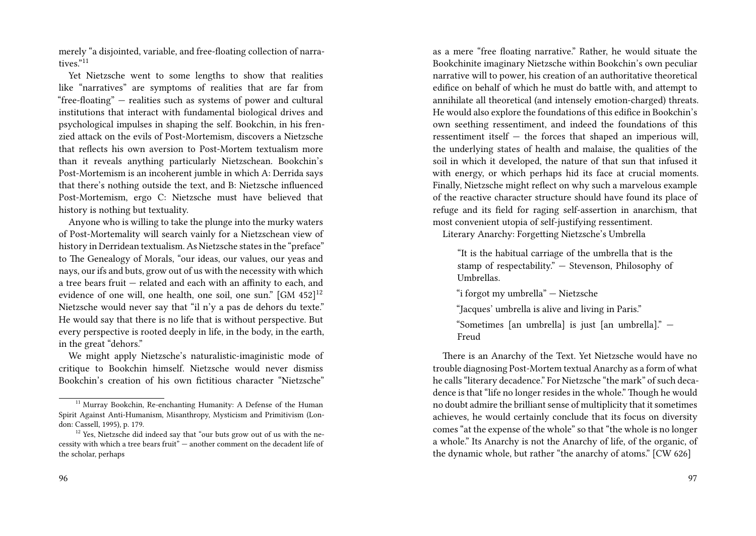merely "a disjointed, variable, and free-floating collection of narratives."[11]

Yet Nietzsche went to some lengths to show that realities like "narratives" are symptoms of realities that are far from "free-floating" — realities such as systems of power and cultural institutions that interact with fundamental biological drives and psychological impulses in shaping the self. Bookchin, in his frenzied attack on the evils of Post-Mortemism, discovers a Nietzsche that reflects his own aversion to Post-Mortem textualism more than it reveals anything particularly Nietzschean. Bookchin's Post-Mortemism is an incoherent jumble in which A: Derrida says that there's nothing outside the text, and B: Nietzsche influenced Post-Mortemism, ergo C: Nietzsche must have believed that history is nothing but textuality.

Anyone who is willing to take the plunge into the murky waters of Post-Mortemality will search vainly for a Nietzschean view of history in Derridean textualism. As Nietzsche states in the "preface" to The Genealogy of Morals, "our ideas, our values, our yeas and nays, our ifs and buts, grow out of us with the necessity with which a tree bears fruit — related and each with an affinity to each, and evidence of one will, one health, one soil, one sun." [GM 452][12] Nietzsche would never say that "il n'y a pas de dehors du texte." He would say that there is no life that is without perspective. But every perspective is rooted deeply in life, in the body, in the earth, in the great "dehors."

We might apply Nietzsche's naturalistic-imaginistic mode of critique to Bookchin himself. Nietzsche would never dismiss Bookchin's creation of his own fictitious character "Nietzsche" as a mere "free floating narrative." Rather, he would situate the Bookchinite imaginary Nietzsche within Bookchin's own peculiar narrative will to power, his creation of an authoritative theoretical edifice on behalf of which he must do battle with, and attempt to annihilate all theoretical (and intensely emotion-charged) threats. He would also explore the foundations of this edifice in Bookchin's own seething ressentiment, and indeed the foundations of this ressentiment itself — the forces that shaped an imperious will, the underlying states of health and malaise, the qualities of the soil in which it developed, the nature of that sun that infused it with energy, or which perhaps hid its face at crucial moments. Finally, Nietzsche might reflect on why such a marvelous example of the reactive character structure should have found its place of refuge and its field for raging self-assertion in anarchism, that most convenient utopia of self-justifying ressentiment.

## Literary Anarchy: Forgetting Nietzsche's Umbrella

> "It is the habitual carriage of the umbrella that is the stamp of respectability." — Stevenson, Philosophy of Umbrellas.
>
> "i forgot my umbrella" — Nietzsche
>
> "Jacques' umbrella is alive and living in Paris."
>
> "Sometimes [an umbrella] is just [an umbrella]." — Freud

There is an Anarchy of the Text. Yet Nietzsche would have no trouble diagnosing Post-Mortem textual Anarchy as a form of what he calls "literary decadence." For Nietzsche "the mark" of such decadence is that "life no longer resides in the whole." Though he would no doubt admire the brilliant sense of multiplicity that it sometimes achieves, he would certainly conclude that its focus on diversity comes "at the expense of the whole" so that "the whole is no longer a whole." Its Anarchy is not the Anarchy of life, of the organic, of the dynamic whole, but rather "the anarchy of atoms." [CW 626]

---

[11] Murray Bookchin, Re-enchanting Humanity: A Defense of the Human Spirit Against Anti-Humanism, Misanthropy, Mysticism and Primitivism (London: Cassell, 1995), p. 179.

[12] Yes, Nietzsche did indeed say that "our buts grow out of us with the necessity with which a tree bears fruit" — another comment on the decadent life of the scholar, perhaps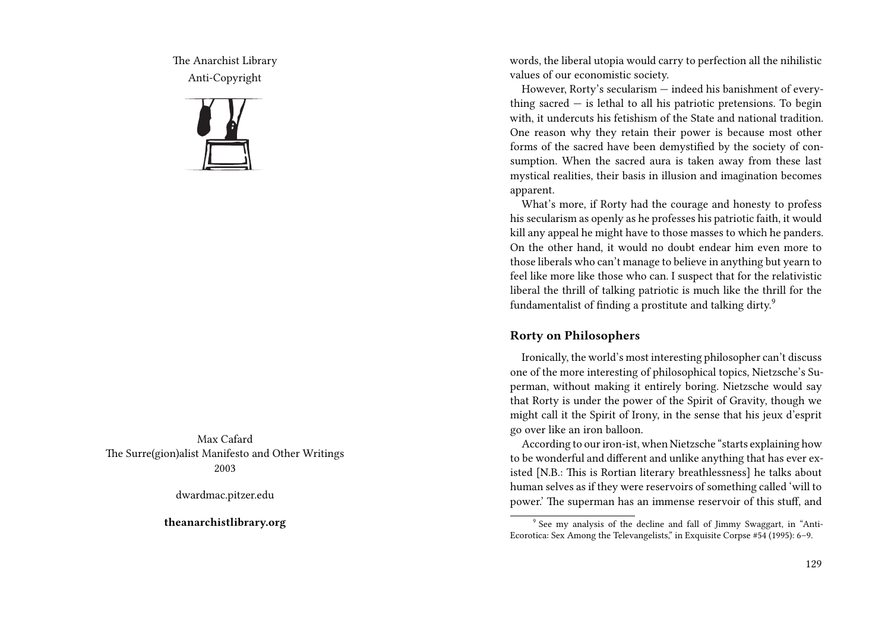The Anarchist Library
Anti-Copyright

Max Cafard
The Surre(gion)alist Manifesto and Other Writings
2003

dwardmac.pitzer.edu

**theanarchistlibrary.org**

words, the liberal utopia would carry to perfection all the nihilistic values of our economistic society.

However, Rorty's secularism — indeed his banishment of everything sacred — is lethal to all his patriotic pretensions. To begin with, it undercuts his fetishism of the State and national tradition. One reason why they retain their power is because most other forms of the sacred have been demystified by the society of consumption. When the sacred aura is taken away from these last mystical realities, their basis in illusion and imagination becomes apparent.

What's more, if Rorty had the courage and honesty to profess his secularism as openly as he professes his patriotic faith, it would kill any appeal he might have to those masses to which he panders. On the other hand, it would no doubt endear him even more to those liberals who can't manage to believe in anything but yearn to feel like more like those who can. I suspect that for the relativistic liberal the thrill of talking patriotic is much like the thrill for the fundamentalist of finding a prostitute and talking dirty.[9]

## Rorty on Philosophers

Ironically, the world's most interesting philosopher can't discuss one of the more interesting of philosophical topics, Nietzsche's Superman, without making it entirely boring. Nietzsche would say that Rorty is under the power of the Spirit of Gravity, though we might call it the Spirit of Irony, in the sense that his jeux d'esprit go over like an iron balloon.

According to our iron-ist, when Nietzsche "starts explaining how to be wonderful and different and unlike anything that has ever existed [N.B.: This is Rortian literary breathlessness] he talks about human selves as if they were reservoirs of something called 'will to power.' The superman has an immense reservoir of this stuff, and

[9] See my analysis of the decline and fall of Jimmy Swaggart, in "Anti-Ecorotica: Sex Among the Televangelists," in Exquisite Corpse #54 (1995): 6–9.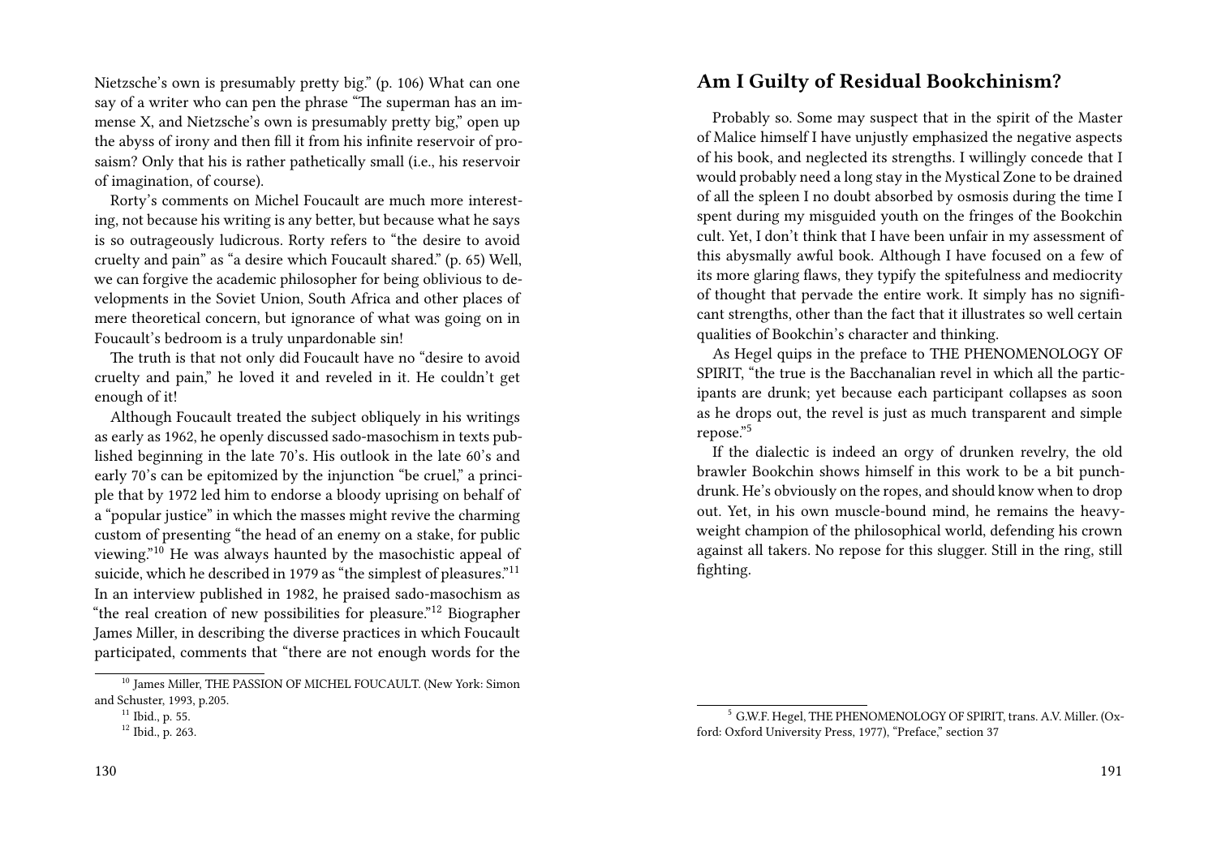Nietzsche's own is presumably pretty big." (p. 106) What can one say of a writer who can pen the phrase "The superman has an immense X, and Nietzsche's own is presumably pretty big," open up the abyss of irony and then fill it from his infinite reservoir of prosaism? Only that his is rather pathetically small (i.e., his reservoir of imagination, of course).

Rorty's comments on Michel Foucault are much more interesting, not because his writing is any better, but because what he says is so outrageously ludicrous. Rorty refers to "the desire to avoid cruelty and pain" as "a desire which Foucault shared." (p. 65) Well, we can forgive the academic philosopher for being oblivious to developments in the Soviet Union, South Africa and other places of mere theoretical concern, but ignorance of what was going on in Foucault's bedroom is a truly unpardonable sin!

The truth is that not only did Foucault have no "desire to avoid cruelty and pain," he loved it and reveled in it. He couldn't get enough of it!

Although Foucault treated the subject obliquely in his writings as early as 1962, he openly discussed sado-masochism in texts published beginning in the late 70's. His outlook in the late 60's and early 70's can be epitomized by the injunction "be cruel," a principle that by 1972 led him to endorse a bloody uprising on behalf of a "popular justice" in which the masses might revive the charming custom of presenting "the head of an enemy on a stake, for public viewing."[10] He was always haunted by the masochistic appeal of suicide, which he described in 1979 as "the simplest of pleasures."[11] In an interview published in 1982, he praised sado-masochism as "the real creation of new possibilities for pleasure."[12] Biographer James Miller, in describing the diverse practices in which Foucault participated, comments that "there are not enough words for the

[10] James Miller, THE PASSION OF MICHEL FOUCAULT. (New York: Simon and Schuster, 1993, p.205.

[11] Ibid., p. 55.

[12] Ibid., p. 263.

## Am I Guilty of Residual Bookchinism?

Probably so. Some may suspect that in the spirit of the Master of Malice himself I have unjustly emphasized the negative aspects of his book, and neglected its strengths. I willingly concede that I would probably need a long stay in the Mystical Zone to be drained of all the spleen I no doubt absorbed by osmosis during the time I spent during my misguided youth on the fringes of the Bookchin cult. Yet, I don't think that I have been unfair in my assessment of this abysmally awful book. Although I have focused on a few of its more glaring flaws, they typify the spitefulness and mediocrity of thought that pervade the entire work. It simply has no significant strengths, other than the fact that it illustrates so well certain qualities of Bookchin's character and thinking.

As Hegel quips in the preface to THE PHENOMENOLOGY OF SPIRIT, "the true is the Bacchanalian revel in which all the participants are drunk; yet because each participant collapses as soon as he drops out, the revel is just as much transparent and simple repose."[5]

If the dialectic is indeed an orgy of drunken revelry, the old brawler Bookchin shows himself in this work to be a bit punch-drunk. He's obviously on the ropes, and should know when to drop out. Yet, in his own muscle-bound mind, he remains the heavyweight champion of the philosophical world, defending his crown against all takers. No repose for this slugger. Still in the ring, still fighting.

[5] G.W.F. Hegel, THE PHENOMENOLOGY OF SPIRIT, trans. A.V. Miller. (Oxford: Oxford University Press, 1977), "Preface," section 37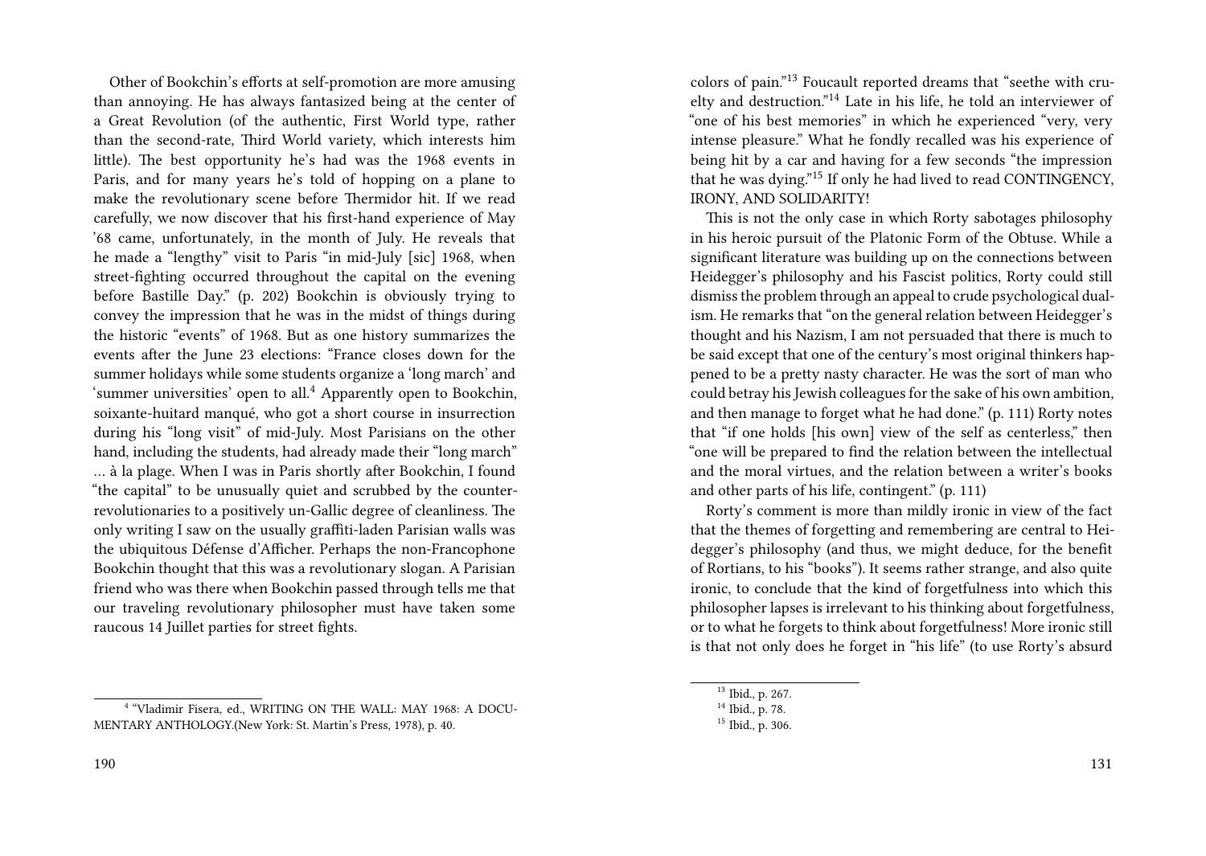Other of Bookchin's efforts at self-promotion are more amusing than annoying. He has always fantasized being at the center of a Great Revolution (of the authentic, First World type, rather than the second-rate, Third World variety, which interests him little). The best opportunity he's had was the 1968 events in Paris, and for many years he's told of hopping on a plane to make the revolutionary scene before Thermidor hit. If we read carefully, we now discover that his first-hand experience of May '68 came, unfortunately, in the month of July. He reveals that he made a "lengthy" visit to Paris "in mid-July [sic] 1968, when street-fighting occurred throughout the capital on the evening before Bastille Day." (p. 202) Bookchin is obviously trying to convey the impression that he was in the midst of things during the historic "events" of 1968. But as one history summarizes the events after the June 23 elections: "France closes down for the summer holidays while some students organize a 'long march' and 'summer universities' open to all.[4] Apparently open to Bookchin, soixante-huitard manqué, who got a short course in insurrection during his "long visit" of mid-July. Most Parisians on the other hand, including the students, had already made their "long march" … à la plage. When I was in Paris shortly after Bookchin, I found "the capital" to be unusually quiet and scrubbed by the counter-revolutionaries to a positively un-Gallic degree of cleanliness. The only writing I saw on the usually graffiti-laden Parisian walls was the ubiquitous Défense d'Afficher. Perhaps the non-Francophone Bookchin thought that this was a revolutionary slogan. A Parisian friend who was there when Bookchin passed through tells me that our traveling revolutionary philosopher must have taken some raucous 14 Juillet parties for street fights.

[4] "Vladimir Fisera, ed., WRITING ON THE WALL: MAY 1968: A DOCUMENTARY ANTHOLOGY.(New York: St. Martin's Press, 1978), p. 40.

colors of pain."[13] Foucault reported dreams that "seethe with cruelty and destruction."[14] Late in his life, he told an interviewer of "one of his best memories" in which he experienced "very, very intense pleasure." What he fondly recalled was his experience of being hit by a car and having for a few seconds "the impression that he was dying."[15] If only he had lived to read CONTINGENCY, IRONY, AND SOLIDARITY!

This is not the only case in which Rorty sabotages philosophy in his heroic pursuit of the Platonic Form of the Obtuse. While a significant literature was building up on the connections between Heidegger's philosophy and his Fascist politics, Rorty could still dismiss the problem through an appeal to crude psychological dualism. He remarks that "on the general relation between Heidegger's thought and his Nazism, I am not persuaded that there is much to be said except that one of the century's most original thinkers happened to be a pretty nasty character. He was the sort of man who could betray his Jewish colleagues for the sake of his own ambition, and then manage to forget what he had done." (p. 111) Rorty notes that "if one holds [his own] view of the self as centerless," then "one will be prepared to find the relation between the intellectual and the moral virtues, and the relation between a writer's books and other parts of his life, contingent." (p. 111)

Rorty's comment is more than mildly ironic in view of the fact that the themes of forgetting and remembering are central to Heidegger's philosophy (and thus, we might deduce, for the benefit of Rortians, to his "books"). It seems rather strange, and also quite ironic, to conclude that the kind of forgetfulness into which this philosopher lapses is irrelevant to his thinking about forgetfulness, or to what he forgets to think about forgetfulness! More ironic still is that not only does he forget in "his life" (to use Rorty's absurd

[13] Ibid., p. 267.
[14] Ibid., p. 78.
[15] Ibid., p. 306.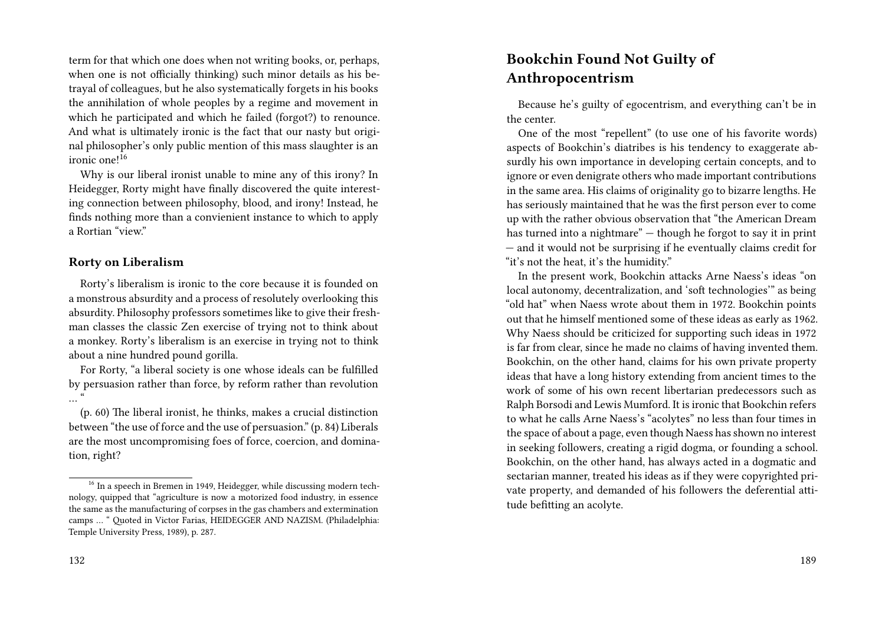term for that which one does when not writing books, or, perhaps, when one is not officially thinking) such minor details as his betrayal of colleagues, but he also systematically forgets in his books the annihilation of whole peoples by a regime and movement in which he participated and which he failed (forgot?) to renounce. And what is ultimately ironic is the fact that our nasty but original philosopher's only public mention of this mass slaughter is an ironic one![16]

Why is our liberal ironist unable to mine any of this irony? In Heidegger, Rorty might have finally discovered the quite interesting connection between philosophy, blood, and irony! Instead, he finds nothing more than a convienient instance to which to apply a Rortian "view."

### Rorty on Liberalism

Rorty's liberalism is ironic to the core because it is founded on a monstrous absurdity and a process of resolutely overlooking this absurdity. Philosophy professors sometimes like to give their freshman classes the classic Zen exercise of trying not to think about a monkey. Rorty's liberalism is an exercise in trying not to think about a nine hundred pound gorilla.

For Rorty, "a liberal society is one whose ideals can be fulfilled by persuasion rather than force, by reform rather than revolution … "

(p. 60) The liberal ironist, he thinks, makes a crucial distinction between "the use of force and the use of persuasion." (p. 84) Liberals are the most uncompromising foes of force, coercion, and domination, right?

[16] In a speech in Bremen in 1949, Heidegger, while discussing modern technology, quipped that "agriculture is now a motorized food industry, in essence the same as the manufacturing of corpses in the gas chambers and extermination camps … " Quoted in Victor Farias, HEIDEGGER AND NAZISM. (Philadelphia: Temple University Press, 1989), p. 287.

## Bookchin Found Not Guilty of Anthropocentrism

Because he's guilty of egocentrism, and everything can't be in the center.

One of the most "repellent" (to use one of his favorite words) aspects of Bookchin's diatribes is his tendency to exaggerate absurdly his own importance in developing certain concepts, and to ignore or even denigrate others who made important contributions in the same area. His claims of originality go to bizarre lengths. He has seriously maintained that he was the first person ever to come up with the rather obvious observation that "the American Dream has turned into a nightmare" — though he forgot to say it in print — and it would not be surprising if he eventually claims credit for "it's not the heat, it's the humidity."

In the present work, Bookchin attacks Arne Naess's ideas "on local autonomy, decentralization, and 'soft technologies'" as being "old hat" when Naess wrote about them in 1972. Bookchin points out that he himself mentioned some of these ideas as early as 1962. Why Naess should be criticized for supporting such ideas in 1972 is far from clear, since he made no claims of having invented them. Bookchin, on the other hand, claims for his own private property ideas that have a long history extending from ancient times to the work of some of his own recent libertarian predecessors such as Ralph Borsodi and Lewis Mumford. It is ironic that Bookchin refers to what he calls Arne Naess's "acolytes" no less than four times in the space of about a page, even though Naess has shown no interest in seeking followers, creating a rigid dogma, or founding a school. Bookchin, on the other hand, has always acted in a dogmatic and sectarian manner, treated his ideas as if they were copyrighted private property, and demanded of his followers the deferential attitude befitting an acolyte.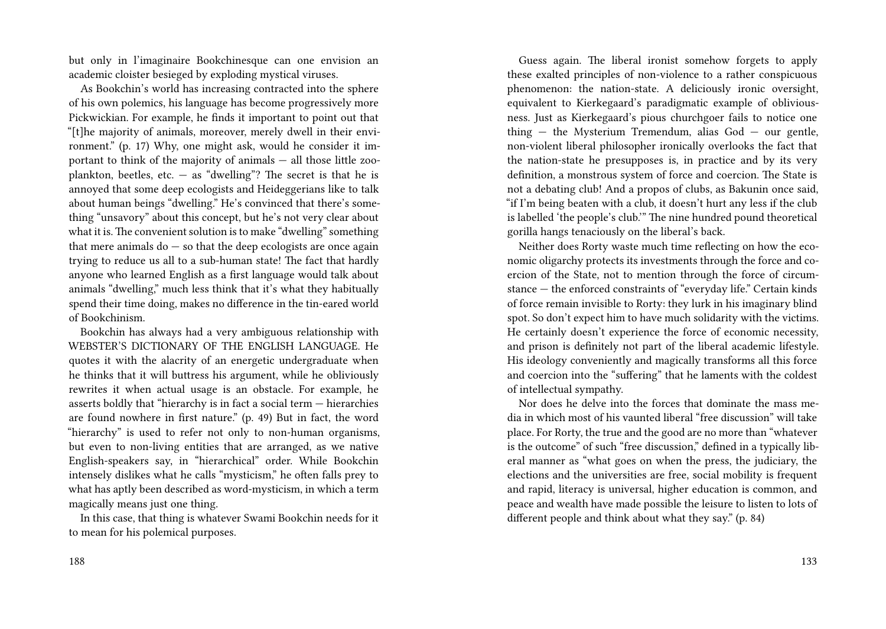but only in l'imaginaire Bookchinesque can one envision an academic cloister besieged by exploding mystical viruses.

As Bookchin's world has increasing contracted into the sphere of his own polemics, his language has become progressively more Pickwickian. For example, he finds it important to point out that "[t]he majority of animals, moreover, merely dwell in their environment." (p. 17) Why, one might ask, would he consider it important to think of the majority of animals — all those little zooplankton, beetles, etc. — as "dwelling"? The secret is that he is annoyed that some deep ecologists and Heideggerians like to talk about human beings "dwelling." He's convinced that there's something "unsavory" about this concept, but he's not very clear about what it is. The convenient solution is to make "dwelling" something that mere animals do — so that the deep ecologists are once again trying to reduce us all to a sub-human state! The fact that hardly anyone who learned English as a first language would talk about animals "dwelling," much less think that it's what they habitually spend their time doing, makes no difference in the tin-eared world of Bookchinism.

Bookchin has always had a very ambiguous relationship with WEBSTER'S DICTIONARY OF THE ENGLISH LANGUAGE. He quotes it with the alacrity of an energetic undergraduate when he thinks that it will buttress his argument, while he obliviously rewrites it when actual usage is an obstacle. For example, he asserts boldly that "hierarchy is in fact a social term — hierarchies are found nowhere in first nature." (p. 49) But in fact, the word "hierarchy" is used to refer not only to non-human organisms, but even to non-living entities that are arranged, as we native English-speakers say, in "hierarchical" order. While Bookchin intensely dislikes what he calls "mysticism," he often falls prey to what has aptly been described as word-mysticism, in which a term magically means just one thing.

In this case, that thing is whatever Swami Bookchin needs for it to mean for his polemical purposes.

Guess again. The liberal ironist somehow forgets to apply these exalted principles of non-violence to a rather conspicuous phenomenon: the nation-state. A deliciously ironic oversight, equivalent to Kierkegaard's paradigmatic example of obliviousness. Just as Kierkegaard's pious churchgoer fails to notice one thing — the Mysterium Tremendum, alias God — our gentle, non-violent liberal philosopher ironically overlooks the fact that the nation-state he presupposes is, in practice and by its very definition, a monstrous system of force and coercion. The State is not a debating club! And a propos of clubs, as Bakunin once said, "if I'm being beaten with a club, it doesn't hurt any less if the club is labelled 'the people's club.'" The nine hundred pound theoretical gorilla hangs tenaciously on the liberal's back.

Neither does Rorty waste much time reflecting on how the economic oligarchy protects its investments through the force and coercion of the State, not to mention through the force of circumstance — the enforced constraints of "everyday life." Certain kinds of force remain invisible to Rorty: they lurk in his imaginary blind spot. So don't expect him to have much solidarity with the victims. He certainly doesn't experience the force of economic necessity, and prison is definitely not part of the liberal academic lifestyle. His ideology conveniently and magically transforms all this force and coercion into the "suffering" that he laments with the coldest of intellectual sympathy.

Nor does he delve into the forces that dominate the mass media in which most of his vaunted liberal "free discussion" will take place. For Rorty, the true and the good are no more than "whatever is the outcome" of such "free discussion," defined in a typically liberal manner as "what goes on when the press, the judiciary, the elections and the universities are free, social mobility is frequent and rapid, literacy is universal, higher education is common, and peace and wealth have made possible the leisure to listen to lots of different people and think about what they say." (p. 84)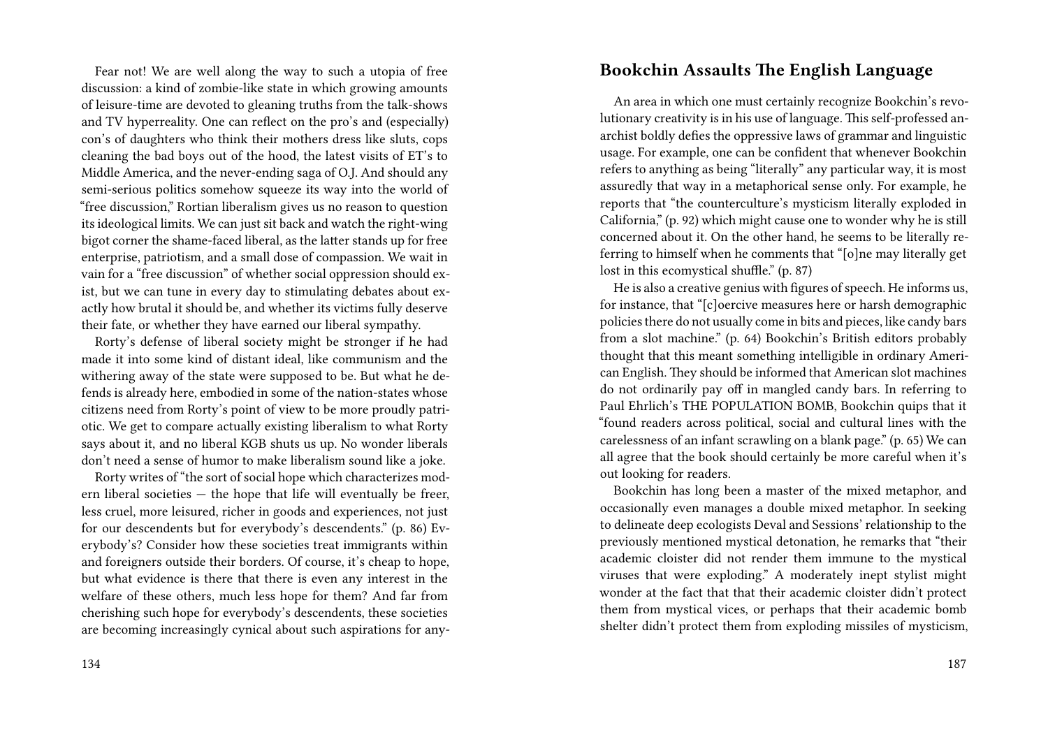Fear not! We are well along the way to such a utopia of free discussion: a kind of zombie-like state in which growing amounts of leisure-time are devoted to gleaning truths from the talk-shows and TV hyperreality. One can reflect on the pro's and (especially) con's of daughters who think their mothers dress like sluts, cops cleaning the bad boys out of the hood, the latest visits of ET's to Middle America, and the never-ending saga of O.J. And should any semi-serious politics somehow squeeze its way into the world of "free discussion," Rortian liberalism gives us no reason to question its ideological limits. We can just sit back and watch the right-wing bigot corner the shame-faced liberal, as the latter stands up for free enterprise, patriotism, and a small dose of compassion. We wait in vain for a "free discussion" of whether social oppression should exist, but we can tune in every day to stimulating debates about exactly how brutal it should be, and whether its victims fully deserve their fate, or whether they have earned our liberal sympathy.

Rorty's defense of liberal society might be stronger if he had made it into some kind of distant ideal, like communism and the withering away of the state were supposed to be. But what he defends is already here, embodied in some of the nation-states whose citizens need from Rorty's point of view to be more proudly patriotic. We get to compare actually existing liberalism to what Rorty says about it, and no liberal KGB shuts us up. No wonder liberals don't need a sense of humor to make liberalism sound like a joke.

Rorty writes of "the sort of social hope which characterizes modern liberal societies — the hope that life will eventually be freer, less cruel, more leisured, richer in goods and experiences, not just for our descendents but for everybody's descendents." (p. 86) Everybody's? Consider how these societies treat immigrants within and foreigners outside their borders. Of course, it's cheap to hope, but what evidence is there that there is even any interest in the welfare of these others, much less hope for them? And far from cherishing such hope for everybody's descendents, these societies are becoming increasingly cynical about such aspirations for any-

## Bookchin Assaults The English Language

An area in which one must certainly recognize Bookchin's revolutionary creativity is in his use of language. This self-professed anarchist boldly defies the oppressive laws of grammar and linguistic usage. For example, one can be confident that whenever Bookchin refers to anything as being "literally" any particular way, it is most assuredly that way in a metaphorical sense only. For example, he reports that "the counterculture's mysticism literally exploded in California," (p. 92) which might cause one to wonder why he is still concerned about it. On the other hand, he seems to be literally referring to himself when he comments that "[o]ne may literally get lost in this ecomystical shuffle." (p. 87)

He is also a creative genius with figures of speech. He informs us, for instance, that "[c]oercive measures here or harsh demographic policies there do not usually come in bits and pieces, like candy bars from a slot machine." (p. 64) Bookchin's British editors probably thought that this meant something intelligible in ordinary American English. They should be informed that American slot machines do not ordinarily pay off in mangled candy bars. In referring to Paul Ehrlich's THE POPULATION BOMB, Bookchin quips that it "found readers across political, social and cultural lines with the carelessness of an infant scrawling on a blank page." (p. 65) We can all agree that the book should certainly be more careful when it's out looking for readers.

Bookchin has long been a master of the mixed metaphor, and occasionally even manages a double mixed metaphor. In seeking to delineate deep ecologists Deval and Sessions' relationship to the previously mentioned mystical detonation, he remarks that "their academic cloister did not render them immune to the mystical viruses that were exploding." A moderately inept stylist might wonder at the fact that that their academic cloister didn't protect them from mystical vices, or perhaps that their academic bomb shelter didn't protect them from exploding missiles of mysticism,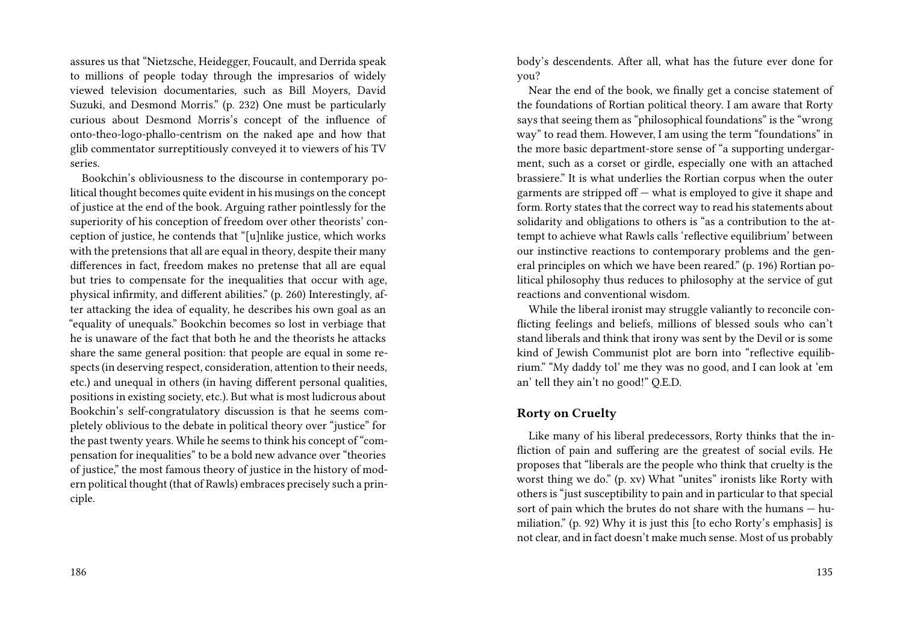assures us that "Nietzsche, Heidegger, Foucault, and Derrida speak to millions of people today through the impresarios of widely viewed television documentaries, such as Bill Moyers, David Suzuki, and Desmond Morris." (p. 232) One must be particularly curious about Desmond Morris's concept of the influence of onto-theo-logo-phallo-centrism on the naked ape and how that glib commentator surreptitiously conveyed it to viewers of his TV series.

Bookchin's obliviousness to the discourse in contemporary political thought becomes quite evident in his musings on the concept of justice at the end of the book. Arguing rather pointlessly for the superiority of his conception of freedom over other theorists' conception of justice, he contends that "[u]nlike justice, which works with the pretensions that all are equal in theory, despite their many differences in fact, freedom makes no pretense that all are equal but tries to compensate for the inequalities that occur with age, physical infirmity, and different abilities." (p. 260) Interestingly, after attacking the idea of equality, he describes his own goal as an "equality of unequals." Bookchin becomes so lost in verbiage that he is unaware of the fact that both he and the theorists he attacks share the same general position: that people are equal in some respects (in deserving respect, consideration, attention to their needs, etc.) and unequal in others (in having different personal qualities, positions in existing society, etc.). But what is most ludicrous about Bookchin's self-congratulatory discussion is that he seems completely oblivious to the debate in political theory over "justice" for the past twenty years. While he seems to think his concept of "compensation for inequalities" to be a bold new advance over "theories of justice," the most famous theory of justice in the history of modern political thought (that of Rawls) embraces precisely such a principle.

body's descendents. After all, what has the future ever done for you?

Near the end of the book, we finally get a concise statement of the foundations of Rortian political theory. I am aware that Rorty says that seeing them as "philosophical foundations" is the "wrong way" to read them. However, I am using the term "foundations" in the more basic department-store sense of "a supporting undergarment, such as a corset or girdle, especially one with an attached brassiere." It is what underlies the Rortian corpus when the outer garments are stripped off — what is employed to give it shape and form. Rorty states that the correct way to read his statements about solidarity and obligations to others is "as a contribution to the attempt to achieve what Rawls calls 'reflective equilibrium' between our instinctive reactions to contemporary problems and the general principles on which we have been reared." (p. 196) Rortian political philosophy thus reduces to philosophy at the service of gut reactions and conventional wisdom.

While the liberal ironist may struggle valiantly to reconcile conflicting feelings and beliefs, millions of blessed souls who can't stand liberals and think that irony was sent by the Devil or is some kind of Jewish Communist plot are born into "reflective equilibrium." "My daddy tol' me they was no good, and I can look at 'em an' tell they ain't no good!" Q.E.D.

### Rorty on Cruelty

Like many of his liberal predecessors, Rorty thinks that the infliction of pain and suffering are the greatest of social evils. He proposes that "liberals are the people who think that cruelty is the worst thing we do." (p. xv) What "unites" ironists like Rorty with others is "just susceptibility to pain and in particular to that special sort of pain which the brutes do not share with the humans — humiliation." (p. 92) Why it is just this [to echo Rorty's emphasis] is not clear, and in fact doesn't make much sense. Most of us probably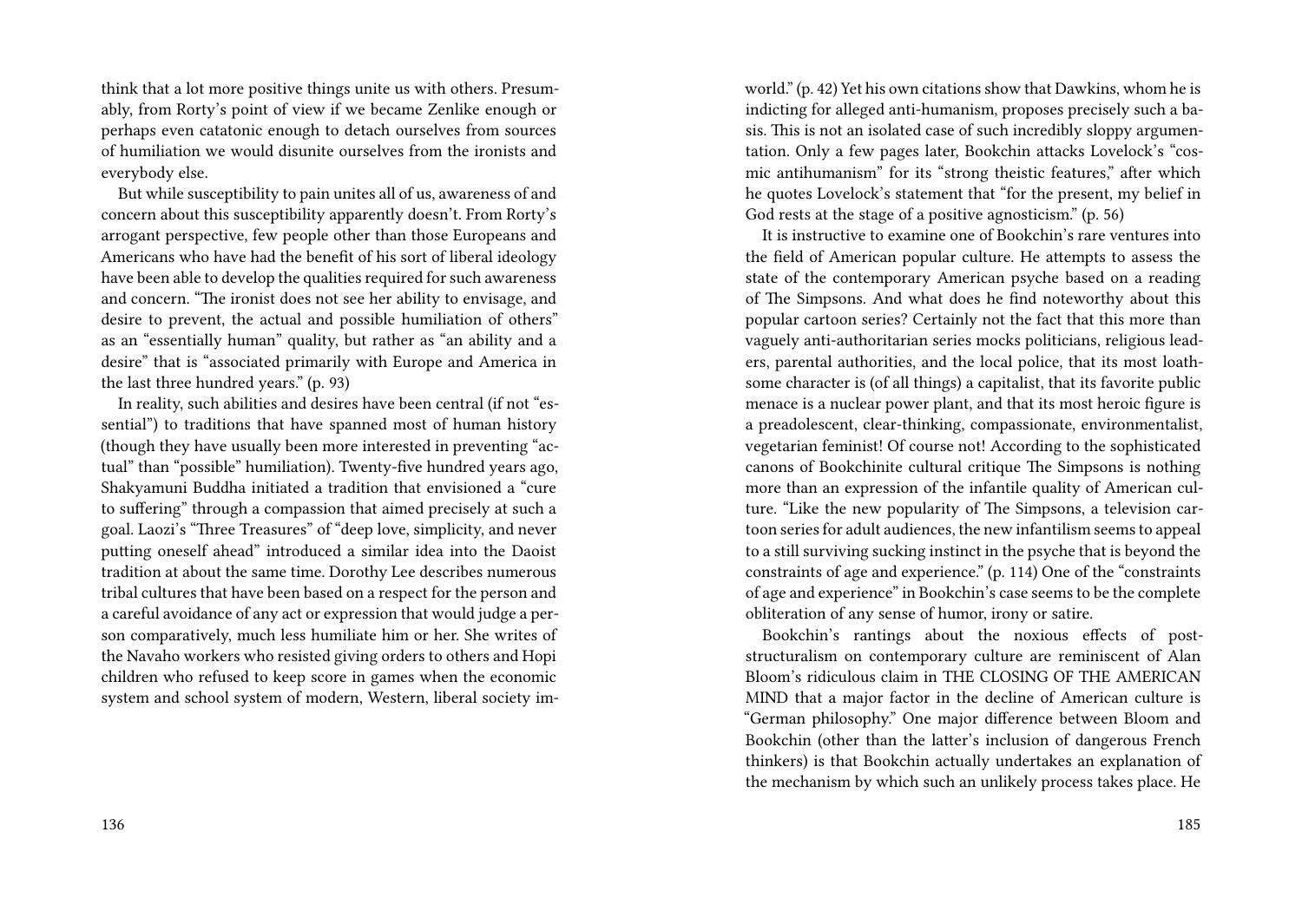think that a lot more positive things unite us with others. Presumably, from Rorty's point of view if we became Zenlike enough or perhaps even catatonic enough to detach ourselves from sources of humiliation we would disunite ourselves from the ironists and everybody else.

But while susceptibility to pain unites all of us, awareness of and concern about this susceptibility apparently doesn't. From Rorty's arrogant perspective, few people other than those Europeans and Americans who have had the benefit of his sort of liberal ideology have been able to develop the qualities required for such awareness and concern. "The ironist does not see her ability to envisage, and desire to prevent, the actual and possible humiliation of others" as an "essentially human" quality, but rather as "an ability and a desire" that is "associated primarily with Europe and America in the last three hundred years." (p. 93)

In reality, such abilities and desires have been central (if not "essential") to traditions that have spanned most of human history (though they have usually been more interested in preventing "actual" than "possible" humiliation). Twenty-five hundred years ago, Shakyamuni Buddha initiated a tradition that envisioned a "cure to suffering" through a compassion that aimed precisely at such a goal. Laozi's "Three Treasures" of "deep love, simplicity, and never putting oneself ahead" introduced a similar idea into the Daoist tradition at about the same time. Dorothy Lee describes numerous tribal cultures that have been based on a respect for the person and a careful avoidance of any act or expression that would judge a person comparatively, much less humiliate him or her. She writes of the Navaho workers who resisted giving orders to others and Hopi children who refused to keep score in games when the economic system and school system of modern, Western, liberal society im-

world." (p. 42) Yet his own citations show that Dawkins, whom he is indicting for alleged anti-humanism, proposes precisely such a basis. This is not an isolated case of such incredibly sloppy argumentation. Only a few pages later, Bookchin attacks Lovelock's "cosmic antihumanism" for its "strong theistic features," after which he quotes Lovelock's statement that "for the present, my belief in God rests at the stage of a positive agnosticism." (p. 56)

It is instructive to examine one of Bookchin's rare ventures into the field of American popular culture. He attempts to assess the state of the contemporary American psyche based on a reading of The Simpsons. And what does he find noteworthy about this popular cartoon series? Certainly not the fact that this more than vaguely anti-authoritarian series mocks politicians, religious leaders, parental authorities, and the local police, that its most loathsome character is (of all things) a capitalist, that its favorite public menace is a nuclear power plant, and that its most heroic figure is a preadolescent, clear-thinking, compassionate, environmentalist, vegetarian feminist! Of course not! According to the sophisticated canons of Bookchinite cultural critique The Simpsons is nothing more than an expression of the infantile quality of American culture. "Like the new popularity of The Simpsons, a television cartoon series for adult audiences, the new infantilism seems to appeal to a still surviving sucking instinct in the psyche that is beyond the constraints of age and experience." (p. 114) One of the "constraints of age and experience" in Bookchin's case seems to be the complete obliteration of any sense of humor, irony or satire.

Bookchin's rantings about the noxious effects of post-structuralism on contemporary culture are reminiscent of Alan Bloom's ridiculous claim in THE CLOSING OF THE AMERICAN MIND that a major factor in the decline of American culture is "German philosophy." One major difference between Bloom and Bookchin (other than the latter's inclusion of dangerous French thinkers) is that Bookchin actually undertakes an explanation of the mechanism by which such an unlikely process takes place. He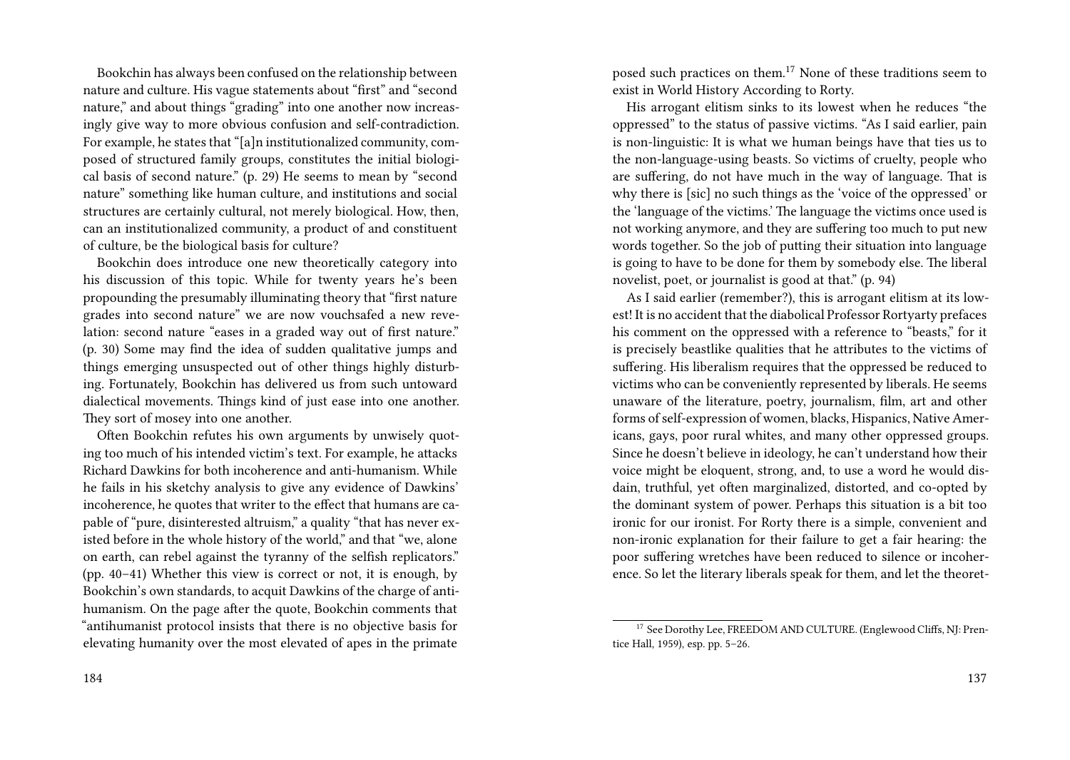Bookchin has always been confused on the relationship between nature and culture. His vague statements about "first" and "second nature," and about things "grading" into one another now increasingly give way to more obvious confusion and self-contradiction. For example, he states that "[a]n institutionalized community, composed of structured family groups, constitutes the initial biological basis of second nature." (p. 29) He seems to mean by "second nature" something like human culture, and institutions and social structures are certainly cultural, not merely biological. How, then, can an institutionalized community, a product of and constituent of culture, be the biological basis for culture?

Bookchin does introduce one new theoretically category into his discussion of this topic. While for twenty years he's been propounding the presumably illuminating theory that "first nature grades into second nature" we are now vouchsafed a new revelation: second nature "eases in a graded way out of first nature." (p. 30) Some may find the idea of sudden qualitative jumps and things emerging unsuspected out of other things highly disturbing. Fortunately, Bookchin has delivered us from such untoward dialectical movements. Things kind of just ease into one another. They sort of mosey into one another.

Often Bookchin refutes his own arguments by unwisely quoting too much of his intended victim's text. For example, he attacks Richard Dawkins for both incoherence and anti-humanism. While he fails in his sketchy analysis to give any evidence of Dawkins' incoherence, he quotes that writer to the effect that humans are capable of "pure, disinterested altruism," a quality "that has never existed before in the whole history of the world," and that "we, alone on earth, can rebel against the tyranny of the selfish replicators." (pp. 40–41) Whether this view is correct or not, it is enough, by Bookchin's own standards, to acquit Dawkins of the charge of antihumanism. On the page after the quote, Bookchin comments that "antihumanist protocol insists that there is no objective basis for elevating humanity over the most elevated of apes in the primate

posed such practices on them.[17] None of these traditions seem to exist in World History According to Rorty.

His arrogant elitism sinks to its lowest when he reduces "the oppressed" to the status of passive victims. "As I said earlier, pain is non-linguistic: It is what we human beings have that ties us to the non-language-using beasts. So victims of cruelty, people who are suffering, do not have much in the way of language. That is why there is [sic] no such things as the 'voice of the oppressed' or the 'language of the victims.' The language the victims once used is not working anymore, and they are suffering too much to put new words together. So the job of putting their situation into language is going to have to be done for them by somebody else. The liberal novelist, poet, or journalist is good at that." (p. 94)

As I said earlier (remember?), this is arrogant elitism at its lowest! It is no accident that the diabolical Professor Rortyarty prefaces his comment on the oppressed with a reference to "beasts," for it is precisely beastlike qualities that he attributes to the victims of suffering. His liberalism requires that the oppressed be reduced to victims who can be conveniently represented by liberals. He seems unaware of the literature, poetry, journalism, film, art and other forms of self-expression of women, blacks, Hispanics, Native Americans, gays, poor rural whites, and many other oppressed groups. Since he doesn't believe in ideology, he can't understand how their voice might be eloquent, strong, and, to use a word he would disdain, truthful, yet often marginalized, distorted, and co-opted by the dominant system of power. Perhaps this situation is a bit too ironic for our ironist. For Rorty there is a simple, convenient and non-ironic explanation for their failure to get a fair hearing: the poor suffering wretches have been reduced to silence or incoherence. So let the literary liberals speak for them, and let the theoret-

[17] See Dorothy Lee, FREEDOM AND CULTURE. (Englewood Cliffs, NJ: Prentice Hall, 1959), esp. pp. 5–26.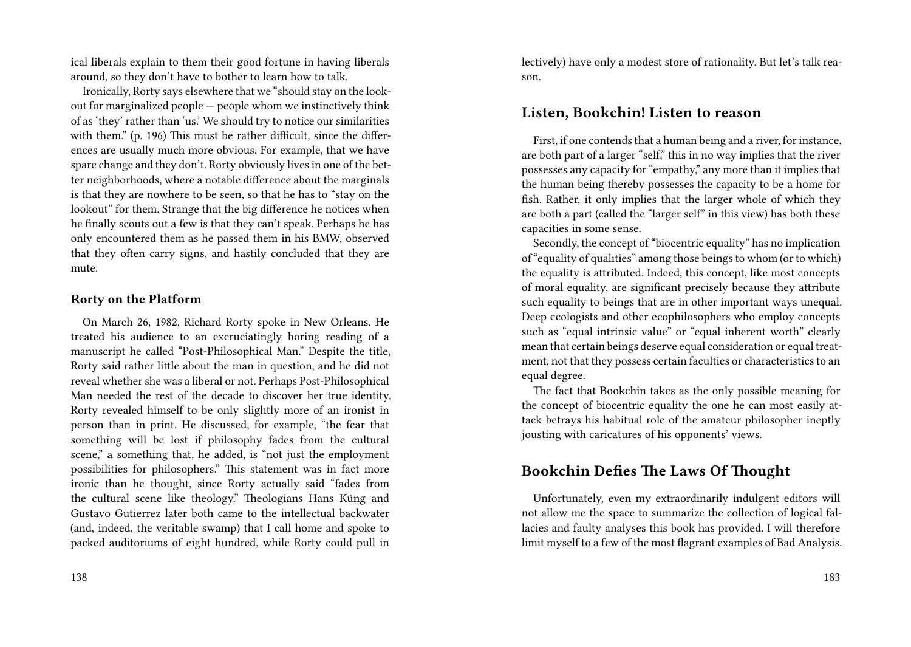ical liberals explain to them their good fortune in having liberals around, so they don't have to bother to learn how to talk.

Ironically, Rorty says elsewhere that we "should stay on the lookout for marginalized people — people whom we instinctively think of as 'they' rather than 'us.' We should try to notice our similarities with them." (p. 196) This must be rather difficult, since the differences are usually much more obvious. For example, that we have spare change and they don't. Rorty obviously lives in one of the better neighborhoods, where a notable difference about the marginals is that they are nowhere to be seen, so that he has to "stay on the lookout" for them. Strange that the big difference he notices when he finally scouts out a few is that they can't speak. Perhaps he has only encountered them as he passed them in his BMW, observed that they often carry signs, and hastily concluded that they are mute.

### Rorty on the Platform

On March 26, 1982, Richard Rorty spoke in New Orleans. He treated his audience to an excruciatingly boring reading of a manuscript he called "Post-Philosophical Man." Despite the title, Rorty said rather little about the man in question, and he did not reveal whether she was a liberal or not. Perhaps Post-Philosophical Man needed the rest of the decade to discover her true identity. Rorty revealed himself to be only slightly more of an ironist in person than in print. He discussed, for example, "the fear that something will be lost if philosophy fades from the cultural scene," a something that, he added, is "not just the employment possibilities for philosophers." This statement was in fact more ironic than he thought, since Rorty actually said "fades from the cultural scene like theology." Theologians Hans Küng and Gustavo Gutierrez later both came to the intellectual backwater (and, indeed, the veritable swamp) that I call home and spoke to packed auditoriums of eight hundred, while Rorty could pull in

lectively) have only a modest store of rationality. But let's talk reason.

## Listen, Bookchin! Listen to reason

First, if one contends that a human being and a river, for instance, are both part of a larger "self," this in no way implies that the river possesses any capacity for "empathy," any more than it implies that the human being thereby possesses the capacity to be a home for fish. Rather, it only implies that the larger whole of which they are both a part (called the "larger self" in this view) has both these capacities in some sense.

Secondly, the concept of "biocentric equality" has no implication of "equality of qualities" among those beings to whom (or to which) the equality is attributed. Indeed, this concept, like most concepts of moral equality, are significant precisely because they attribute such equality to beings that are in other important ways unequal. Deep ecologists and other ecophilosophers who employ concepts such as "equal intrinsic value" or "equal inherent worth" clearly mean that certain beings deserve equal consideration or equal treatment, not that they possess certain faculties or characteristics to an equal degree.

The fact that Bookchin takes as the only possible meaning for the concept of biocentric equality the one he can most easily attack betrays his habitual role of the amateur philosopher ineptly jousting with caricatures of his opponents' views.

## Bookchin Defies The Laws Of Thought

Unfortunately, even my extraordinarily indulgent editors will not allow me the space to summarize the collection of logical fallacies and faulty analyses this book has provided. I will therefore limit myself to a few of the most flagrant examples of Bad Analysis.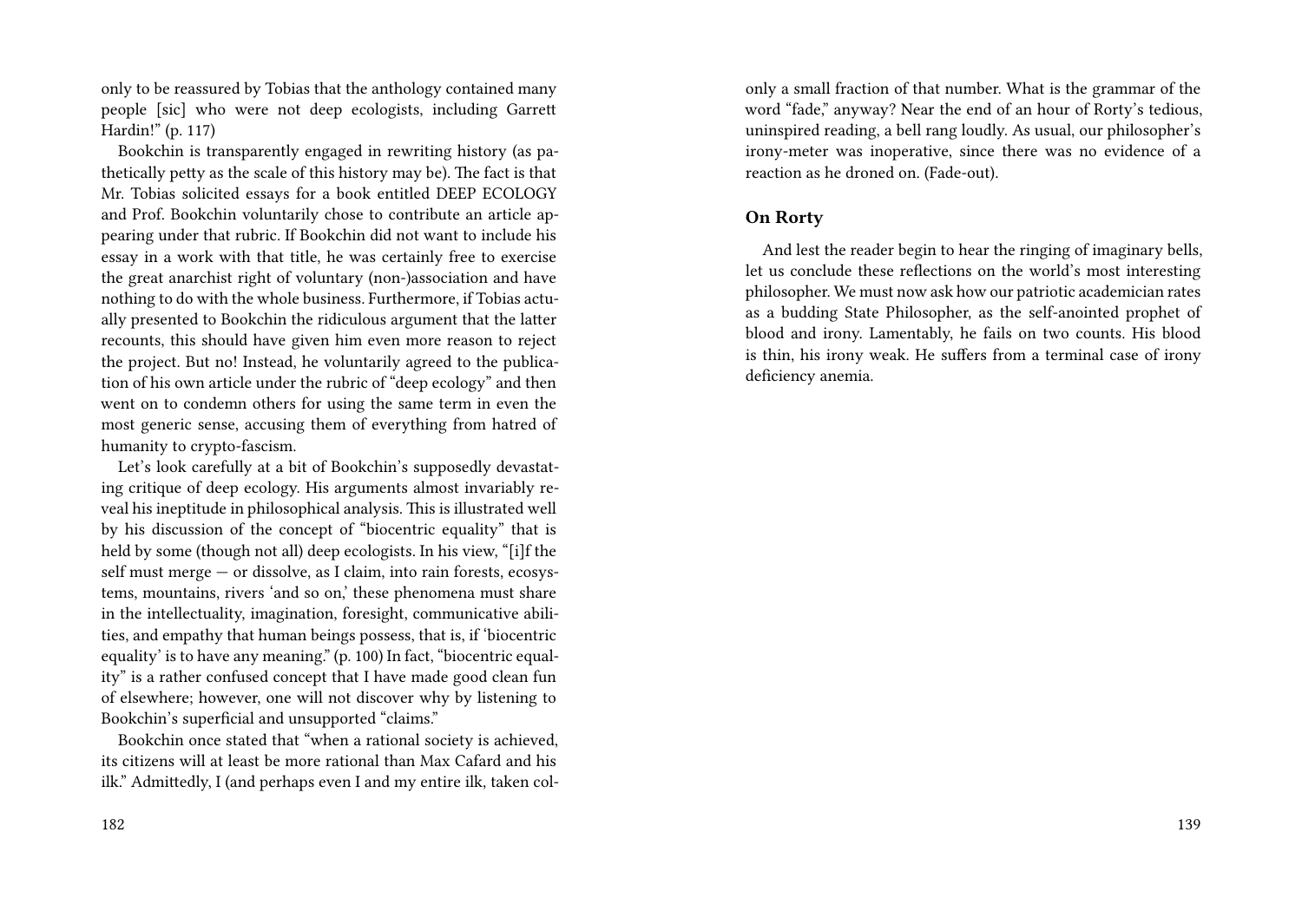only to be reassured by Tobias that the anthology contained many people [sic] who were not deep ecologists, including Garrett Hardin!" (p. 117)

Bookchin is transparently engaged in rewriting history (as pathetically petty as the scale of this history may be). The fact is that Mr. Tobias solicited essays for a book entitled DEEP ECOLOGY and Prof. Bookchin voluntarily chose to contribute an article appearing under that rubric. If Bookchin did not want to include his essay in a work with that title, he was certainly free to exercise the great anarchist right of voluntary (non-)association and have nothing to do with the whole business. Furthermore, if Tobias actually presented to Bookchin the ridiculous argument that the latter recounts, this should have given him even more reason to reject the project. But no! Instead, he voluntarily agreed to the publication of his own article under the rubric of "deep ecology" and then went on to condemn others for using the same term in even the most generic sense, accusing them of everything from hatred of humanity to crypto-fascism.

Let's look carefully at a bit of Bookchin's supposedly devastating critique of deep ecology. His arguments almost invariably reveal his ineptitude in philosophical analysis. This is illustrated well by his discussion of the concept of "biocentric equality" that is held by some (though not all) deep ecologists. In his view, "[i]f the self must merge — or dissolve, as I claim, into rain forests, ecosystems, mountains, rivers 'and so on,' these phenomena must share in the intellectuality, imagination, foresight, communicative abilities, and empathy that human beings possess, that is, if 'biocentric equality' is to have any meaning." (p. 100) In fact, "biocentric equality" is a rather confused concept that I have made good clean fun of elsewhere; however, one will not discover why by listening to Bookchin's superficial and unsupported "claims."

Bookchin once stated that "when a rational society is achieved, its citizens will at least be more rational than Max Cafard and his ilk." Admittedly, I (and perhaps even I and my entire ilk, taken col-

only a small fraction of that number. What is the grammar of the word "fade," anyway? Near the end of an hour of Rorty's tedious, uninspired reading, a bell rang loudly. As usual, our philosopher's irony-meter was inoperative, since there was no evidence of a reaction as he droned on. (Fade-out).

### On Rorty

And lest the reader begin to hear the ringing of imaginary bells, let us conclude these reflections on the world's most interesting philosopher. We must now ask how our patriotic academician rates as a budding State Philosopher, as the self-anointed prophet of blood and irony. Lamentably, he fails on two counts. His blood is thin, his irony weak. He suffers from a terminal case of irony deficiency anemia.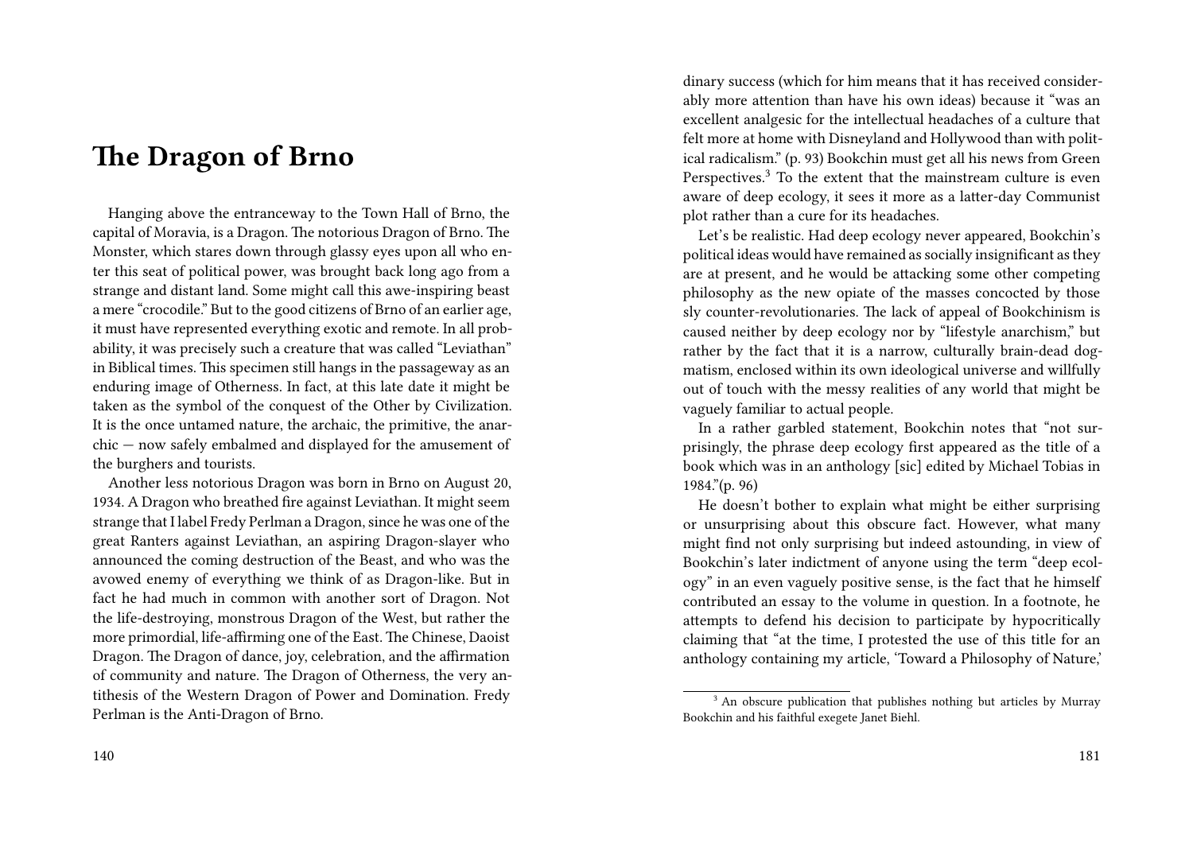# The Dragon of Brno

Hanging above the entranceway to the Town Hall of Brno, the capital of Moravia, is a Dragon. The notorious Dragon of Brno. The Monster, which stares down through glassy eyes upon all who enter this seat of political power, was brought back long ago from a strange and distant land. Some might call this awe-inspiring beast a mere "crocodile." But to the good citizens of Brno of an earlier age, it must have represented everything exotic and remote. In all probability, it was precisely such a creature that was called "Leviathan" in Biblical times. This specimen still hangs in the passageway as an enduring image of Otherness. In fact, at this late date it might be taken as the symbol of the conquest of the Other by Civilization. It is the once untamed nature, the archaic, the primitive, the anarchic — now safely embalmed and displayed for the amusement of the burghers and tourists.

Another less notorious Dragon was born in Brno on August 20, 1934. A Dragon who breathed fire against Leviathan. It might seem strange that I label Fredy Perlman a Dragon, since he was one of the great Ranters against Leviathan, an aspiring Dragon-slayer who announced the coming destruction of the Beast, and who was the avowed enemy of everything we think of as Dragon-like. But in fact he had much in common with another sort of Dragon. Not the life-destroying, monstrous Dragon of the West, but rather the more primordial, life-affirming one of the East. The Chinese, Daoist Dragon. The Dragon of dance, joy, celebration, and the affirmation of community and nature. The Dragon of Otherness, the very antithesis of the Western Dragon of Power and Domination. Fredy Perlman is the Anti-Dragon of Brno.

dinary success (which for him means that it has received considerably more attention than have his own ideas) because it "was an excellent analgesic for the intellectual headaches of a culture that felt more at home with Disneyland and Hollywood than with political radicalism." (p. 93) Bookchin must get all his news from Green Perspectives.[3] To the extent that the mainstream culture is even aware of deep ecology, it sees it more as a latter-day Communist plot rather than a cure for its headaches.

Let's be realistic. Had deep ecology never appeared, Bookchin's political ideas would have remained as socially insignificant as they are at present, and he would be attacking some other competing philosophy as the new opiate of the masses concocted by those sly counter-revolutionaries. The lack of appeal of Bookchinism is caused neither by deep ecology nor by "lifestyle anarchism," but rather by the fact that it is a narrow, culturally brain-dead dogmatism, enclosed within its own ideological universe and willfully out of touch with the messy realities of any world that might be vaguely familiar to actual people.

In a rather garbled statement, Bookchin notes that "not surprisingly, the phrase deep ecology first appeared as the title of a book which was in an anthology [sic] edited by Michael Tobias in 1984."(p. 96)

He doesn't bother to explain what might be either surprising or unsurprising about this obscure fact. However, what many might find not only surprising but indeed astounding, in view of Bookchin's later indictment of anyone using the term "deep ecology" in an even vaguely positive sense, is the fact that he himself contributed an essay to the volume in question. In a footnote, he attempts to defend his decision to participate by hypocritically claiming that "at the time, I protested the use of this title for an anthology containing my article, 'Toward a Philosophy of Nature,'

[3] An obscure publication that publishes nothing but articles by Murray Bookchin and his faithful exegete Janet Biehl.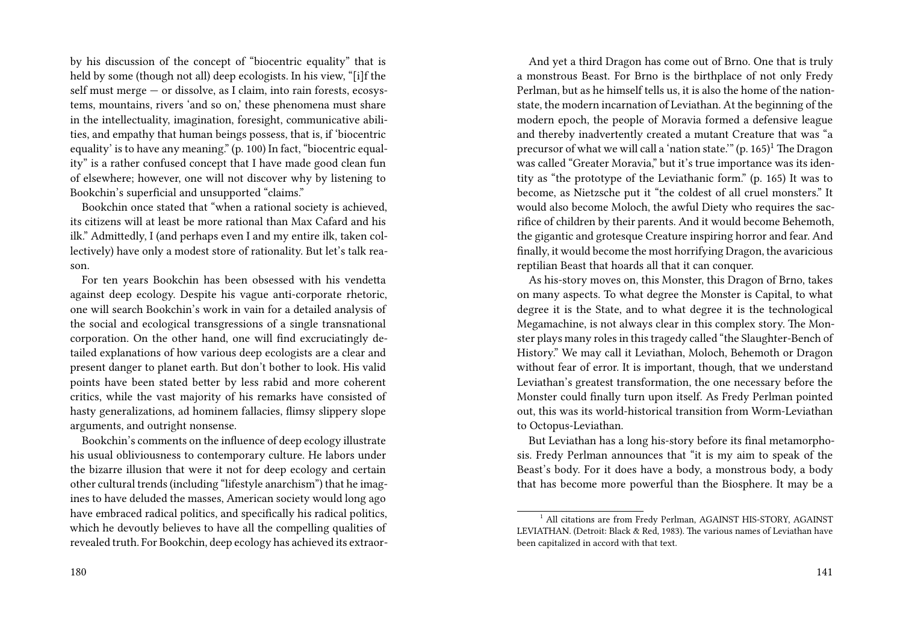by his discussion of the concept of "biocentric equality" that is held by some (though not all) deep ecologists. In his view, "[i]f the self must merge — or dissolve, as I claim, into rain forests, ecosystems, mountains, rivers 'and so on,' these phenomena must share in the intellectuality, imagination, foresight, communicative abilities, and empathy that human beings possess, that is, if 'biocentric equality' is to have any meaning." (p. 100) In fact, "biocentric equality" is a rather confused concept that I have made good clean fun of elsewhere; however, one will not discover why by listening to Bookchin's superficial and unsupported "claims."

Bookchin once stated that "when a rational society is achieved, its citizens will at least be more rational than Max Cafard and his ilk." Admittedly, I (and perhaps even I and my entire ilk, taken collectively) have only a modest store of rationality. But let's talk reason.

For ten years Bookchin has been obsessed with his vendetta against deep ecology. Despite his vague anti-corporate rhetoric, one will search Bookchin's work in vain for a detailed analysis of the social and ecological transgressions of a single transnational corporation. On the other hand, one will find excruciatingly detailed explanations of how various deep ecologists are a clear and present danger to planet earth. But don't bother to look. His valid points have been stated better by less rabid and more coherent critics, while the vast majority of his remarks have consisted of hasty generalizations, ad hominem fallacies, flimsy slippery slope arguments, and outright nonsense.

Bookchin's comments on the influence of deep ecology illustrate his usual obliviousness to contemporary culture. He labors under the bizarre illusion that were it not for deep ecology and certain other cultural trends (including "lifestyle anarchism") that he imagines to have deluded the masses, American society would long ago have embraced radical politics, and specifically his radical politics, which he devoutly believes to have all the compelling qualities of revealed truth. For Bookchin, deep ecology has achieved its extraor-

And yet a third Dragon has come out of Brno. One that is truly a monstrous Beast. For Brno is the birthplace of not only Fredy Perlman, but as he himself tells us, it is also the home of the nation-state, the modern incarnation of Leviathan. At the beginning of the modern epoch, the people of Moravia formed a defensive league and thereby inadvertently created a mutant Creature that was "a precursor of what we will call a 'nation state.'" (p. 165)[1] The Dragon was called "Greater Moravia," but it's true importance was its identity as "the prototype of the Leviathanic form." (p. 165) It was to become, as Nietzsche put it "the coldest of all cruel monsters." It would also become Moloch, the awful Diety who requires the sacrifice of children by their parents. And it would become Behemoth, the gigantic and grotesque Creature inspiring horror and fear. And finally, it would become the most horrifying Dragon, the avaricious reptilian Beast that hoards all that it can conquer.

As his-story moves on, this Monster, this Dragon of Brno, takes on many aspects. To what degree the Monster is Capital, to what degree it is the State, and to what degree it is the technological Megamachine, is not always clear in this complex story. The Monster plays many roles in this tragedy called "the Slaughter-Bench of History." We may call it Leviathan, Moloch, Behemoth or Dragon without fear of error. It is important, though, that we understand Leviathan's greatest transformation, the one necessary before the Monster could finally turn upon itself. As Fredy Perlman pointed out, this was its world-historical transition from Worm-Leviathan to Octopus-Leviathan.

But Leviathan has a long his-story before its final metamorphosis. Fredy Perlman announces that "it is my aim to speak of the Beast's body. For it does have a body, a monstrous body, a body that has become more powerful than the Biosphere. It may be a

[1] All citations are from Fredy Perlman, AGAINST HIS-STORY, AGAINST LEVIATHAN. (Detroit: Black & Red, 1983). The various names of Leviathan have been capitalized in accord with that text.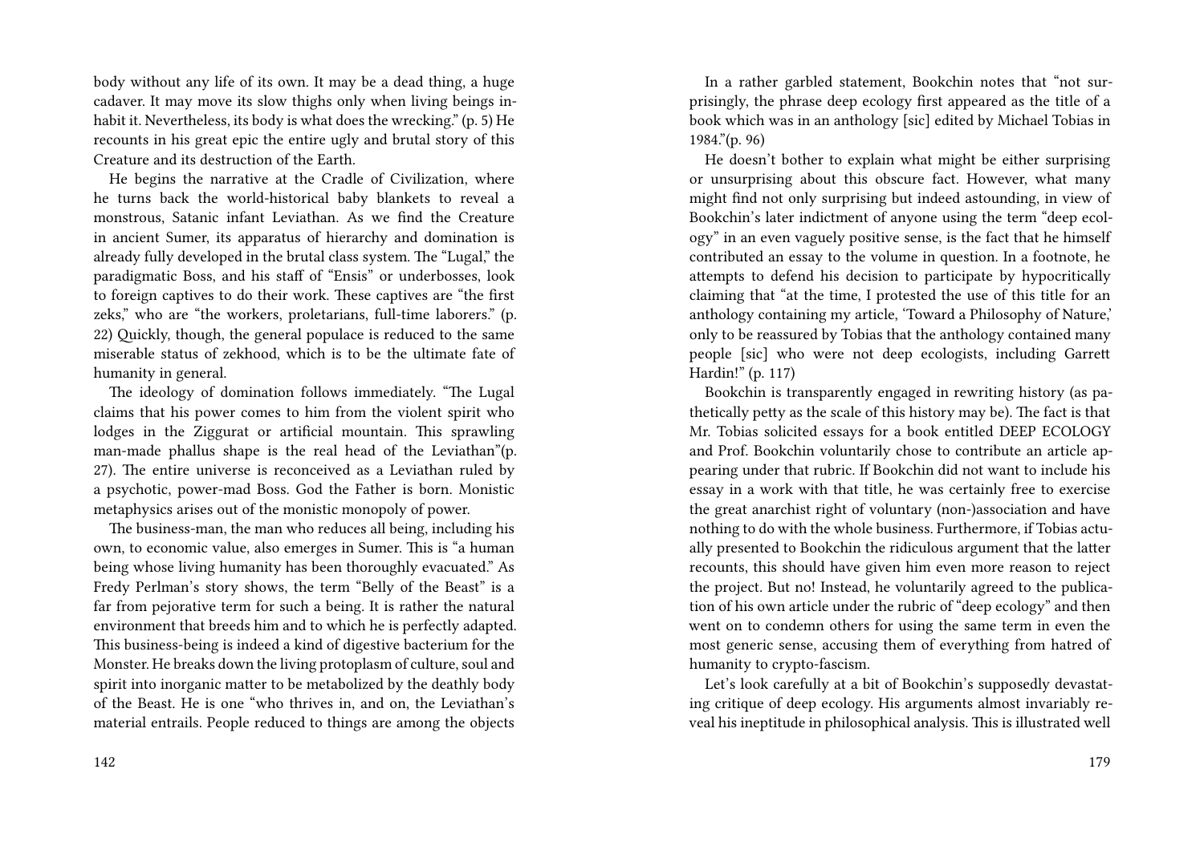body without any life of its own. It may be a dead thing, a huge cadaver. It may move its slow thighs only when living beings inhabit it. Nevertheless, its body is what does the wrecking." (p. 5) He recounts in his great epic the entire ugly and brutal story of this Creature and its destruction of the Earth.

He begins the narrative at the Cradle of Civilization, where he turns back the world-historical baby blankets to reveal a monstrous, Satanic infant Leviathan. As we find the Creature in ancient Sumer, its apparatus of hierarchy and domination is already fully developed in the brutal class system. The "Lugal," the paradigmatic Boss, and his staff of "Ensis" or underbosses, look to foreign captives to do their work. These captives are "the first zeks," who are "the workers, proletarians, full-time laborers." (p. 22) Quickly, though, the general populace is reduced to the same miserable status of zekhood, which is to be the ultimate fate of humanity in general.

The ideology of domination follows immediately. "The Lugal claims that his power comes to him from the violent spirit who lodges in the Ziggurat or artificial mountain. This sprawling man-made phallus shape is the real head of the Leviathan"(p. 27). The entire universe is reconceived as a Leviathan ruled by a psychotic, power-mad Boss. God the Father is born. Monistic metaphysics arises out of the monistic monopoly of power.

The business-man, the man who reduces all being, including his own, to economic value, also emerges in Sumer. This is "a human being whose living humanity has been thoroughly evacuated." As Fredy Perlman's story shows, the term "Belly of the Beast" is a far from pejorative term for such a being. It is rather the natural environment that breeds him and to which he is perfectly adapted. This business-being is indeed a kind of digestive bacterium for the Monster. He breaks down the living protoplasm of culture, soul and spirit into inorganic matter to be metabolized by the deathly body of the Beast. He is one "who thrives in, and on, the Leviathan's material entrails. People reduced to things are among the objects

In a rather garbled statement, Bookchin notes that "not surprisingly, the phrase deep ecology first appeared as the title of a book which was in an anthology [sic] edited by Michael Tobias in 1984."(p. 96)

He doesn't bother to explain what might be either surprising or unsurprising about this obscure fact. However, what many might find not only surprising but indeed astounding, in view of Bookchin's later indictment of anyone using the term "deep ecology" in an even vaguely positive sense, is the fact that he himself contributed an essay to the volume in question. In a footnote, he attempts to defend his decision to participate by hypocritically claiming that "at the time, I protested the use of this title for an anthology containing my article, 'Toward a Philosophy of Nature,' only to be reassured by Tobias that the anthology contained many people [sic] who were not deep ecologists, including Garrett Hardin!" (p. 117)

Bookchin is transparently engaged in rewriting history (as pathetically petty as the scale of this history may be). The fact is that Mr. Tobias solicited essays for a book entitled DEEP ECOLOGY and Prof. Bookchin voluntarily chose to contribute an article appearing under that rubric. If Bookchin did not want to include his essay in a work with that title, he was certainly free to exercise the great anarchist right of voluntary (non-)association and have nothing to do with the whole business. Furthermore, if Tobias actually presented to Bookchin the ridiculous argument that the latter recounts, this should have given him even more reason to reject the project. But no! Instead, he voluntarily agreed to the publication of his own article under the rubric of "deep ecology" and then went on to condemn others for using the same term in even the most generic sense, accusing them of everything from hatred of humanity to crypto-fascism.

Let's look carefully at a bit of Bookchin's supposedly devastating critique of deep ecology. His arguments almost invariably reveal his ineptitude in philosophical analysis. This is illustrated well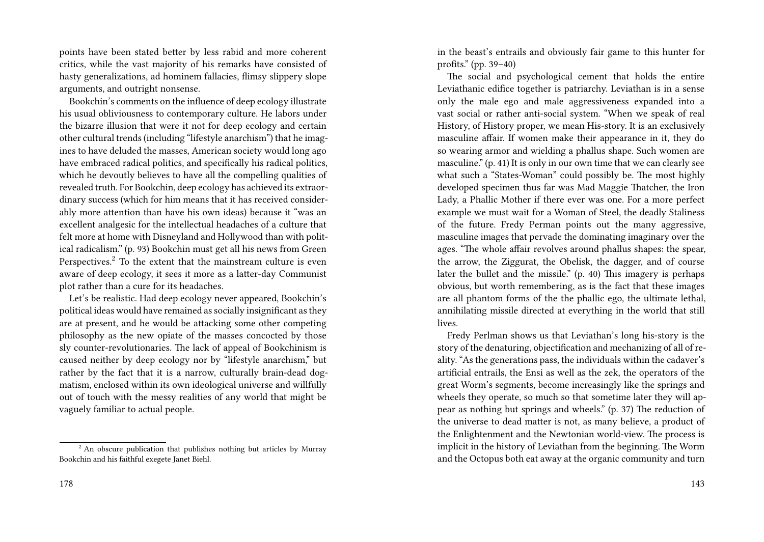points have been stated better by less rabid and more coherent critics, while the vast majority of his remarks have consisted of hasty generalizations, ad hominem fallacies, flimsy slippery slope arguments, and outright nonsense.

Bookchin's comments on the influence of deep ecology illustrate his usual obliviousness to contemporary culture. He labors under the bizarre illusion that were it not for deep ecology and certain other cultural trends (including "lifestyle anarchism") that he imagines to have deluded the masses, American society would long ago have embraced radical politics, and specifically his radical politics, which he devoutly believes to have all the compelling qualities of revealed truth. For Bookchin, deep ecology has achieved its extraordinary success (which for him means that it has received considerably more attention than have his own ideas) because it "was an excellent analgesic for the intellectual headaches of a culture that felt more at home with Disneyland and Hollywood than with political radicalism." (p. 93) Bookchin must get all his news from Green Perspectives.[2] To the extent that the mainstream culture is even aware of deep ecology, it sees it more as a latter-day Communist plot rather than a cure for its headaches.

Let's be realistic. Had deep ecology never appeared, Bookchin's political ideas would have remained as socially insignificant as they are at present, and he would be attacking some other competing philosophy as the new opiate of the masses concocted by those sly counter-revolutionaries. The lack of appeal of Bookchinism is caused neither by deep ecology nor by "lifestyle anarchism," but rather by the fact that it is a narrow, culturally brain-dead dogmatism, enclosed within its own ideological universe and willfully out of touch with the messy realities of any world that might be vaguely familiar to actual people.

[2] An obscure publication that publishes nothing but articles by Murray Bookchin and his faithful exegete Janet Biehl.

in the beast's entrails and obviously fair game to this hunter for profits." (pp. 39–40)

The social and psychological cement that holds the entire Leviathanic edifice together is patriarchy. Leviathan is in a sense only the male ego and male aggressiveness expanded into a vast social or rather anti-social system. "When we speak of real History, of History proper, we mean His-story. It is an exclusively masculine affair. If women make their appearance in it, they do so wearing armor and wielding a phallus shape. Such women are masculine." (p. 41) It is only in our own time that we can clearly see what such a "States-Woman" could possibly be. The most highly developed specimen thus far was Mad Maggie Thatcher, the Iron Lady, a Phallic Mother if there ever was one. For a more perfect example we must wait for a Woman of Steel, the deadly Staliness of the future. Fredy Perman points out the many aggressive, masculine images that pervade the dominating imaginary over the ages. "The whole affair revolves around phallus shapes: the spear, the arrow, the Ziggurat, the Obelisk, the dagger, and of course later the bullet and the missile." (p. 40) This imagery is perhaps obvious, but worth remembering, as is the fact that these images are all phantom forms of the the phallic ego, the ultimate lethal, annihilating missile directed at everything in the world that still lives.

Fredy Perlman shows us that Leviathan's long his-story is the story of the denaturing, objectification and mechanizing of all of reality. "As the generations pass, the individuals within the cadaver's artificial entrails, the Ensi as well as the zek, the operators of the great Worm's segments, become increasingly like the springs and wheels they operate, so much so that sometime later they will appear as nothing but springs and wheels." (p. 37) The reduction of the universe to dead matter is not, as many believe, a product of the Enlightenment and the Newtonian world-view. The process is implicit in the history of Leviathan from the beginning. The Worm and the Octopus both eat away at the organic community and turn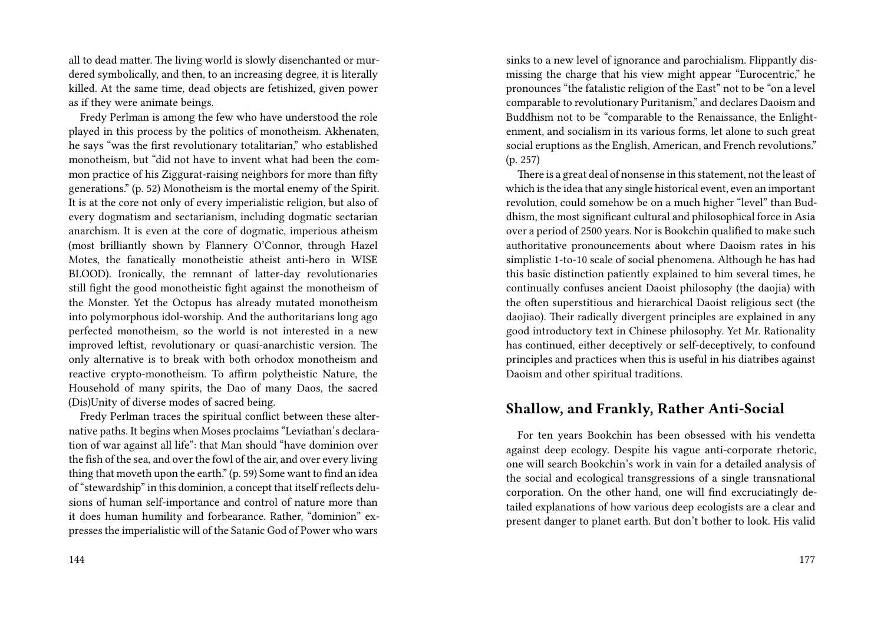all to dead matter. The living world is slowly disenchanted or murdered symbolically, and then, to an increasing degree, it is literally killed. At the same time, dead objects are fetishized, given power as if they were animate beings.

Fredy Perlman is among the few who have understood the role played in this process by the politics of monotheism. Akhenaten, he says "was the first revolutionary totalitarian," who established monotheism, but "did not have to invent what had been the common practice of his Ziggurat-raising neighbors for more than fifty generations." (p. 52) Monotheism is the mortal enemy of the Spirit. It is at the core not only of every imperialistic religion, but also of every dogmatism and sectarianism, including dogmatic sectarian anarchism. It is even at the core of dogmatic, imperious atheism (most brilliantly shown by Flannery O'Connor, through Hazel Motes, the fanatically monotheistic atheist anti-hero in WISE BLOOD). Ironically, the remnant of latter-day revolutionaries still fight the good monotheistic fight against the monotheism of the Monster. Yet the Octopus has already mutated monotheism into polymorphous idol-worship. And the authoritarians long ago perfected monotheism, so the world is not interested in a new improved leftist, revolutionary or quasi-anarchistic version. The only alternative is to break with both orhodox monotheism and reactive crypto-monotheism. To affirm polytheistic Nature, the Household of many spirits, the Dao of many Daos, the sacred (Dis)Unity of diverse modes of sacred being.

Fredy Perlman traces the spiritual conflict between these alternative paths. It begins when Moses proclaims "Leviathan's declaration of war against all life": that Man should "have dominion over the fish of the sea, and over the fowl of the air, and over every living thing that moveth upon the earth." (p. 59) Some want to find an idea of "stewardship" in this dominion, a concept that itself reflects delusions of human self-importance and control of nature more than it does human humility and forbearance. Rather, "dominion" expresses the imperialistic will of the Satanic God of Power who wars

sinks to a new level of ignorance and parochialism. Flippantly dismissing the charge that his view might appear "Eurocentric," he pronounces "the fatalistic religion of the East" not to be "on a level comparable to revolutionary Puritanism," and declares Daoism and Buddhism not to be "comparable to the Renaissance, the Enlightenment, and socialism in its various forms, let alone to such great social eruptions as the English, American, and French revolutions." (p. 257)

There is a great deal of nonsense in this statement, not the least of which is the idea that any single historical event, even an important revolution, could somehow be on a much higher "level" than Buddhism, the most significant cultural and philosophical force in Asia over a period of 2500 years. Nor is Bookchin qualified to make such authoritative pronouncements about where Daoism rates in his simplistic 1-to-10 scale of social phenomena. Although he has had this basic distinction patiently explained to him several times, he continually confuses ancient Daoist philosophy (the daojia) with the often superstitious and hierarchical Daoist religious sect (the daojiao). Their radically divergent principles are explained in any good introductory text in Chinese philosophy. Yet Mr. Rationality has continued, either deceptively or self-deceptively, to confound principles and practices when this is useful in his diatribes against Daoism and other spiritual traditions.

## Shallow, and Frankly, Rather Anti-Social

For ten years Bookchin has been obsessed with his vendetta against deep ecology. Despite his vague anti-corporate rhetoric, one will search Bookchin's work in vain for a detailed analysis of the social and ecological transgressions of a single transnational corporation. On the other hand, one will find excruciatingly detailed explanations of how various deep ecologists are a clear and present danger to planet earth. But don't bother to look. His valid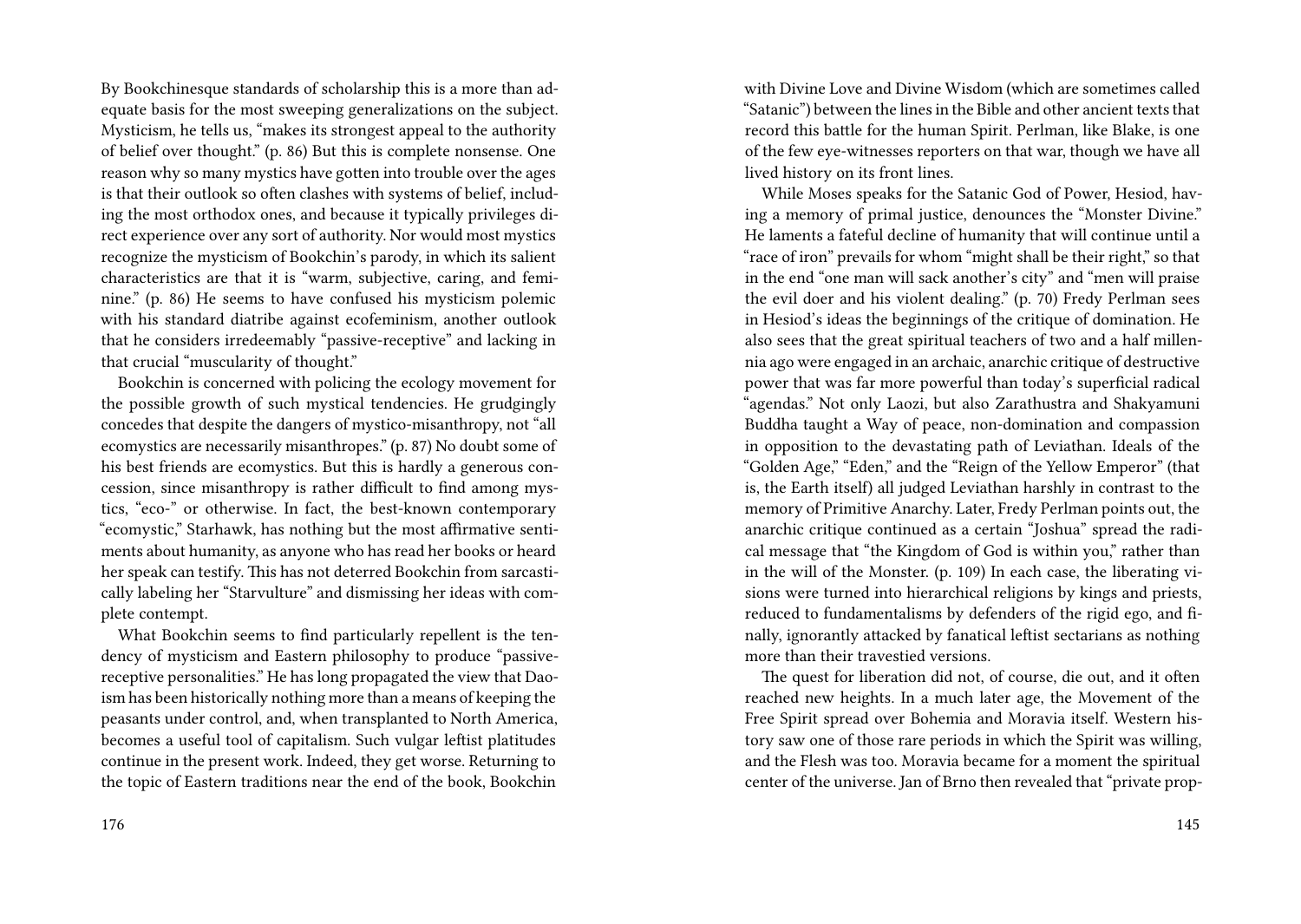By Bookchinesque standards of scholarship this is a more than adequate basis for the most sweeping generalizations on the subject. Mysticism, he tells us, "makes its strongest appeal to the authority of belief over thought." (p. 86) But this is complete nonsense. One reason why so many mystics have gotten into trouble over the ages is that their outlook so often clashes with systems of belief, including the most orthodox ones, and because it typically privileges direct experience over any sort of authority. Nor would most mystics recognize the mysticism of Bookchin's parody, in which its salient characteristics are that it is "warm, subjective, caring, and feminine." (p. 86) He seems to have confused his mysticism polemic with his standard diatribe against ecofeminism, another outlook that he considers irredeemably "passive-receptive" and lacking in that crucial "muscularity of thought."

Bookchin is concerned with policing the ecology movement for the possible growth of such mystical tendencies. He grudgingly concedes that despite the dangers of mystico-misanthropy, not "all ecomystics are necessarily misanthropes." (p. 87) No doubt some of his best friends are ecomystics. But this is hardly a generous concession, since misanthropy is rather difficult to find among mystics, "eco-" or otherwise. In fact, the best-known contemporary "ecomystic," Starhawk, has nothing but the most affirmative sentiments about humanity, as anyone who has read her books or heard her speak can testify. This has not deterred Bookchin from sarcastically labeling her "Starvulture" and dismissing her ideas with complete contempt.

What Bookchin seems to find particularly repellent is the tendency of mysticism and Eastern philosophy to produce "passive-receptive personalities." He has long propagated the view that Daoism has been historically nothing more than a means of keeping the peasants under control, and, when transplanted to North America, becomes a useful tool of capitalism. Such vulgar leftist platitudes continue in the present work. Indeed, they get worse. Returning to the topic of Eastern traditions near the end of the book, Bookchin

with Divine Love and Divine Wisdom (which are sometimes called "Satanic") between the lines in the Bible and other ancient texts that record this battle for the human Spirit. Perlman, like Blake, is one of the few eye-witnesses reporters on that war, though we have all lived history on its front lines.

While Moses speaks for the Satanic God of Power, Hesiod, having a memory of primal justice, denounces the "Monster Divine." He laments a fateful decline of humanity that will continue until a "race of iron" prevails for whom "might shall be their right," so that in the end "one man will sack another's city" and "men will praise the evil doer and his violent dealing." (p. 70) Fredy Perlman sees in Hesiod's ideas the beginnings of the critique of domination. He also sees that the great spiritual teachers of two and a half millennia ago were engaged in an archaic, anarchic critique of destructive power that was far more powerful than today's superficial radical "agendas." Not only Laozi, but also Zarathustra and Shakyamuni Buddha taught a Way of peace, non-domination and compassion in opposition to the devastating path of Leviathan. Ideals of the "Golden Age," "Eden," and the "Reign of the Yellow Emperor" (that is, the Earth itself) all judged Leviathan harshly in contrast to the memory of Primitive Anarchy. Later, Fredy Perlman points out, the anarchic critique continued as a certain "Joshua" spread the radical message that "the Kingdom of God is within you," rather than in the will of the Monster. (p. 109) In each case, the liberating visions were turned into hierarchical religions by kings and priests, reduced to fundamentalisms by defenders of the rigid ego, and finally, ignorantly attacked by fanatical leftist sectarians as nothing more than their travestied versions.

The quest for liberation did not, of course, die out, and it often reached new heights. In a much later age, the Movement of the Free Spirit spread over Bohemia and Moravia itself. Western history saw one of those rare periods in which the Spirit was willing, and the Flesh was too. Moravia became for a moment the spiritual center of the universe. Jan of Brno then revealed that "private prop-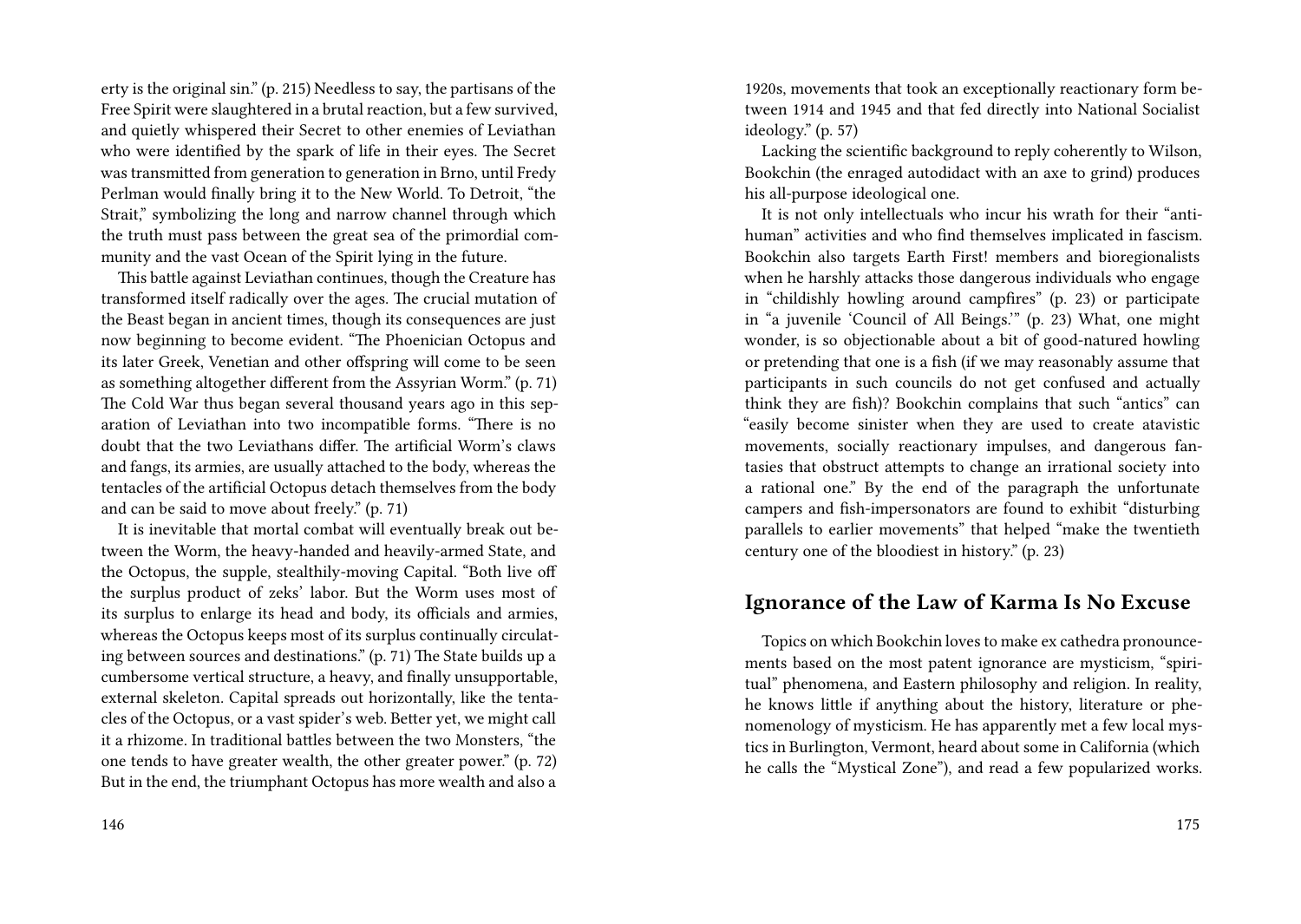erty is the original sin." (p. 215) Needless to say, the partisans of the Free Spirit were slaughtered in a brutal reaction, but a few survived, and quietly whispered their Secret to other enemies of Leviathan who were identified by the spark of life in their eyes. The Secret was transmitted from generation to generation in Brno, until Fredy Perlman would finally bring it to the New World. To Detroit, "the Strait," symbolizing the long and narrow channel through which the truth must pass between the great sea of the primordial community and the vast Ocean of the Spirit lying in the future.

This battle against Leviathan continues, though the Creature has transformed itself radically over the ages. The crucial mutation of the Beast began in ancient times, though its consequences are just now beginning to become evident. "The Phoenician Octopus and its later Greek, Venetian and other offspring will come to be seen as something altogether different from the Assyrian Worm." (p. 71) The Cold War thus began several thousand years ago in this separation of Leviathan into two incompatible forms. "There is no doubt that the two Leviathans differ. The artificial Worm's claws and fangs, its armies, are usually attached to the body, whereas the tentacles of the artificial Octopus detach themselves from the body and can be said to move about freely." (p. 71)

It is inevitable that mortal combat will eventually break out between the Worm, the heavy-handed and heavily-armed State, and the Octopus, the supple, stealthily-moving Capital. "Both live off the surplus product of zeks' labor. But the Worm uses most of its surplus to enlarge its head and body, its officials and armies, whereas the Octopus keeps most of its surplus continually circulating between sources and destinations." (p. 71) The State builds up a cumbersome vertical structure, a heavy, and finally unsupportable, external skeleton. Capital spreads out horizontally, like the tentacles of the Octopus, or a vast spider's web. Better yet, we might call it a rhizome. In traditional battles between the two Monsters, "the one tends to have greater wealth, the other greater power." (p. 72) But in the end, the triumphant Octopus has more wealth and also a

1920s, movements that took an exceptionally reactionary form between 1914 and 1945 and that fed directly into National Socialist ideology." (p. 57)

Lacking the scientific background to reply coherently to Wilson, Bookchin (the enraged autodidact with an axe to grind) produces his all-purpose ideological one.

It is not only intellectuals who incur his wrath for their "antihuman" activities and who find themselves implicated in fascism. Bookchin also targets Earth First! members and bioregionalists when he harshly attacks those dangerous individuals who engage in "childishly howling around campfires" (p. 23) or participate in "a juvenile 'Council of All Beings.'" (p. 23) What, one might wonder, is so objectionable about a bit of good-natured howling or pretending that one is a fish (if we may reasonably assume that participants in such councils do not get confused and actually think they are fish)? Bookchin complains that such "antics" can "easily become sinister when they are used to create atavistic movements, socially reactionary impulses, and dangerous fantasies that obstruct attempts to change an irrational society into a rational one." By the end of the paragraph the unfortunate campers and fish-impersonators are found to exhibit "disturbing parallels to earlier movements" that helped "make the twentieth century one of the bloodiest in history." (p. 23)

## Ignorance of the Law of Karma Is No Excuse

Topics on which Bookchin loves to make ex cathedra pronouncements based on the most patent ignorance are mysticism, "spiritual" phenomena, and Eastern philosophy and religion. In reality, he knows little if anything about the history, literature or phenomenology of mysticism. He has apparently met a few local mystics in Burlington, Vermont, heard about some in California (which he calls the "Mystical Zone"), and read a few popularized works.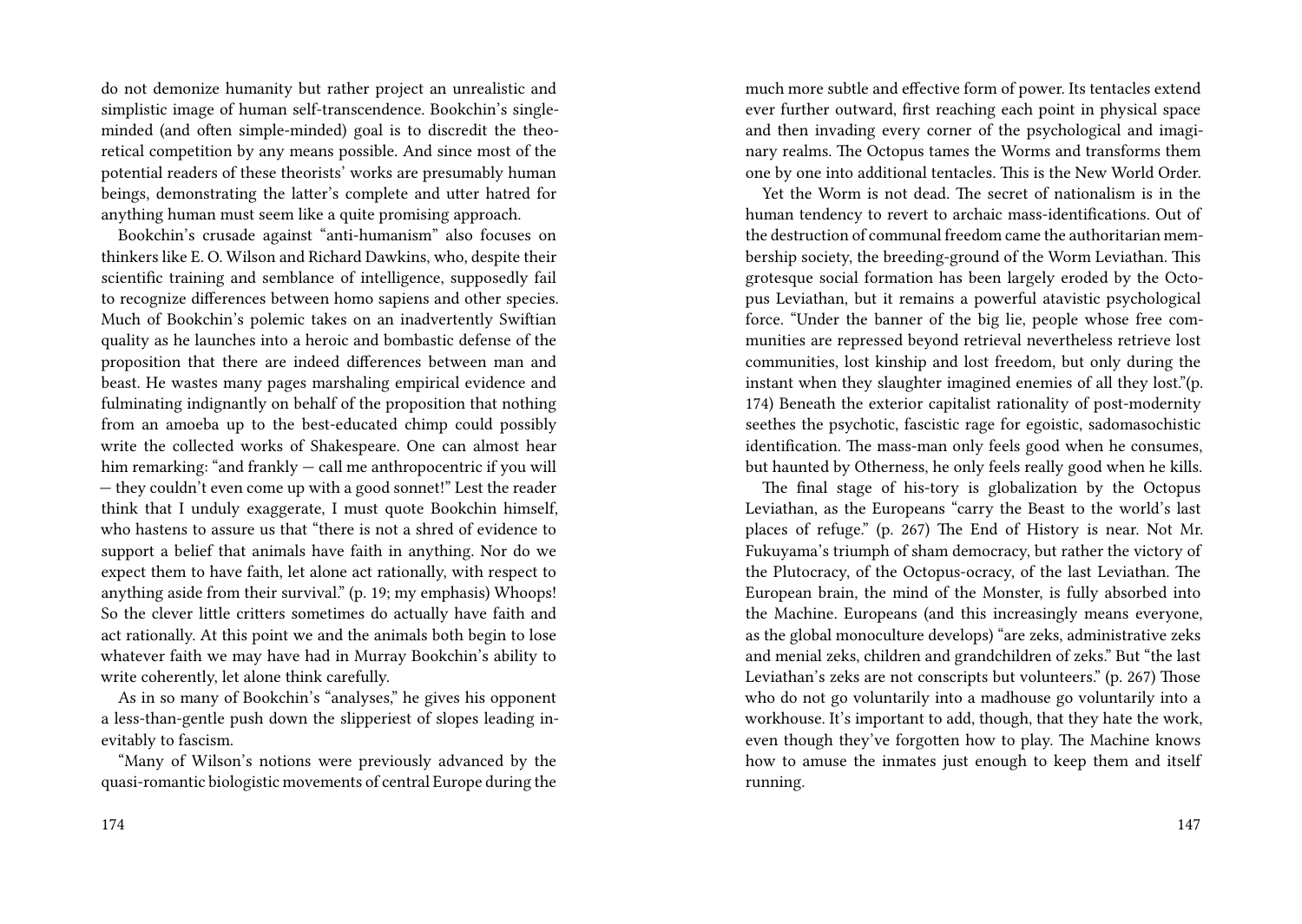do not demonize humanity but rather project an unrealistic and simplistic image of human self-transcendence. Bookchin's single-minded (and often simple-minded) goal is to discredit the theoretical competition by any means possible. And since most of the potential readers of these theorists' works are presumably human beings, demonstrating the latter's complete and utter hatred for anything human must seem like a quite promising approach.

Bookchin's crusade against "anti-humanism" also focuses on thinkers like E. O. Wilson and Richard Dawkins, who, despite their scientific training and semblance of intelligence, supposedly fail to recognize differences between homo sapiens and other species. Much of Bookchin's polemic takes on an inadvertently Swiftian quality as he launches into a heroic and bombastic defense of the proposition that there are indeed differences between man and beast. He wastes many pages marshaling empirical evidence and fulminating indignantly on behalf of the proposition that nothing from an amoeba up to the best-educated chimp could possibly write the collected works of Shakespeare. One can almost hear him remarking: "and frankly — call me anthropocentric if you will — they couldn't even come up with a good sonnet!" Lest the reader think that I unduly exaggerate, I must quote Bookchin himself, who hastens to assure us that "there is not a shred of evidence to support a belief that animals have faith in anything. Nor do we expect them to have faith, let alone act rationally, with respect to anything aside from their survival." (p. 19; my emphasis) Whoops! So the clever little critters sometimes do actually have faith and act rationally. At this point we and the animals both begin to lose whatever faith we may have had in Murray Bookchin's ability to write coherently, let alone think carefully.

As in so many of Bookchin's "analyses," he gives his opponent a less-than-gentle push down the slipperiest of slopes leading inevitably to fascism.

"Many of Wilson's notions were previously advanced by the quasi-romantic biologistic movements of central Europe during the

much more subtle and effective form of power. Its tentacles extend ever further outward, first reaching each point in physical space and then invading every corner of the psychological and imaginary realms. The Octopus tames the Worms and transforms them one by one into additional tentacles. This is the New World Order.

Yet the Worm is not dead. The secret of nationalism is in the human tendency to revert to archaic mass-identifications. Out of the destruction of communal freedom came the authoritarian membership society, the breeding-ground of the Worm Leviathan. This grotesque social formation has been largely eroded by the Octopus Leviathan, but it remains a powerful atavistic psychological force. "Under the banner of the big lie, people whose free communities are repressed beyond retrieval nevertheless retrieve lost communities, lost kinship and lost freedom, but only during the instant when they slaughter imagined enemies of all they lost."(p. 174) Beneath the exterior capitalist rationality of post-modernity seethes the psychotic, fascistic rage for egoistic, sadomasochistic identification. The mass-man only feels good when he consumes, but haunted by Otherness, he only feels really good when he kills.

The final stage of his-tory is globalization by the Octopus Leviathan, as the Europeans "carry the Beast to the world's last places of refuge." (p. 267) The End of History is near. Not Mr. Fukuyama's triumph of sham democracy, but rather the victory of the Plutocracy, of the Octopus-ocracy, of the last Leviathan. The European brain, the mind of the Monster, is fully absorbed into the Machine. Europeans (and this increasingly means everyone, as the global monoculture develops) "are zeks, administrative zeks and menial zeks, children and grandchildren of zeks." But "the last Leviathan's zeks are not conscripts but volunteers." (p. 267) Those who do not go voluntarily into a madhouse go voluntarily into a workhouse. It's important to add, though, that they hate the work, even though they've forgotten how to play. The Machine knows how to amuse the inmates just enough to keep them and itself running.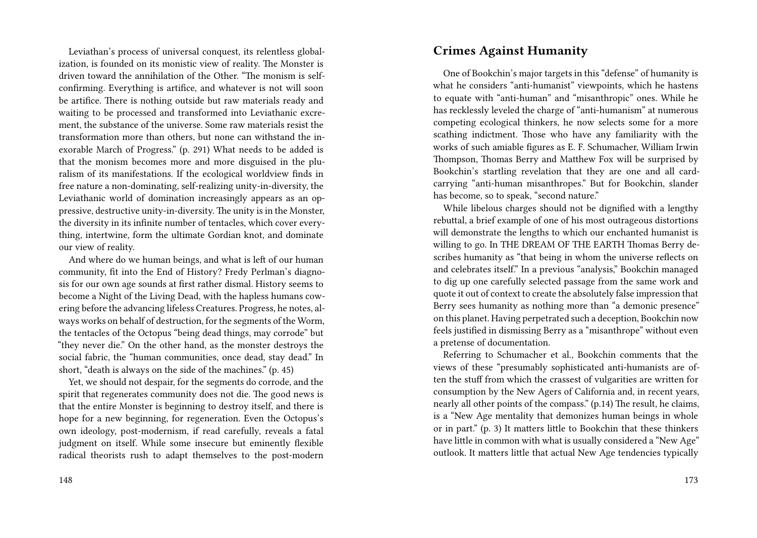Leviathan's process of universal conquest, its relentless globalization, is founded on its monistic view of reality. The Monster is driven toward the annihilation of the Other. "The monism is self-confirming. Everything is artifice, and whatever is not will soon be artifice. There is nothing outside but raw materials ready and waiting to be processed and transformed into Leviathanic excrement, the substance of the universe. Some raw materials resist the transformation more than others, but none can withstand the inexorable March of Progress." (p. 291) What needs to be added is that the monism becomes more and more disguised in the pluralism of its manifestations. If the ecological worldview finds in free nature a non-dominating, self-realizing unity-in-diversity, the Leviathanic world of domination increasingly appears as an oppressive, destructive unity-in-diversity. The unity is in the Monster, the diversity in its infinite number of tentacles, which cover everything, intertwine, form the ultimate Gordian knot, and dominate our view of reality.

And where do we human beings, and what is left of our human community, fit into the End of History? Fredy Perlman's diagnosis for our own age sounds at first rather dismal. History seems to become a Night of the Living Dead, with the hapless humans cowering before the advancing lifeless Creatures. Progress, he notes, always works on behalf of destruction, for the segments of the Worm, the tentacles of the Octopus "being dead things, may corrode" but "they never die." On the other hand, as the monster destroys the social fabric, the "human communities, once dead, stay dead." In short, "death is always on the side of the machines." (p. 45)

Yet, we should not despair, for the segments do corrode, and the spirit that regenerates community does not die. The good news is that the entire Monster is beginning to destroy itself, and there is hope for a new beginning, for regeneration. Even the Octopus's own ideology, post-modernism, if read carefully, reveals a fatal judgment on itself. While some insecure but eminently flexible radical theorists rush to adapt themselves to the post-modern

## Crimes Against Humanity

One of Bookchin's major targets in this "defense" of humanity is what he considers "anti-humanist" viewpoints, which he hastens to equate with "anti-human" and "misanthropic" ones. While he has recklessly leveled the charge of "anti-humanism" at numerous competing ecological thinkers, he now selects some for a more scathing indictment. Those who have any familiarity with the works of such amiable figures as E. F. Schumacher, William Irwin Thompson, Thomas Berry and Matthew Fox will be surprised by Bookchin's startling revelation that they are one and all card-carrying "anti-human misanthropes." But for Bookchin, slander has become, so to speak, "second nature."

While libelous charges should not be dignified with a lengthy rebuttal, a brief example of one of his most outrageous distortions will demonstrate the lengths to which our enchanted humanist is willing to go. In THE DREAM OF THE EARTH Thomas Berry describes humanity as "that being in whom the universe reflects on and celebrates itself." In a previous "analysis," Bookchin managed to dig up one carefully selected passage from the same work and quote it out of context to create the absolutely false impression that Berry sees humanity as nothing more than "a demonic presence" on this planet. Having perpetrated such a deception, Bookchin now feels justified in dismissing Berry as a "misanthrope" without even a pretense of documentation.

Referring to Schumacher et al., Bookchin comments that the views of these "presumably sophisticated anti-humanists are often the stuff from which the crassest of vulgarities are written for consumption by the New Agers of California and, in recent years, nearly all other points of the compass." (p.14) The result, he claims, is a "New Age mentality that demonizes human beings in whole or in part." (p. 3) It matters little to Bookchin that these thinkers have little in common with what is usually considered a "New Age" outlook. It matters little that actual New Age tendencies typically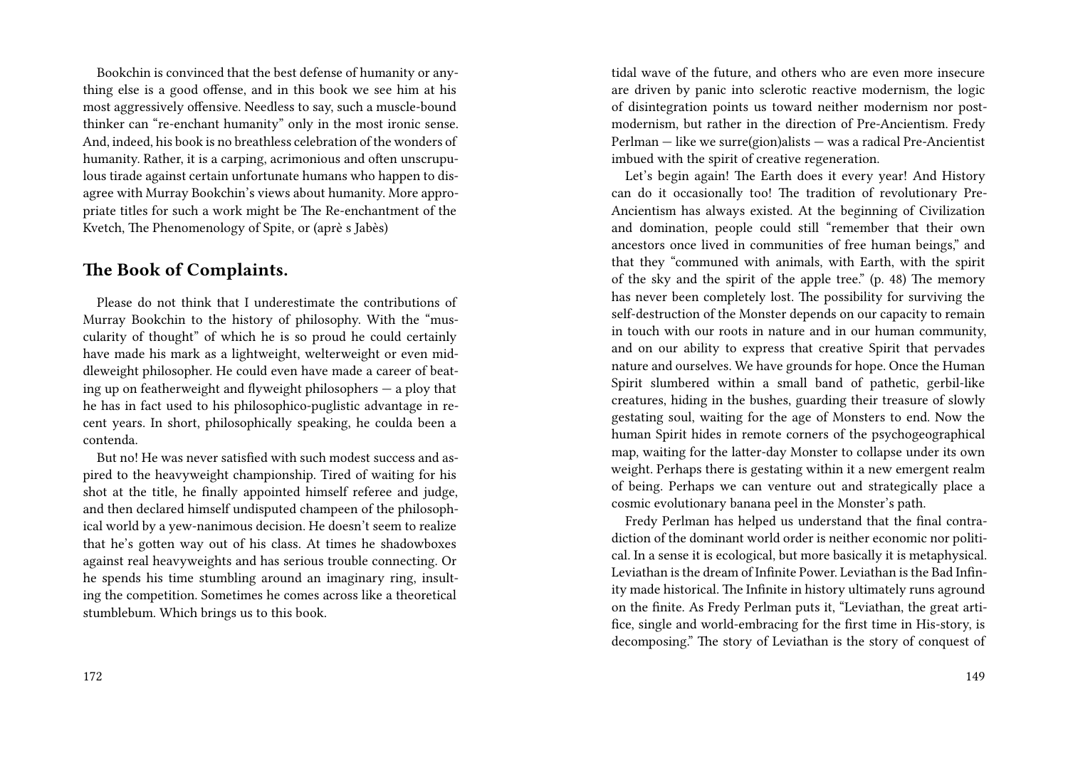Bookchin is convinced that the best defense of humanity or anything else is a good offense, and in this book we see him at his most aggressively offensive. Needless to say, such a muscle-bound thinker can "re-enchant humanity" only in the most ironic sense. And, indeed, his book is no breathless celebration of the wonders of humanity. Rather, it is a carping, acrimonious and often unscrupulous tirade against certain unfortunate humans who happen to disagree with Murray Bookchin's views about humanity. More appropriate titles for such a work might be The Re-enchantment of the Kvetch, The Phenomenology of Spite, or (aprè s Jabès)

## The Book of Complaints.

Please do not think that I underestimate the contributions of Murray Bookchin to the history of philosophy. With the "muscularity of thought" of which he is so proud he could certainly have made his mark as a lightweight, welterweight or even middleweight philosopher. He could even have made a career of beating up on featherweight and flyweight philosophers — a ploy that he has in fact used to his philosophico-puglistic advantage in recent years. In short, philosophically speaking, he coulda been a contenda.

But no! He was never satisfied with such modest success and aspired to the heavyweight championship. Tired of waiting for his shot at the title, he finally appointed himself referee and judge, and then declared himself undisputed champeen of the philosophical world by a yew-nanimous decision. He doesn't seem to realize that he's gotten way out of his class. At times he shadowboxes against real heavyweights and has serious trouble connecting. Or he spends his time stumbling around an imaginary ring, insulting the competition. Sometimes he comes across like a theoretical stumblebum. Which brings us to this book.

tidal wave of the future, and others who are even more insecure are driven by panic into sclerotic reactive modernism, the logic of disintegration points us toward neither modernism nor postmodernism, but rather in the direction of Pre-Ancientism. Fredy Perlman — like we surre(gion)alists — was a radical Pre-Ancientist imbued with the spirit of creative regeneration.

Let's begin again! The Earth does it every year! And History can do it occasionally too! The tradition of revolutionary Pre-Ancientism has always existed. At the beginning of Civilization and domination, people could still "remember that their own ancestors once lived in communities of free human beings," and that they "communed with animals, with Earth, with the spirit of the sky and the spirit of the apple tree." (p. 48) The memory has never been completely lost. The possibility for surviving the self-destruction of the Monster depends on our capacity to remain in touch with our roots in nature and in our human community, and on our ability to express that creative Spirit that pervades nature and ourselves. We have grounds for hope. Once the Human Spirit slumbered within a small band of pathetic, gerbil-like creatures, hiding in the bushes, guarding their treasure of slowly gestating soul, waiting for the age of Monsters to end. Now the human Spirit hides in remote corners of the psychogeographical map, waiting for the latter-day Monster to collapse under its own weight. Perhaps there is gestating within it a new emergent realm of being. Perhaps we can venture out and strategically place a cosmic evolutionary banana peel in the Monster's path.

Fredy Perlman has helped us understand that the final contradiction of the dominant world order is neither economic nor political. In a sense it is ecological, but more basically it is metaphysical. Leviathan is the dream of Infinite Power. Leviathan is the Bad Infinity made historical. The Infinite in history ultimately runs aground on the finite. As Fredy Perlman puts it, "Leviathan, the great artifice, single and world-embracing for the first time in His-story, is decomposing." The story of Leviathan is the story of conquest of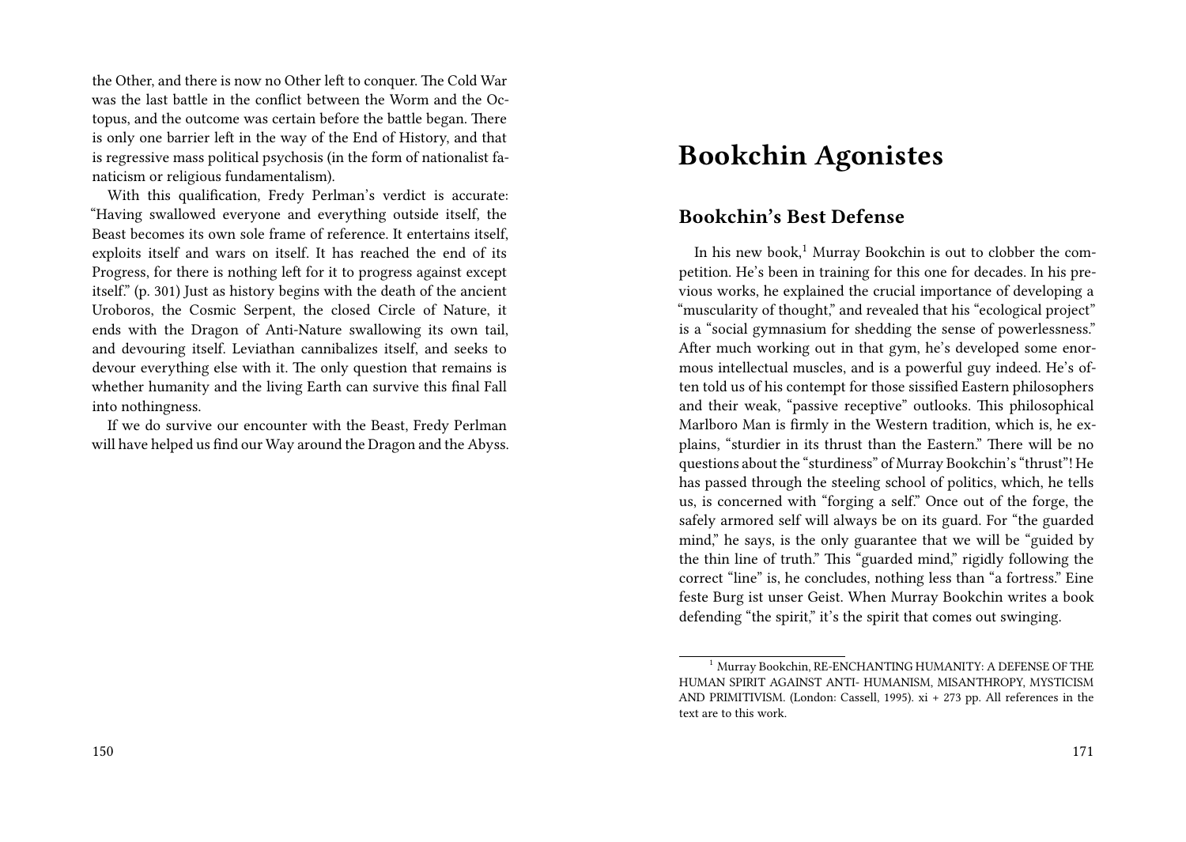the Other, and there is now no Other left to conquer. The Cold War was the last battle in the conflict between the Worm and the Octopus, and the outcome was certain before the battle began. There is only one barrier left in the way of the End of History, and that is regressive mass political psychosis (in the form of nationalist fanaticism or religious fundamentalism).

With this qualification, Fredy Perlman's verdict is accurate: "Having swallowed everyone and everything outside itself, the Beast becomes its own sole frame of reference. It entertains itself, exploits itself and wars on itself. It has reached the end of its Progress, for there is nothing left for it to progress against except itself." (p. 301) Just as history begins with the death of the ancient Uroboros, the Cosmic Serpent, the closed Circle of Nature, it ends with the Dragon of Anti-Nature swallowing its own tail, and devouring itself. Leviathan cannibalizes itself, and seeks to devour everything else with it. The only question that remains is whether humanity and the living Earth can survive this final Fall into nothingness.

If we do survive our encounter with the Beast, Fredy Perlman will have helped us find our Way around the Dragon and the Abyss.

# Bookchin Agonistes

## Bookchin's Best Defense

In his new book,[1] Murray Bookchin is out to clobber the competition. He's been in training for this one for decades. In his previous works, he explained the crucial importance of developing a "muscularity of thought," and revealed that his "ecological project" is a "social gymnasium for shedding the sense of powerlessness." After much working out in that gym, he's developed some enormous intellectual muscles, and is a powerful guy indeed. He's often told us of his contempt for those sissified Eastern philosophers and their weak, "passive receptive" outlooks. This philosophical Marlboro Man is firmly in the Western tradition, which is, he explains, "sturdier in its thrust than the Eastern." There will be no questions about the "sturdiness" of Murray Bookchin's "thrust"! He has passed through the steeling school of politics, which, he tells us, is concerned with "forging a self." Once out of the forge, the safely armored self will always be on its guard. For "the guarded mind," he says, is the only guarantee that we will be "guided by the thin line of truth." This "guarded mind," rigidly following the correct "line" is, he concludes, nothing less than "a fortress." Eine feste Burg ist unser Geist. When Murray Bookchin writes a book defending "the spirit," it's the spirit that comes out swinging.

[1] Murray Bookchin, RE-ENCHANTING HUMANITY: A DEFENSE OF THE HUMAN SPIRIT AGAINST ANTI- HUMANISM, MISANTHROPY, MYSTICISM AND PRIMITIVISM. (London: Cassell, 1995). xi + 273 pp. All references in the text are to this work.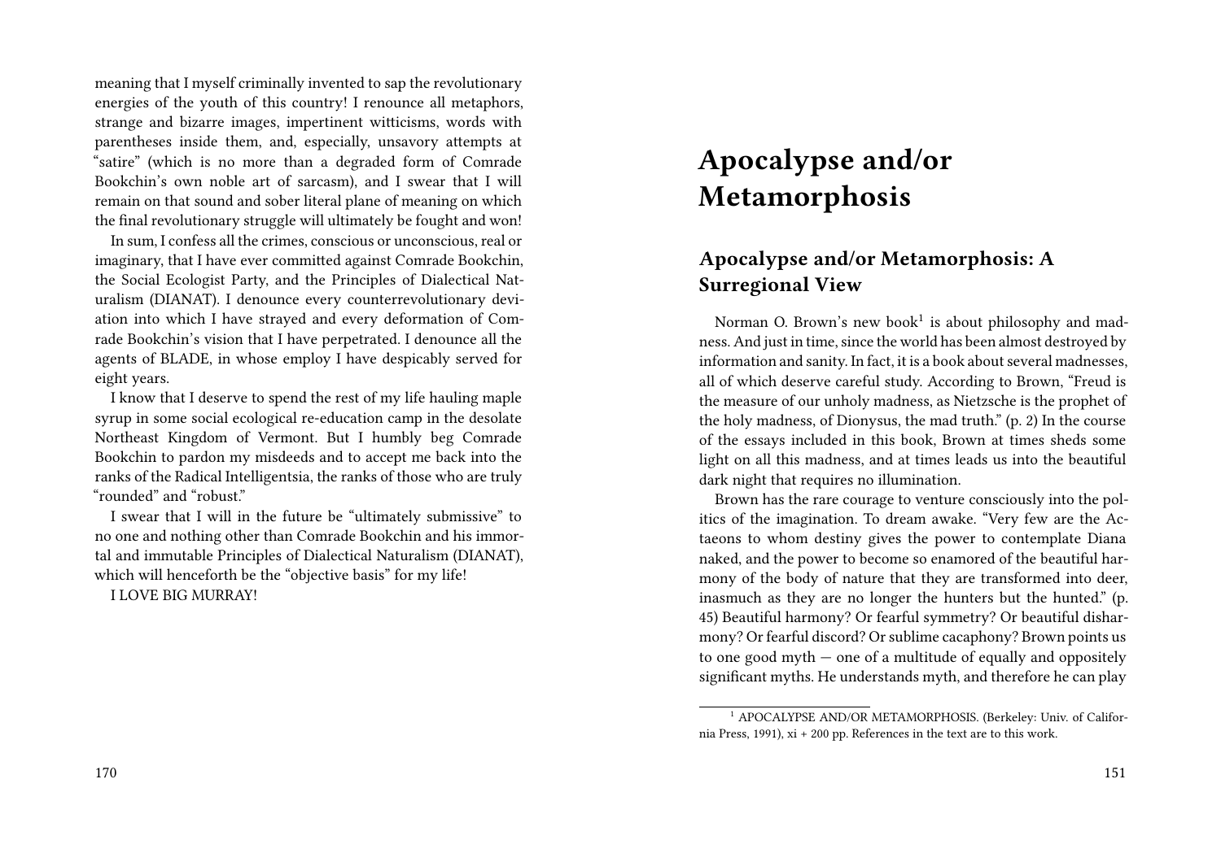meaning that I myself criminally invented to sap the revolutionary energies of the youth of this country! I renounce all metaphors, strange and bizarre images, impertinent witticisms, words with parentheses inside them, and, especially, unsavory attempts at "satire" (which is no more than a degraded form of Comrade Bookchin's own noble art of sarcasm), and I swear that I will remain on that sound and sober literal plane of meaning on which the final revolutionary struggle will ultimately be fought and won!

In sum, I confess all the crimes, conscious or unconscious, real or imaginary, that I have ever committed against Comrade Bookchin, the Social Ecologist Party, and the Principles of Dialectical Naturalism (DIANAT). I denounce every counterrevolutionary deviation into which I have strayed and every deformation of Comrade Bookchin's vision that I have perpetrated. I denounce all the agents of BLADE, in whose employ I have despicably served for eight years.

I know that I deserve to spend the rest of my life hauling maple syrup in some social ecological re-education camp in the desolate Northeast Kingdom of Vermont. But I humbly beg Comrade Bookchin to pardon my misdeeds and to accept me back into the ranks of the Radical Intelligentsia, the ranks of those who are truly "rounded" and "robust."

I swear that I will in the future be "ultimately submissive" to no one and nothing other than Comrade Bookchin and his immortal and immutable Principles of Dialectical Naturalism (DIANAT), which will henceforth be the "objective basis" for my life!

I LOVE BIG MURRAY!

# Apocalypse and/or Metamorphosis

## Apocalypse and/or Metamorphosis: A Surregional View

Norman O. Brown's new book[1] is about philosophy and madness. And just in time, since the world has been almost destroyed by information and sanity. In fact, it is a book about several madnesses, all of which deserve careful study. According to Brown, "Freud is the measure of our unholy madness, as Nietzsche is the prophet of the holy madness, of Dionysus, the mad truth." (p. 2) In the course of the essays included in this book, Brown at times sheds some light on all this madness, and at times leads us into the beautiful dark night that requires no illumination.

Brown has the rare courage to venture consciously into the politics of the imagination. To dream awake. "Very few are the Actaeons to whom destiny gives the power to contemplate Diana naked, and the power to become so enamored of the beautiful harmony of the body of nature that they are transformed into deer, inasmuch as they are no longer the hunters but the hunted." (p. 45) Beautiful harmony? Or fearful symmetry? Or beautiful disharmony? Or fearful discord? Or sublime cacaphony? Brown points us to one good myth — one of a multitude of equally and oppositely significant myths. He understands myth, and therefore he can play

[1] APOCALYPSE AND/OR METAMORPHOSIS. (Berkeley: Univ. of California Press, 1991), xi + 200 pp. References in the text are to this work.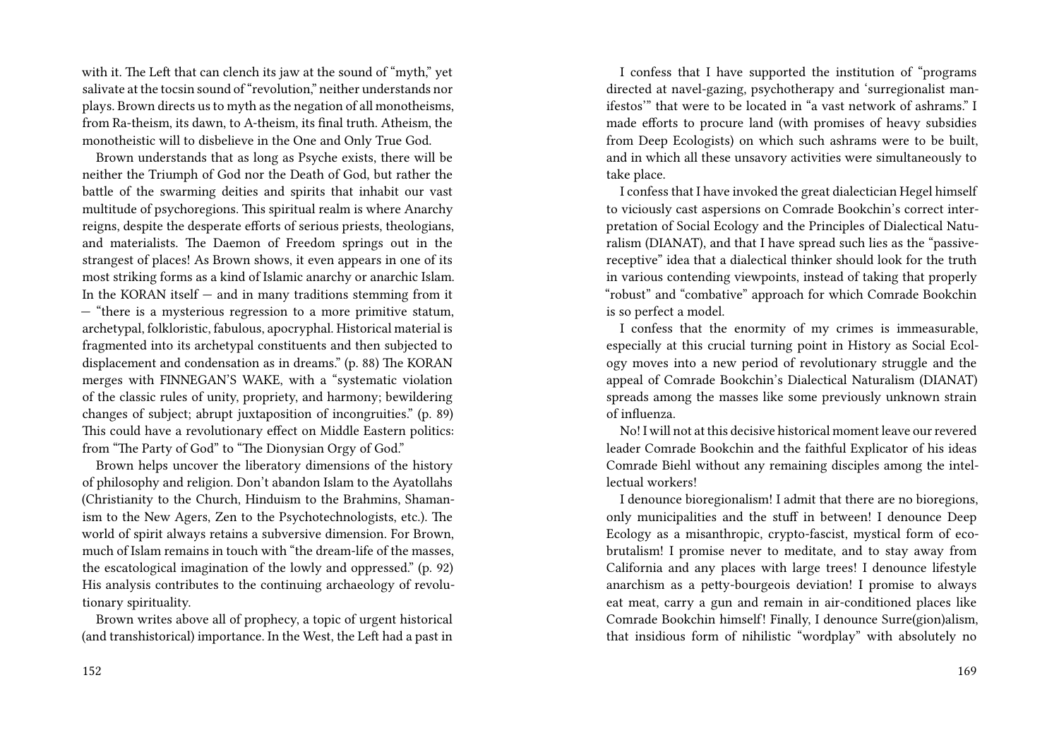with it. The Left that can clench its jaw at the sound of "myth," yet salivate at the tocsin sound of "revolution," neither understands nor plays. Brown directs us to myth as the negation of all monotheisms, from Ra-theism, its dawn, to A-theism, its final truth. Atheism, the monotheistic will to disbelieve in the One and Only True God.

Brown understands that as long as Psyche exists, there will be neither the Triumph of God nor the Death of God, but rather the battle of the swarming deities and spirits that inhabit our vast multitude of psychoregions. This spiritual realm is where Anarchy reigns, despite the desperate efforts of serious priests, theologians, and materialists. The Daemon of Freedom springs out in the strangest of places! As Brown shows, it even appears in one of its most striking forms as a kind of Islamic anarchy or anarchic Islam. In the KORAN itself — and in many traditions stemming from it — "there is a mysterious regression to a more primitive statum, archetypal, folkloristic, fabulous, apocryphal. Historical material is fragmented into its archetypal constituents and then subjected to displacement and condensation as in dreams." (p. 88) The KORAN merges with FINNEGAN'S WAKE, with a "systematic violation of the classic rules of unity, propriety, and harmony; bewildering changes of subject; abrupt juxtaposition of incongruities." (p. 89) This could have a revolutionary effect on Middle Eastern politics: from "The Party of God" to "The Dionysian Orgy of God."

Brown helps uncover the liberatory dimensions of the history of philosophy and religion. Don't abandon Islam to the Ayatollahs (Christianity to the Church, Hinduism to the Brahmins, Shamanism to the New Agers, Zen to the Psychotechnologists, etc.). The world of spirit always retains a subversive dimension. For Brown, much of Islam remains in touch with "the dream-life of the masses, the escatological imagination of the lowly and oppressed." (p. 92) His analysis contributes to the continuing archaeology of revolutionary spirituality.

Brown writes above all of prophecy, a topic of urgent historical (and transhistorical) importance. In the West, the Left had a past in

I confess that I have supported the institution of "programs directed at navel-gazing, psychotherapy and 'surregionalist manifestos'" that were to be located in "a vast network of ashrams." I made efforts to procure land (with promises of heavy subsidies from Deep Ecologists) on which such ashrams were to be built, and in which all these unsavory activities were simultaneously to take place.

I confess that I have invoked the great dialectician Hegel himself to viciously cast aspersions on Comrade Bookchin's correct interpretation of Social Ecology and the Principles of Dialectical Naturalism (DIANAT), and that I have spread such lies as the "passive-receptive" idea that a dialectical thinker should look for the truth in various contending viewpoints, instead of taking that properly "robust" and "combative" approach for which Comrade Bookchin is so perfect a model.

I confess that the enormity of my crimes is immeasurable, especially at this crucial turning point in History as Social Ecology moves into a new period of revolutionary struggle and the appeal of Comrade Bookchin's Dialectical Naturalism (DIANAT) spreads among the masses like some previously unknown strain of influenza.

No! I will not at this decisive historical moment leave our revered leader Comrade Bookchin and the faithful Explicator of his ideas Comrade Biehl without any remaining disciples among the intellectual workers!

I denounce bioregionalism! I admit that there are no bioregions, only municipalities and the stuff in between! I denounce Deep Ecology as a misanthropic, crypto-fascist, mystical form of eco-brutalism! I promise never to meditate, and to stay away from California and any places with large trees! I denounce lifestyle anarchism as a petty-bourgeois deviation! I promise to always eat meat, carry a gun and remain in air-conditioned places like Comrade Bookchin himself! Finally, I denounce Surre(gion)alism, that insidious form of nihilistic "wordplay" with absolutely no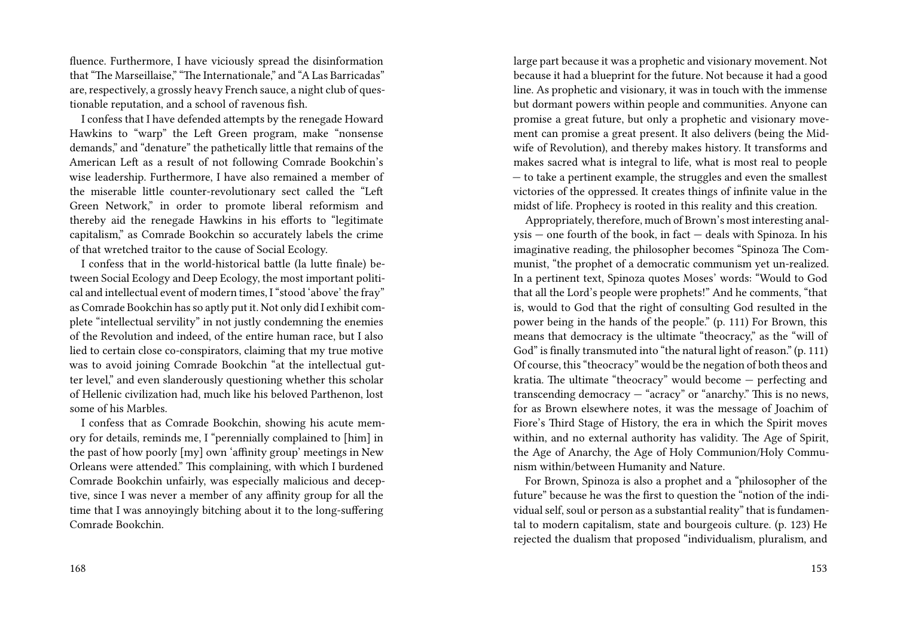fluence. Furthermore, I have viciously spread the disinformation that "The Marseillaise," "The Internationale," and "A Las Barricadas" are, respectively, a grossly heavy French sauce, a night club of questionable reputation, and a school of ravenous fish.

I confess that I have defended attempts by the renegade Howard Hawkins to "warp" the Left Green program, make "nonsense demands," and "denature" the pathetically little that remains of the American Left as a result of not following Comrade Bookchin's wise leadership. Furthermore, I have also remained a member of the miserable little counter-revolutionary sect called the "Left Green Network," in order to promote liberal reformism and thereby aid the renegade Hawkins in his efforts to "legitimate capitalism," as Comrade Bookchin so accurately labels the crime of that wretched traitor to the cause of Social Ecology.

I confess that in the world-historical battle (la lutte finale) between Social Ecology and Deep Ecology, the most important political and intellectual event of modern times, I "stood 'above' the fray" as Comrade Bookchin has so aptly put it. Not only did I exhibit complete "intellectual servility" in not justly condemning the enemies of the Revolution and indeed, of the entire human race, but I also lied to certain close co-conspirators, claiming that my true motive was to avoid joining Comrade Bookchin "at the intellectual gutter level," and even slanderously questioning whether this scholar of Hellenic civilization had, much like his beloved Parthenon, lost some of his Marbles.

I confess that as Comrade Bookchin, showing his acute memory for details, reminds me, I "perennially complained to [him] in the past of how poorly [my] own 'affinity group' meetings in New Orleans were attended." This complaining, with which I burdened Comrade Bookchin unfairly, was especially malicious and deceptive, since I was never a member of any affinity group for all the time that I was annoyingly bitching about it to the long-suffering Comrade Bookchin.

large part because it was a prophetic and visionary movement. Not because it had a blueprint for the future. Not because it had a good line. As prophetic and visionary, it was in touch with the immense but dormant powers within people and communities. Anyone can promise a great future, but only a prophetic and visionary movement can promise a great present. It also delivers (being the Midwife of Revolution), and thereby makes history. It transforms and makes sacred what is integral to life, what is most real to people — to take a pertinent example, the struggles and even the smallest victories of the oppressed. It creates things of infinite value in the midst of life. Prophecy is rooted in this reality and this creation.

Appropriately, therefore, much of Brown's most interesting analysis — one fourth of the book, in fact — deals with Spinoza. In his imaginative reading, the philosopher becomes "Spinoza The Communist, "the prophet of a democratic communism yet un-realized. In a pertinent text, Spinoza quotes Moses' words: "Would to God that all the Lord's people were prophets!" And he comments, "that is, would to God that the right of consulting God resulted in the power being in the hands of the people." (p. 111) For Brown, this means that democracy is the ultimate "theocracy," as the "will of God" is finally transmuted into "the natural light of reason." (p. 111) Of course, this "theocracy" would be the negation of both theos and kratia. The ultimate "theocracy" would become — perfecting and transcending democracy — "acracy" or "anarchy." This is no news, for as Brown elsewhere notes, it was the message of Joachim of Fiore's Third Stage of History, the era in which the Spirit moves within, and no external authority has validity. The Age of Spirit, the Age of Anarchy, the Age of Holy Communion/Holy Communism within/between Humanity and Nature.

For Brown, Spinoza is also a prophet and a "philosopher of the future" because he was the first to question the "notion of the individual self, soul or person as a substantial reality" that is fundamental to modern capitalism, state and bourgeois culture. (p. 123) He rejected the dualism that proposed "individualism, pluralism, and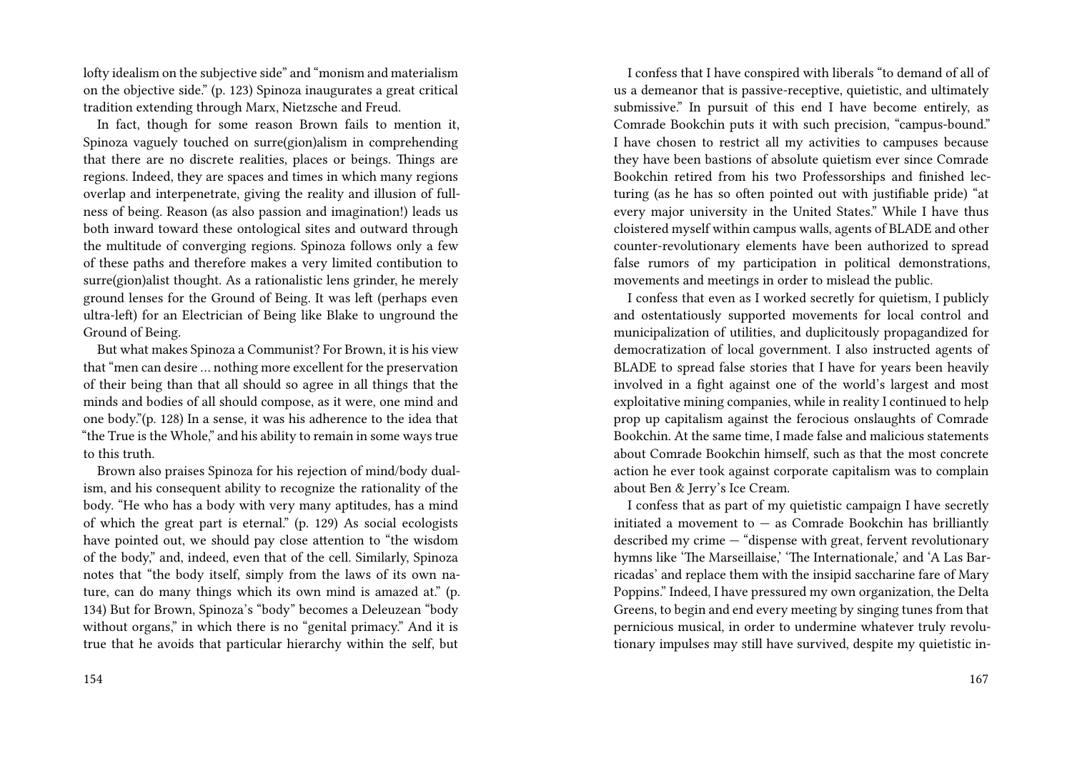lofty idealism on the subjective side" and "monism and materialism on the objective side." (p. 123) Spinoza inaugurates a great critical tradition extending through Marx, Nietzsche and Freud.

In fact, though for some reason Brown fails to mention it, Spinoza vaguely touched on surre(gion)alism in comprehending that there are no discrete realities, places or beings. Things are regions. Indeed, they are spaces and times in which many regions overlap and interpenetrate, giving the reality and illusion of fullness of being. Reason (as also passion and imagination!) leads us both inward toward these ontological sites and outward through the multitude of converging regions. Spinoza follows only a few of these paths and therefore makes a very limited contibution to surre(gion)alist thought. As a rationalistic lens grinder, he merely ground lenses for the Ground of Being. It was left (perhaps even ultra-left) for an Electrician of Being like Blake to unground the Ground of Being.

But what makes Spinoza a Communist? For Brown, it is his view that "men can desire … nothing more excellent for the preservation of their being than that all should so agree in all things that the minds and bodies of all should compose, as it were, one mind and one body."(p. 128) In a sense, it was his adherence to the idea that "the True is the Whole," and his ability to remain in some ways true to this truth.

Brown also praises Spinoza for his rejection of mind/body dualism, and his consequent ability to recognize the rationality of the body. "He who has a body with very many aptitudes, has a mind of which the great part is eternal." (p. 129) As social ecologists have pointed out, we should pay close attention to "the wisdom of the body," and, indeed, even that of the cell. Similarly, Spinoza notes that "the body itself, simply from the laws of its own nature, can do many things which its own mind is amazed at." (p. 134) But for Brown, Spinoza's "body" becomes a Deleuzean "body without organs," in which there is no "genital primacy." And it is true that he avoids that particular hierarchy within the self, but

I confess that I have conspired with liberals "to demand of all of us a demeanor that is passive-receptive, quietistic, and ultimately submissive." In pursuit of this end I have become entirely, as Comrade Bookchin puts it with such precision, "campus-bound." I have chosen to restrict all my activities to campuses because they have been bastions of absolute quietism ever since Comrade Bookchin retired from his two Professorships and finished lecturing (as he has so often pointed out with justifiable pride) "at every major university in the United States." While I have thus cloistered myself within campus walls, agents of BLADE and other counter-revolutionary elements have been authorized to spread false rumors of my participation in political demonstrations, movements and meetings in order to mislead the public.

I confess that even as I worked secretly for quietism, I publicly and ostentatiously supported movements for local control and municipalization of utilities, and duplicitously propagandized for democratization of local government. I also instructed agents of BLADE to spread false stories that I have for years been heavily involved in a fight against one of the world's largest and most exploitative mining companies, while in reality I continued to help prop up capitalism against the ferocious onslaughts of Comrade Bookchin. At the same time, I made false and malicious statements about Comrade Bookchin himself, such as that the most concrete action he ever took against corporate capitalism was to complain about Ben & Jerry's Ice Cream.

I confess that as part of my quietistic campaign I have secretly initiated a movement to — as Comrade Bookchin has brilliantly described my crime — "dispense with great, fervent revolutionary hymns like 'The Marseillaise,' 'The Internationale,' and 'A Las Barricadas' and replace them with the insipid saccharine fare of Mary Poppins." Indeed, I have pressured my own organization, the Delta Greens, to begin and end every meeting by singing tunes from that pernicious musical, in order to undermine whatever truly revolutionary impulses may still have survived, despite my quietistic in-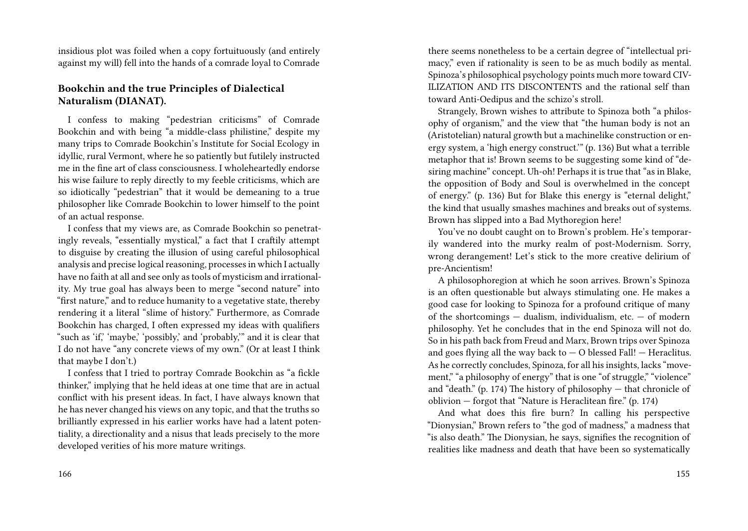insidious plot was foiled when a copy fortuituously (and entirely against my will) fell into the hands of a comrade loyal to Comrade

### Bookchin and the true Principles of Dialectical Naturalism (DIANAT).

I confess to making "pedestrian criticisms" of Comrade Bookchin and with being "a middle-class philistine," despite my many trips to Comrade Bookchin's Institute for Social Ecology in idyllic, rural Vermont, where he so patiently but futilely instructed me in the fine art of class consciousness. I wholeheartedly endorse his wise failure to reply directly to my feeble criticisms, which are so idiotically "pedestrian" that it would be demeaning to a true philosopher like Comrade Bookchin to lower himself to the point of an actual response.

I confess that my views are, as Comrade Bookchin so penetratingly reveals, "essentially mystical," a fact that I craftily attempt to disguise by creating the illusion of using careful philosophical analysis and precise logical reasoning, processes in which I actually have no faith at all and see only as tools of mysticism and irrationality. My true goal has always been to merge "second nature" into "first nature," and to reduce humanity to a vegetative state, thereby rendering it a literal "slime of history." Furthermore, as Comrade Bookchin has charged, I often expressed my ideas with qualifiers "such as 'if,' 'maybe,' 'possibly,' and 'probably,'" and it is clear that I do not have "any concrete views of my own." (Or at least I think that maybe I don't.)

I confess that I tried to portray Comrade Bookchin as "a fickle thinker," implying that he held ideas at one time that are in actual conflict with his present ideas. In fact, I have always known that he has never changed his views on any topic, and that the truths so brilliantly expressed in his earlier works have had a latent potentiality, a directionality and a nisus that leads precisely to the more developed verities of his more mature writings.

there seems nonetheless to be a certain degree of "intellectual primacy," even if rationality is seen to be as much bodily as mental. Spinoza's philosophical psychology points much more toward CIVILIZATION AND ITS DISCONTENTS and the rational self than toward Anti-Oedipus and the schizo's stroll.

Strangely, Brown wishes to attribute to Spinoza both "a philosophy of organism," and the view that "the human body is not an (Aristotelian) natural growth but a machinelike construction or energy system, a 'high energy construct.'" (p. 136) But what a terrible metaphor that is! Brown seems to be suggesting some kind of "desiring machine" concept. Uh-oh! Perhaps it is true that "as in Blake, the opposition of Body and Soul is overwhelmed in the concept of energy." (p. 136) But for Blake this energy is "eternal delight," the kind that usually smashes machines and breaks out of systems. Brown has slipped into a Bad Mythoregion here!

You've no doubt caught on to Brown's problem. He's temporarily wandered into the murky realm of post-Modernism. Sorry, wrong derangement! Let's stick to the more creative delirium of pre-Ancientism!

A philosophoregion at which he soon arrives. Brown's Spinoza is an often questionable but always stimulating one. He makes a good case for looking to Spinoza for a profound critique of many of the shortcomings — dualism, individualism, etc. — of modern philosophy. Yet he concludes that in the end Spinoza will not do. So in his path back from Freud and Marx, Brown trips over Spinoza and goes flying all the way back to — O blessed Fall! — Heraclitus. As he correctly concludes, Spinoza, for all his insights, lacks "movement," "a philosophy of energy" that is one "of struggle," "violence" and "death." (p. 174) The history of philosophy — that chronicle of oblivion — forgot that "Nature is Heraclitean fire." (p. 174)

And what does this fire burn? In calling his perspective "Dionysian," Brown refers to "the god of madness," a madness that "is also death." The Dionysian, he says, signifies the recognition of realities like madness and death that have been so systematically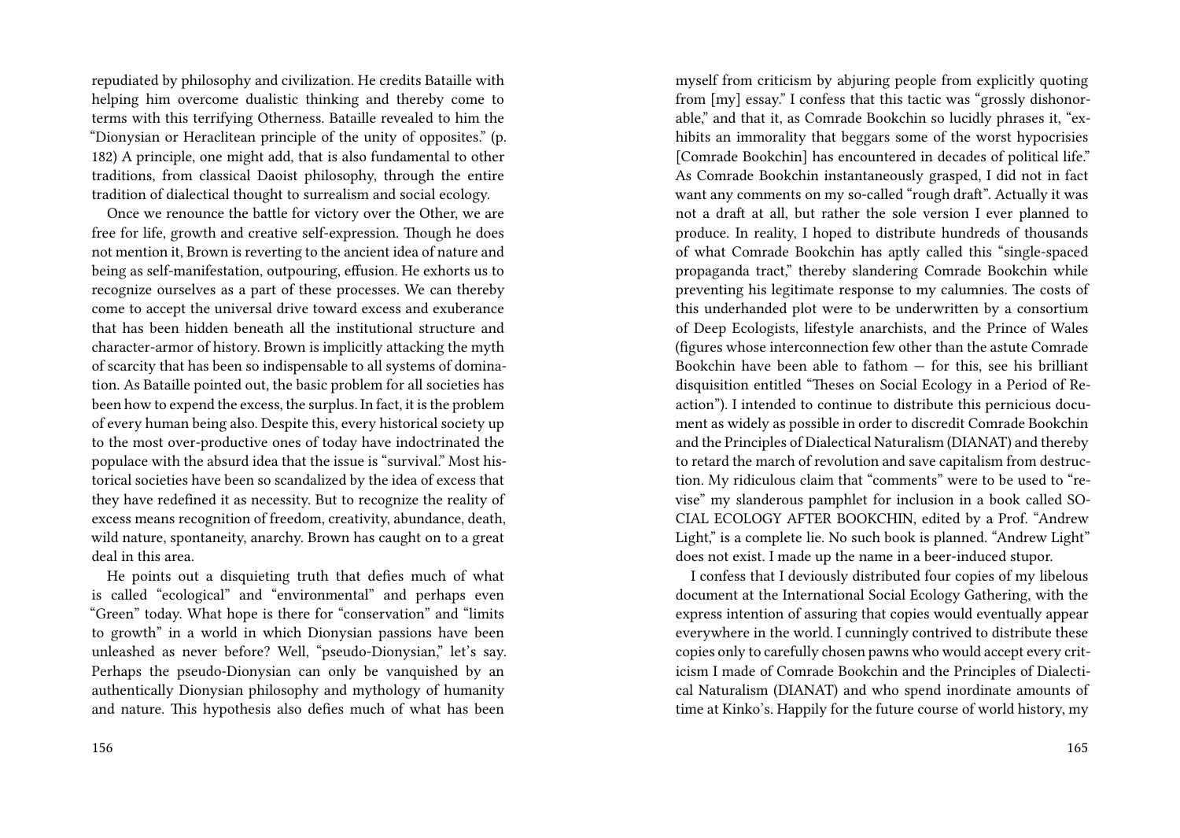repudiated by philosophy and civilization. He credits Bataille with helping him overcome dualistic thinking and thereby come to terms with this terrifying Otherness. Bataille revealed to him the "Dionysian or Heraclitean principle of the unity of opposites." (p. 182) A principle, one might add, that is also fundamental to other traditions, from classical Daoist philosophy, through the entire tradition of dialectical thought to surrealism and social ecology.

Once we renounce the battle for victory over the Other, we are free for life, growth and creative self-expression. Though he does not mention it, Brown is reverting to the ancient idea of nature and being as self-manifestation, outpouring, effusion. He exhorts us to recognize ourselves as a part of these processes. We can thereby come to accept the universal drive toward excess and exuberance that has been hidden beneath all the institutional structure and character-armor of history. Brown is implicitly attacking the myth of scarcity that has been so indispensable to all systems of domination. As Bataille pointed out, the basic problem for all societies has been how to expend the excess, the surplus. In fact, it is the problem of every human being also. Despite this, every historical society up to the most over-productive ones of today have indoctrinated the populace with the absurd idea that the issue is "survival." Most historical societies have been so scandalized by the idea of excess that they have redefined it as necessity. But to recognize the reality of excess means recognition of freedom, creativity, abundance, death, wild nature, spontaneity, anarchy. Brown has caught on to a great deal in this area.

He points out a disquieting truth that defies much of what is called "ecological" and "environmental" and perhaps even "Green" today. What hope is there for "conservation" and "limits to growth" in a world in which Dionysian passions have been unleashed as never before? Well, "pseudo-Dionysian," let's say. Perhaps the pseudo-Dionysian can only be vanquished by an authentically Dionysian philosophy and mythology of humanity and nature. This hypothesis also defies much of what has been

myself from criticism by abjuring people from explicitly quoting from [my] essay." I confess that this tactic was "grossly dishonorable," and that it, as Comrade Bookchin so lucidly phrases it, "exhibits an immorality that beggars some of the worst hypocrisies [Comrade Bookchin] has encountered in decades of political life." As Comrade Bookchin instantaneously grasped, I did not in fact want any comments on my so-called "rough draft". Actually it was not a draft at all, but rather the sole version I ever planned to produce. In reality, I hoped to distribute hundreds of thousands of what Comrade Bookchin has aptly called this "single-spaced propaganda tract," thereby slandering Comrade Bookchin while preventing his legitimate response to my calumnies. The costs of this underhanded plot were to be underwritten by a consortium of Deep Ecologists, lifestyle anarchists, and the Prince of Wales (figures whose interconnection few other than the astute Comrade Bookchin have been able to fathom — for this, see his brilliant disquisition entitled "Theses on Social Ecology in a Period of Reaction"). I intended to continue to distribute this pernicious document as widely as possible in order to discredit Comrade Bookchin and the Principles of Dialectical Naturalism (DIANAT) and thereby to retard the march of revolution and save capitalism from destruction. My ridiculous claim that "comments" were to be used to "revise" my slanderous pamphlet for inclusion in a book called SOCIAL ECOLOGY AFTER BOOKCHIN, edited by a Prof. "Andrew Light," is a complete lie. No such book is planned. "Andrew Light" does not exist. I made up the name in a beer-induced stupor.

I confess that I deviously distributed four copies of my libelous document at the International Social Ecology Gathering, with the express intention of assuring that copies would eventually appear everywhere in the world. I cunningly contrived to distribute these copies only to carefully chosen pawns who would accept every criticism I made of Comrade Bookchin and the Principles of Dialectical Naturalism (DIANAT) and who spend inordinate amounts of time at Kinko's. Happily for the future course of world history, my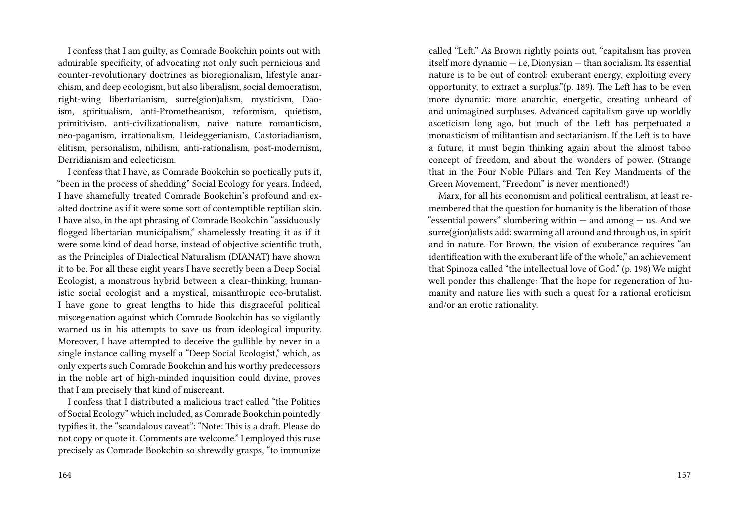I confess that I am guilty, as Comrade Bookchin points out with admirable specificity, of advocating not only such pernicious and counter-revolutionary doctrines as bioregionalism, lifestyle anarchism, and deep ecologism, but also liberalism, social democratism, right-wing libertarianism, surre(gion)alism, mysticism, Daoism, spiritualism, anti-Prometheanism, reformism, quietism, primitivism, anti-civilizationalism, naive nature romanticism, neo-paganism, irrationalism, Heideggerianism, Castoriadianism, elitism, personalism, nihilism, anti-rationalism, post-modernism, Derridianism and eclecticism.

I confess that I have, as Comrade Bookchin so poetically puts it, "been in the process of shedding" Social Ecology for years. Indeed, I have shamefully treated Comrade Bookchin's profound and exalted doctrine as if it were some sort of contemptible reptilian skin. I have also, in the apt phrasing of Comrade Bookchin "assiduously flogged libertarian municipalism," shamelessly treating it as if it were some kind of dead horse, instead of objective scientific truth, as the Principles of Dialectical Naturalism (DIANAT) have shown it to be. For all these eight years I have secretly been a Deep Social Ecologist, a monstrous hybrid between a clear-thinking, humanistic social ecologist and a mystical, misanthropic eco-brutalist. I have gone to great lengths to hide this disgraceful political miscegenation against which Comrade Bookchin has so vigilantly warned us in his attempts to save us from ideological impurity. Moreover, I have attempted to deceive the gullible by never in a single instance calling myself a "Deep Social Ecologist," which, as only experts such Comrade Bookchin and his worthy predecessors in the noble art of high-minded inquisition could divine, proves that I am precisely that kind of miscreant.

I confess that I distributed a malicious tract called "the Politics of Social Ecology" which included, as Comrade Bookchin pointedly typifies it, the "scandalous caveat": "Note: This is a draft. Please do not copy or quote it. Comments are welcome." I employed this ruse precisely as Comrade Bookchin so shrewdly grasps, "to immunize

called "Left." As Brown rightly points out, "capitalism has proven itself more dynamic — i.e, Dionysian — than socialism. Its essential nature is to be out of control: exuberant energy, exploiting every opportunity, to extract a surplus."(p. 189). The Left has to be even more dynamic: more anarchic, energetic, creating unheard of and unimagined surpluses. Advanced capitalism gave up worldly asceticism long ago, but much of the Left has perpetuated a monasticism of militantism and sectarianism. If the Left is to have a future, it must begin thinking again about the almost taboo concept of freedom, and about the wonders of power. (Strange that in the Four Noble Pillars and Ten Key Mandments of the Green Movement, "Freedom" is never mentioned!)

Marx, for all his economism and political centralism, at least remembered that the question for humanity is the liberation of those "essential powers" slumbering within — and among — us. And we surre(gion)alists add: swarming all around and through us, in spirit and in nature. For Brown, the vision of exuberance requires "an identification with the exuberant life of the whole," an achievement that Spinoza called "the intellectual love of God." (p. 198) We might well ponder this challenge: That the hope for regeneration of humanity and nature lies with such a quest for a rational eroticism and/or an erotic rationality.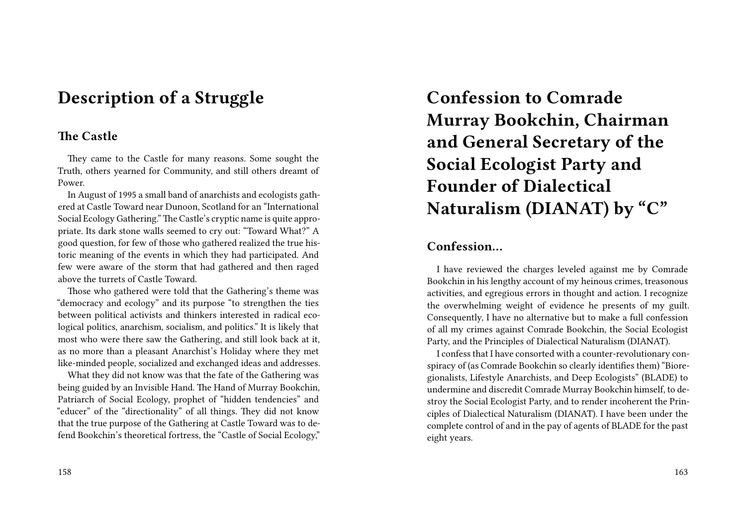# Description of a Struggle

## The Castle

They came to the Castle for many reasons. Some sought the Truth, others yearned for Community, and still others dreamt of Power.

In August of 1995 a small band of anarchists and ecologists gathered at Castle Toward near Dunoon, Scotland for an "International Social Ecology Gathering." The Castle's cryptic name is quite appropriate. Its dark stone walls seemed to cry out: "Toward What?" A good question, for few of those who gathered realized the true historic meaning of the events in which they had participated. And few were aware of the storm that had gathered and then raged above the turrets of Castle Toward.

Those who gathered were told that the Gathering's theme was "democracy and ecology" and its purpose "to strengthen the ties between political activists and thinkers interested in radical ecological politics, anarchism, socialism, and politics." It is likely that most who were there saw the Gathering, and still look back at it, as no more than a pleasant Anarchist's Holiday where they met like-minded people, socialized and exchanged ideas and addresses.

What they did not know was that the fate of the Gathering was being guided by an Invisible Hand. The Hand of Murray Bookchin, Patriarch of Social Ecology, prophet of "hidden tendencies" and "educer" of the "directionality" of all things. They did not know that the true purpose of the Gathering at Castle Toward was to defend Bookchin's theoretical fortress, the "Castle of Social Ecology,"

# Confession to Comrade Murray Bookchin, Chairman and General Secretary of the Social Ecologist Party and Founder of Dialectical Naturalism (DIANAT) by "C"

## Confession…

I have reviewed the charges leveled against me by Comrade Bookchin in his lengthy account of my heinous crimes, treasonous activities, and egregious errors in thought and action. I recognize the overwhelming weight of evidence he presents of my guilt. Consequently, I have no alternative but to make a full confession of all my crimes against Comrade Bookchin, the Social Ecologist Party, and the Principles of Dialectical Naturalism (DIANAT).

I confess that I have consorted with a counter-revolutionary conspiracy of (as Comrade Bookchin so clearly identifies them) "Bioregionalists, Lifestyle Anarchists, and Deep Ecologists" (BLADE) to undermine and discredit Comrade Murray Bookchin himself, to destroy the Social Ecologist Party, and to render incoherent the Principles of Dialectical Naturalism (DIANAT). I have been under the complete control of and in the pay of agents of BLADE for the past eight years.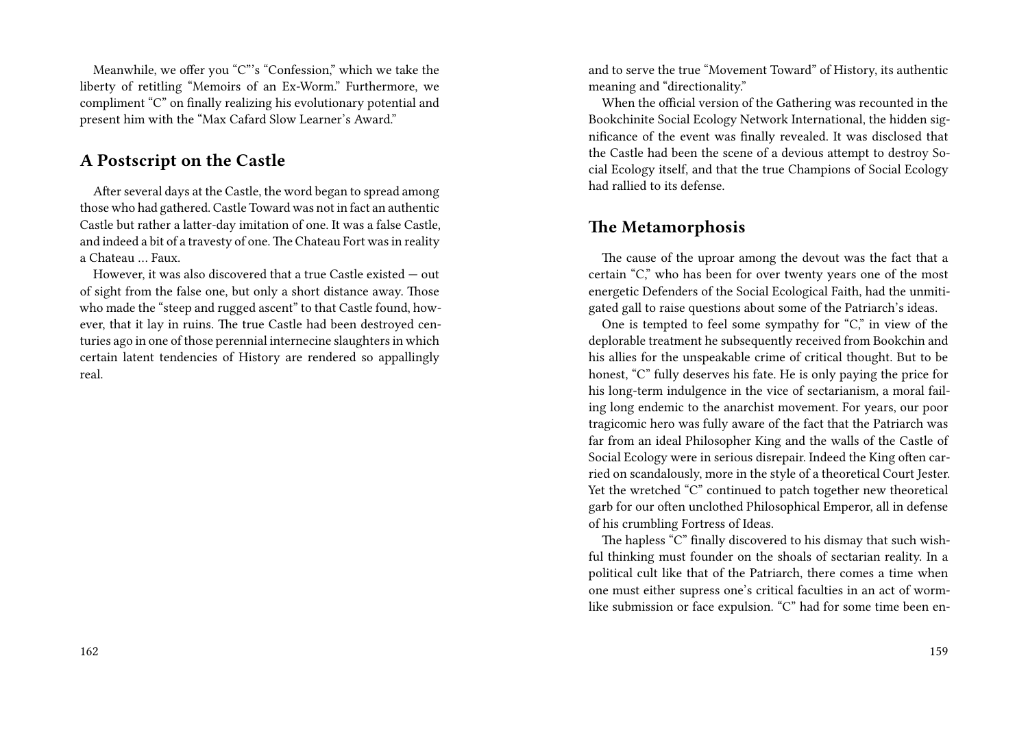Meanwhile, we offer you "C"'s "Confession," which we take the liberty of retitling "Memoirs of an Ex-Worm." Furthermore, we compliment "C" on finally realizing his evolutionary potential and present him with the "Max Cafard Slow Learner's Award."

## A Postscript on the Castle

After several days at the Castle, the word began to spread among those who had gathered. Castle Toward was not in fact an authentic Castle but rather a latter-day imitation of one. It was a false Castle, and indeed a bit of a travesty of one. The Chateau Fort was in reality a Chateau … Faux.

However, it was also discovered that a true Castle existed — out of sight from the false one, but only a short distance away. Those who made the "steep and rugged ascent" to that Castle found, however, that it lay in ruins. The true Castle had been destroyed centuries ago in one of those perennial internecine slaughters in which certain latent tendencies of History are rendered so appallingly real.

and to serve the true "Movement Toward" of History, its authentic meaning and "directionality."

When the official version of the Gathering was recounted in the Bookchinite Social Ecology Network International, the hidden significance of the event was finally revealed. It was disclosed that the Castle had been the scene of a devious attempt to destroy Social Ecology itself, and that the true Champions of Social Ecology had rallied to its defense.

## The Metamorphosis

The cause of the uproar among the devout was the fact that a certain "C," who has been for over twenty years one of the most energetic Defenders of the Social Ecological Faith, had the unmitigated gall to raise questions about some of the Patriarch's ideas.

One is tempted to feel some sympathy for "C," in view of the deplorable treatment he subsequently received from Bookchin and his allies for the unspeakable crime of critical thought. But to be honest, "C" fully deserves his fate. He is only paying the price for his long-term indulgence in the vice of sectarianism, a moral failing long endemic to the anarchist movement. For years, our poor tragicomic hero was fully aware of the fact that the Patriarch was far from an ideal Philosopher King and the walls of the Castle of Social Ecology were in serious disrepair. Indeed the King often carried on scandalously, more in the style of a theoretical Court Jester. Yet the wretched "C" continued to patch together new theoretical garb for our often unclothed Philosophical Emperor, all in defense of his crumbling Fortress of Ideas.

The hapless "C" finally discovered to his dismay that such wishful thinking must founder on the shoals of sectarian reality. In a political cult like that of the Patriarch, there comes a time when one must either supress one's critical faculties in an act of worm-like submission or face expulsion. "C" had for some time been en-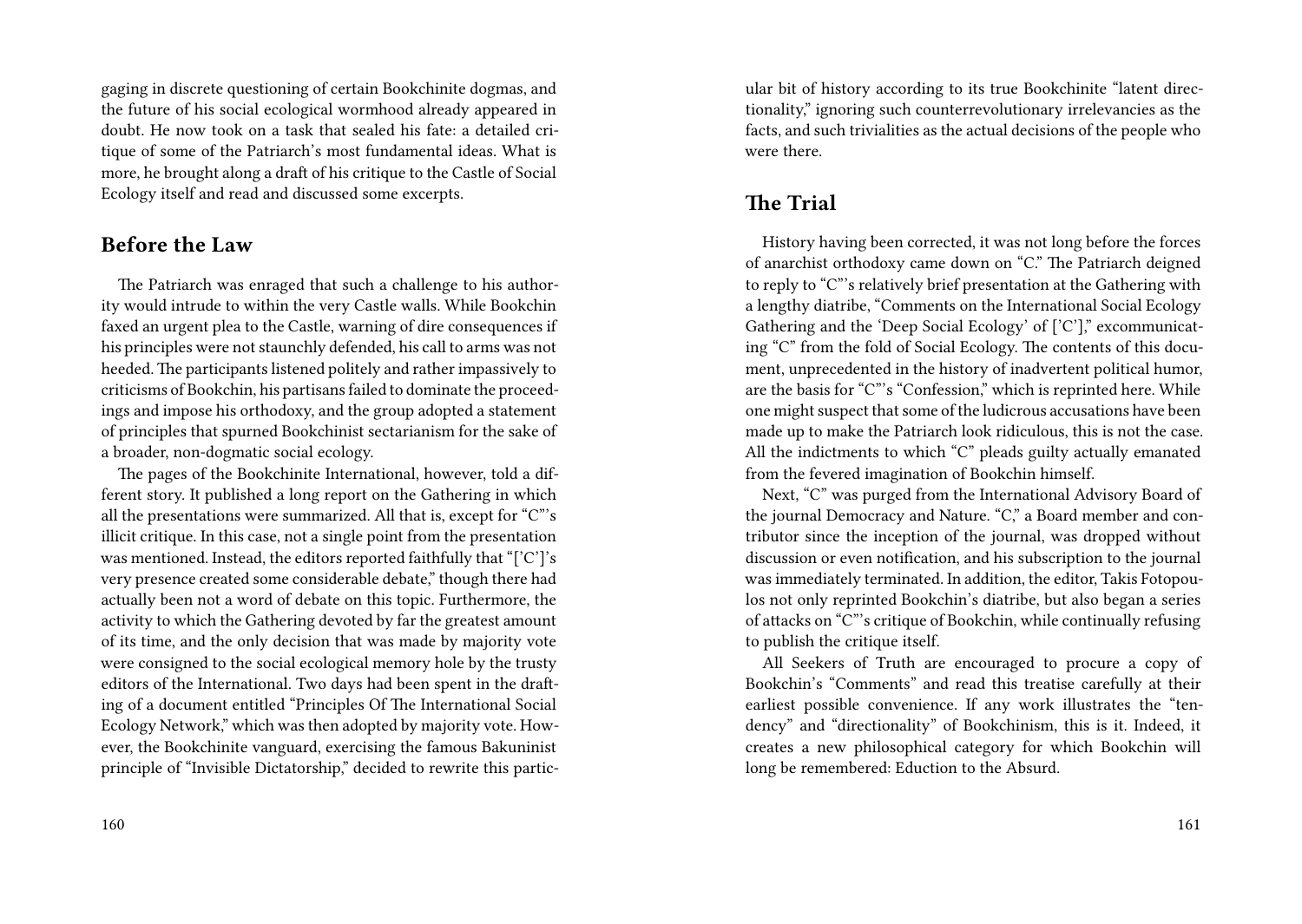gaging in discrete questioning of certain Bookchinite dogmas, and the future of his social ecological wormhood already appeared in doubt. He now took on a task that sealed his fate: a detailed critique of some of the Patriarch's most fundamental ideas. What is more, he brought along a draft of his critique to the Castle of Social Ecology itself and read and discussed some excerpts.

## Before the Law

The Patriarch was enraged that such a challenge to his authority would intrude to within the very Castle walls. While Bookchin faxed an urgent plea to the Castle, warning of dire consequences if his principles were not staunchly defended, his call to arms was not heeded. The participants listened politely and rather impassively to criticisms of Bookchin, his partisans failed to dominate the proceedings and impose his orthodoxy, and the group adopted a statement of principles that spurned Bookchinist sectarianism for the sake of a broader, non-dogmatic social ecology.

The pages of the Bookchinite International, however, told a different story. It published a long report on the Gathering in which all the presentations were summarized. All that is, except for "C"'s illicit critique. In this case, not a single point from the presentation was mentioned. Instead, the editors reported faithfully that "['C']'s very presence created some considerable debate," though there had actually been not a word of debate on this topic. Furthermore, the activity to which the Gathering devoted by far the greatest amount of its time, and the only decision that was made by majority vote were consigned to the social ecological memory hole by the trusty editors of the International. Two days had been spent in the drafting of a document entitled "Principles Of The International Social Ecology Network," which was then adopted by majority vote. However, the Bookchinite vanguard, exercising the famous Bakuninist principle of "Invisible Dictatorship," decided to rewrite this particular bit of history according to its true Bookchinite "latent directionality," ignoring such counterrevolutionary irrelevancies as the facts, and such trivialities as the actual decisions of the people who were there.

## The Trial

History having been corrected, it was not long before the forces of anarchist orthodoxy came down on "C." The Patriarch deigned to reply to "C"'s relatively brief presentation at the Gathering with a lengthy diatribe, "Comments on the International Social Ecology Gathering and the 'Deep Social Ecology' of ['C']," excommunicating "C" from the fold of Social Ecology. The contents of this document, unprecedented in the history of inadvertent political humor, are the basis for "C"'s "Confession," which is reprinted here. While one might suspect that some of the ludicrous accusations have been made up to make the Patriarch look ridiculous, this is not the case. All the indictments to which "C" pleads guilty actually emanated from the fevered imagination of Bookchin himself.

Next, "C" was purged from the International Advisory Board of the journal Democracy and Nature. "C," a Board member and contributor since the inception of the journal, was dropped without discussion or even notification, and his subscription to the journal was immediately terminated. In addition, the editor, Takis Fotopoulos not only reprinted Bookchin's diatribe, but also began a series of attacks on "C"'s critique of Bookchin, while continually refusing to publish the critique itself.

All Seekers of Truth are encouraged to procure a copy of Bookchin's "Comments" and read this treatise carefully at their earliest possible convenience. If any work illustrates the "tendency" and "directionality" of Bookchinism, this is it. Indeed, it creates a new philosophical category for which Bookchin will long be remembered: Eduction to the Absurd.